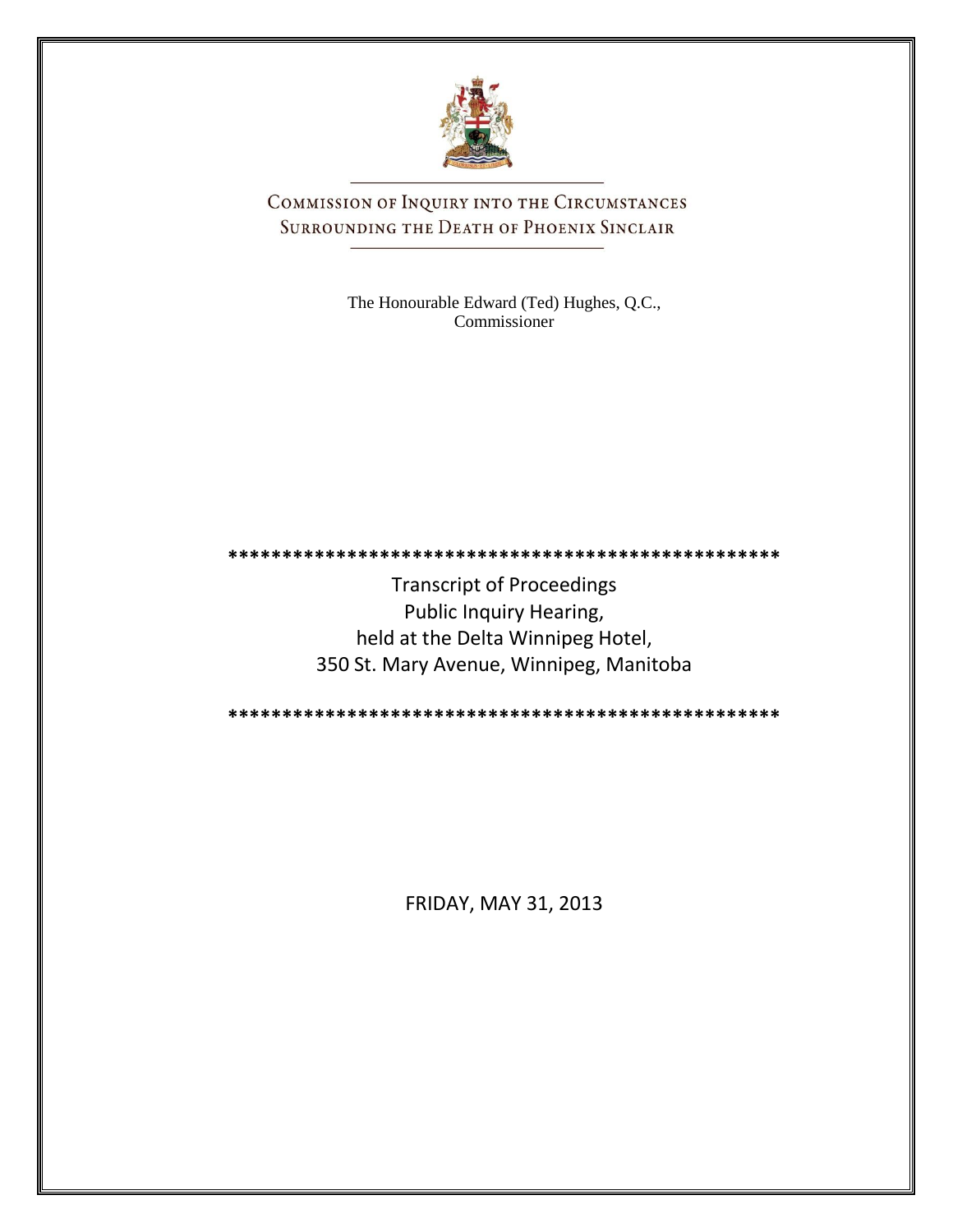# Commission of Inquiry into the Circumstances Surrounding the Death of Phoenix Sinclair

The Honourable Edward (Ted) Hughes, Q.C., Commissioner

\*\*\*\*\*\*\*\*\*\*\*\*\*\*\*\*\*\*\*\*\*\*\*\*\*\*\*\*\*\*\*\*\*\*\*\*\*\*\*\*\*\*\*\*\*\*\*\*\*\*\*\*\*\*

Transcript of Proceedings
Public Inquiry Hearing,
held at the Delta Winnipeg Hotel,
350 St. Mary Avenue, Winnipeg, Manitoba

\*\*\*\*\*\*\*\*\*\*\*\*\*\*\*\*\*\*\*\*\*\*\*\*\*\*\*\*\*\*\*\*\*\*\*\*\*\*\*\*\*\*\*\*\*\*\*\*\*\*\*\*\*\*

FRIDAY, MAY 31, 2013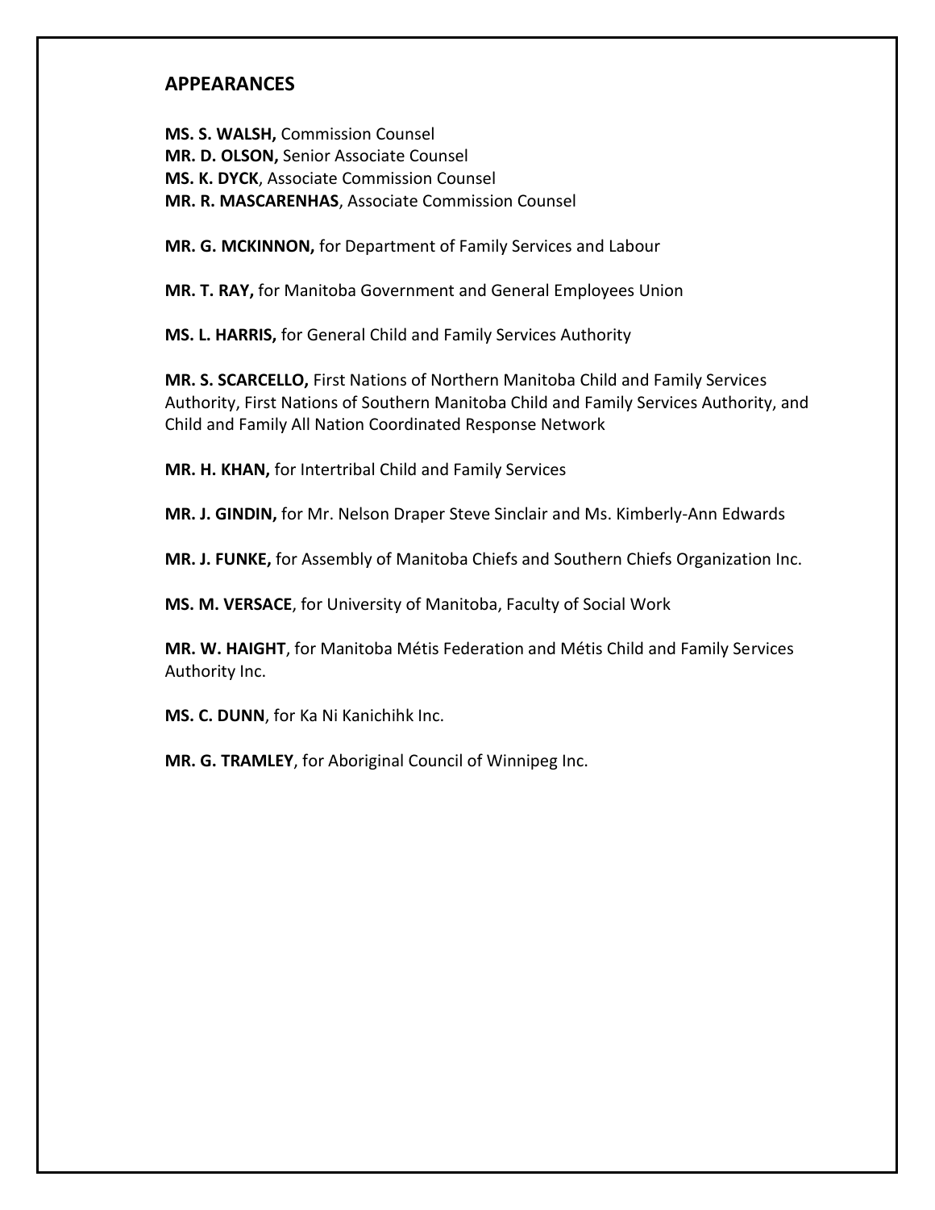## APPEARANCES

**MS. S. WALSH,** Commission Counsel
**MR. D. OLSON,** Senior Associate Counsel
**MS. K. DYCK**, Associate Commission Counsel
**MR. R. MASCARENHAS**, Associate Commission Counsel

**MR. G. MCKINNON,** for Department of Family Services and Labour

**MR. T. RAY,** for Manitoba Government and General Employees Union

**MS. L. HARRIS,** for General Child and Family Services Authority

**MR. S. SCARCELLO,** First Nations of Northern Manitoba Child and Family Services Authority, First Nations of Southern Manitoba Child and Family Services Authority, and Child and Family All Nation Coordinated Response Network

**MR. H. KHAN,** for Intertribal Child and Family Services

**MR. J. GINDIN,** for Mr. Nelson Draper Steve Sinclair and Ms. Kimberly-Ann Edwards

**MR. J. FUNKE,** for Assembly of Manitoba Chiefs and Southern Chiefs Organization Inc.

**MS. M. VERSACE**, for University of Manitoba, Faculty of Social Work

**MR. W. HAIGHT**, for Manitoba Métis Federation and Métis Child and Family Services Authority Inc.

**MS. C. DUNN**, for Ka Ni Kanichihk Inc.

**MR. G. TRAMLEY**, for Aboriginal Council of Winnipeg Inc.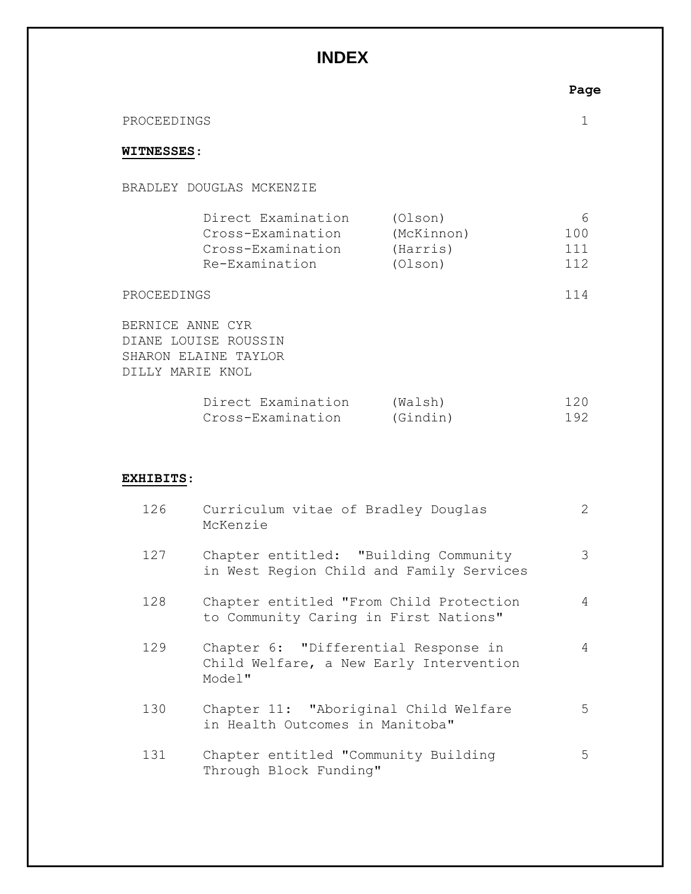# INDEX

| | | Page |
|---|---|---|
| PROCEEDINGS | | 1 |

**WITNESSES**:

BRADLEY DOUGLAS MCKENZIE

| | | Page |
|---|---|---|
| Direct Examination | (Olson) | 6 |
| Cross-Examination | (McKinnon) | 100 |
| Cross-Examination | (Harris) | 111 |
| Re-Examination | (Olson) | 112 |

| | Page |
|---|---|
| PROCEEDINGS | 114 |

BERNICE ANNE CYR
DIANE LOUISE ROUSSIN
SHARON ELAINE TAYLOR
DILLY MARIE KNOL

| | | Page |
|---|---|---|
| Direct Examination | (Walsh) | 120 |
| Cross-Examination | (Gindin) | 192 |

**EXHIBITS**:

| No. | Description | Page |
|---|---|---|
| 126 | Curriculum vitae of Bradley Douglas McKenzie | 2 |
| 127 | Chapter entitled: "Building Community in West Region Child and Family Services | 3 |
| 128 | Chapter entitled "From Child Protection to Community Caring in First Nations" | 4 |
| 129 | Chapter 6: "Differential Response in Child Welfare, a New Early Intervention Model" | 4 |
| 130 | Chapter 11: "Aboriginal Child Welfare in Health Outcomes in Manitoba" | 5 |
| 131 | Chapter entitled "Community Building Through Block Funding" | 5 |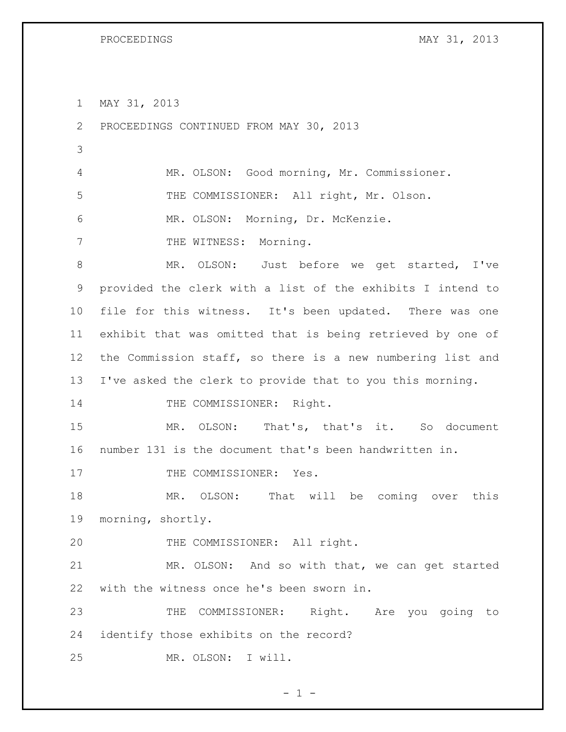MAY 31, 2013

PROCEEDINGS CONTINUED FROM MAY 30, 2013

MR. OLSON: Good morning, Mr. Commissioner.

THE COMMISSIONER: All right, Mr. Olson.

MR. OLSON: Morning, Dr. McKenzie.

THE WITNESS: Morning.

MR. OLSON: Just before we get started, I've provided the clerk with a list of the exhibits I intend to file for this witness. It's been updated. There was one exhibit that was omitted that is being retrieved by one of the Commission staff, so there is a new numbering list and I've asked the clerk to provide that to you this morning.

THE COMMISSIONER: Right.

MR. OLSON: That's, that's it. So document number 131 is the document that's been handwritten in.

THE COMMISSIONER: Yes.

MR. OLSON: That will be coming over this morning, shortly.

THE COMMISSIONER: All right.

MR. OLSON: And so with that, we can get started with the witness once he's been sworn in.

THE COMMISSIONER: Right. Are you going to identify those exhibits on the record?

MR. OLSON: I will.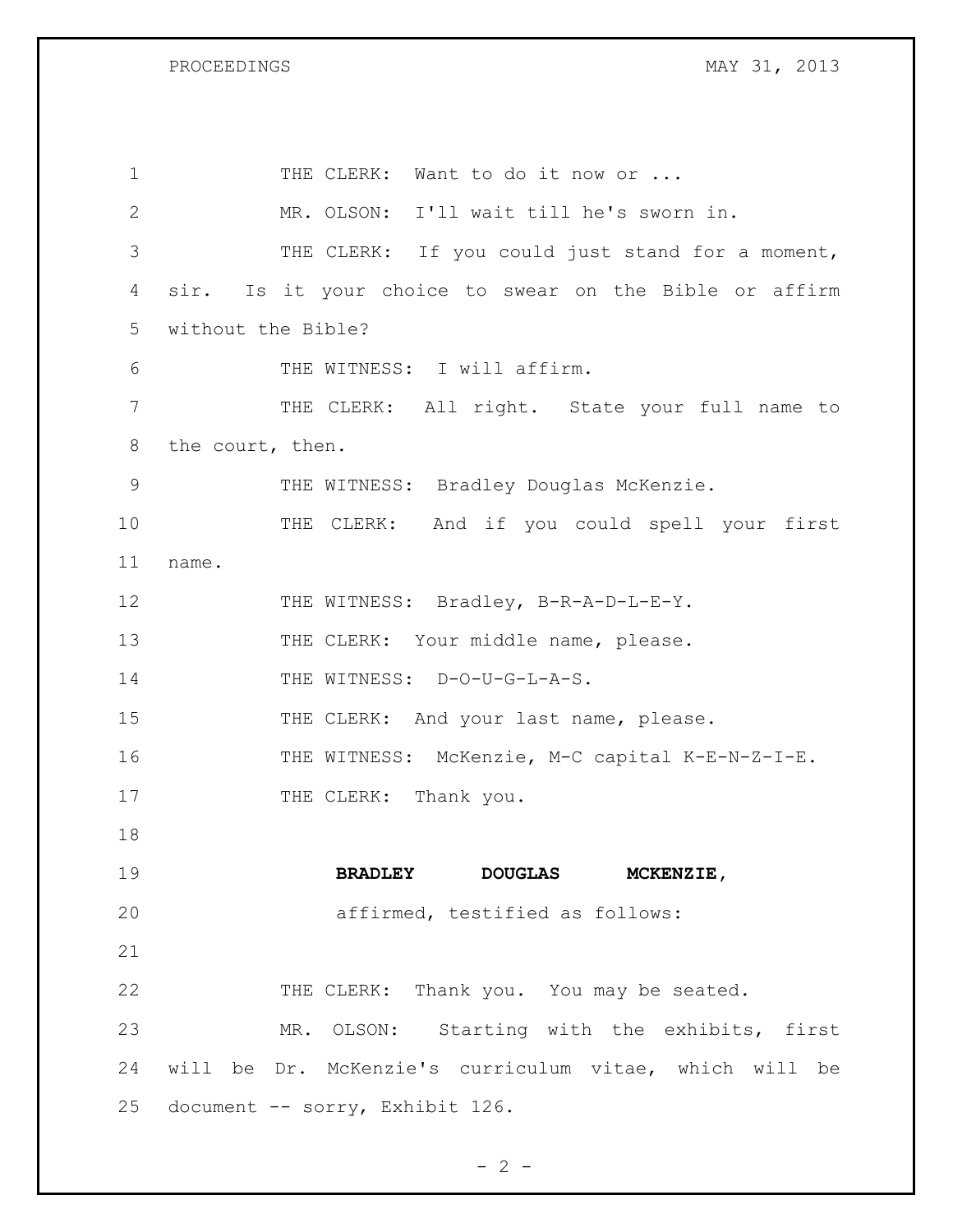THE CLERK: Want to do it now or ...

MR. OLSON: I'll wait till he's sworn in.

THE CLERK: If you could just stand for a moment, sir. Is it your choice to swear on the Bible or affirm without the Bible?

THE WITNESS: I will affirm.

THE CLERK: All right. State your full name to the court, then.

THE WITNESS: Bradley Douglas McKenzie.

THE CLERK: And if you could spell your first name.

THE WITNESS: Bradley, B-R-A-D-L-E-Y.

THE CLERK: Your middle name, please.

THE WITNESS: D-O-U-G-L-A-S.

THE CLERK: And your last name, please.

THE WITNESS: McKenzie, M-C capital K-E-N-Z-I-E.

THE CLERK: Thank you.

**BRADLEY DOUGLAS MCKENZIE,**
affirmed, testified as follows:

THE CLERK: Thank you. You may be seated.

MR. OLSON: Starting with the exhibits, first will be Dr. McKenzie's curriculum vitae, which will be document -- sorry, Exhibit 126.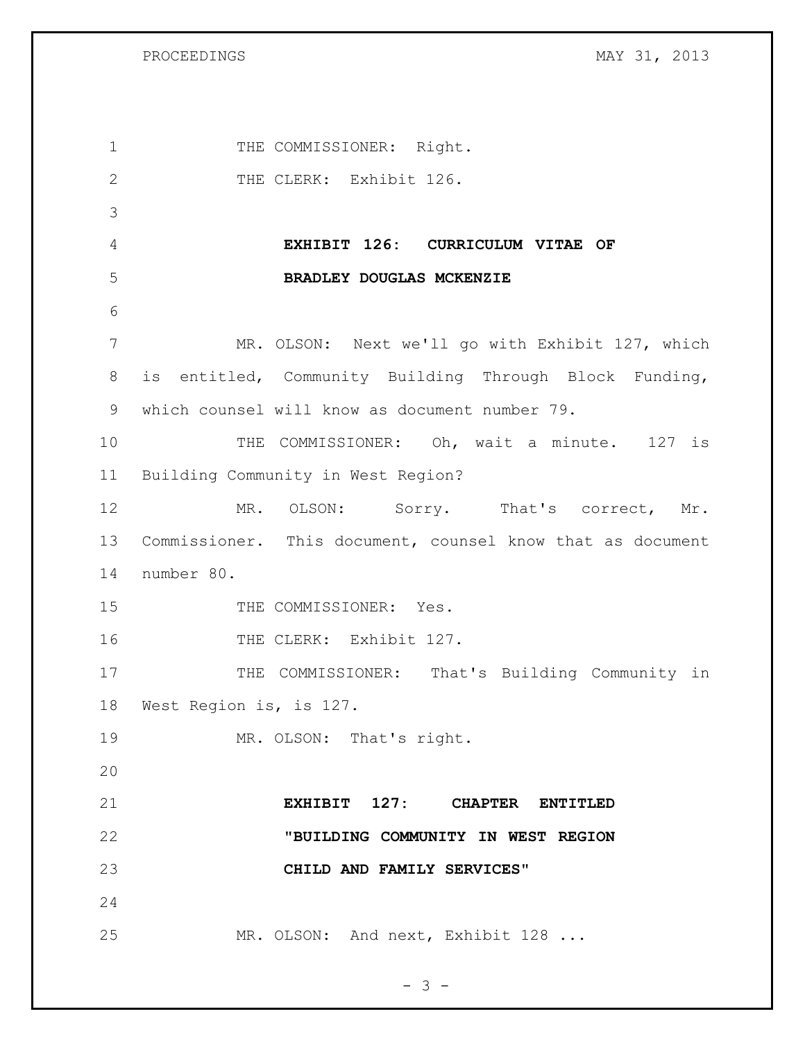THE COMMISSIONER: Right.

THE CLERK: Exhibit 126.

**EXHIBIT 126: CURRICULUM VITAE OF BRADLEY DOUGLAS MCKENZIE**

MR. OLSON: Next we'll go with Exhibit 127, which is entitled, Community Building Through Block Funding, which counsel will know as document number 79.

THE COMMISSIONER: Oh, wait a minute. 127 is Building Community in West Region?

MR. OLSON: Sorry. That's correct, Mr. Commissioner. This document, counsel know that as document number 80.

THE COMMISSIONER: Yes.

THE CLERK: Exhibit 127.

THE COMMISSIONER: That's Building Community in West Region is, is 127.

MR. OLSON: That's right.

**EXHIBIT 127: CHAPTER ENTITLED "BUILDING COMMUNITY IN WEST REGION CHILD AND FAMILY SERVICES"**

MR. OLSON: And next, Exhibit 128 ...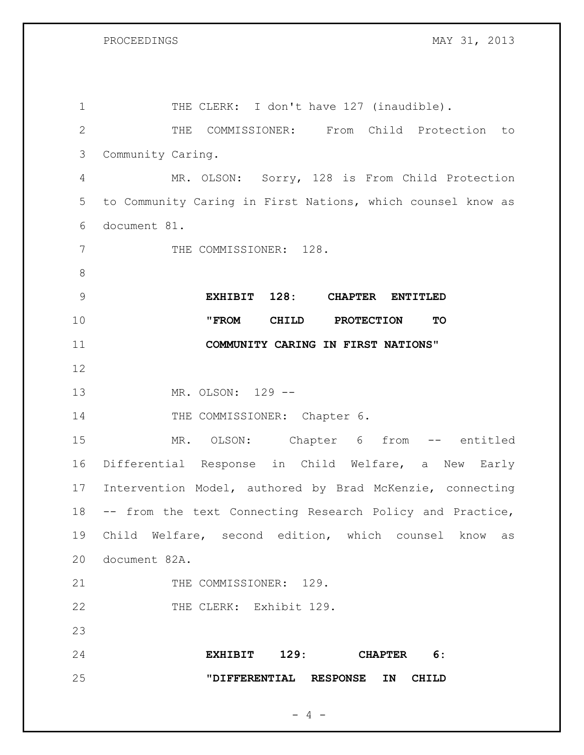THE CLERK: I don't have 127 (inaudible).

THE COMMISSIONER: From Child Protection to Community Caring.

MR. OLSON: Sorry, 128 is From Child Protection to Community Caring in First Nations, which counsel know as document 81.

THE COMMISSIONER: 128.

**EXHIBIT 128: CHAPTER ENTITLED "FROM CHILD PROTECTION TO COMMUNITY CARING IN FIRST NATIONS"**

MR. OLSON: 129 --

THE COMMISSIONER: Chapter 6.

MR. OLSON: Chapter 6 from -- entitled Differential Response in Child Welfare, a New Early Intervention Model, authored by Brad McKenzie, connecting -- from the text Connecting Research Policy and Practice, Child Welfare, second edition, which counsel know as document 82A.

THE COMMISSIONER: 129.

THE CLERK: Exhibit 129.

**EXHIBIT 129: CHAPTER 6: "DIFFERENTIAL RESPONSE IN CHILD**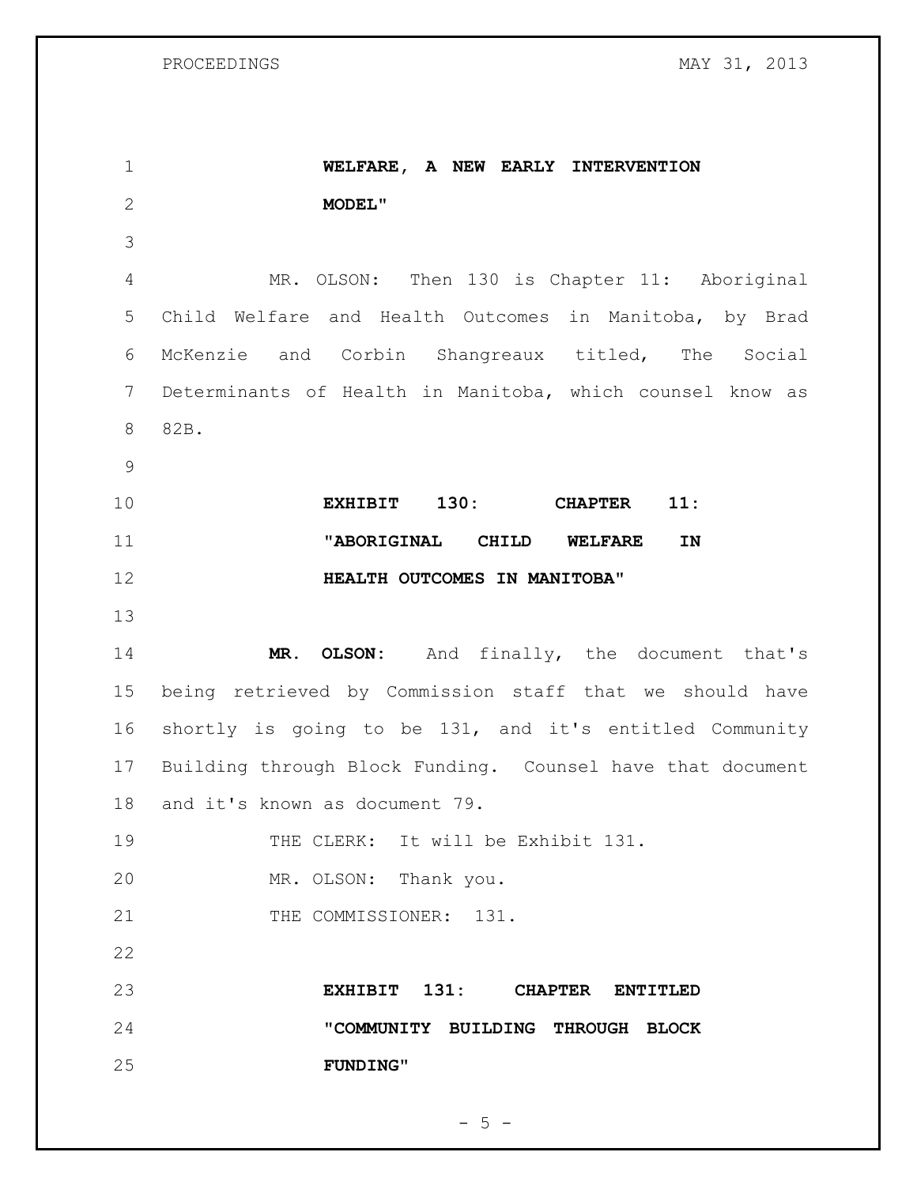**WELFARE, A NEW EARLY INTERVENTION MODEL"**

MR. OLSON: Then 130 is Chapter 11: Aboriginal Child Welfare and Health Outcomes in Manitoba, by Brad McKenzie and Corbin Shangreaux titled, The Social Determinants of Health in Manitoba, which counsel know as 82B.

**EXHIBIT 130: CHAPTER 11: "ABORIGINAL CHILD WELFARE IN HEALTH OUTCOMES IN MANITOBA"**

**MR. OLSON:** And finally, the document that's being retrieved by Commission staff that we should have shortly is going to be 131, and it's entitled Community Building through Block Funding. Counsel have that document and it's known as document 79.

THE CLERK: It will be Exhibit 131.

MR. OLSON: Thank you.

THE COMMISSIONER: 131.

**EXHIBIT 131: CHAPTER ENTITLED "COMMUNITY BUILDING THROUGH BLOCK FUNDING"**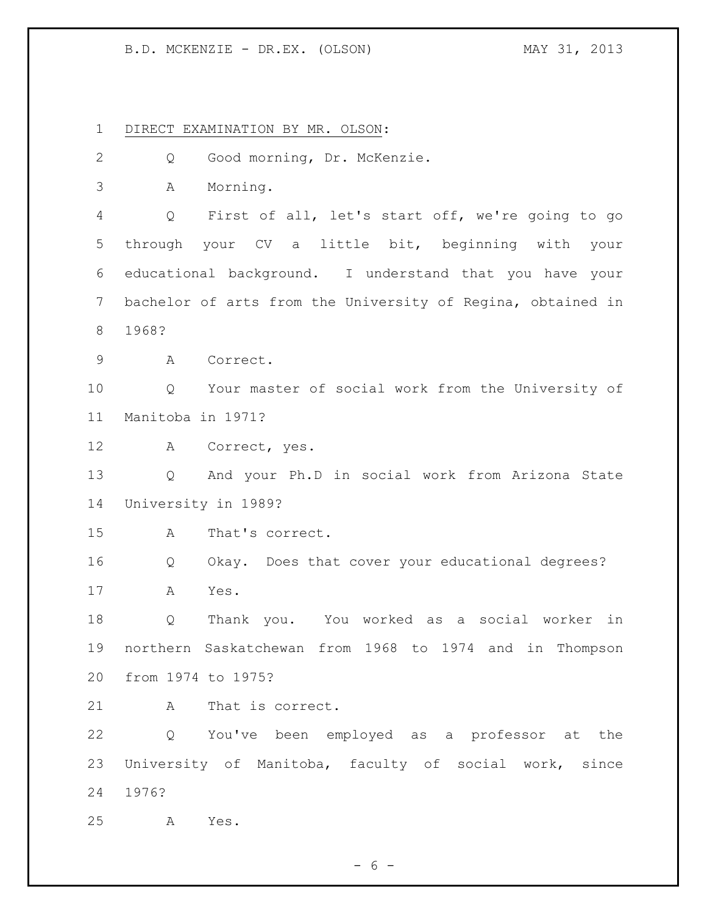DIRECT EXAMINATION BY MR. OLSON:

Q Good morning, Dr. McKenzie.

A Morning.

Q First of all, let's start off, we're going to go through your CV a little bit, beginning with your educational background. I understand that you have your bachelor of arts from the University of Regina, obtained in 1968?

A Correct.

Q Your master of social work from the University of Manitoba in 1971?

A Correct, yes.

Q And your Ph.D in social work from Arizona State University in 1989?

A That's correct.

Q Okay. Does that cover your educational degrees?

A Yes.

Q Thank you. You worked as a social worker in northern Saskatchewan from 1968 to 1974 and in Thompson from 1974 to 1975?

A That is correct.

Q You've been employed as a professor at the University of Manitoba, faculty of social work, since 1976?

A Yes.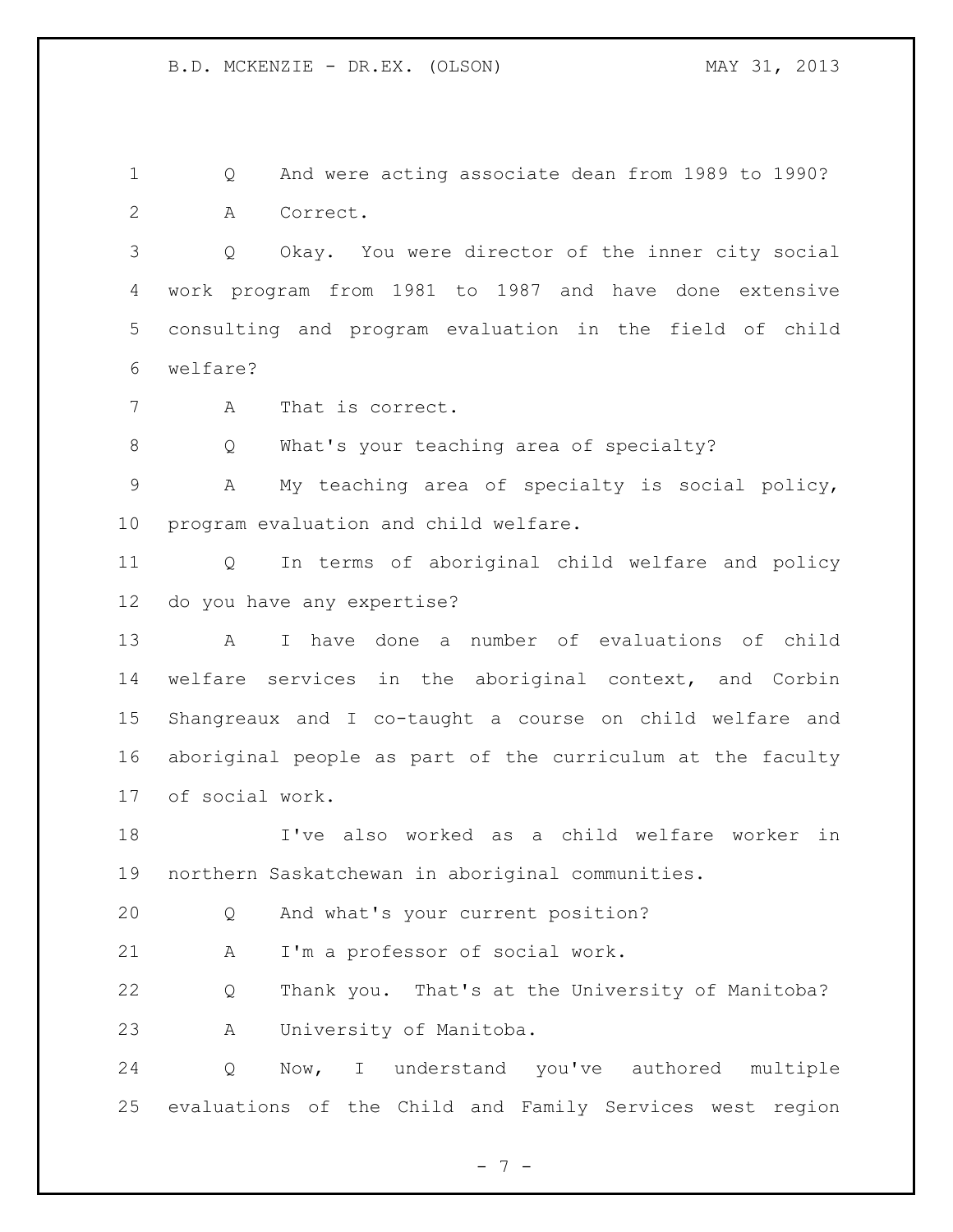Q And were acting associate dean from 1989 to 1990?

A Correct.

Q Okay. You were director of the inner city social work program from 1981 to 1987 and have done extensive consulting and program evaluation in the field of child welfare?

A That is correct.

Q What's your teaching area of specialty?

A My teaching area of specialty is social policy, program evaluation and child welfare.

Q In terms of aboriginal child welfare and policy do you have any expertise?

A I have done a number of evaluations of child welfare services in the aboriginal context, and Corbin Shangreaux and I co-taught a course on child welfare and aboriginal people as part of the curriculum at the faculty of social work.

I've also worked as a child welfare worker in northern Saskatchewan in aboriginal communities.

Q And what's your current position?

A I'm a professor of social work.

Q Thank you. That's at the University of Manitoba?

A University of Manitoba.

Q Now, I understand you've authored multiple evaluations of the Child and Family Services west region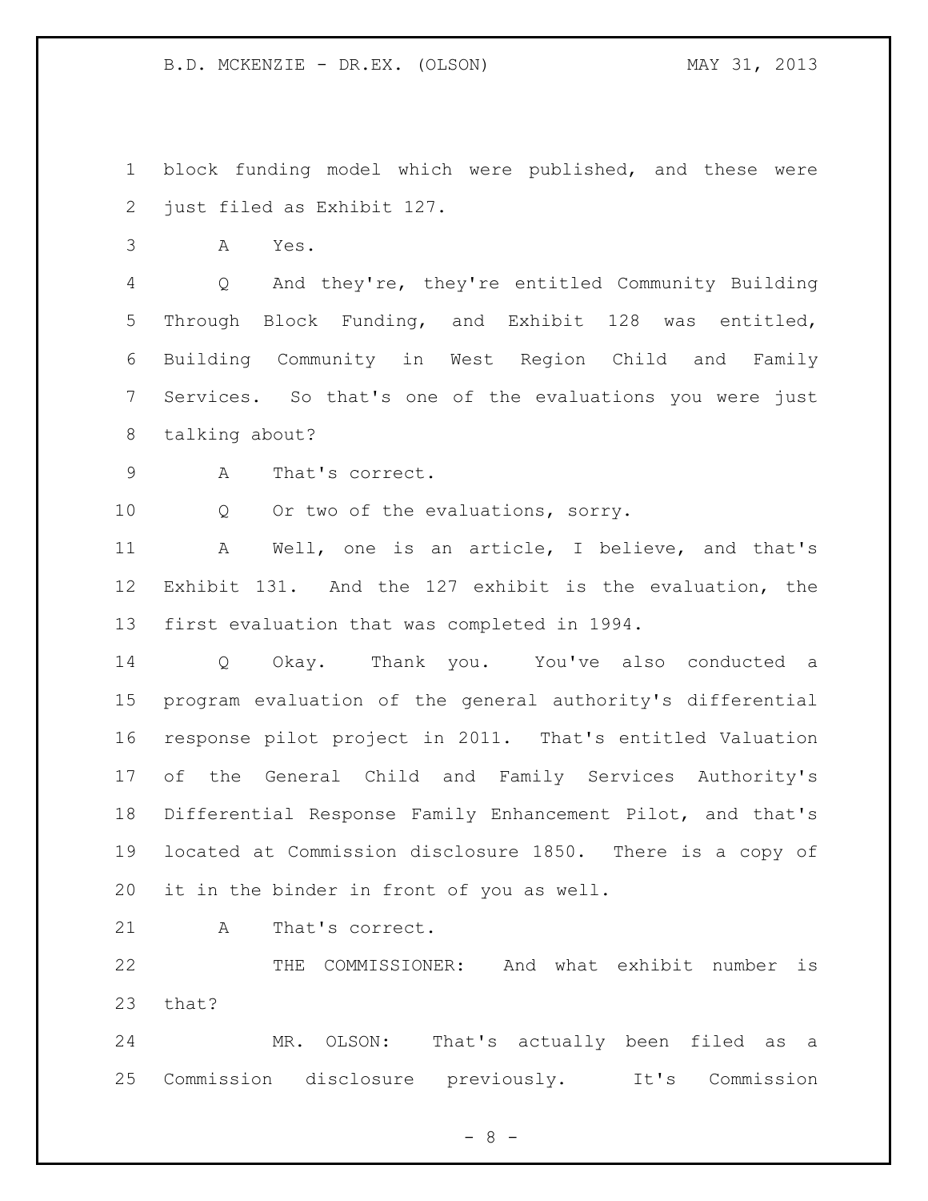block funding model which were published, and these were just filed as Exhibit 127.

A Yes.

Q And they're, they're entitled Community Building Through Block Funding, and Exhibit 128 was entitled, Building Community in West Region Child and Family Services. So that's one of the evaluations you were just talking about?

A That's correct.

Q Or two of the evaluations, sorry.

A Well, one is an article, I believe, and that's Exhibit 131. And the 127 exhibit is the evaluation, the first evaluation that was completed in 1994.

Q Okay. Thank you. You've also conducted a program evaluation of the general authority's differential response pilot project in 2011. That's entitled Valuation of the General Child and Family Services Authority's Differential Response Family Enhancement Pilot, and that's located at Commission disclosure 1850. There is a copy of it in the binder in front of you as well.

A That's correct.

THE COMMISSIONER: And what exhibit number is that?

MR. OLSON: That's actually been filed as a Commission disclosure previously. It's Commission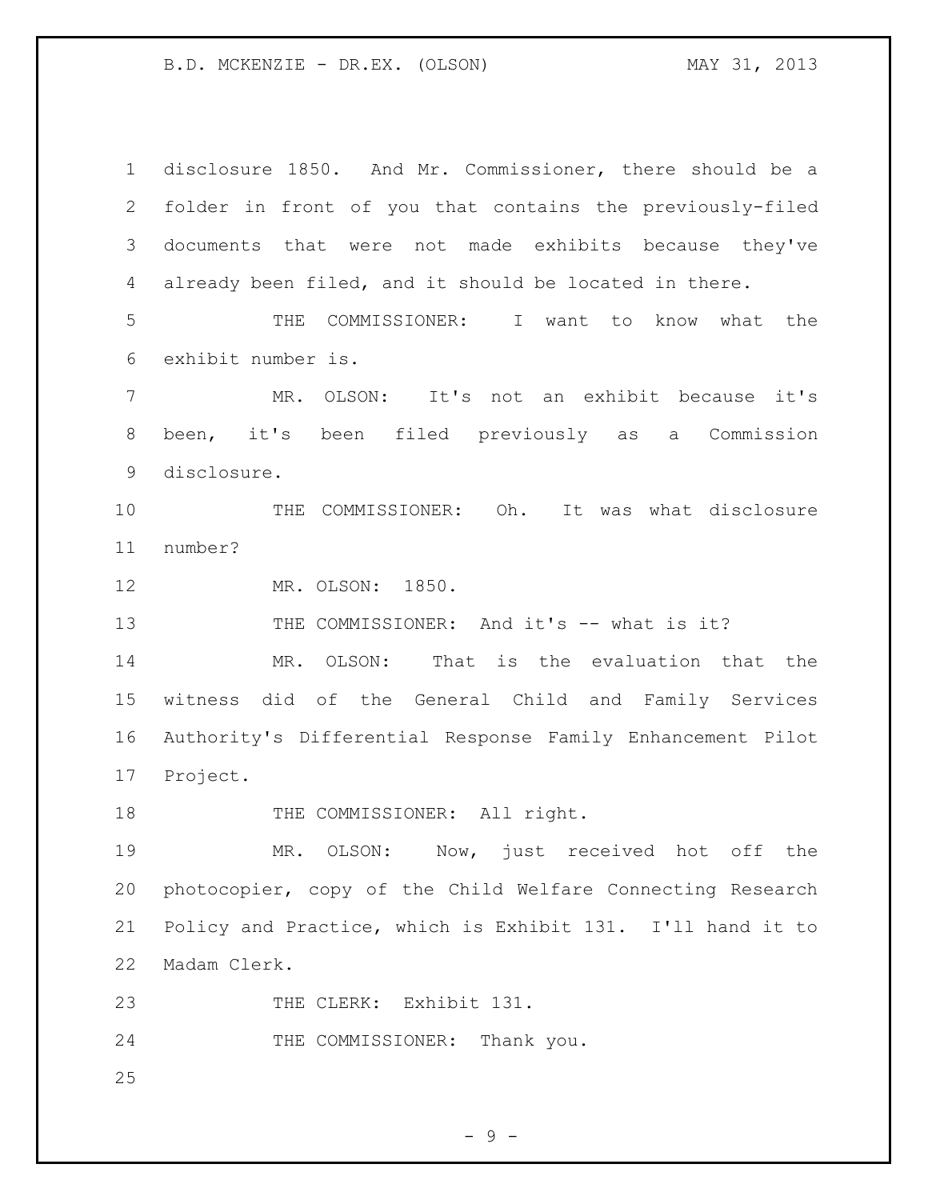disclosure 1850. And Mr. Commissioner, there should be a folder in front of you that contains the previously-filed documents that were not made exhibits because they've already been filed, and it should be located in there.

THE COMMISSIONER: I want to know what the exhibit number is.

MR. OLSON: It's not an exhibit because it's been, it's been filed previously as a Commission disclosure.

THE COMMISSIONER: Oh. It was what disclosure number?

MR. OLSON: 1850.

THE COMMISSIONER: And it's -- what is it?

MR. OLSON: That is the evaluation that the witness did of the General Child and Family Services Authority's Differential Response Family Enhancement Pilot Project.

THE COMMISSIONER: All right.

MR. OLSON: Now, just received hot off the photocopier, copy of the Child Welfare Connecting Research Policy and Practice, which is Exhibit 131. I'll hand it to Madam Clerk.

THE CLERK: Exhibit 131.

THE COMMISSIONER: Thank you.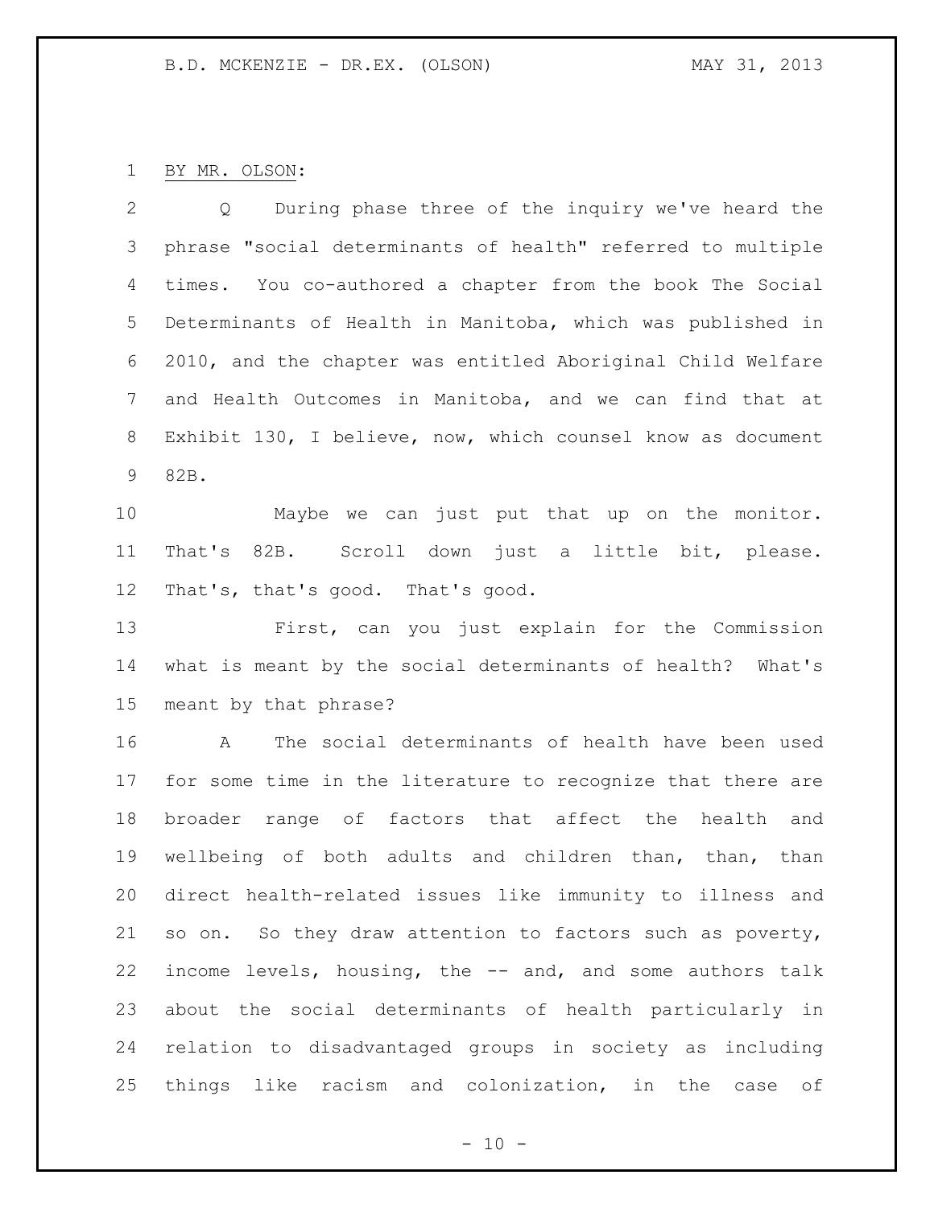BY MR. OLSON:

Q During phase three of the inquiry we've heard the phrase "social determinants of health" referred to multiple times. You co-authored a chapter from the book The Social Determinants of Health in Manitoba, which was published in 2010, and the chapter was entitled Aboriginal Child Welfare and Health Outcomes in Manitoba, and we can find that at Exhibit 130, I believe, now, which counsel know as document 82B.

Maybe we can just put that up on the monitor. That's 82B. Scroll down just a little bit, please. That's, that's good. That's good.

First, can you just explain for the Commission what is meant by the social determinants of health? What's meant by that phrase?

A The social determinants of health have been used for some time in the literature to recognize that there are broader range of factors that affect the health and wellbeing of both adults and children than, than, than direct health-related issues like immunity to illness and so on. So they draw attention to factors such as poverty, income levels, housing, the -- and, and some authors talk about the social determinants of health particularly in relation to disadvantaged groups in society as including things like racism and colonization, in the case of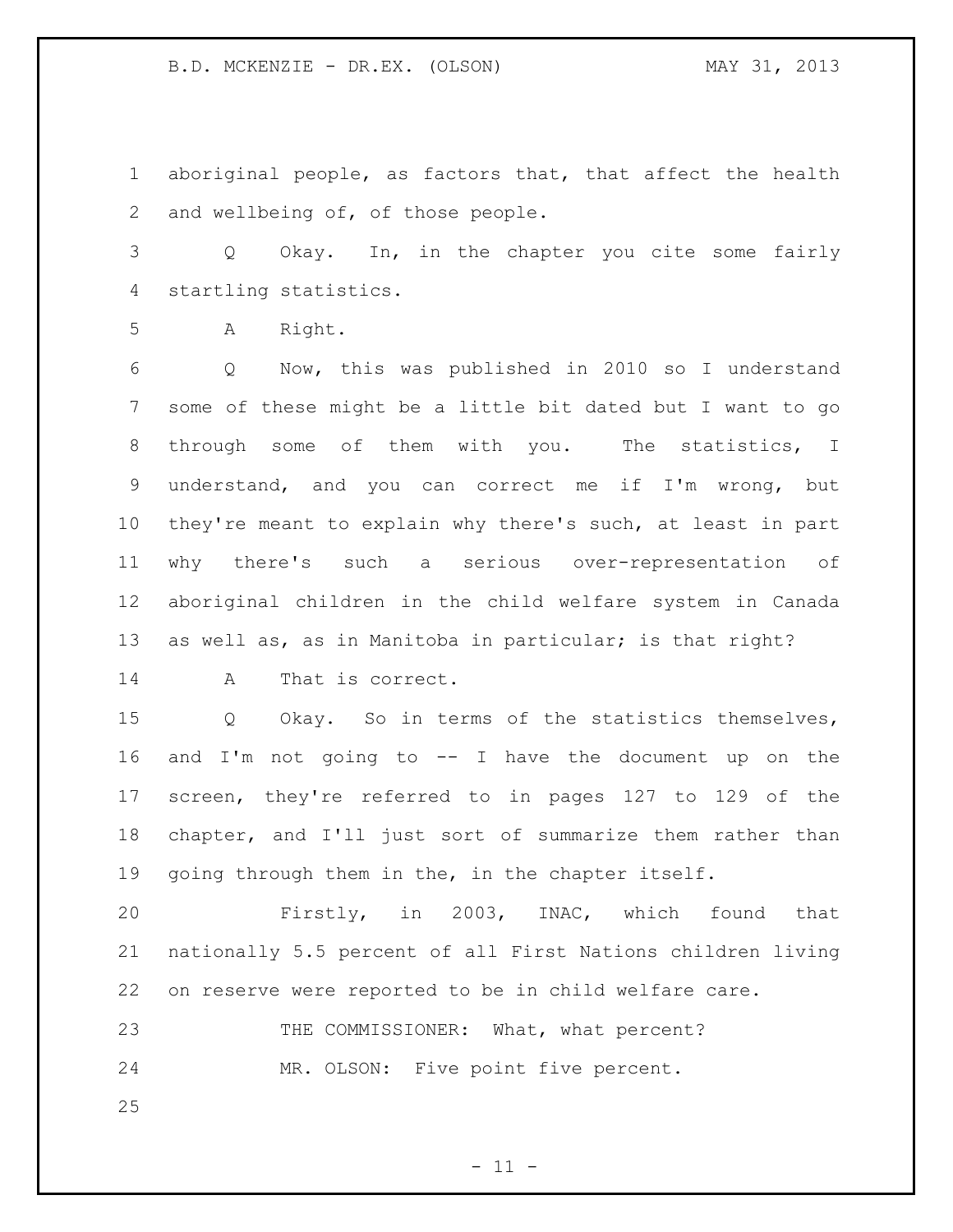aboriginal people, as factors that, that affect the health and wellbeing of, of those people.

Q Okay. In, in the chapter you cite some fairly startling statistics.

A Right.

Q Now, this was published in 2010 so I understand some of these might be a little bit dated but I want to go through some of them with you. The statistics, I understand, and you can correct me if I'm wrong, but they're meant to explain why there's such, at least in part why there's such a serious over-representation of aboriginal children in the child welfare system in Canada as well as, as in Manitoba in particular; is that right?

A That is correct.

Q Okay. So in terms of the statistics themselves, and I'm not going to -- I have the document up on the screen, they're referred to in pages 127 to 129 of the chapter, and I'll just sort of summarize them rather than going through them in the, in the chapter itself.

Firstly, in 2003, INAC, which found that nationally 5.5 percent of all First Nations children living on reserve were reported to be in child welfare care.

THE COMMISSIONER: What, what percent?

MR. OLSON: Five point five percent.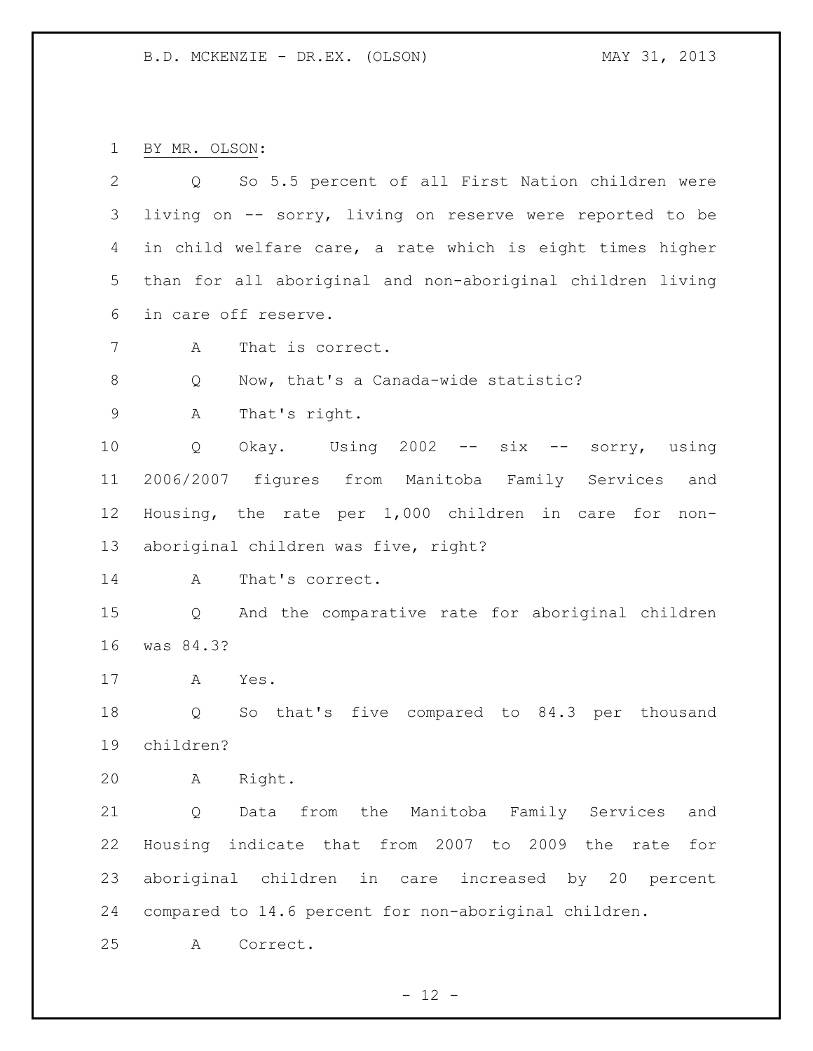BY MR. OLSON:

Q So 5.5 percent of all First Nation children were living on -- sorry, living on reserve were reported to be in child welfare care, a rate which is eight times higher than for all aboriginal and non-aboriginal children living in care off reserve.

A That is correct.

Q Now, that's a Canada-wide statistic?

A That's right.

Q Okay. Using 2002 -- six -- sorry, using 2006/2007 figures from Manitoba Family Services and Housing, the rate per 1,000 children in care for non-aboriginal children was five, right?

A That's correct.

Q And the comparative rate for aboriginal children was 84.3?

A Yes.

Q So that's five compared to 84.3 per thousand children?

A Right.

Q Data from the Manitoba Family Services and Housing indicate that from 2007 to 2009 the rate for aboriginal children in care increased by 20 percent compared to 14.6 percent for non-aboriginal children.

A Correct.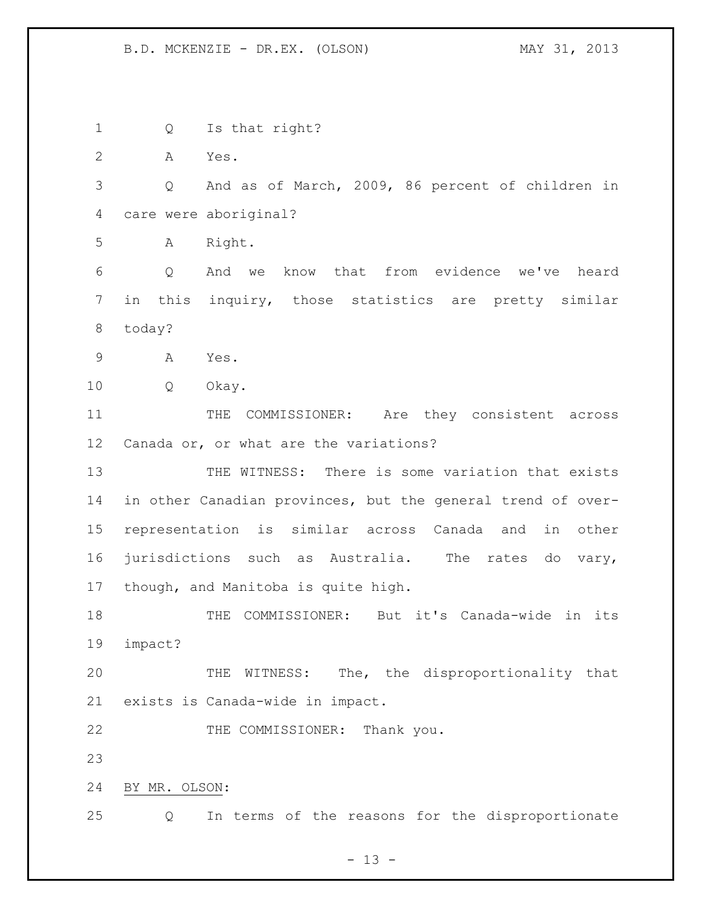Q Is that right?

A Yes.

Q And as of March, 2009, 86 percent of children in care were aboriginal?

A Right.

Q And we know that from evidence we've heard in this inquiry, those statistics are pretty similar today?

A Yes.

Q Okay.

THE COMMISSIONER: Are they consistent across Canada or, or what are the variations?

THE WITNESS: There is some variation that exists in other Canadian provinces, but the general trend of over-representation is similar across Canada and in other jurisdictions such as Australia. The rates do vary, though, and Manitoba is quite high.

THE COMMISSIONER: But it's Canada-wide in its impact?

THE WITNESS: The, the disproportionality that exists is Canada-wide in impact.

THE COMMISSIONER: Thank you.

BY MR. OLSON:

Q In terms of the reasons for the disproportionate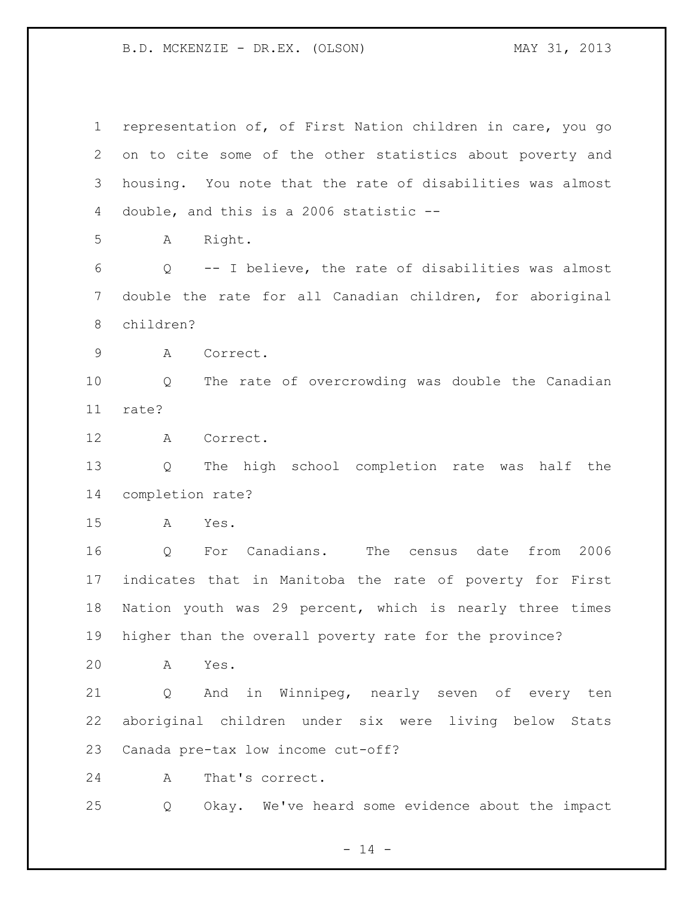representation of, of First Nation children in care, you go on to cite some of the other statistics about poverty and housing. You note that the rate of disabilities was almost double, and this is a 2006 statistic --

A Right.

Q -- I believe, the rate of disabilities was almost double the rate for all Canadian children, for aboriginal children?

A Correct.

Q The rate of overcrowding was double the Canadian rate?

A Correct.

Q The high school completion rate was half the completion rate?

A Yes.

Q For Canadians. The census date from 2006 indicates that in Manitoba the rate of poverty for First Nation youth was 29 percent, which is nearly three times higher than the overall poverty rate for the province?

A Yes.

Q And in Winnipeg, nearly seven of every ten aboriginal children under six were living below Stats Canada pre-tax low income cut-off?

A That's correct.

Q Okay. We've heard some evidence about the impact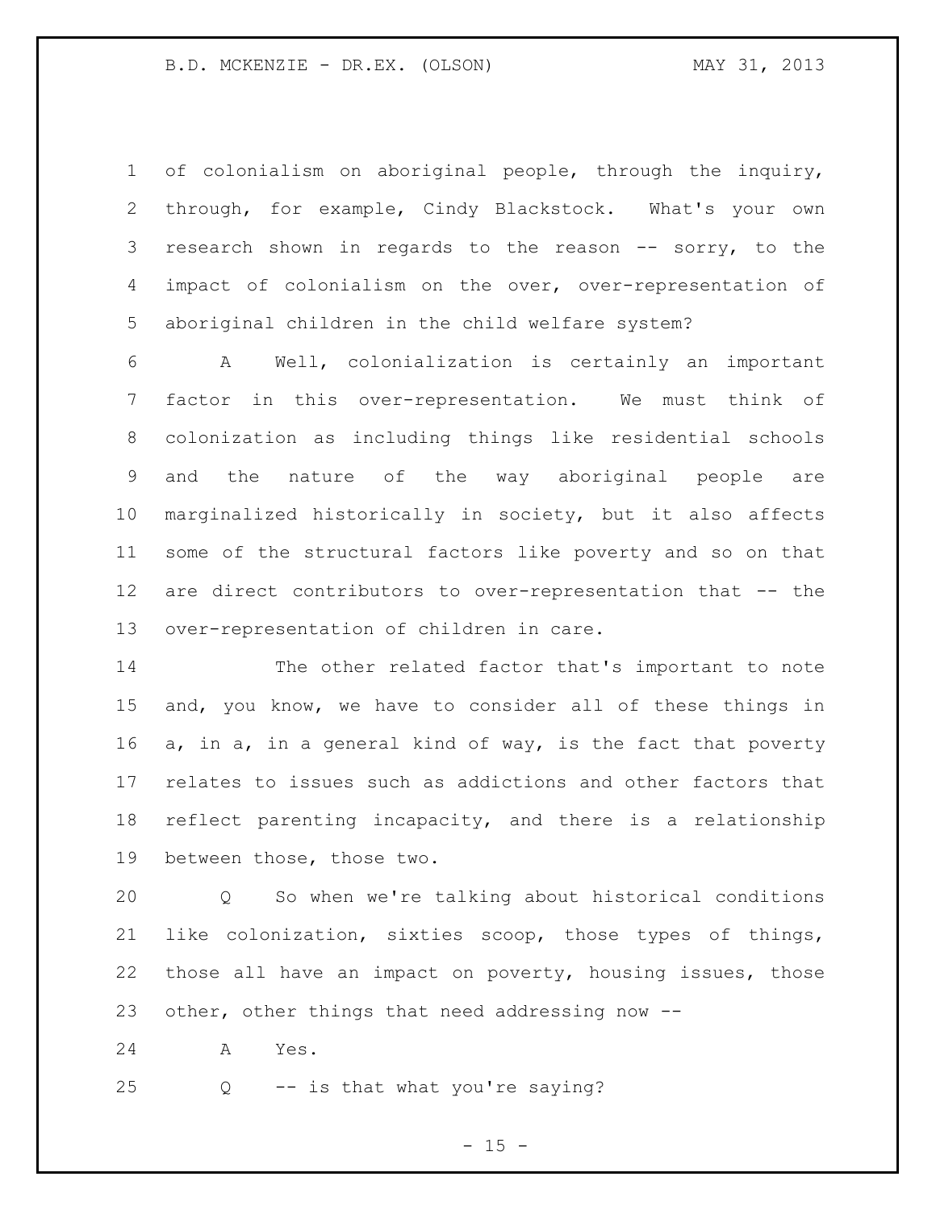of colonialism on aboriginal people, through the inquiry, through, for example, Cindy Blackstock. What's your own research shown in regards to the reason -- sorry, to the impact of colonialism on the over, over-representation of aboriginal children in the child welfare system?

A Well, colonialization is certainly an important factor in this over-representation. We must think of colonization as including things like residential schools and the nature of the way aboriginal people are marginalized historically in society, but it also affects some of the structural factors like poverty and so on that are direct contributors to over-representation that -- the over-representation of children in care.

The other related factor that's important to note and, you know, we have to consider all of these things in a, in a, in a general kind of way, is the fact that poverty relates to issues such as addictions and other factors that reflect parenting incapacity, and there is a relationship between those, those two.

Q So when we're talking about historical conditions like colonization, sixties scoop, those types of things, those all have an impact on poverty, housing issues, those other, other things that need addressing now --

A Yes.

Q -- is that what you're saying?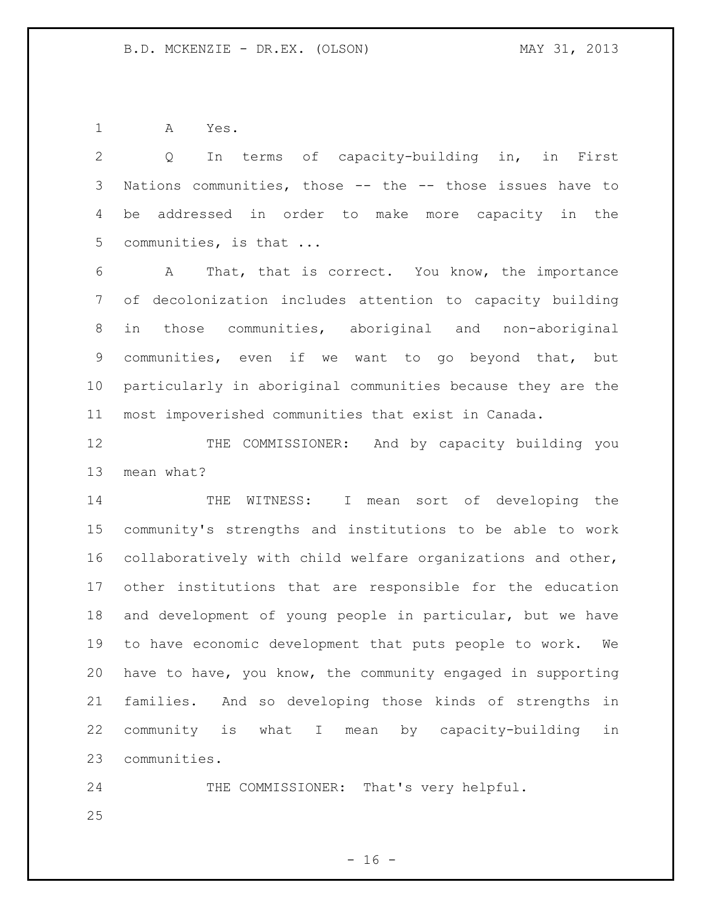A Yes.

Q In terms of capacity-building in, in First Nations communities, those -- the -- those issues have to be addressed in order to make more capacity in the communities, is that ...

A That, that is correct. You know, the importance of decolonization includes attention to capacity building in those communities, aboriginal and non-aboriginal communities, even if we want to go beyond that, but particularly in aboriginal communities because they are the most impoverished communities that exist in Canada.

THE COMMISSIONER: And by capacity building you mean what?

THE WITNESS: I mean sort of developing the community's strengths and institutions to be able to work collaboratively with child welfare organizations and other, other institutions that are responsible for the education and development of young people in particular, but we have to have economic development that puts people to work. We have to have, you know, the community engaged in supporting families. And so developing those kinds of strengths in community is what I mean by capacity-building in communities.

THE COMMISSIONER: That's very helpful.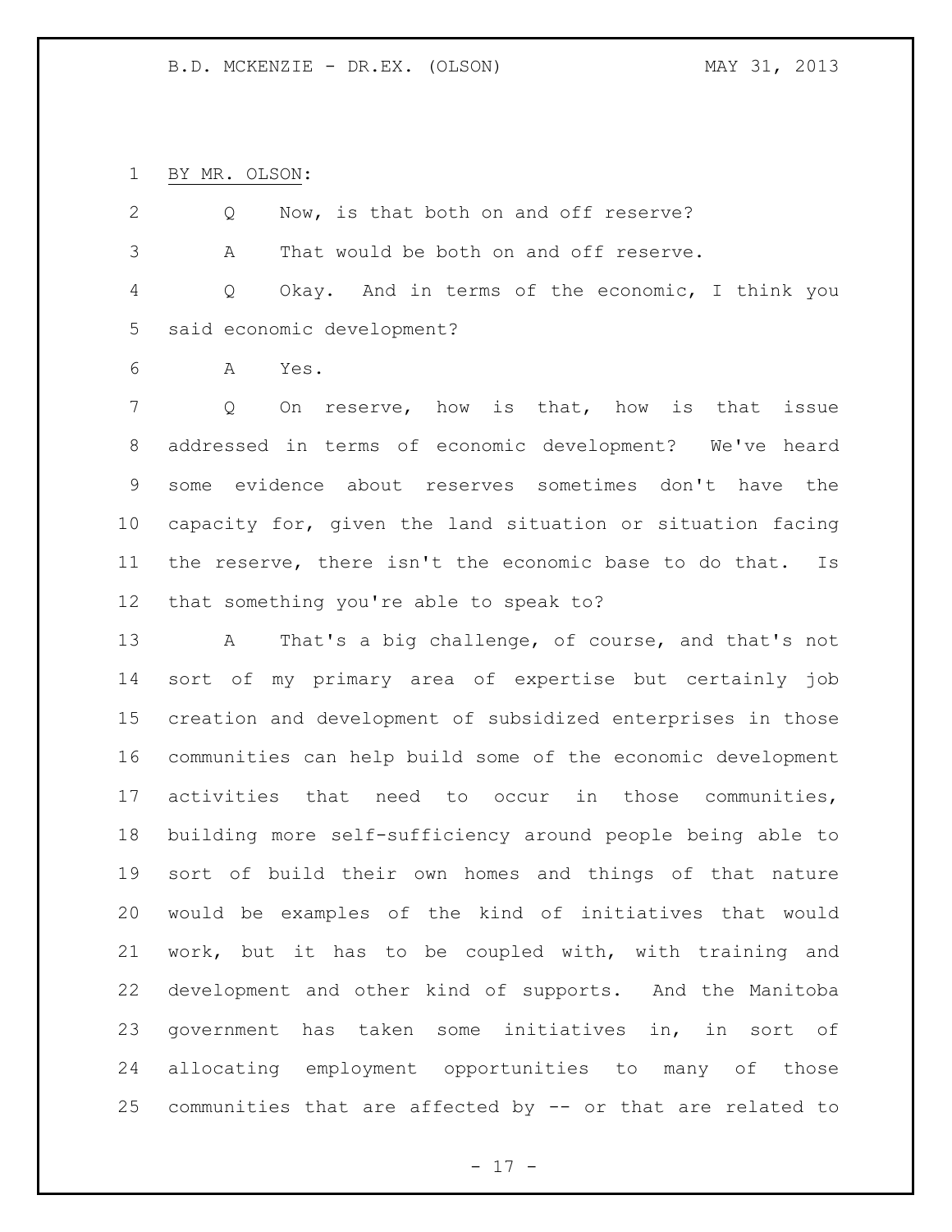BY MR. OLSON:

Q Now, is that both on and off reserve?

A That would be both on and off reserve.

Q Okay. And in terms of the economic, I think you said economic development?

A Yes.

Q On reserve, how is that, how is that issue addressed in terms of economic development? We've heard some evidence about reserves sometimes don't have the capacity for, given the land situation or situation facing the reserve, there isn't the economic base to do that. Is that something you're able to speak to?

A That's a big challenge, of course, and that's not sort of my primary area of expertise but certainly job creation and development of subsidized enterprises in those communities can help build some of the economic development activities that need to occur in those communities, building more self-sufficiency around people being able to sort of build their own homes and things of that nature would be examples of the kind of initiatives that would work, but it has to be coupled with, with training and development and other kind of supports. And the Manitoba government has taken some initiatives in, in sort of allocating employment opportunities to many of those communities that are affected by -- or that are related to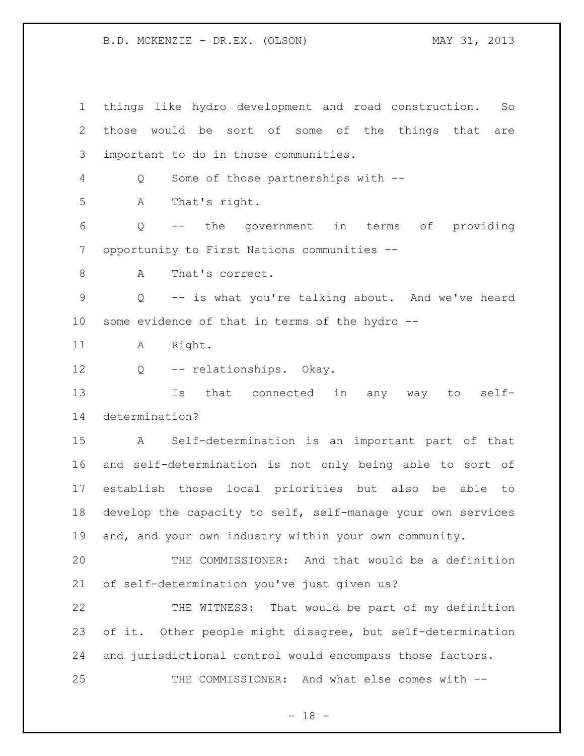things like hydro development and road construction. So those would be sort of some of the things that are important to do in those communities.

Q Some of those partnerships with --

A That's right.

Q -- the government in terms of providing opportunity to First Nations communities --

A That's correct.

Q -- is what you're talking about. And we've heard some evidence of that in terms of the hydro --

A Right.

Q -- relationships. Okay.

Is that connected in any way to self-determination?

A Self-determination is an important part of that and self-determination is not only being able to sort of establish those local priorities but also be able to develop the capacity to self, self-manage your own services and, and your own industry within your own community.

THE COMMISSIONER: And that would be a definition of self-determination you've just given us?

THE WITNESS: That would be part of my definition of it. Other people might disagree, but self-determination and jurisdictional control would encompass those factors.

THE COMMISSIONER: And what else comes with --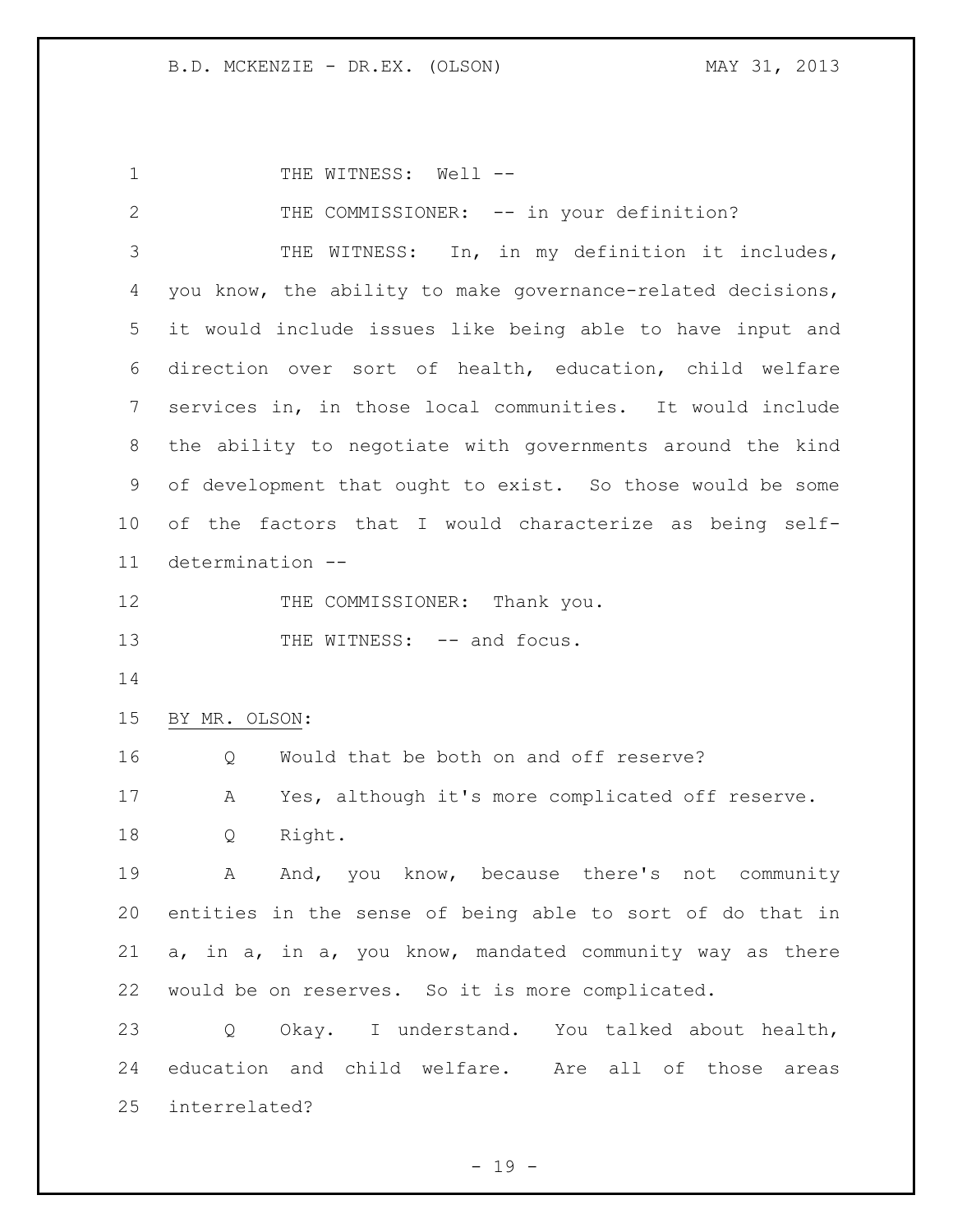THE WITNESS: Well --

THE COMMISSIONER: -- in your definition?

THE WITNESS: In, in my definition it includes, you know, the ability to make governance-related decisions, it would include issues like being able to have input and direction over sort of health, education, child welfare services in, in those local communities. It would include the ability to negotiate with governments around the kind of development that ought to exist. So those would be some of the factors that I would characterize as being self-determination --

THE COMMISSIONER: Thank you.

THE WITNESS: -- and focus.

BY MR. OLSON:

Q Would that be both on and off reserve?

A Yes, although it's more complicated off reserve.

Q Right.

A And, you know, because there's not community entities in the sense of being able to sort of do that in a, in a, in a, you know, mandated community way as there would be on reserves. So it is more complicated.

Q Okay. I understand. You talked about health, education and child welfare. Are all of those areas interrelated?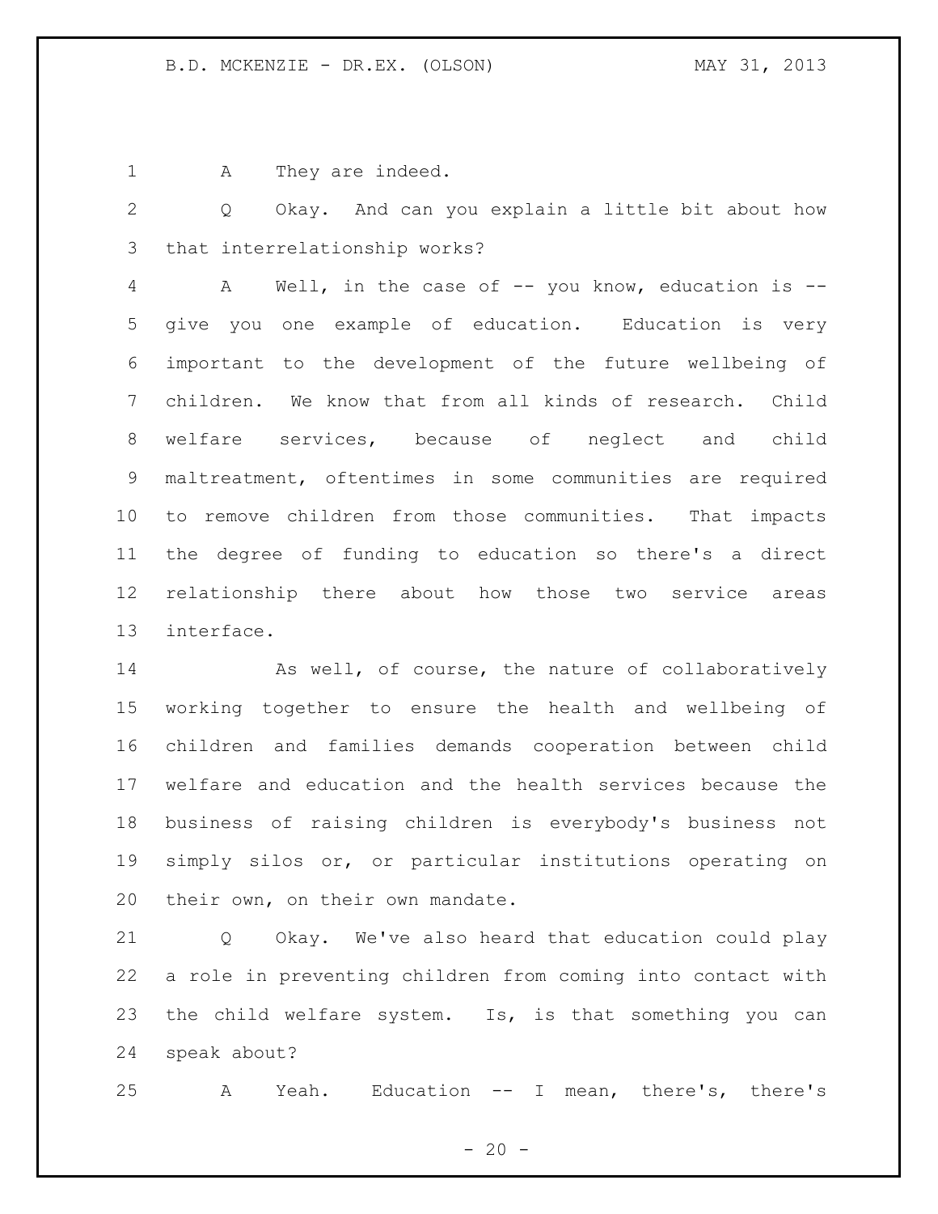A They are indeed.

Q Okay. And can you explain a little bit about how that interrelationship works?

A Well, in the case of -- you know, education is -- give you one example of education. Education is very important to the development of the future wellbeing of children. We know that from all kinds of research. Child welfare services, because of neglect and child maltreatment, oftentimes in some communities are required to remove children from those communities. That impacts the degree of funding to education so there's a direct relationship there about how those two service areas interface.

As well, of course, the nature of collaboratively working together to ensure the health and wellbeing of children and families demands cooperation between child welfare and education and the health services because the business of raising children is everybody's business not simply silos or, or particular institutions operating on their own, on their own mandate.

Q Okay. We've also heard that education could play a role in preventing children from coming into contact with the child welfare system. Is, is that something you can speak about?

A Yeah. Education -- I mean, there's, there's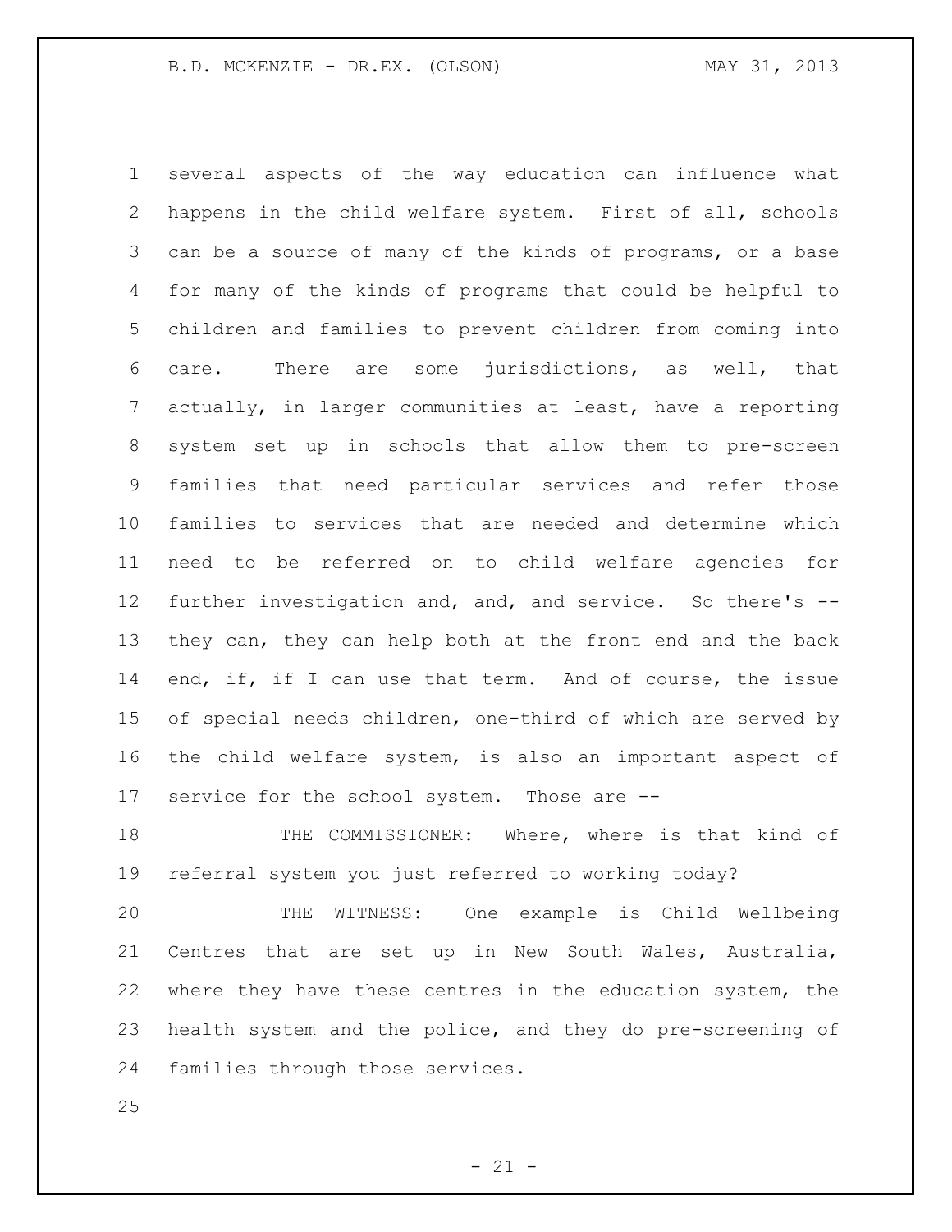several aspects of the way education can influence what happens in the child welfare system. First of all, schools can be a source of many of the kinds of programs, or a base for many of the kinds of programs that could be helpful to children and families to prevent children from coming into care. There are some jurisdictions, as well, that actually, in larger communities at least, have a reporting system set up in schools that allow them to pre-screen families that need particular services and refer those families to services that are needed and determine which need to be referred on to child welfare agencies for further investigation and, and, and service. So there's -- they can, they can help both at the front end and the back end, if, if I can use that term. And of course, the issue of special needs children, one-third of which are served by the child welfare system, is also an important aspect of service for the school system. Those are --

THE COMMISSIONER: Where, where is that kind of referral system you just referred to working today?

THE WITNESS: One example is Child Wellbeing Centres that are set up in New South Wales, Australia, where they have these centres in the education system, the health system and the police, and they do pre-screening of families through those services.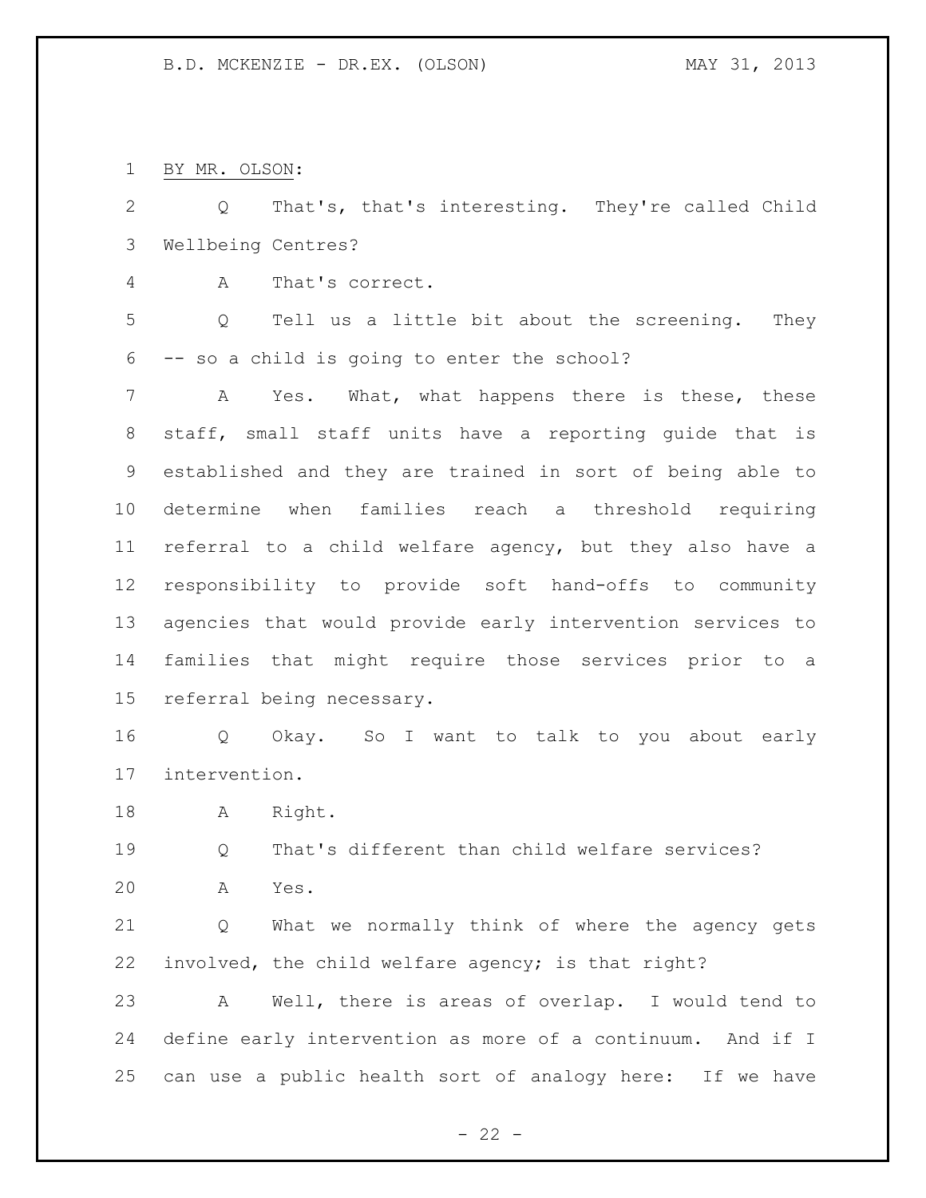BY MR. OLSON:

Q That's, that's interesting. They're called Child Wellbeing Centres?

A That's correct.

Q Tell us a little bit about the screening. They -- so a child is going to enter the school?

A Yes. What, what happens there is these, these staff, small staff units have a reporting guide that is established and they are trained in sort of being able to determine when families reach a threshold requiring referral to a child welfare agency, but they also have a responsibility to provide soft hand-offs to community agencies that would provide early intervention services to families that might require those services prior to a referral being necessary.

Q Okay. So I want to talk to you about early intervention.

A Right.

Q That's different than child welfare services?

A Yes.

Q What we normally think of where the agency gets involved, the child welfare agency; is that right?

A Well, there is areas of overlap. I would tend to define early intervention as more of a continuum. And if I can use a public health sort of analogy here: If we have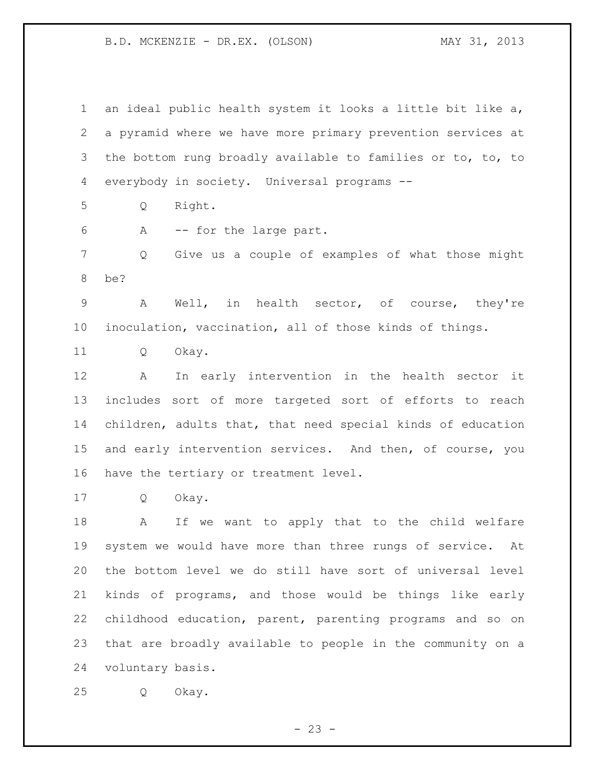an ideal public health system it looks a little bit like a, a pyramid where we have more primary prevention services at the bottom rung broadly available to families or to, to, to everybody in society. Universal programs --

Q Right.

A -- for the large part.

Q Give us a couple of examples of what those might be?

A Well, in health sector, of course, they're inoculation, vaccination, all of those kinds of things.

Q Okay.

A In early intervention in the health sector it includes sort of more targeted sort of efforts to reach children, adults that, that need special kinds of education and early intervention services. And then, of course, you have the tertiary or treatment level.

Q Okay.

A If we want to apply that to the child welfare system we would have more than three rungs of service. At the bottom level we do still have sort of universal level kinds of programs, and those would be things like early childhood education, parent, parenting programs and so on that are broadly available to people in the community on a voluntary basis.

Q Okay.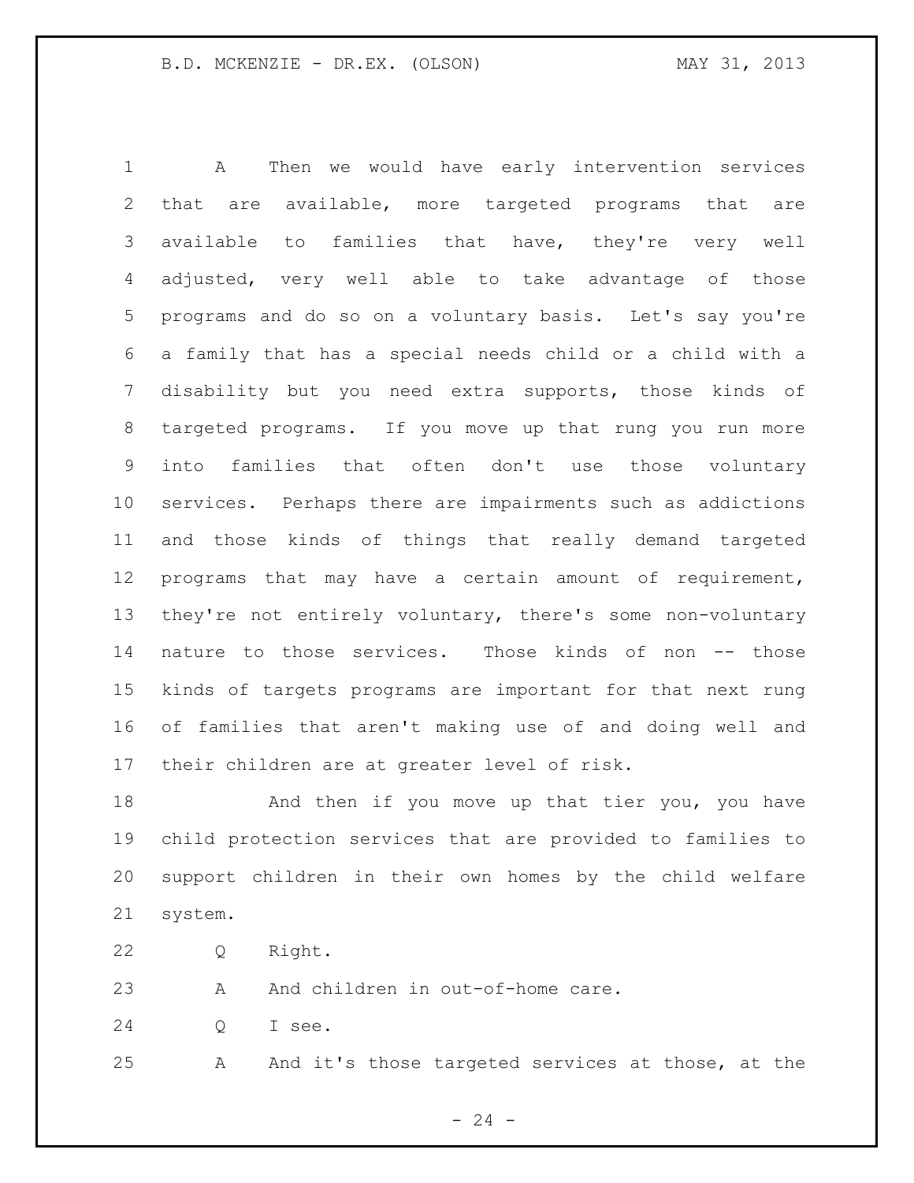A Then we would have early intervention services that are available, more targeted programs that are available to families that have, they're very well adjusted, very well able to take advantage of those programs and do so on a voluntary basis. Let's say you're a family that has a special needs child or a child with a disability but you need extra supports, those kinds of targeted programs. If you move up that rung you run more into families that often don't use those voluntary services. Perhaps there are impairments such as addictions and those kinds of things that really demand targeted programs that may have a certain amount of requirement, they're not entirely voluntary, there's some non-voluntary nature to those services. Those kinds of non -- those kinds of targets programs are important for that next rung of families that aren't making use of and doing well and their children are at greater level of risk.

And then if you move up that tier you, you have child protection services that are provided to families to support children in their own homes by the child welfare system.

Q Right.

A And children in out-of-home care.

Q I see.

A And it's those targeted services at those, at the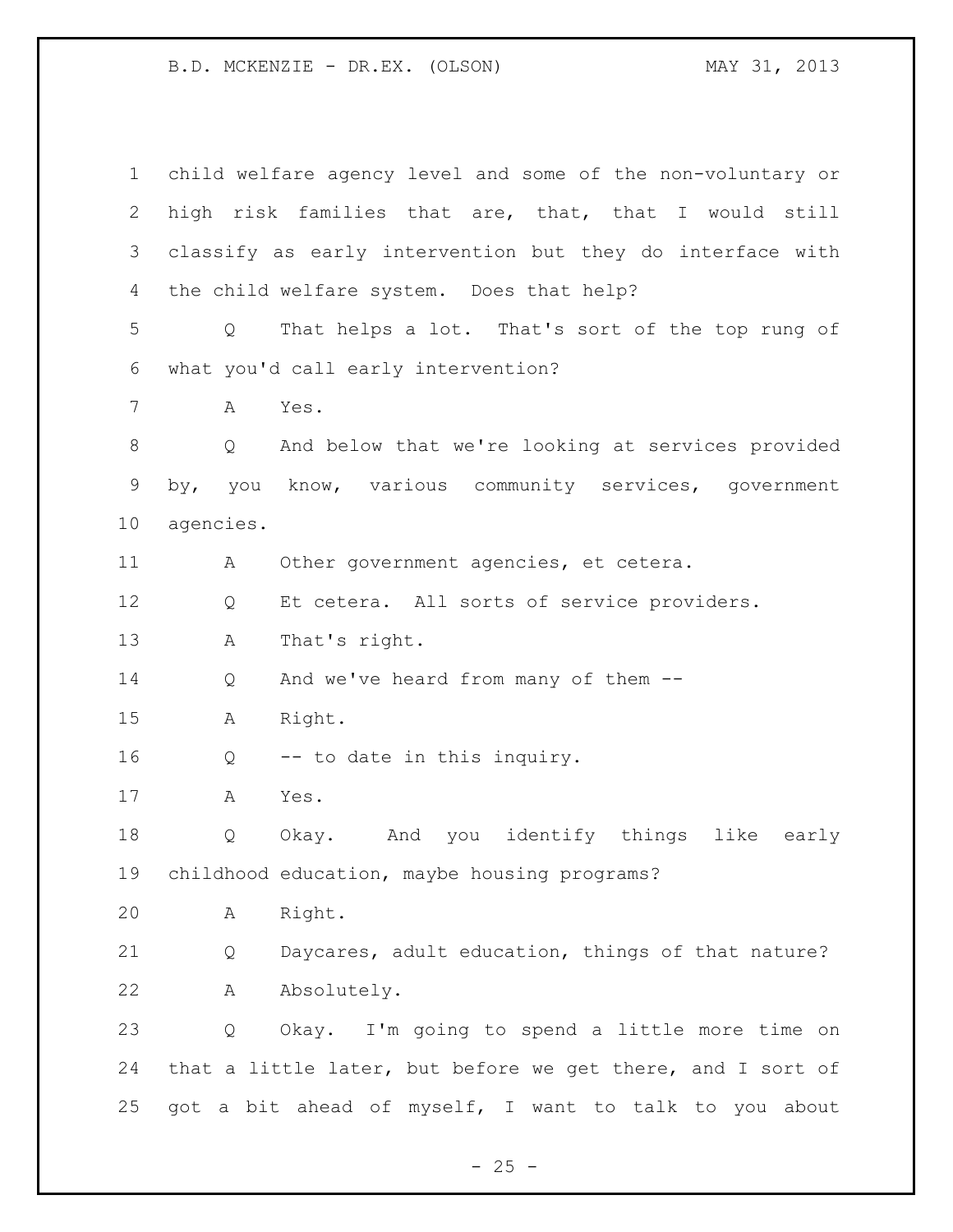child welfare agency level and some of the non-voluntary or high risk families that are, that, that I would still classify as early intervention but they do interface with the child welfare system. Does that help?

Q That helps a lot. That's sort of the top rung of what you'd call early intervention?

A Yes.

Q And below that we're looking at services provided by, you know, various community services, government agencies.

A Other government agencies, et cetera.

Q Et cetera. All sorts of service providers.

A That's right.

Q And we've heard from many of them --

A Right.

Q -- to date in this inquiry.

A Yes.

Q Okay. And you identify things like early childhood education, maybe housing programs?

A Right.

Q Daycares, adult education, things of that nature?

A Absolutely.

Q Okay. I'm going to spend a little more time on that a little later, but before we get there, and I sort of got a bit ahead of myself, I want to talk to you about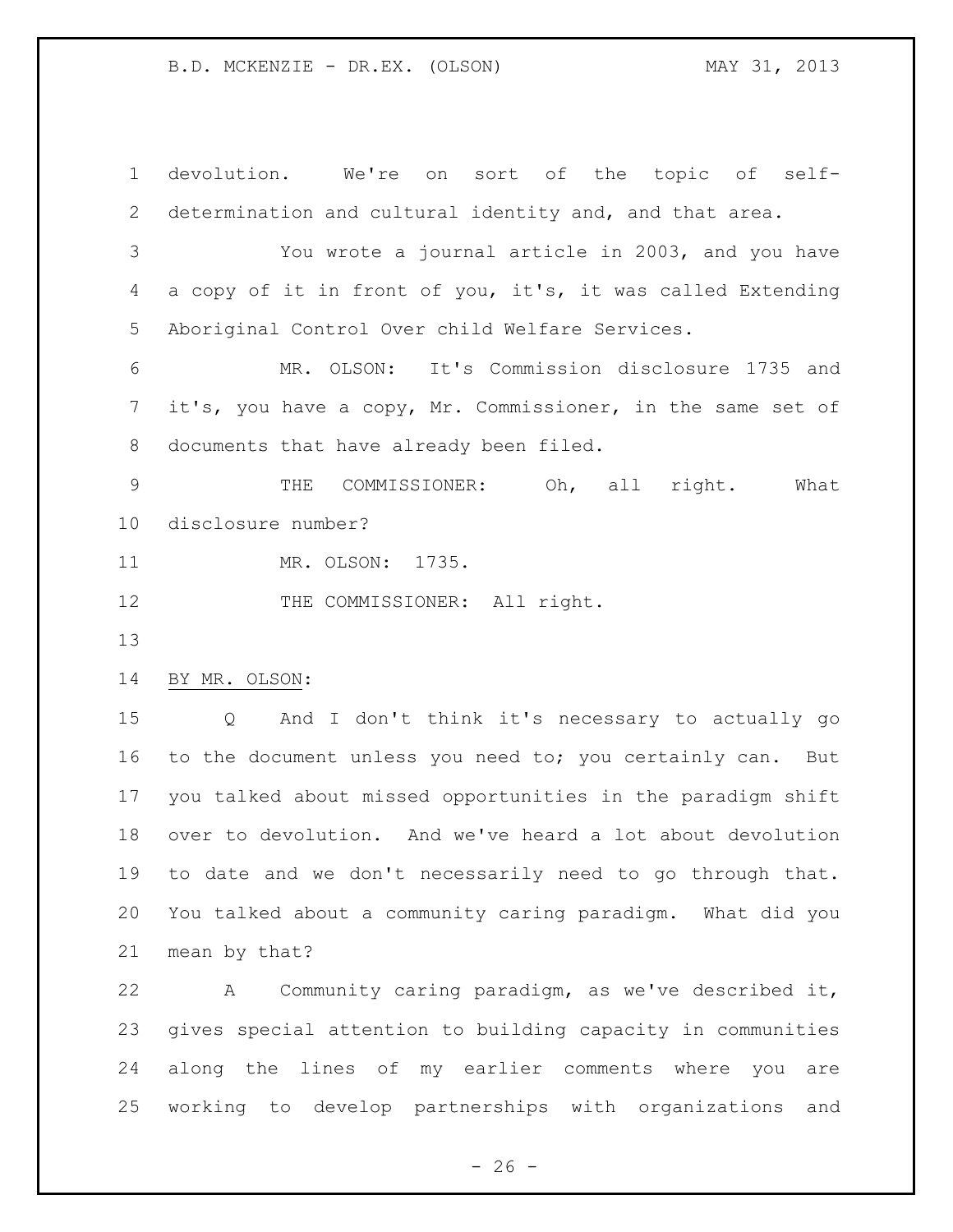devolution. We're on sort of the topic of self-determination and cultural identity and, and that area.

You wrote a journal article in 2003, and you have a copy of it in front of you, it's, it was called Extending Aboriginal Control Over child Welfare Services.

MR. OLSON: It's Commission disclosure 1735 and it's, you have a copy, Mr. Commissioner, in the same set of documents that have already been filed.

THE COMMISSIONER: Oh, all right. What disclosure number?

MR. OLSON: 1735.

THE COMMISSIONER: All right.

BY MR. OLSON:

Q And I don't think it's necessary to actually go to the document unless you need to; you certainly can. But you talked about missed opportunities in the paradigm shift over to devolution. And we've heard a lot about devolution to date and we don't necessarily need to go through that. You talked about a community caring paradigm. What did you mean by that?

A Community caring paradigm, as we've described it, gives special attention to building capacity in communities along the lines of my earlier comments where you are working to develop partnerships with organizations and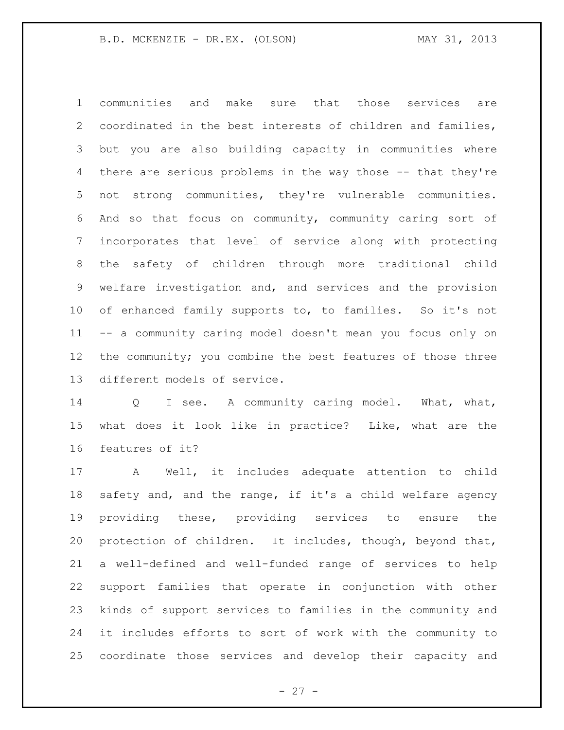communities and make sure that those services are coordinated in the best interests of children and families, but you are also building capacity in communities where there are serious problems in the way those -- that they're not strong communities, they're vulnerable communities. And so that focus on community, community caring sort of incorporates that level of service along with protecting the safety of children through more traditional child welfare investigation and, and services and the provision of enhanced family supports to, to families. So it's not -- a community caring model doesn't mean you focus only on the community; you combine the best features of those three different models of service.

Q I see. A community caring model. What, what, what does it look like in practice? Like, what are the features of it?

A Well, it includes adequate attention to child safety and, and the range, if it's a child welfare agency providing these, providing services to ensure the protection of children. It includes, though, beyond that, a well-defined and well-funded range of services to help support families that operate in conjunction with other kinds of support services to families in the community and it includes efforts to sort of work with the community to coordinate those services and develop their capacity and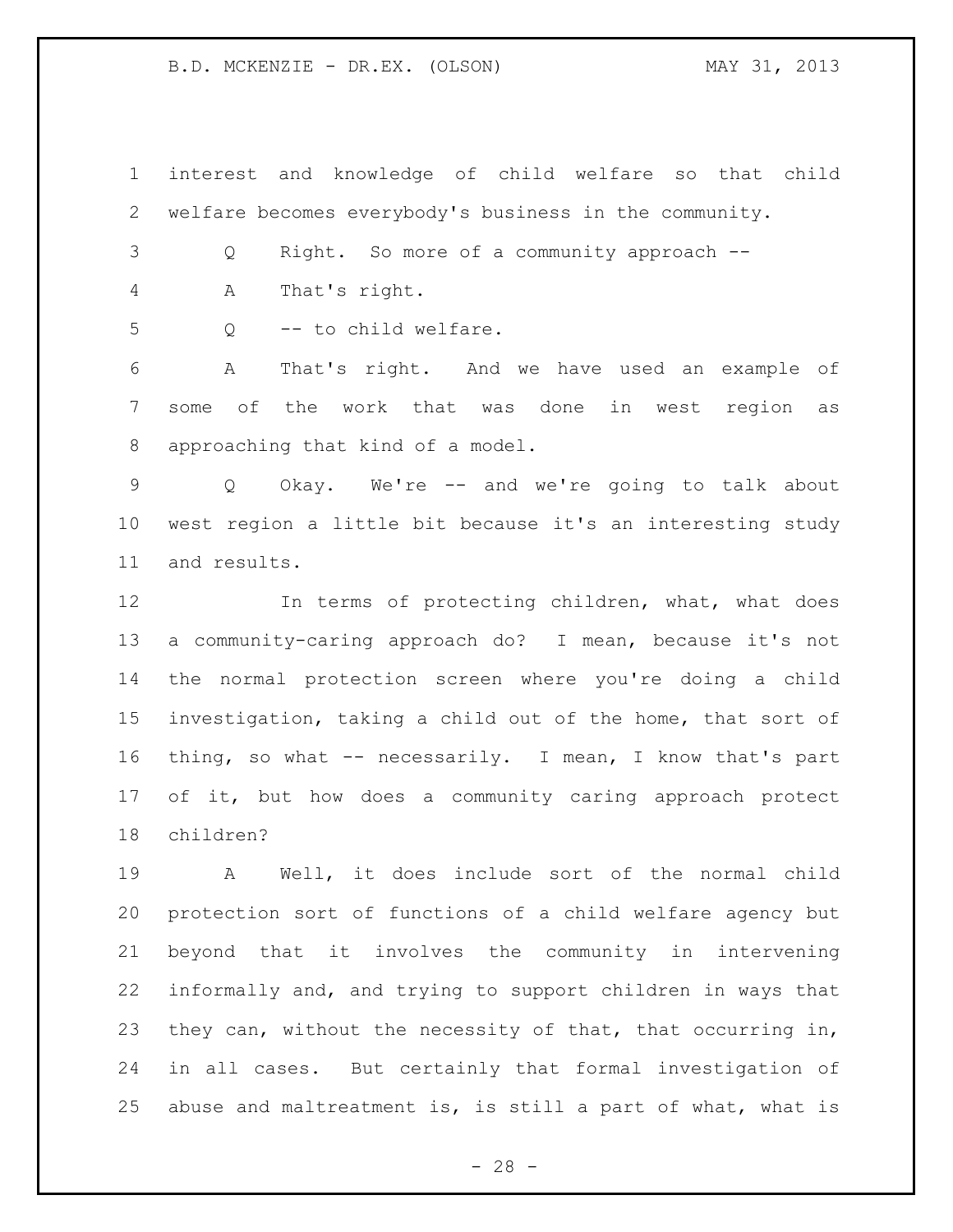interest and knowledge of child welfare so that child welfare becomes everybody's business in the community.

Q Right. So more of a community approach --

A That's right.

Q -- to child welfare.

A That's right. And we have used an example of some of the work that was done in west region as approaching that kind of a model.

Q Okay. We're -- and we're going to talk about west region a little bit because it's an interesting study and results.

In terms of protecting children, what, what does a community-caring approach do? I mean, because it's not the normal protection screen where you're doing a child investigation, taking a child out of the home, that sort of thing, so what -- necessarily. I mean, I know that's part of it, but how does a community caring approach protect children?

A Well, it does include sort of the normal child protection sort of functions of a child welfare agency but beyond that it involves the community in intervening informally and, and trying to support children in ways that they can, without the necessity of that, that occurring in, in all cases. But certainly that formal investigation of abuse and maltreatment is, is still a part of what, what is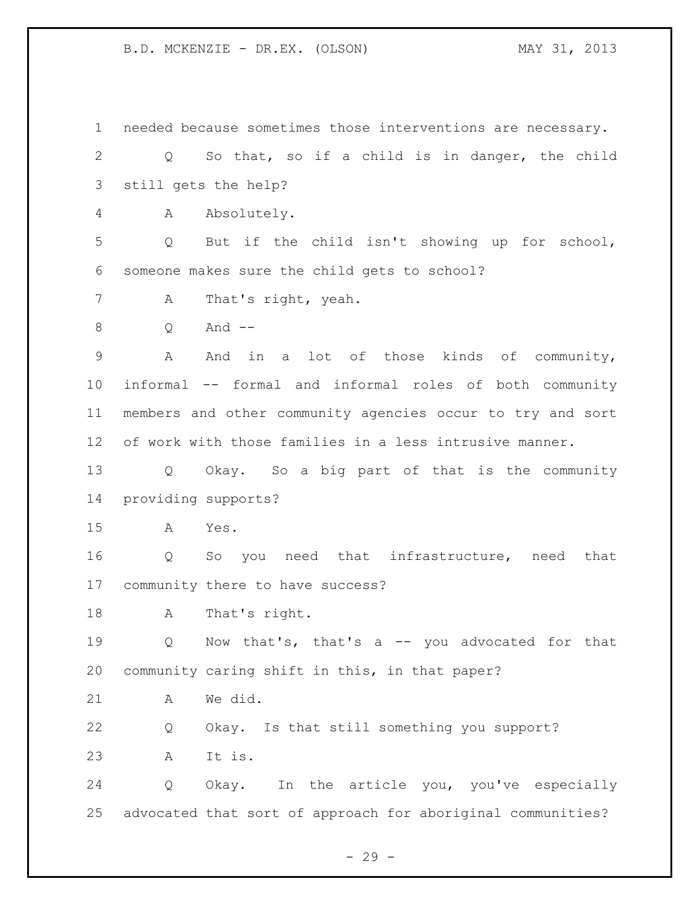needed because sometimes those interventions are necessary.

Q So that, so if a child is in danger, the child still gets the help?

A Absolutely.

Q But if the child isn't showing up for school, someone makes sure the child gets to school?

A That's right, yeah.

Q And --

A And in a lot of those kinds of community, informal -- formal and informal roles of both community members and other community agencies occur to try and sort of work with those families in a less intrusive manner.

Q Okay. So a big part of that is the community providing supports?

A Yes.

Q So you need that infrastructure, need that community there to have success?

A That's right.

Q Now that's, that's a -- you advocated for that community caring shift in this, in that paper?

A We did.

Q Okay. Is that still something you support?

A It is.

Q Okay. In the article you, you've especially advocated that sort of approach for aboriginal communities?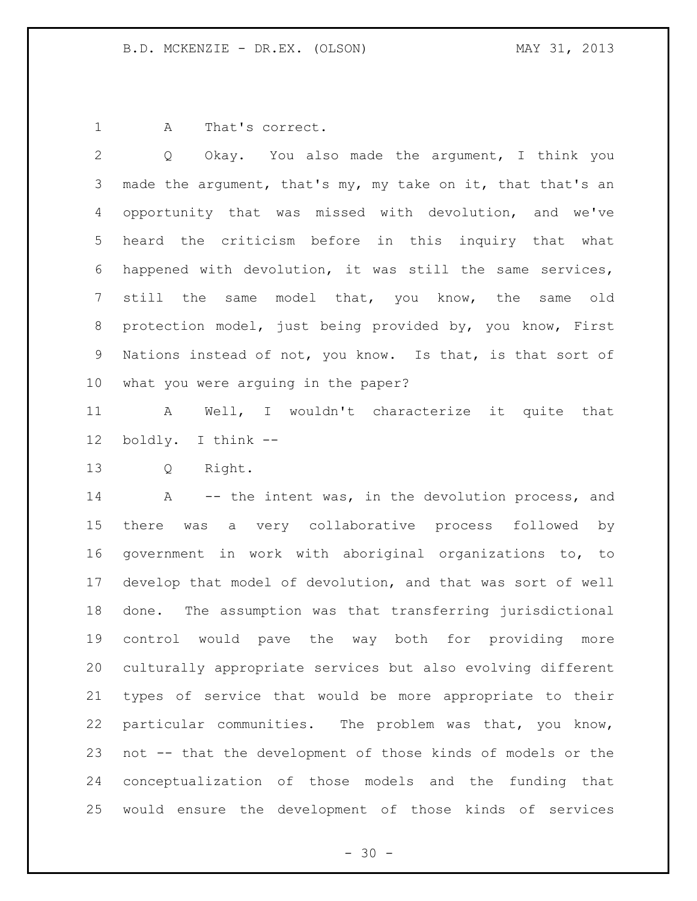A That's correct.

Q Okay. You also made the argument, I think you made the argument, that's my, my take on it, that that's an opportunity that was missed with devolution, and we've heard the criticism before in this inquiry that what happened with devolution, it was still the same services, still the same model that, you know, the same old protection model, just being provided by, you know, First Nations instead of not, you know. Is that, is that sort of what you were arguing in the paper?

A Well, I wouldn't characterize it quite that boldly. I think --

Q Right.

A -- the intent was, in the devolution process, and there was a very collaborative process followed by government in work with aboriginal organizations to, to develop that model of devolution, and that was sort of well done. The assumption was that transferring jurisdictional control would pave the way both for providing more culturally appropriate services but also evolving different types of service that would be more appropriate to their particular communities. The problem was that, you know, not -- that the development of those kinds of models or the conceptualization of those models and the funding that would ensure the development of those kinds of services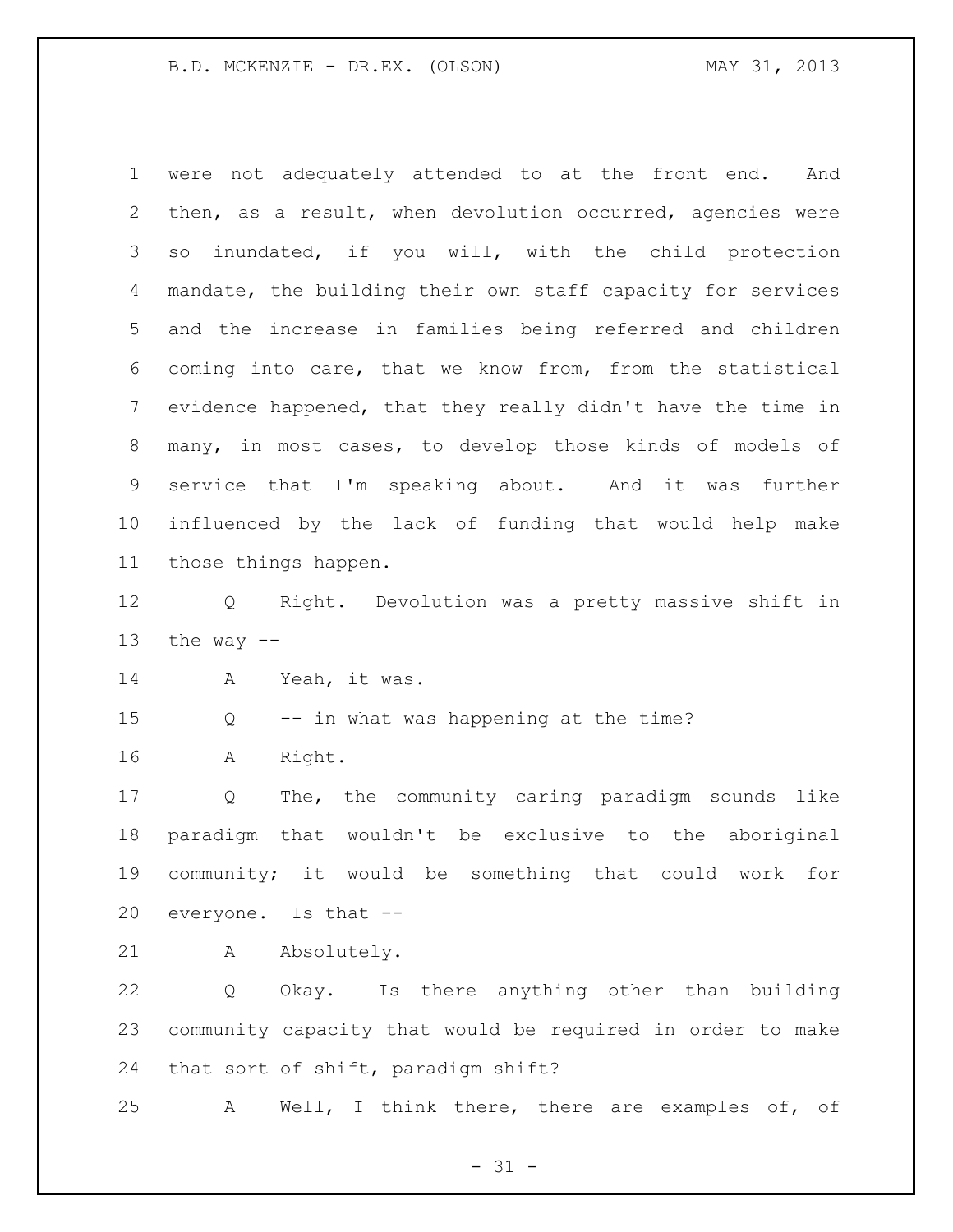were not adequately attended to at the front end. And then, as a result, when devolution occurred, agencies were so inundated, if you will, with the child protection mandate, the building their own staff capacity for services and the increase in families being referred and children coming into care, that we know from, from the statistical evidence happened, that they really didn't have the time in many, in most cases, to develop those kinds of models of service that I'm speaking about. And it was further influenced by the lack of funding that would help make those things happen.

Q Right. Devolution was a pretty massive shift in the way --

A Yeah, it was.

Q -- in what was happening at the time?

A Right.

Q The, the community caring paradigm sounds like paradigm that wouldn't be exclusive to the aboriginal community; it would be something that could work for everyone. Is that --

A Absolutely.

Q Okay. Is there anything other than building community capacity that would be required in order to make that sort of shift, paradigm shift?

A Well, I think there, there are examples of, of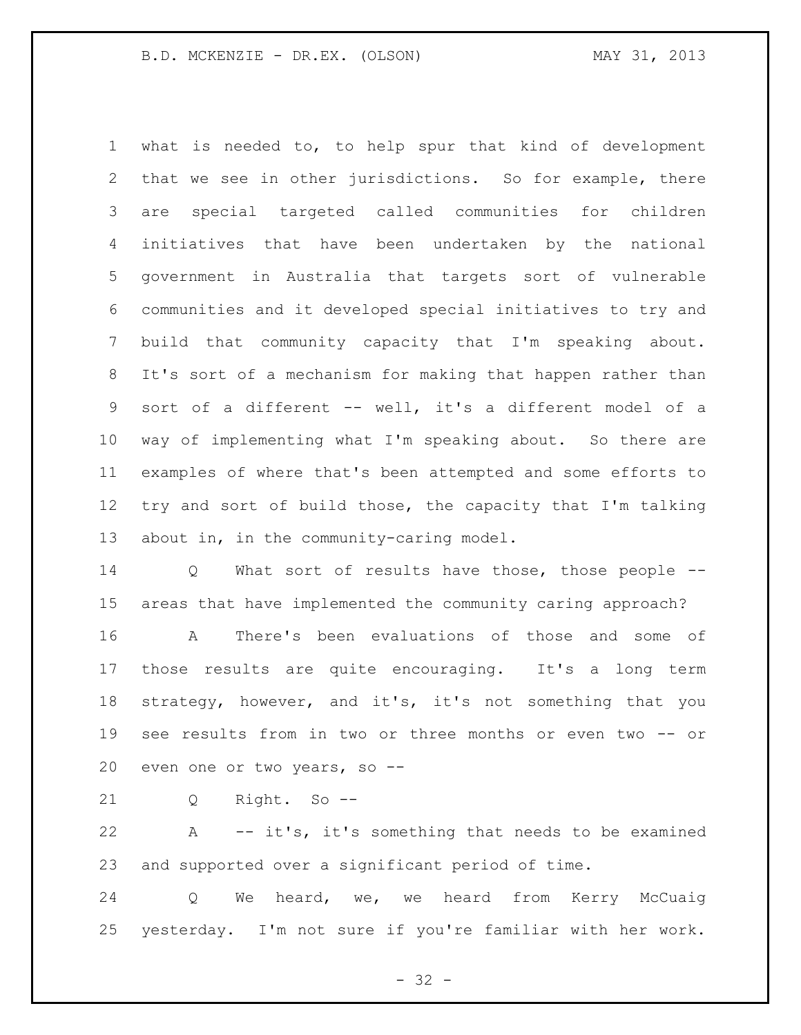what is needed to, to help spur that kind of development that we see in other jurisdictions. So for example, there are special targeted called communities for children initiatives that have been undertaken by the national government in Australia that targets sort of vulnerable communities and it developed special initiatives to try and build that community capacity that I'm speaking about. It's sort of a mechanism for making that happen rather than sort of a different -- well, it's a different model of a way of implementing what I'm speaking about. So there are examples of where that's been attempted and some efforts to try and sort of build those, the capacity that I'm talking about in, in the community-caring model.

Q What sort of results have those, those people -- areas that have implemented the community caring approach?

A There's been evaluations of those and some of those results are quite encouraging. It's a long term strategy, however, and it's, it's not something that you see results from in two or three months or even two -- or even one or two years, so --

Q Right. So --

A -- it's, it's something that needs to be examined and supported over a significant period of time.

Q We heard, we, we heard from Kerry McCuaig yesterday. I'm not sure if you're familiar with her work.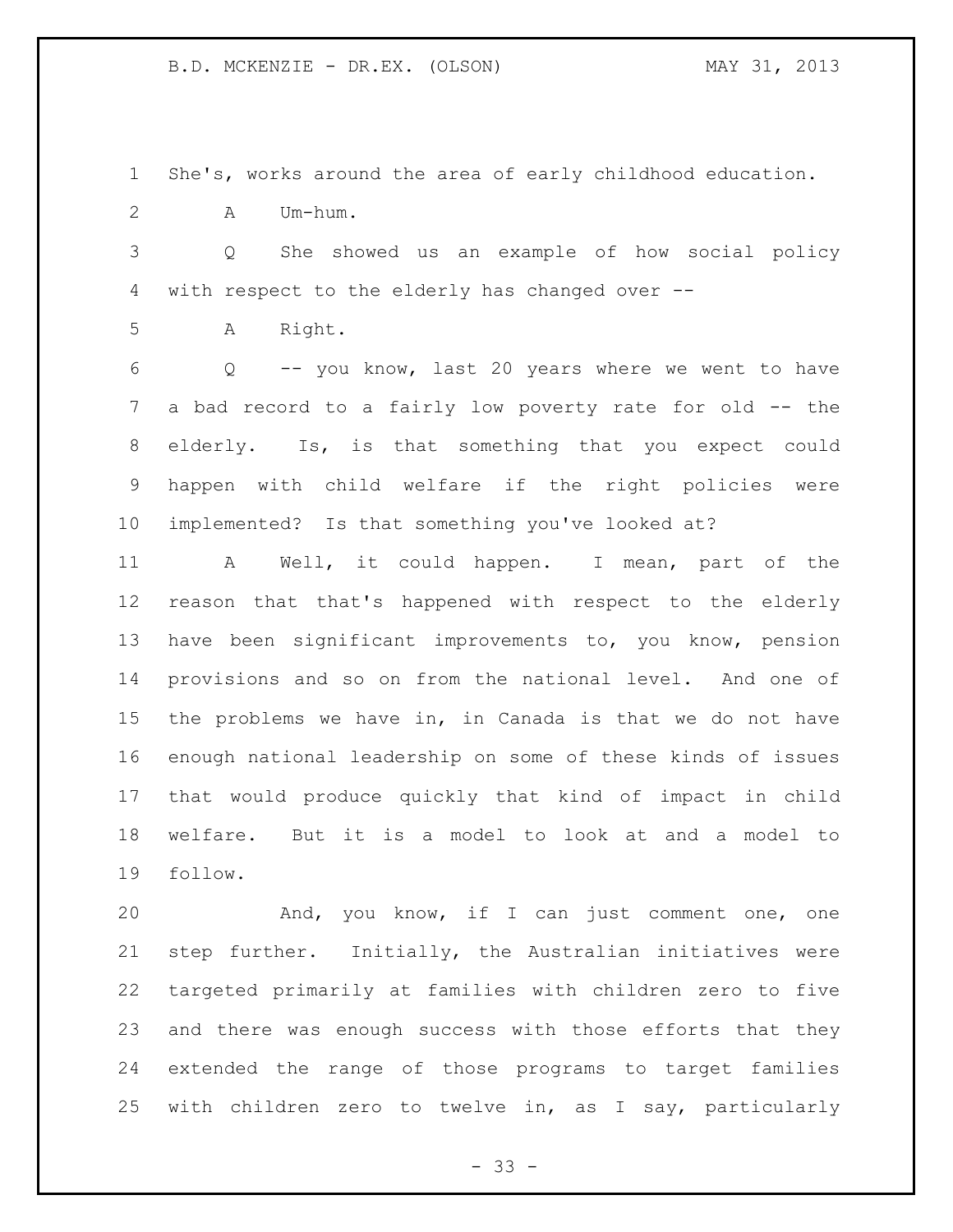She's, works around the area of early childhood education.

A Um-hum.

Q She showed us an example of how social policy with respect to the elderly has changed over --

A Right.

Q -- you know, last 20 years where we went to have a bad record to a fairly low poverty rate for old -- the elderly. Is, is that something that you expect could happen with child welfare if the right policies were implemented? Is that something you've looked at?

A Well, it could happen. I mean, part of the reason that that's happened with respect to the elderly have been significant improvements to, you know, pension provisions and so on from the national level. And one of the problems we have in, in Canada is that we do not have enough national leadership on some of these kinds of issues that would produce quickly that kind of impact in child welfare. But it is a model to look at and a model to follow.

And, you know, if I can just comment one, one step further. Initially, the Australian initiatives were targeted primarily at families with children zero to five and there was enough success with those efforts that they extended the range of those programs to target families with children zero to twelve in, as I say, particularly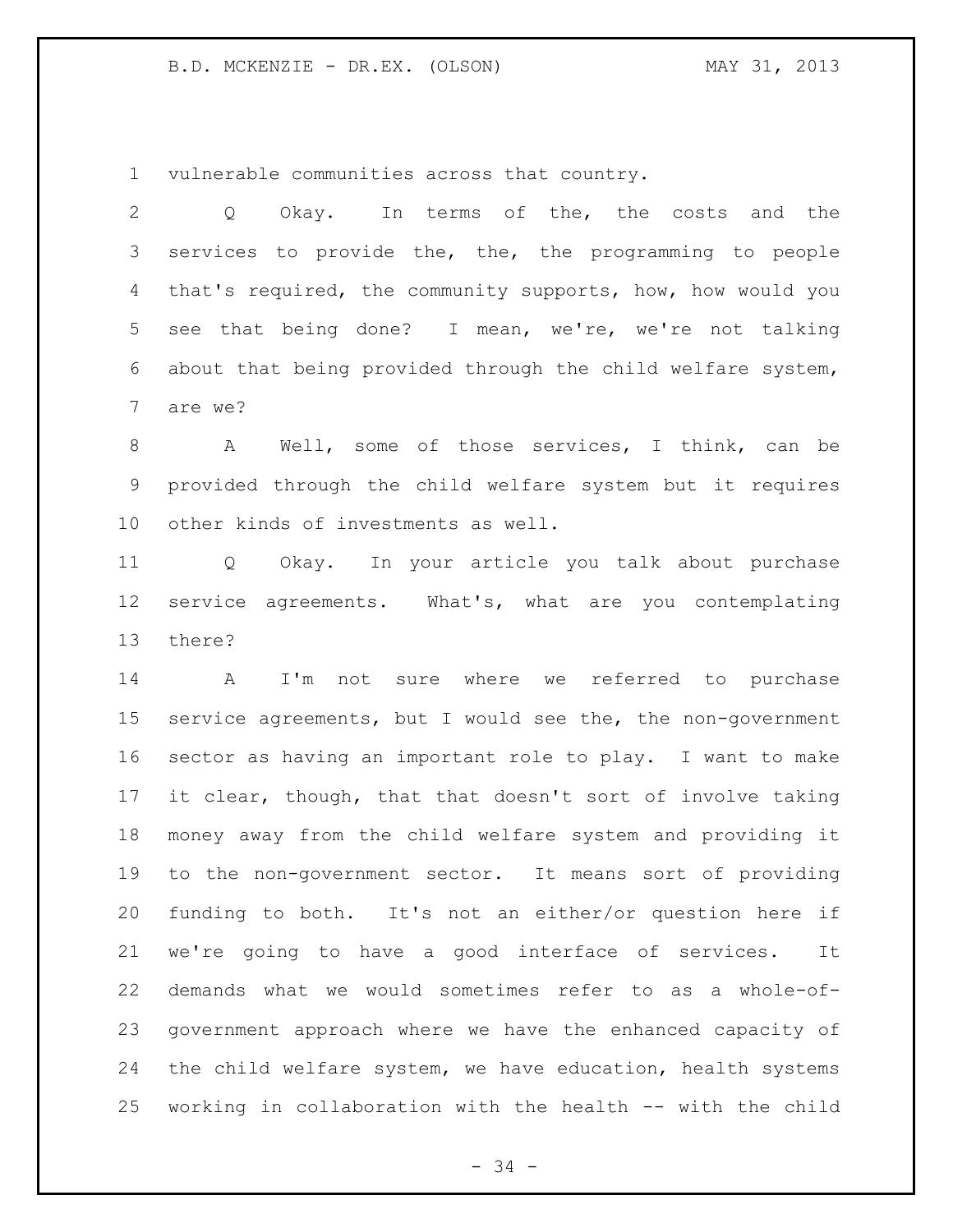vulnerable communities across that country.

Q Okay. In terms of the, the costs and the services to provide the, the, the programming to people that's required, the community supports, how, how would you see that being done? I mean, we're, we're not talking about that being provided through the child welfare system, are we?

A Well, some of those services, I think, can be provided through the child welfare system but it requires other kinds of investments as well.

Q Okay. In your article you talk about purchase service agreements. What's, what are you contemplating there?

A I'm not sure where we referred to purchase service agreements, but I would see the, the non-government sector as having an important role to play. I want to make it clear, though, that that doesn't sort of involve taking money away from the child welfare system and providing it to the non-government sector. It means sort of providing funding to both. It's not an either/or question here if we're going to have a good interface of services. It demands what we would sometimes refer to as a whole-of-government approach where we have the enhanced capacity of the child welfare system, we have education, health systems working in collaboration with the health -- with the child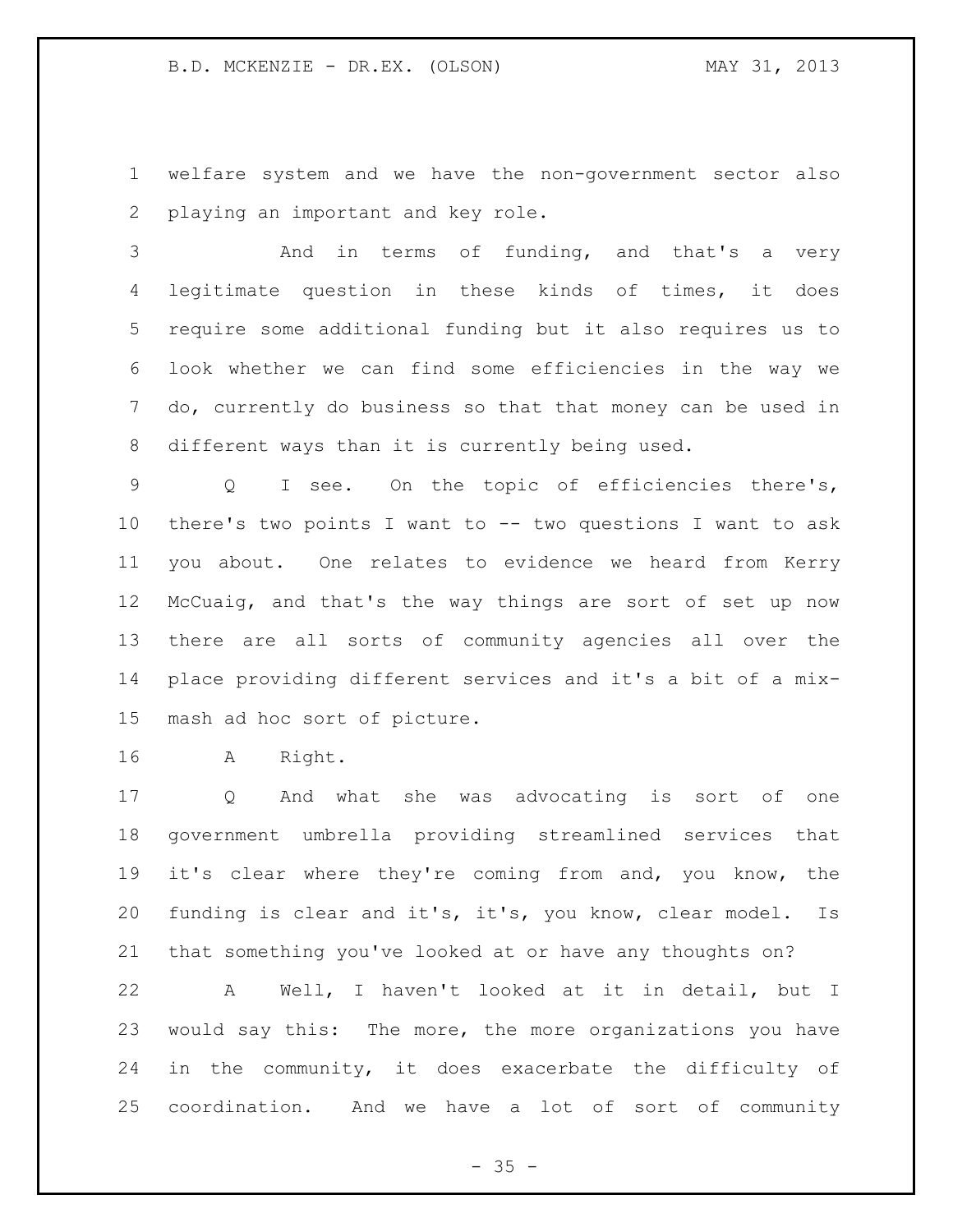welfare system and we have the non-government sector also playing an important and key role.

And in terms of funding, and that's a very legitimate question in these kinds of times, it does require some additional funding but it also requires us to look whether we can find some efficiencies in the way we do, currently do business so that that money can be used in different ways than it is currently being used.

Q I see. On the topic of efficiencies there's, there's two points I want to -- two questions I want to ask you about. One relates to evidence we heard from Kerry McCuaig, and that's the way things are sort of set up now there are all sorts of community agencies all over the place providing different services and it's a bit of a mix-mash ad hoc sort of picture.

A Right.

Q And what she was advocating is sort of one government umbrella providing streamlined services that it's clear where they're coming from and, you know, the funding is clear and it's, it's, you know, clear model. Is that something you've looked at or have any thoughts on?

A Well, I haven't looked at it in detail, but I would say this: The more, the more organizations you have in the community, it does exacerbate the difficulty of coordination. And we have a lot of sort of community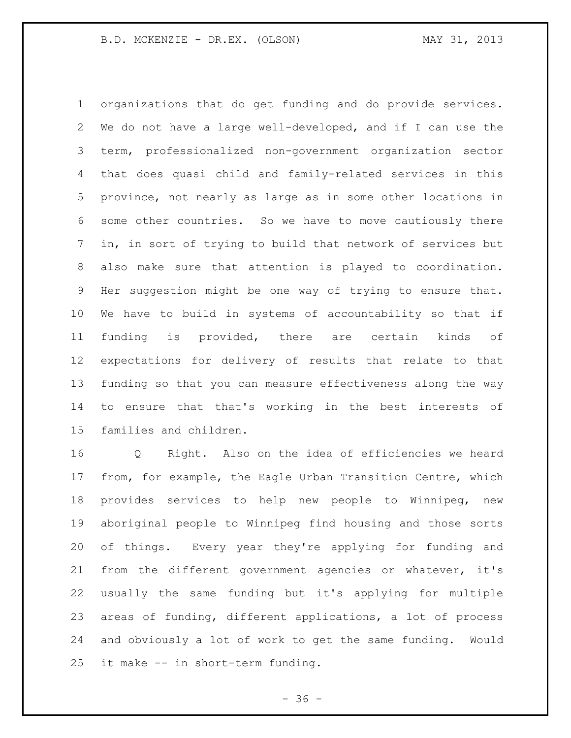organizations that do get funding and do provide services. We do not have a large well-developed, and if I can use the term, professionalized non-government organization sector that does quasi child and family-related services in this province, not nearly as large as in some other locations in some other countries. So we have to move cautiously there in, in sort of trying to build that network of services but also make sure that attention is played to coordination. Her suggestion might be one way of trying to ensure that. We have to build in systems of accountability so that if funding is provided, there are certain kinds of expectations for delivery of results that relate to that funding so that you can measure effectiveness along the way to ensure that that's working in the best interests of families and children.

Q Right. Also on the idea of efficiencies we heard from, for example, the Eagle Urban Transition Centre, which provides services to help new people to Winnipeg, new aboriginal people to Winnipeg find housing and those sorts of things. Every year they're applying for funding and from the different government agencies or whatever, it's usually the same funding but it's applying for multiple areas of funding, different applications, a lot of process and obviously a lot of work to get the same funding. Would it make -- in short-term funding.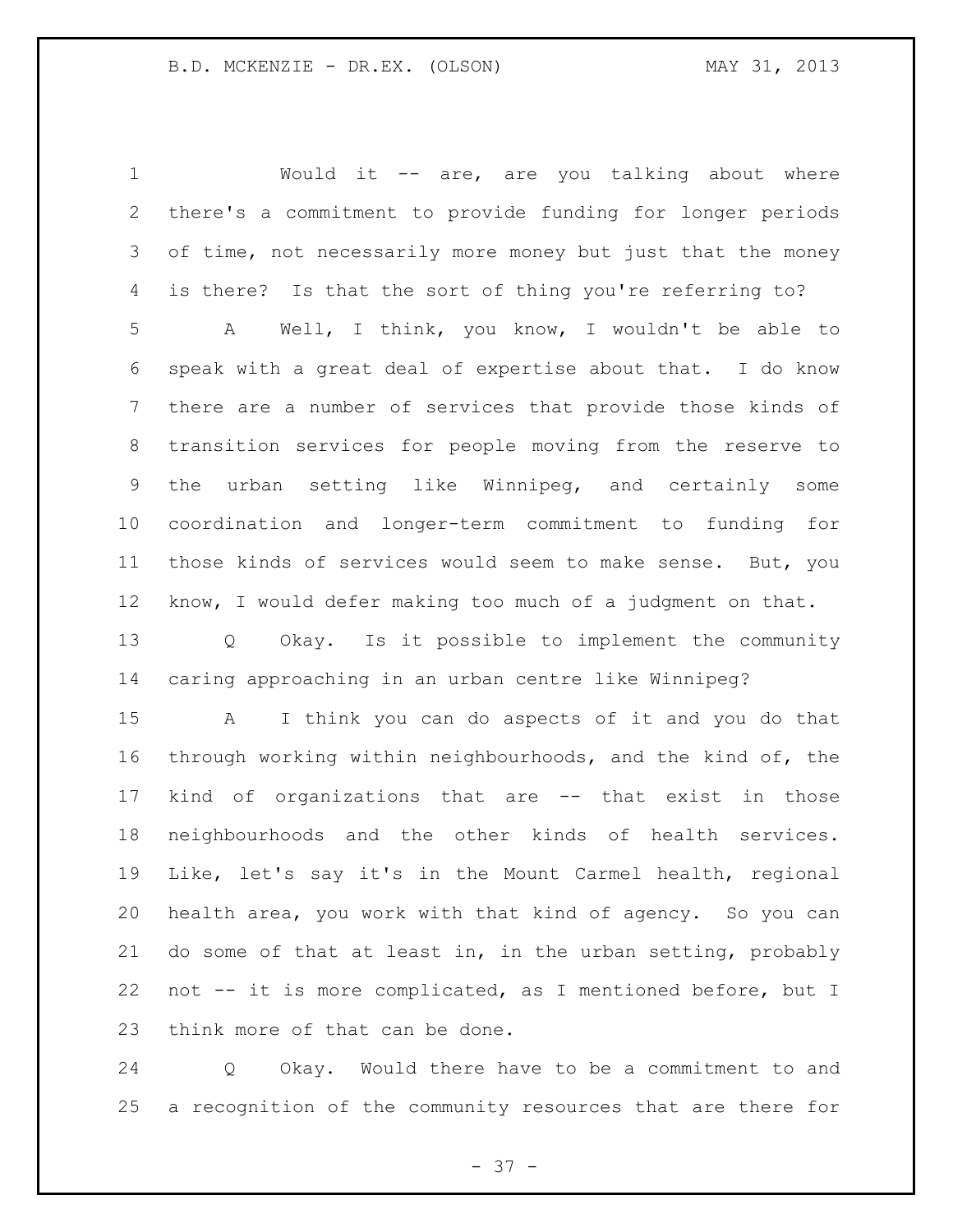Would it -- are, are you talking about where there's a commitment to provide funding for longer periods of time, not necessarily more money but just that the money is there? Is that the sort of thing you're referring to?

A Well, I think, you know, I wouldn't be able to speak with a great deal of expertise about that. I do know there are a number of services that provide those kinds of transition services for people moving from the reserve to the urban setting like Winnipeg, and certainly some coordination and longer-term commitment to funding for those kinds of services would seem to make sense. But, you know, I would defer making too much of a judgment on that.

Q Okay. Is it possible to implement the community caring approaching in an urban centre like Winnipeg?

A I think you can do aspects of it and you do that through working within neighbourhoods, and the kind of, the kind of organizations that are -- that exist in those neighbourhoods and the other kinds of health services. Like, let's say it's in the Mount Carmel health, regional health area, you work with that kind of agency. So you can do some of that at least in, in the urban setting, probably not -- it is more complicated, as I mentioned before, but I think more of that can be done.

Q Okay. Would there have to be a commitment to and a recognition of the community resources that are there for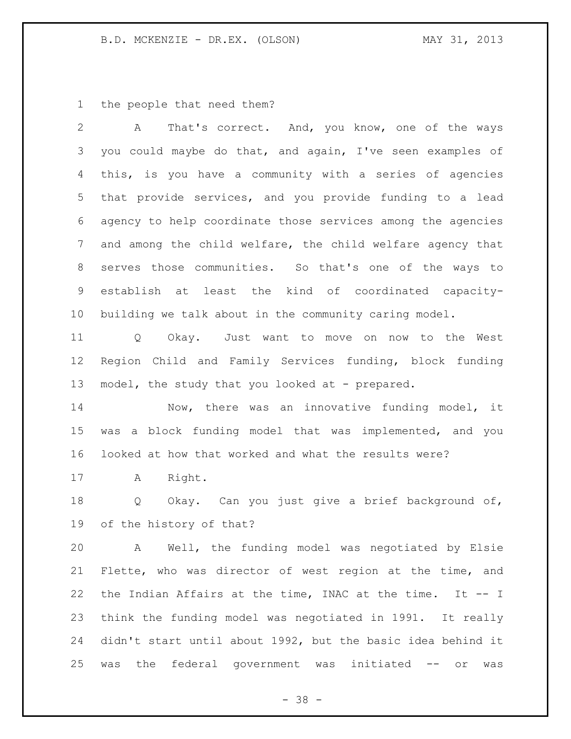the people that need them?

A That's correct. And, you know, one of the ways you could maybe do that, and again, I've seen examples of this, is you have a community with a series of agencies that provide services, and you provide funding to a lead agency to help coordinate those services among the agencies and among the child welfare, the child welfare agency that serves those communities. So that's one of the ways to establish at least the kind of coordinated capacity-building we talk about in the community caring model.

Q Okay. Just want to move on now to the West Region Child and Family Services funding, block funding model, the study that you looked at - prepared.

Now, there was an innovative funding model, it was a block funding model that was implemented, and you looked at how that worked and what the results were?

A Right.

Q Okay. Can you just give a brief background of, of the history of that?

A Well, the funding model was negotiated by Elsie Flette, who was director of west region at the time, and the Indian Affairs at the time, INAC at the time. It -- I think the funding model was negotiated in 1991. It really didn't start until about 1992, but the basic idea behind it was the federal government was initiated -- or was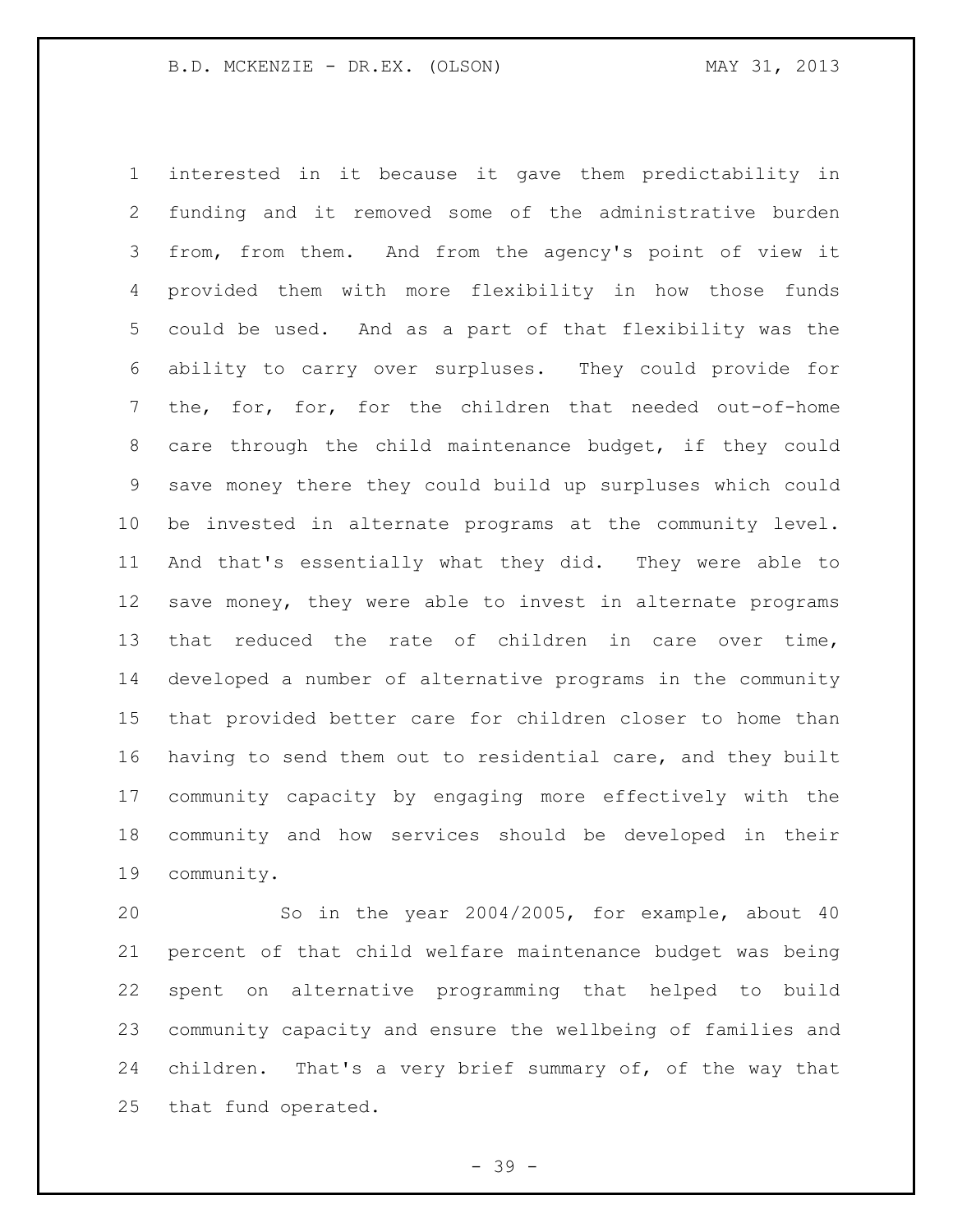interested in it because it gave them predictability in funding and it removed some of the administrative burden from, from them. And from the agency's point of view it provided them with more flexibility in how those funds could be used. And as a part of that flexibility was the ability to carry over surpluses. They could provide for the, for, for, for the children that needed out-of-home care through the child maintenance budget, if they could save money there they could build up surpluses which could be invested in alternate programs at the community level. And that's essentially what they did. They were able to save money, they were able to invest in alternate programs that reduced the rate of children in care over time, developed a number of alternative programs in the community that provided better care for children closer to home than having to send them out to residential care, and they built community capacity by engaging more effectively with the community and how services should be developed in their community.

So in the year 2004/2005, for example, about 40 percent of that child welfare maintenance budget was being spent on alternative programming that helped to build community capacity and ensure the wellbeing of families and children. That's a very brief summary of, of the way that that fund operated.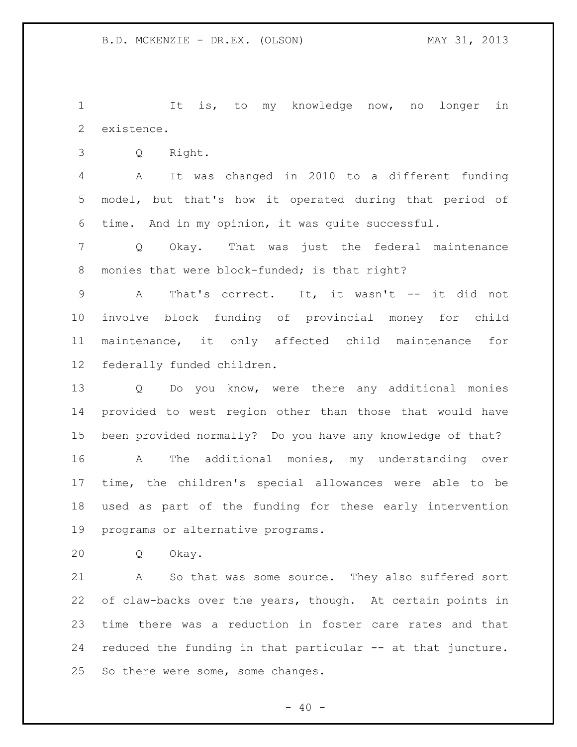It is, to my knowledge now, no longer in existence.

Q Right.

A It was changed in 2010 to a different funding model, but that's how it operated during that period of time. And in my opinion, it was quite successful.

Q Okay. That was just the federal maintenance monies that were block-funded; is that right?

A That's correct. It, it wasn't -- it did not involve block funding of provincial money for child maintenance, it only affected child maintenance for federally funded children.

Q Do you know, were there any additional monies provided to west region other than those that would have been provided normally? Do you have any knowledge of that?

A The additional monies, my understanding over time, the children's special allowances were able to be used as part of the funding for these early intervention programs or alternative programs.

Q Okay.

A So that was some source. They also suffered sort of claw-backs over the years, though. At certain points in time there was a reduction in foster care rates and that reduced the funding in that particular -- at that juncture. So there were some, some changes.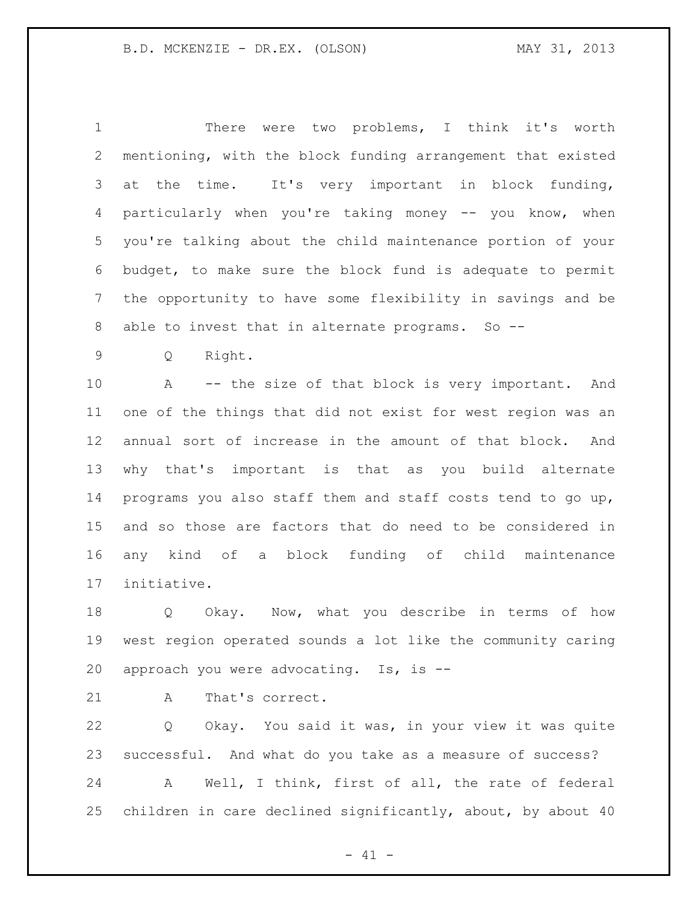There were two problems, I think it's worth mentioning, with the block funding arrangement that existed at the time. It's very important in block funding, particularly when you're taking money -- you know, when you're talking about the child maintenance portion of your budget, to make sure the block fund is adequate to permit the opportunity to have some flexibility in savings and be able to invest that in alternate programs. So --

Q Right.

A -- the size of that block is very important. And one of the things that did not exist for west region was an annual sort of increase in the amount of that block. And why that's important is that as you build alternate programs you also staff them and staff costs tend to go up, and so those are factors that do need to be considered in any kind of a block funding of child maintenance initiative.

Q Okay. Now, what you describe in terms of how west region operated sounds a lot like the community caring approach you were advocating. Is, is --

A That's correct.

Q Okay. You said it was, in your view it was quite successful. And what do you take as a measure of success?

A Well, I think, first of all, the rate of federal children in care declined significantly, about, by about 40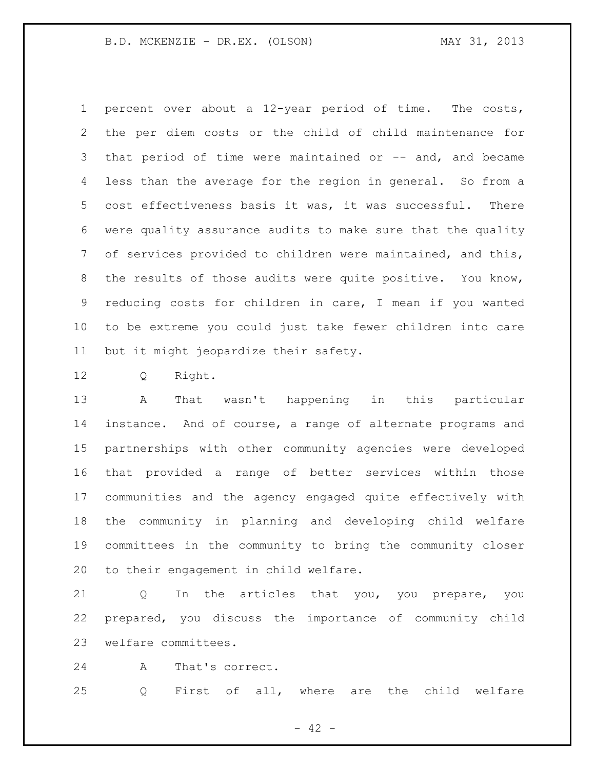percent over about a 12-year period of time. The costs, the per diem costs or the child of child maintenance for that period of time were maintained or -- and, and became less than the average for the region in general. So from a cost effectiveness basis it was, it was successful. There were quality assurance audits to make sure that the quality of services provided to children were maintained, and this, the results of those audits were quite positive. You know, reducing costs for children in care, I mean if you wanted to be extreme you could just take fewer children into care but it might jeopardize their safety.

Q Right.

A That wasn't happening in this particular instance. And of course, a range of alternate programs and partnerships with other community agencies were developed that provided a range of better services within those communities and the agency engaged quite effectively with the community in planning and developing child welfare committees in the community to bring the community closer to their engagement in child welfare.

Q In the articles that you, you prepare, you prepared, you discuss the importance of community child welfare committees.

A That's correct.

Q First of all, where are the child welfare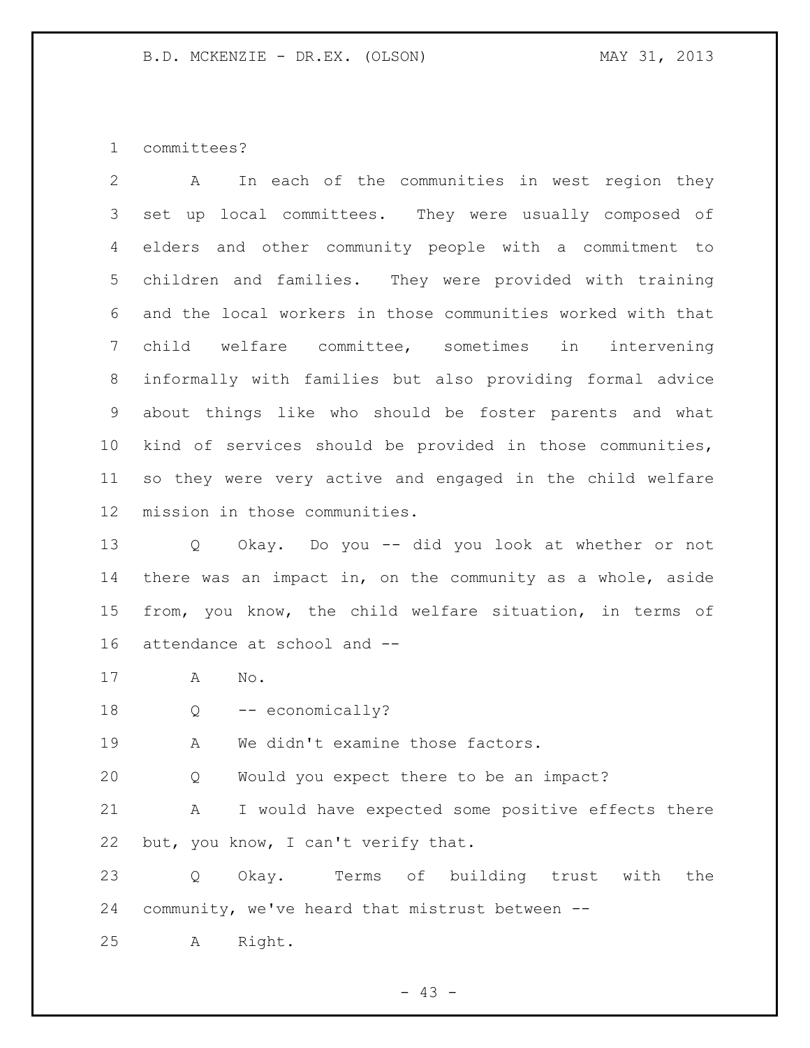committees?

A In each of the communities in west region they set up local committees. They were usually composed of elders and other community people with a commitment to children and families. They were provided with training and the local workers in those communities worked with that child welfare committee, sometimes in intervening informally with families but also providing formal advice about things like who should be foster parents and what kind of services should be provided in those communities, so they were very active and engaged in the child welfare mission in those communities.

Q Okay. Do you -- did you look at whether or not there was an impact in, on the community as a whole, aside from, you know, the child welfare situation, in terms of attendance at school and --

A No.

Q -- economically?

A We didn't examine those factors.

Q Would you expect there to be an impact?

A I would have expected some positive effects there but, you know, I can't verify that.

Q Okay. Terms of building trust with the community, we've heard that mistrust between --

A Right.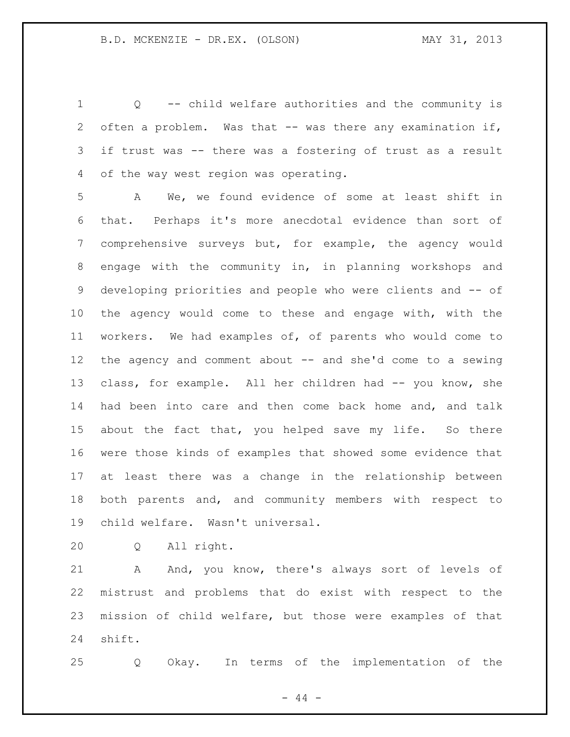Q -- child welfare authorities and the community is often a problem. Was that -- was there any examination if, if trust was -- there was a fostering of trust as a result of the way west region was operating.

A We, we found evidence of some at least shift in that. Perhaps it's more anecdotal evidence than sort of comprehensive surveys but, for example, the agency would engage with the community in, in planning workshops and developing priorities and people who were clients and -- of the agency would come to these and engage with, with the workers. We had examples of, of parents who would come to the agency and comment about -- and she'd come to a sewing class, for example. All her children had -- you know, she had been into care and then come back home and, and talk about the fact that, you helped save my life. So there were those kinds of examples that showed some evidence that at least there was a change in the relationship between both parents and, and community members with respect to child welfare. Wasn't universal.

Q All right.

A And, you know, there's always sort of levels of mistrust and problems that do exist with respect to the mission of child welfare, but those were examples of that shift.

Q Okay. In terms of the implementation of the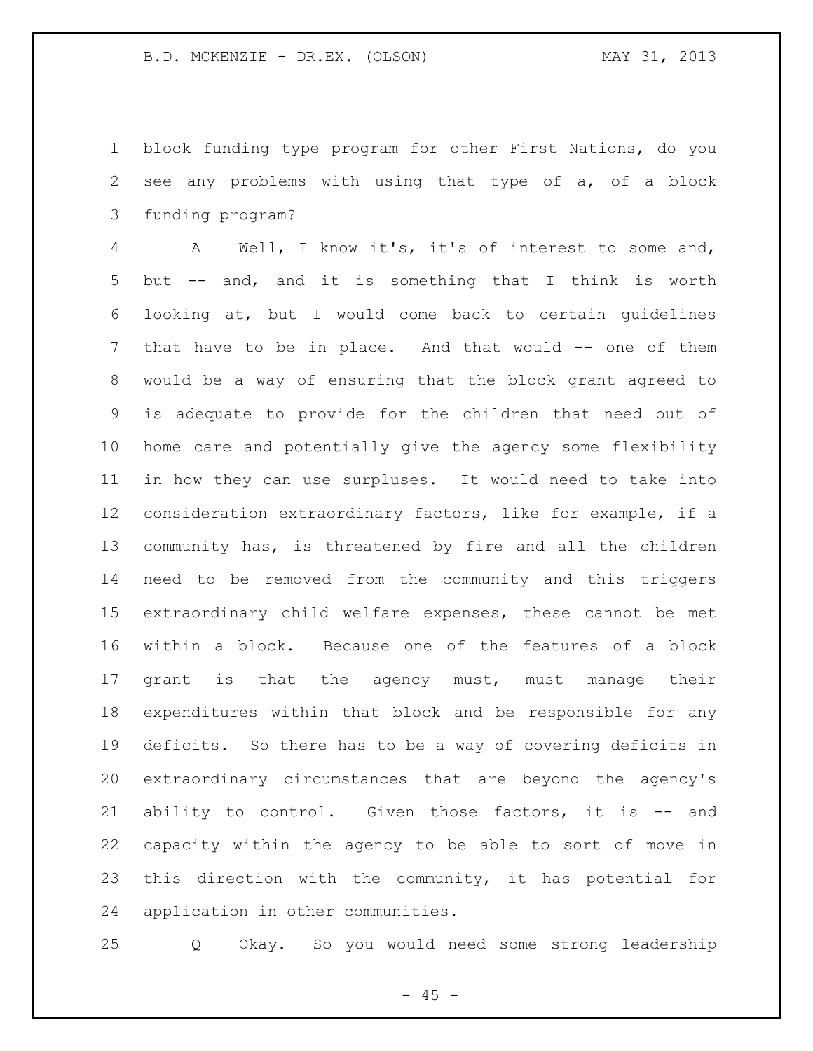block funding type program for other First Nations, do you see any problems with using that type of a, of a block funding program?

A Well, I know it's, it's of interest to some and, but -- and, and it is something that I think is worth looking at, but I would come back to certain guidelines that have to be in place. And that would -- one of them would be a way of ensuring that the block grant agreed to is adequate to provide for the children that need out of home care and potentially give the agency some flexibility in how they can use surpluses. It would need to take into consideration extraordinary factors, like for example, if a community has, is threatened by fire and all the children need to be removed from the community and this triggers extraordinary child welfare expenses, these cannot be met within a block. Because one of the features of a block grant is that the agency must, must manage their expenditures within that block and be responsible for any deficits. So there has to be a way of covering deficits in extraordinary circumstances that are beyond the agency's ability to control. Given those factors, it is -- and capacity within the agency to be able to sort of move in this direction with the community, it has potential for application in other communities.

Q Okay. So you would need some strong leadership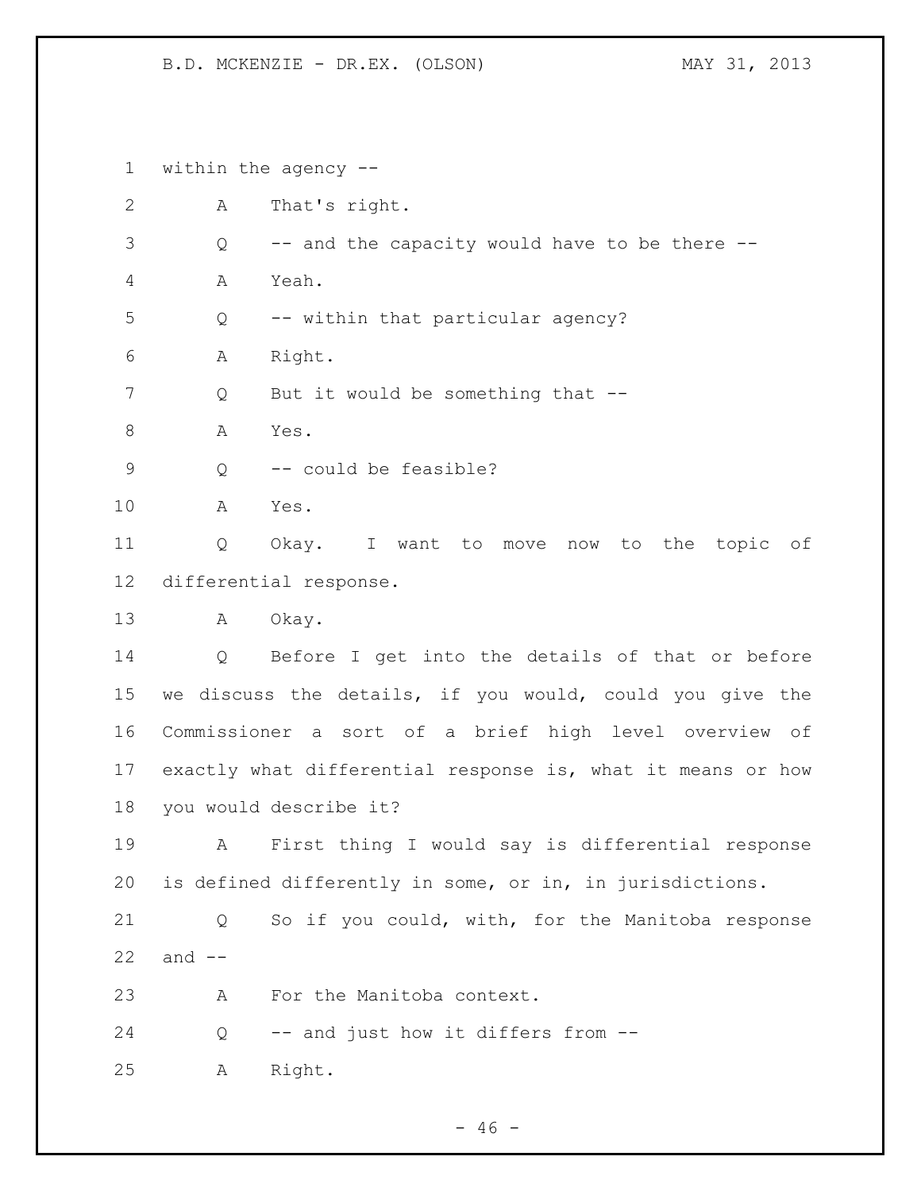within the agency --

A That's right.

Q -- and the capacity would have to be there --

A Yeah.

Q -- within that particular agency?

A Right.

Q But it would be something that --

A Yes.

Q -- could be feasible?

A Yes.

Q Okay. I want to move now to the topic of differential response.

A Okay.

Q Before I get into the details of that or before we discuss the details, if you would, could you give the Commissioner a sort of a brief high level overview of exactly what differential response is, what it means or how you would describe it?

A First thing I would say is differential response is defined differently in some, or in, in jurisdictions.

Q So if you could, with, for the Manitoba response and --

A For the Manitoba context.

Q -- and just how it differs from --

A Right.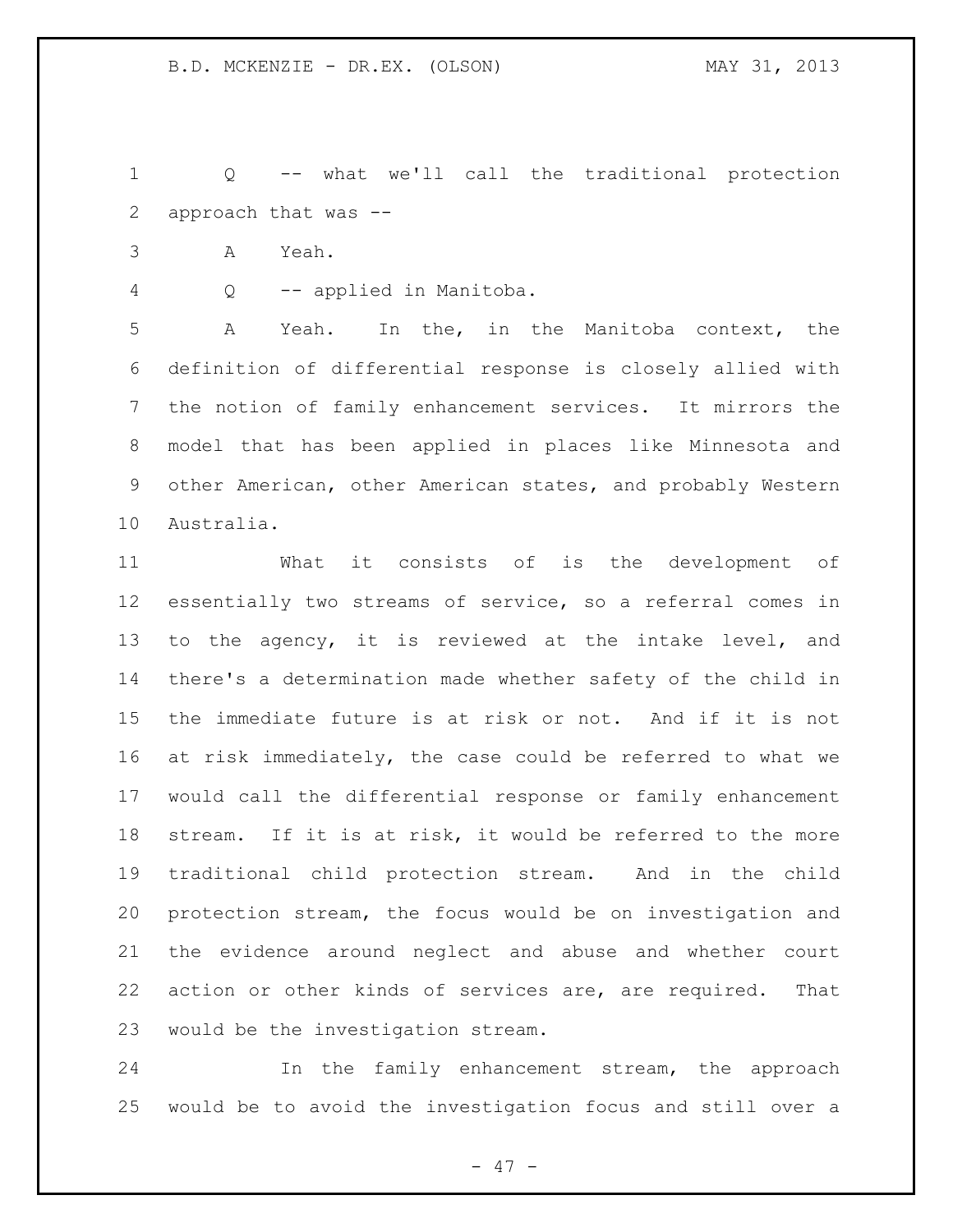Q -- what we'll call the traditional protection approach that was --

A Yeah.

Q -- applied in Manitoba.

A Yeah. In the, in the Manitoba context, the definition of differential response is closely allied with the notion of family enhancement services. It mirrors the model that has been applied in places like Minnesota and other American, other American states, and probably Western Australia.

What it consists of is the development of essentially two streams of service, so a referral comes in to the agency, it is reviewed at the intake level, and there's a determination made whether safety of the child in the immediate future is at risk or not. And if it is not at risk immediately, the case could be referred to what we would call the differential response or family enhancement stream. If it is at risk, it would be referred to the more traditional child protection stream. And in the child protection stream, the focus would be on investigation and the evidence around neglect and abuse and whether court action or other kinds of services are, are required. That would be the investigation stream.

In the family enhancement stream, the approach would be to avoid the investigation focus and still over a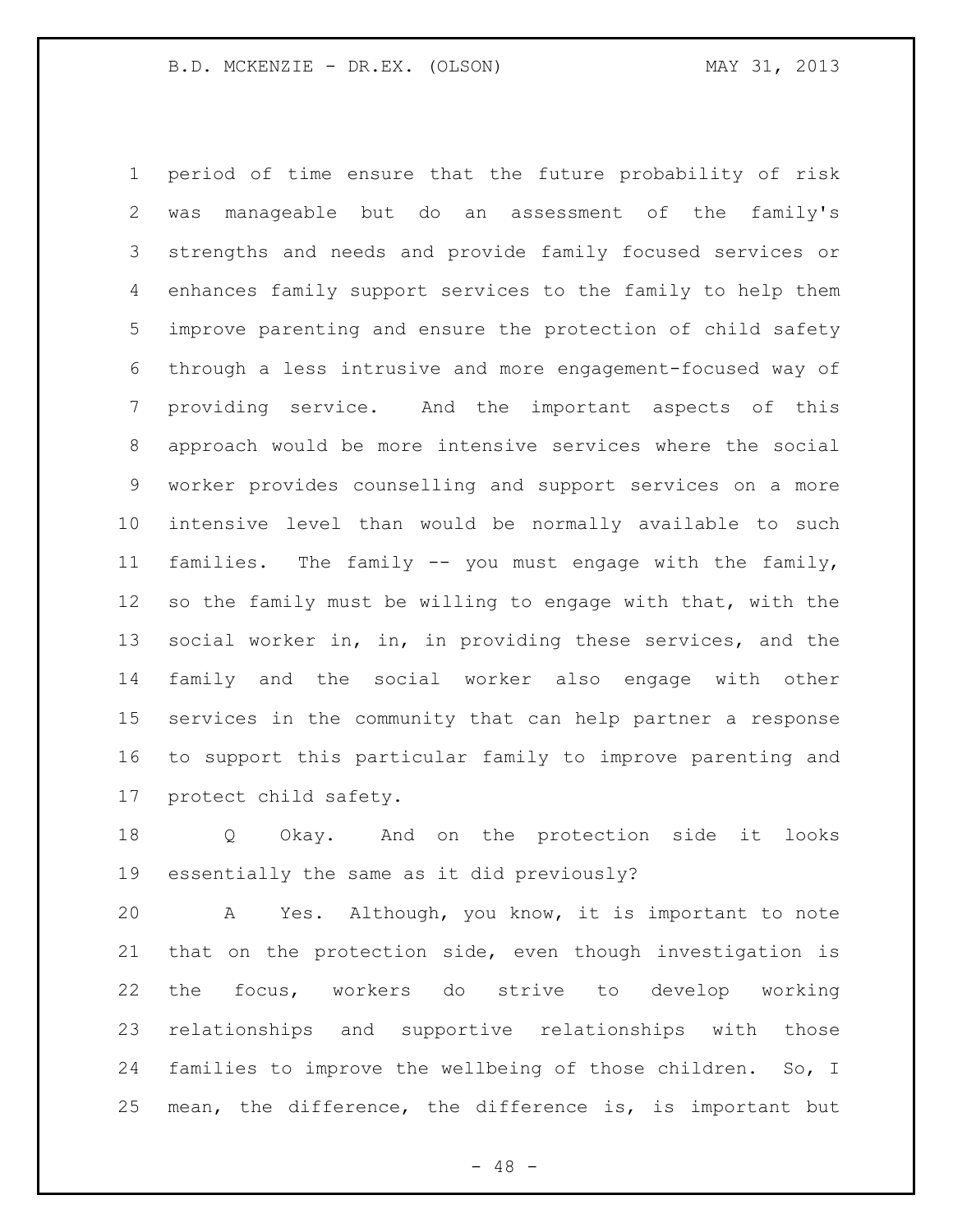period of time ensure that the future probability of risk was manageable but do an assessment of the family's strengths and needs and provide family focused services or enhances family support services to the family to help them improve parenting and ensure the protection of child safety through a less intrusive and more engagement-focused way of providing service. And the important aspects of this approach would be more intensive services where the social worker provides counselling and support services on a more intensive level than would be normally available to such families. The family -- you must engage with the family, so the family must be willing to engage with that, with the social worker in, in, in providing these services, and the family and the social worker also engage with other services in the community that can help partner a response to support this particular family to improve parenting and protect child safety.

Q Okay. And on the protection side it looks essentially the same as it did previously?

A Yes. Although, you know, it is important to note that on the protection side, even though investigation is the focus, workers do strive to develop working relationships and supportive relationships with those families to improve the wellbeing of those children. So, I mean, the difference, the difference is, is important but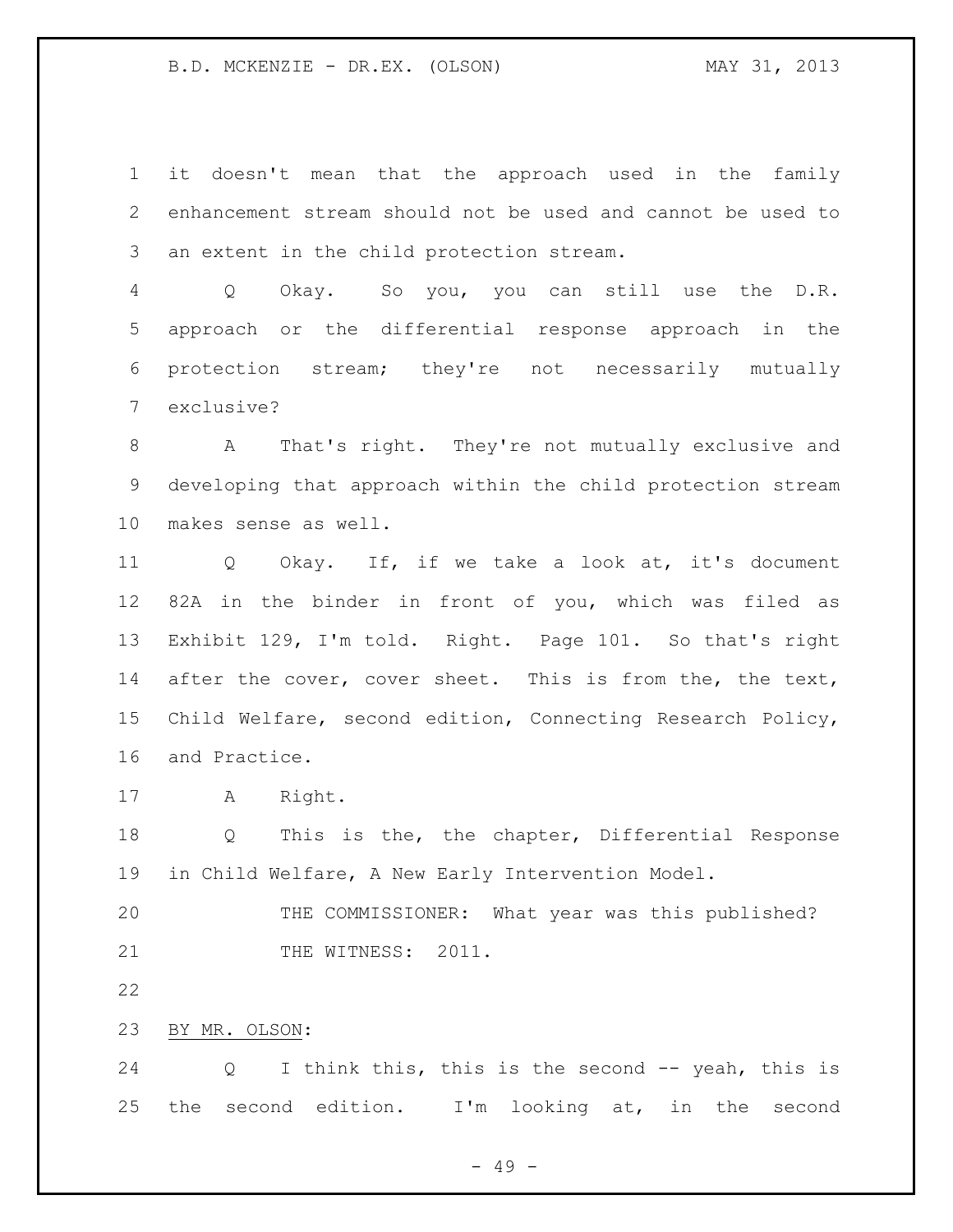it doesn't mean that the approach used in the family enhancement stream should not be used and cannot be used to an extent in the child protection stream.

Q Okay. So you, you can still use the D.R. approach or the differential response approach in the protection stream; they're not necessarily mutually exclusive?

A That's right. They're not mutually exclusive and developing that approach within the child protection stream makes sense as well.

Q Okay. If, if we take a look at, it's document 82A in the binder in front of you, which was filed as Exhibit 129, I'm told. Right. Page 101. So that's right after the cover, cover sheet. This is from the, the text, Child Welfare, second edition, Connecting Research Policy, and Practice.

A Right.

Q This is the, the chapter, Differential Response in Child Welfare, A New Early Intervention Model.

THE COMMISSIONER: What year was this published?

THE WITNESS: 2011.

BY MR. OLSON:

Q I think this, this is the second -- yeah, this is the second edition. I'm looking at, in the second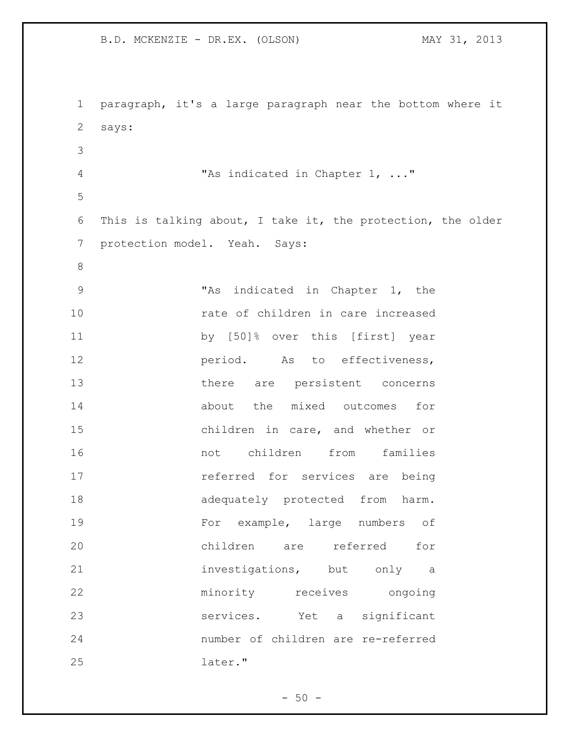paragraph, it's a large paragraph near the bottom where it says:

> "As indicated in Chapter 1, ..."

This is talking about, I take it, the protection, the older protection model. Yeah. Says:

> "As indicated in Chapter 1, the rate of children in care increased by [50]% over this [first] year period. As to effectiveness, there are persistent concerns about the mixed outcomes for children in care, and whether or not children from families referred for services are being adequately protected from harm. For example, large numbers of children are referred for investigations, but only a minority receives ongoing services. Yet a significant number of children are re-referred later."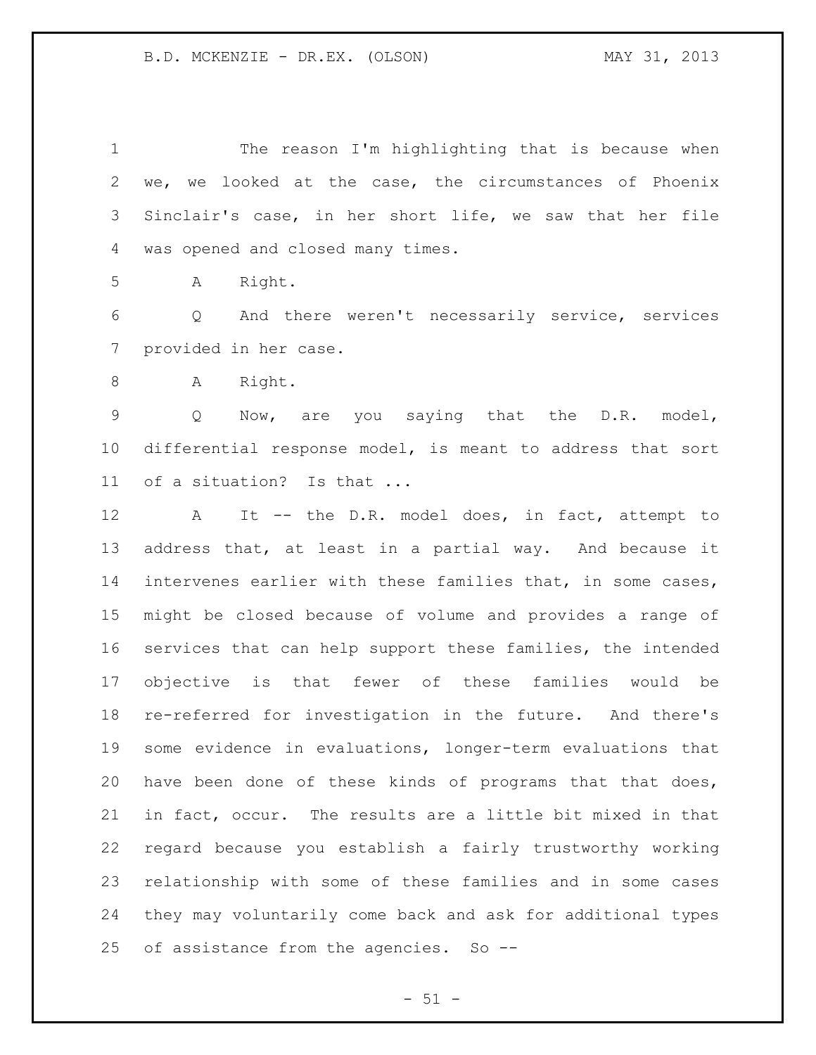The reason I'm highlighting that is because when we, we looked at the case, the circumstances of Phoenix Sinclair's case, in her short life, we saw that her file was opened and closed many times.

A Right.

Q And there weren't necessarily service, services provided in her case.

A Right.

Q Now, are you saying that the D.R. model, differential response model, is meant to address that sort of a situation? Is that ...

A It -- the D.R. model does, in fact, attempt to address that, at least in a partial way. And because it intervenes earlier with these families that, in some cases, might be closed because of volume and provides a range of services that can help support these families, the intended objective is that fewer of these families would be re-referred for investigation in the future. And there's some evidence in evaluations, longer-term evaluations that have been done of these kinds of programs that that does, in fact, occur. The results are a little bit mixed in that regard because you establish a fairly trustworthy working relationship with some of these families and in some cases they may voluntarily come back and ask for additional types of assistance from the agencies. So --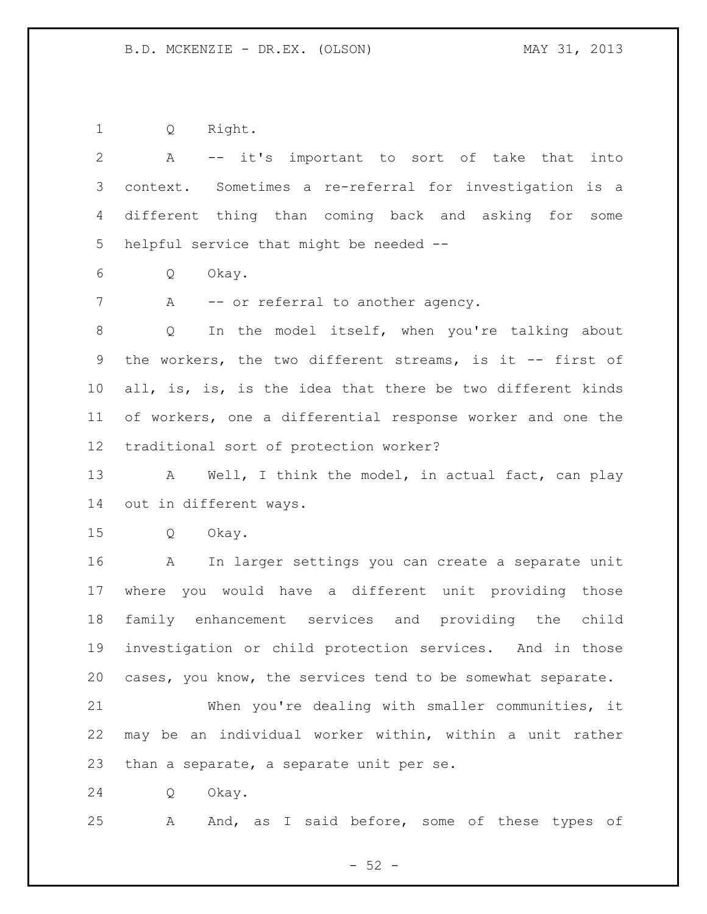Q Right.

A -- it's important to sort of take that into context. Sometimes a re-referral for investigation is a different thing than coming back and asking for some helpful service that might be needed --

Q Okay.

A -- or referral to another agency.

Q In the model itself, when you're talking about the workers, the two different streams, is it -- first of all, is, is, is the idea that there be two different kinds of workers, one a differential response worker and one the traditional sort of protection worker?

A Well, I think the model, in actual fact, can play out in different ways.

Q Okay.

A In larger settings you can create a separate unit where you would have a different unit providing those family enhancement services and providing the child investigation or child protection services. And in those cases, you know, the services tend to be somewhat separate.

When you're dealing with smaller communities, it may be an individual worker within, within a unit rather than a separate, a separate unit per se.

Q Okay.

A And, as I said before, some of these types of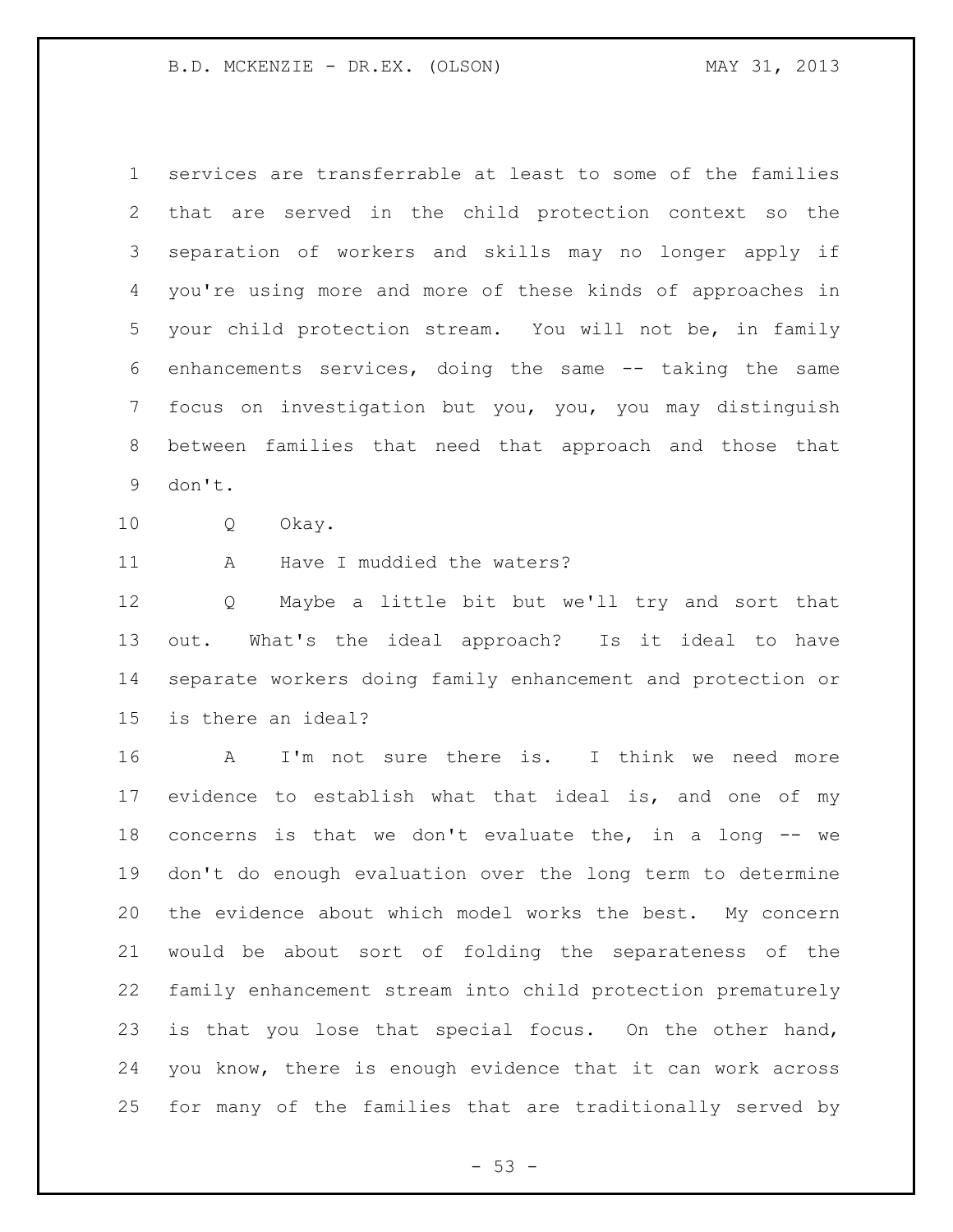services are transferrable at least to some of the families that are served in the child protection context so the separation of workers and skills may no longer apply if you're using more and more of these kinds of approaches in your child protection stream. You will not be, in family enhancements services, doing the same -- taking the same focus on investigation but you, you, you may distinguish between families that need that approach and those that don't.

Q Okay.

A Have I muddied the waters?

Q Maybe a little bit but we'll try and sort that out. What's the ideal approach? Is it ideal to have separate workers doing family enhancement and protection or is there an ideal?

A I'm not sure there is. I think we need more evidence to establish what that ideal is, and one of my concerns is that we don't evaluate the, in a long -- we don't do enough evaluation over the long term to determine the evidence about which model works the best. My concern would be about sort of folding the separateness of the family enhancement stream into child protection prematurely is that you lose that special focus. On the other hand, you know, there is enough evidence that it can work across for many of the families that are traditionally served by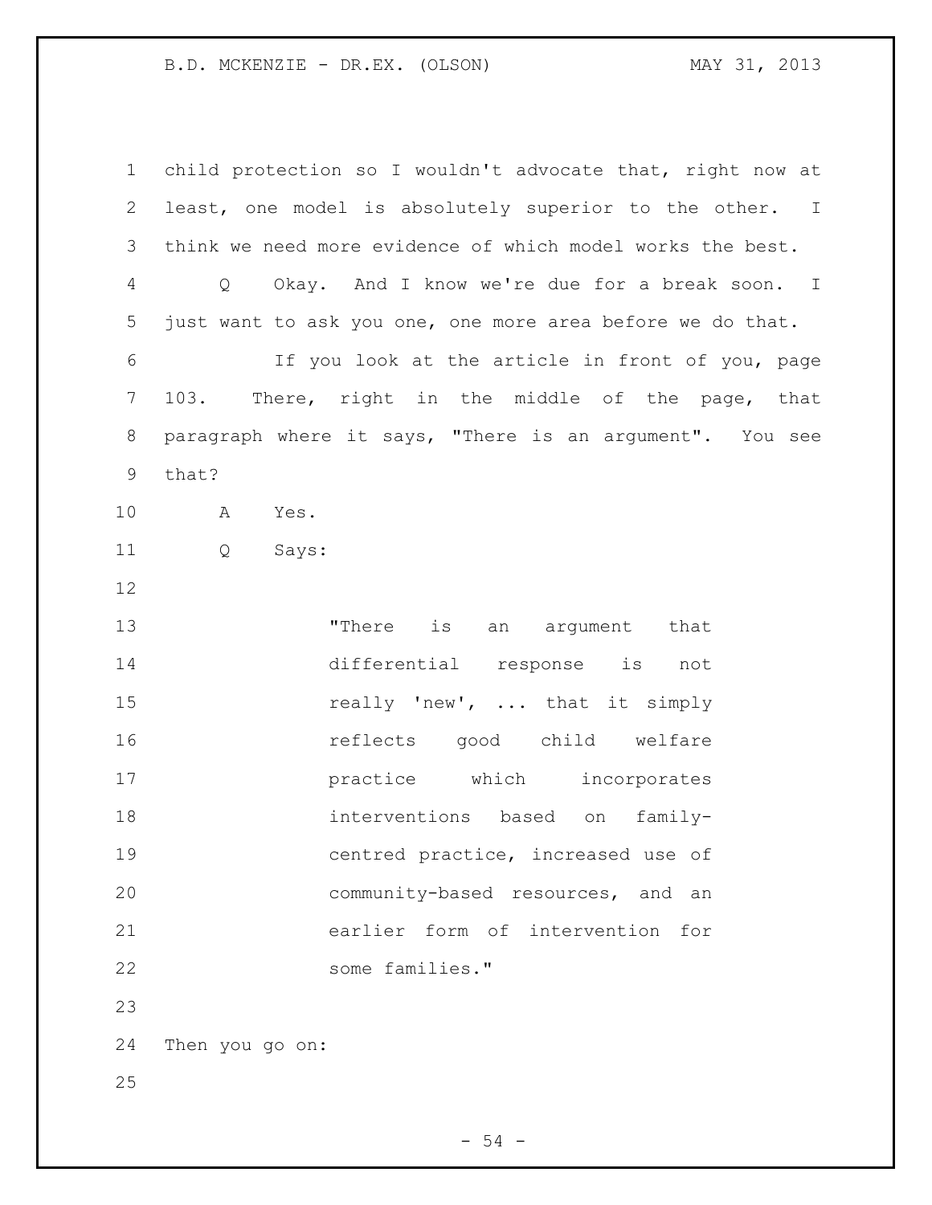child protection so I wouldn't advocate that, right now at least, one model is absolutely superior to the other. I think we need more evidence of which model works the best.

Q Okay. And I know we're due for a break soon. I just want to ask you one, one more area before we do that.

If you look at the article in front of you, page 103. There, right in the middle of the page, that paragraph where it says, "There is an argument". You see that?

A Yes.

Q Says:

> "There is an argument that differential response is not really 'new', ... that it simply reflects good child welfare practice which incorporates interventions based on family-centred practice, increased use of community-based resources, and an earlier form of intervention for some families."

Then you go on: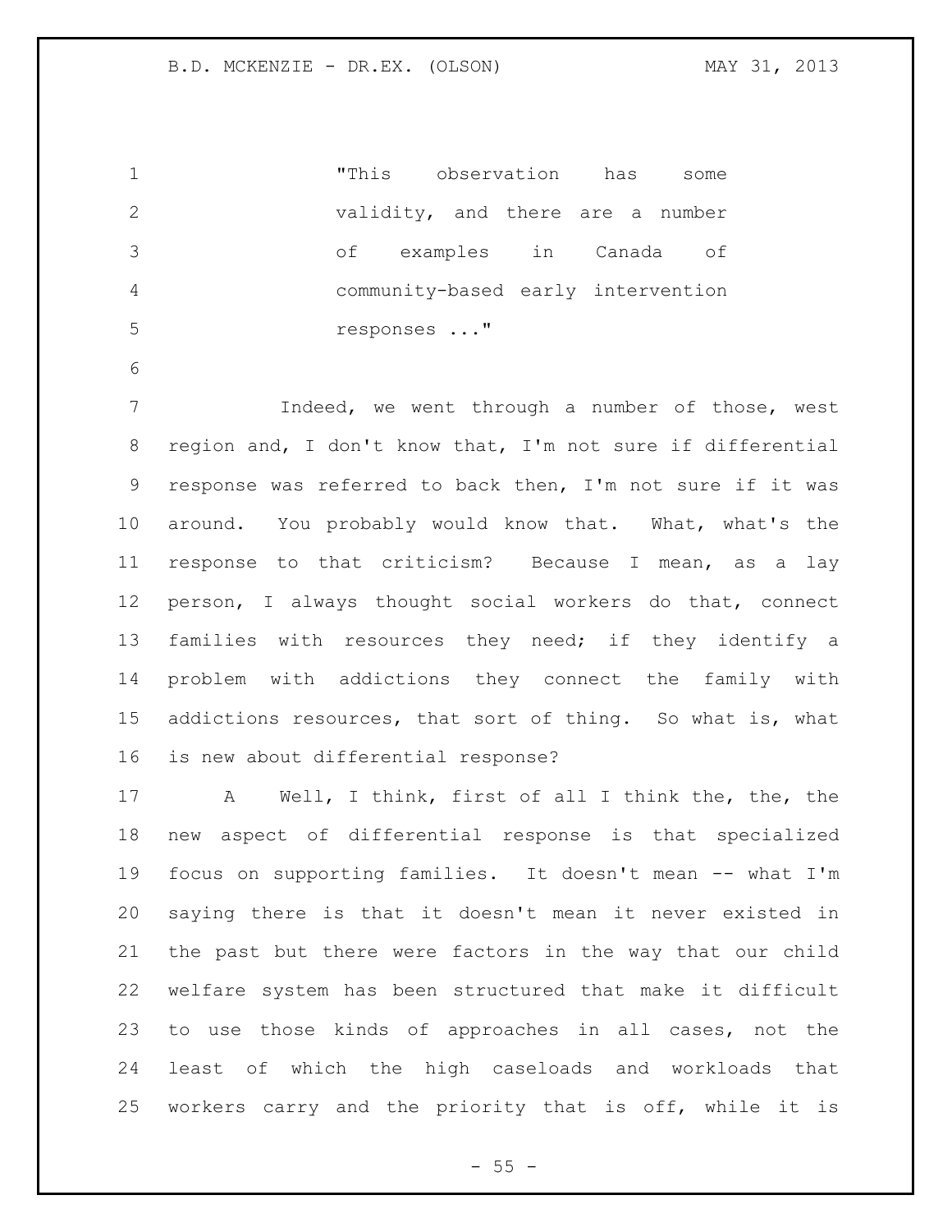> "This observation has some validity, and there are a number of examples in Canada of community-based early intervention responses ..."

Indeed, we went through a number of those, west region and, I don't know that, I'm not sure if differential response was referred to back then, I'm not sure if it was around. You probably would know that. What, what's the response to that criticism? Because I mean, as a lay person, I always thought social workers do that, connect families with resources they need; if they identify a problem with addictions they connect the family with addictions resources, that sort of thing. So what is, what is new about differential response?

A Well, I think, first of all I think the, the, the new aspect of differential response is that specialized focus on supporting families. It doesn't mean -- what I'm saying there is that it doesn't mean it never existed in the past but there were factors in the way that our child welfare system has been structured that make it difficult to use those kinds of approaches in all cases, not the least of which the high caseloads and workloads that workers carry and the priority that is off, while it is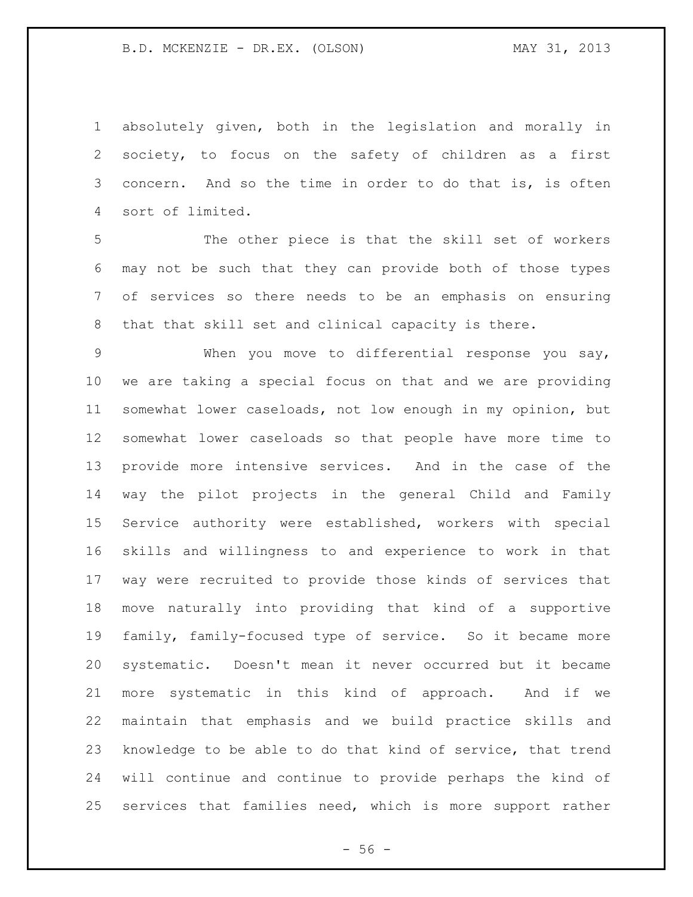absolutely given, both in the legislation and morally in society, to focus on the safety of children as a first concern. And so the time in order to do that is, is often sort of limited.

The other piece is that the skill set of workers may not be such that they can provide both of those types of services so there needs to be an emphasis on ensuring that that skill set and clinical capacity is there.

When you move to differential response you say, we are taking a special focus on that and we are providing somewhat lower caseloads, not low enough in my opinion, but somewhat lower caseloads so that people have more time to provide more intensive services. And in the case of the way the pilot projects in the general Child and Family Service authority were established, workers with special skills and willingness to and experience to work in that way were recruited to provide those kinds of services that move naturally into providing that kind of a supportive family, family-focused type of service. So it became more systematic. Doesn't mean it never occurred but it became more systematic in this kind of approach. And if we maintain that emphasis and we build practice skills and knowledge to be able to do that kind of service, that trend will continue and continue to provide perhaps the kind of services that families need, which is more support rather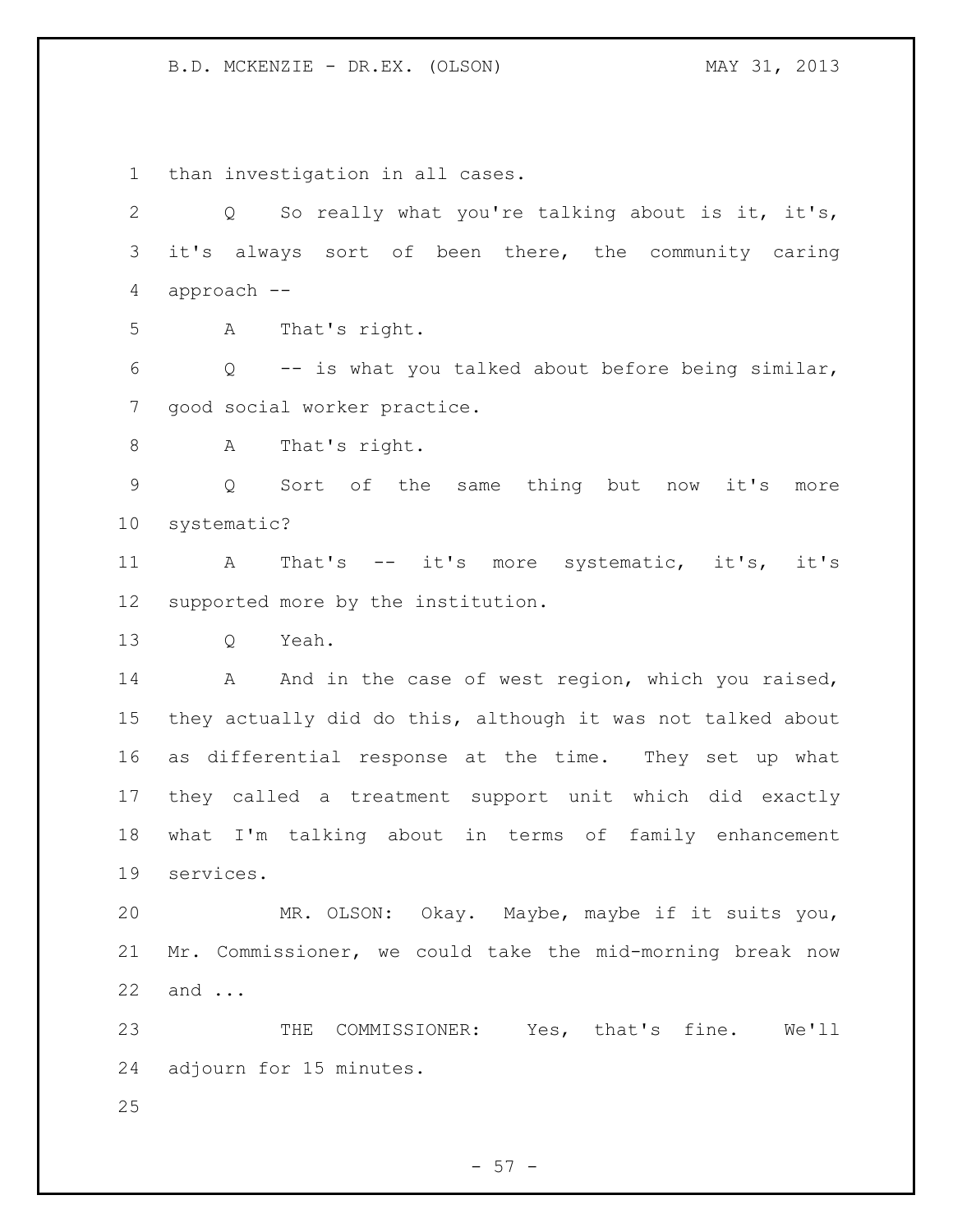than investigation in all cases.

Q So really what you're talking about is it, it's, it's always sort of been there, the community caring approach --

A That's right.

Q -- is what you talked about before being similar, good social worker practice.

A That's right.

Q Sort of the same thing but now it's more systematic?

A That's -- it's more systematic, it's, it's supported more by the institution.

Q Yeah.

A And in the case of west region, which you raised, they actually did do this, although it was not talked about as differential response at the time. They set up what they called a treatment support unit which did exactly what I'm talking about in terms of family enhancement services.

MR. OLSON: Okay. Maybe, maybe if it suits you, Mr. Commissioner, we could take the mid-morning break now and ...

THE COMMISSIONER: Yes, that's fine. We'll adjourn for 15 minutes.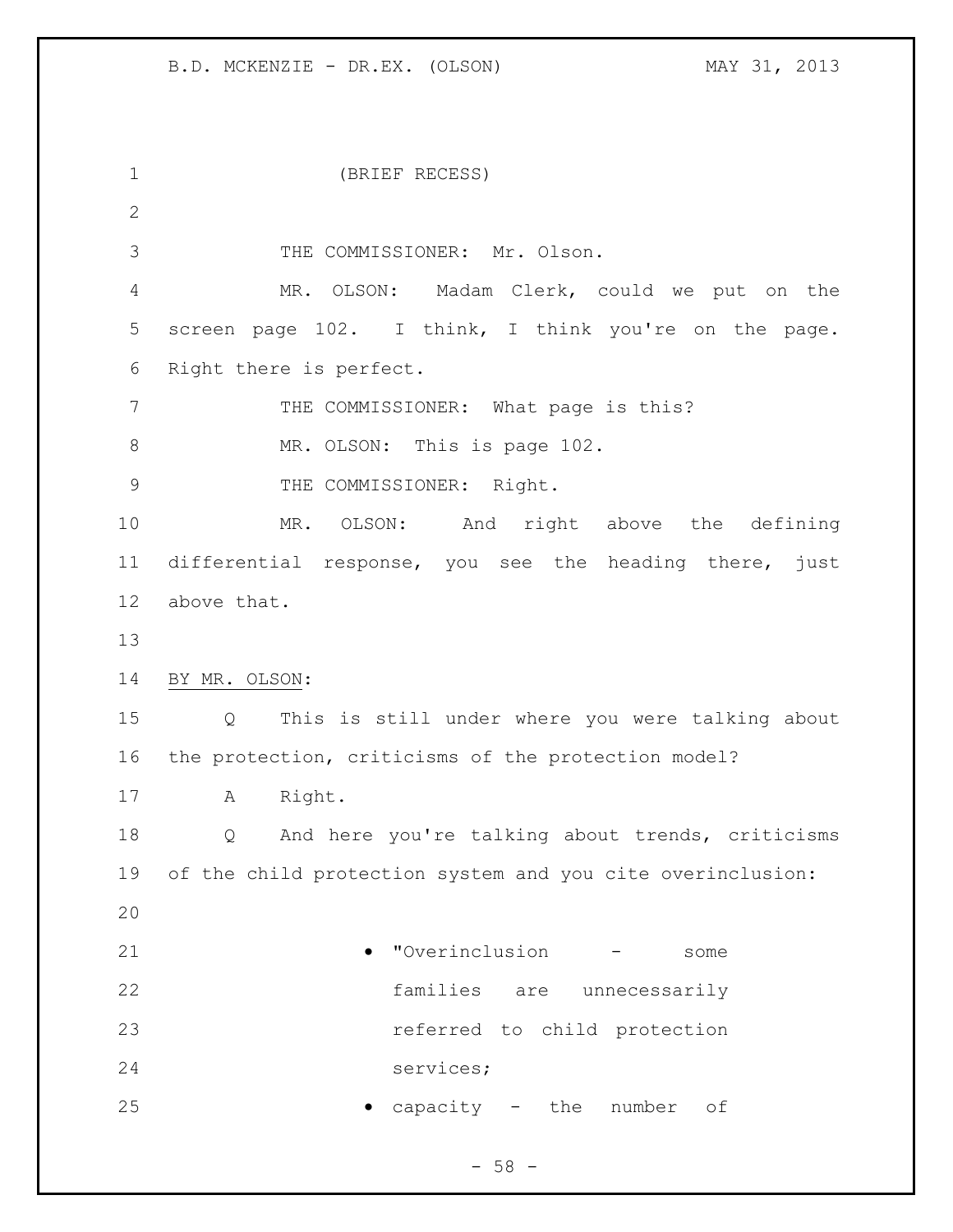(BRIEF RECESS)

THE COMMISSIONER: Mr. Olson.

MR. OLSON: Madam Clerk, could we put on the screen page 102. I think, I think you're on the page. Right there is perfect.

THE COMMISSIONER: What page is this?

MR. OLSON: This is page 102.

THE COMMISSIONER: Right.

MR. OLSON: And right above the defining differential response, you see the heading there, just above that.

BY MR. OLSON:

Q This is still under where you were talking about the protection, criticisms of the protection model?

A Right.

Q And here you're talking about trends, criticisms of the child protection system and you cite overinclusion:

> - "Overinclusion - some families are unnecessarily referred to child protection services;
> - capacity - the number of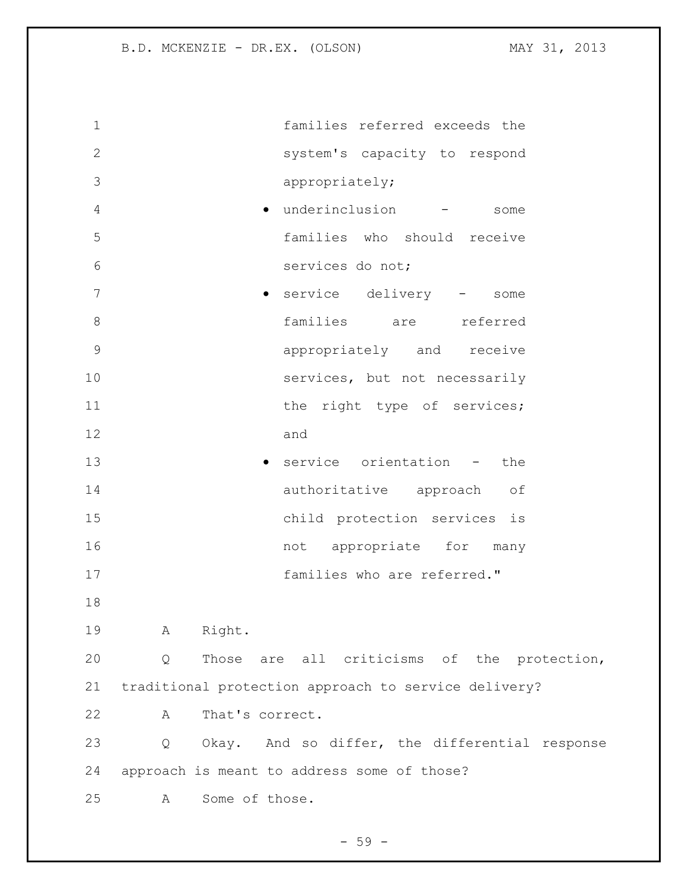families referred exceeds the system's capacity to respond appropriately;

- underinclusion - some families who should receive services do not;
- service delivery - some families are referred appropriately and receive services, but not necessarily the right type of services; and
- service orientation - the authoritative approach of child protection services is not appropriate for many families who are referred."

A Right.

Q Those are all criticisms of the protection, traditional protection approach to service delivery?

A That's correct.

Q Okay. And so differ, the differential response approach is meant to address some of those?

A Some of those.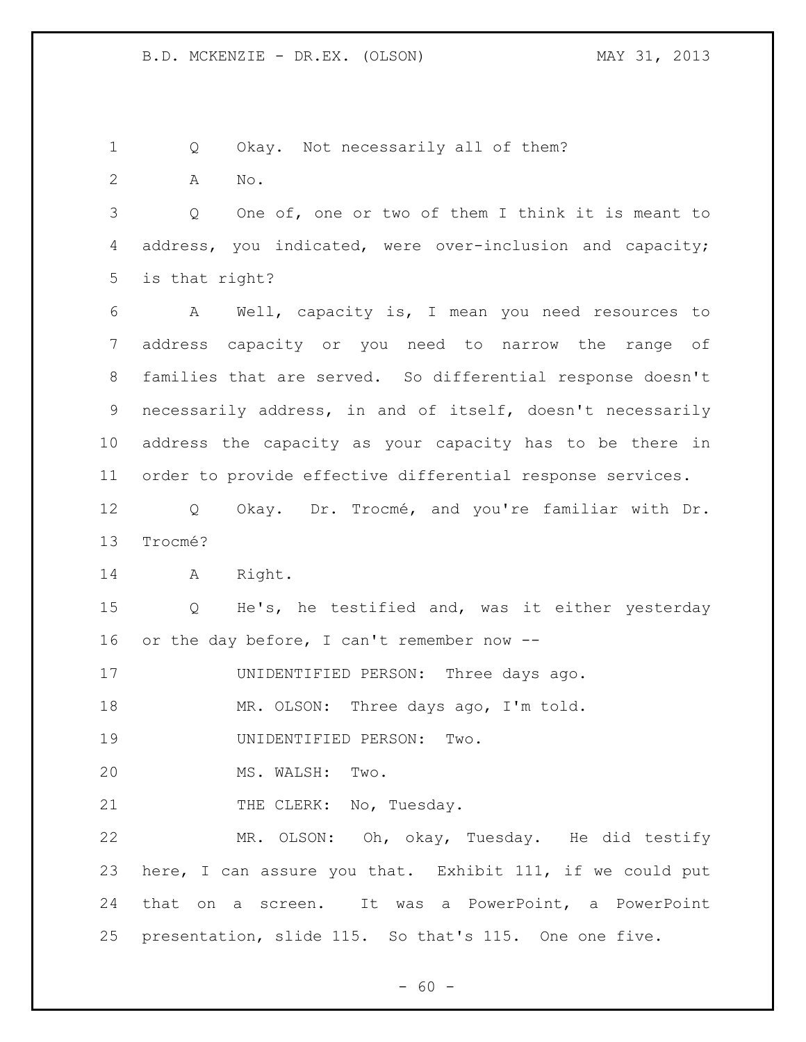Q Okay. Not necessarily all of them?

A No.

Q One of, one or two of them I think it is meant to address, you indicated, were over-inclusion and capacity; is that right?

A Well, capacity is, I mean you need resources to address capacity or you need to narrow the range of families that are served. So differential response doesn't necessarily address, in and of itself, doesn't necessarily address the capacity as your capacity has to be there in order to provide effective differential response services.

Q Okay. Dr. Trocmé, and you're familiar with Dr. Trocmé?

A Right.

Q He's, he testified and, was it either yesterday or the day before, I can't remember now --

UNIDENTIFIED PERSON: Three days ago.

MR. OLSON: Three days ago, I'm told.

UNIDENTIFIED PERSON: Two.

MS. WALSH: Two.

THE CLERK: No, Tuesday.

MR. OLSON: Oh, okay, Tuesday. He did testify here, I can assure you that. Exhibit 111, if we could put that on a screen. It was a PowerPoint, a PowerPoint presentation, slide 115. So that's 115. One one five.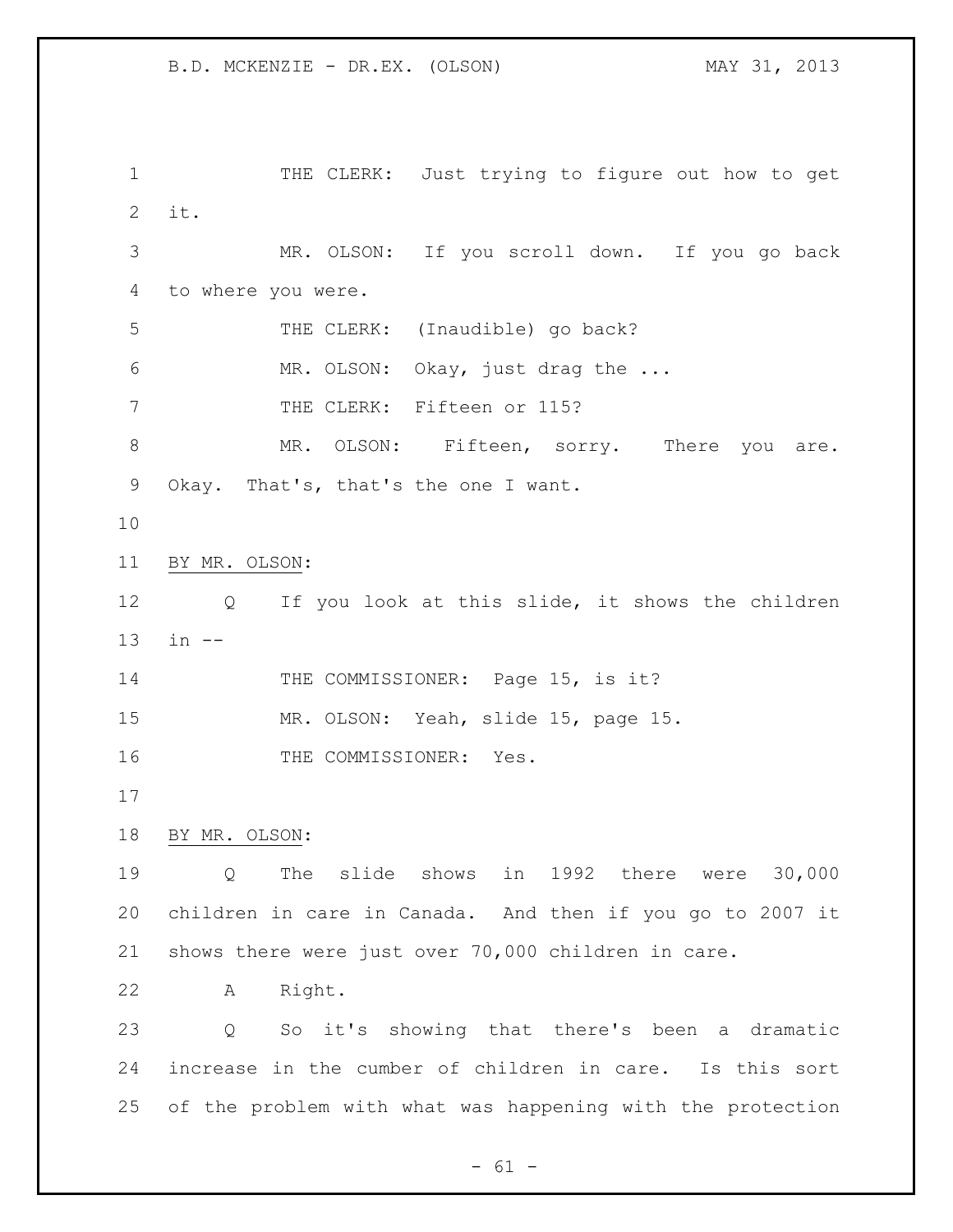THE CLERK: Just trying to figure out how to get it.

MR. OLSON: If you scroll down. If you go back to where you were.

THE CLERK: (Inaudible) go back?

MR. OLSON: Okay, just drag the ...

THE CLERK: Fifteen or 115?

MR. OLSON: Fifteen, sorry. There you are. Okay. That's, that's the one I want.

BY MR. OLSON:

Q If you look at this slide, it shows the children in --

THE COMMISSIONER: Page 15, is it?

MR. OLSON: Yeah, slide 15, page 15.

THE COMMISSIONER: Yes.

BY MR. OLSON:

Q The slide shows in 1992 there were 30,000 children in care in Canada. And then if you go to 2007 it shows there were just over 70,000 children in care.

A Right.

Q So it's showing that there's been a dramatic increase in the cumber of children in care. Is this sort of the problem with what was happening with the protection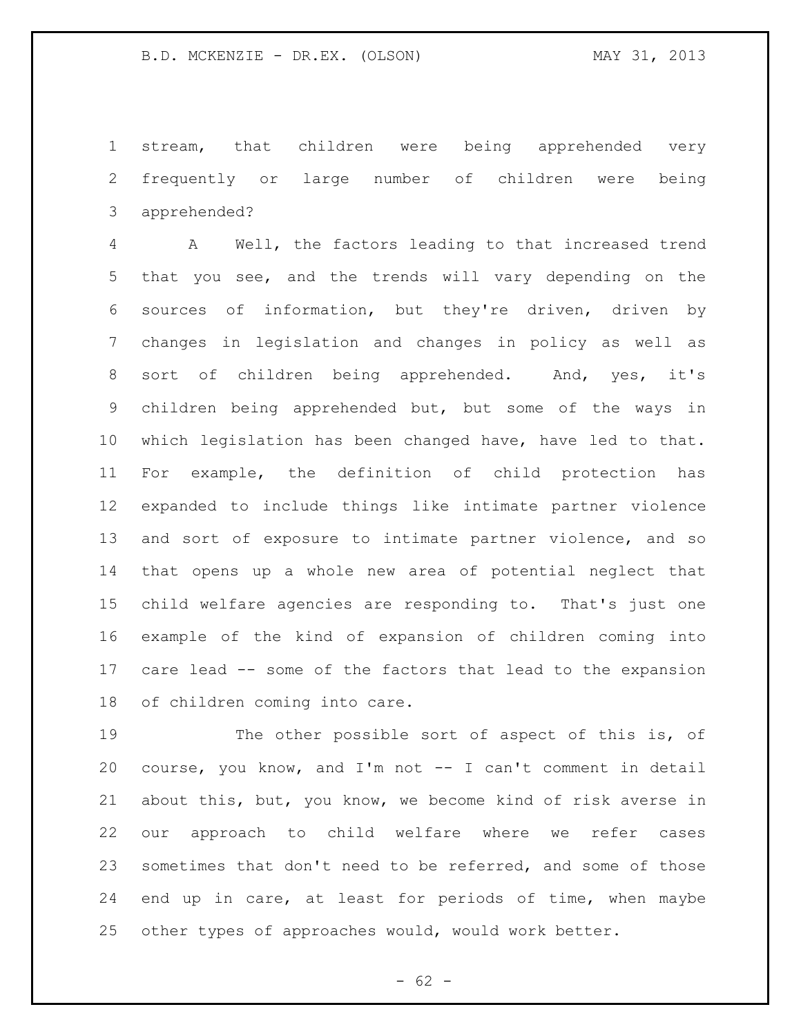stream, that children were being apprehended very frequently or large number of children were being apprehended?

A Well, the factors leading to that increased trend that you see, and the trends will vary depending on the sources of information, but they're driven, driven by changes in legislation and changes in policy as well as sort of children being apprehended. And, yes, it's children being apprehended but, but some of the ways in which legislation has been changed have, have led to that. For example, the definition of child protection has expanded to include things like intimate partner violence and sort of exposure to intimate partner violence, and so that opens up a whole new area of potential neglect that child welfare agencies are responding to. That's just one example of the kind of expansion of children coming into care lead -- some of the factors that lead to the expansion of children coming into care.

The other possible sort of aspect of this is, of course, you know, and I'm not -- I can't comment in detail about this, but, you know, we become kind of risk averse in our approach to child welfare where we refer cases sometimes that don't need to be referred, and some of those end up in care, at least for periods of time, when maybe other types of approaches would, would work better.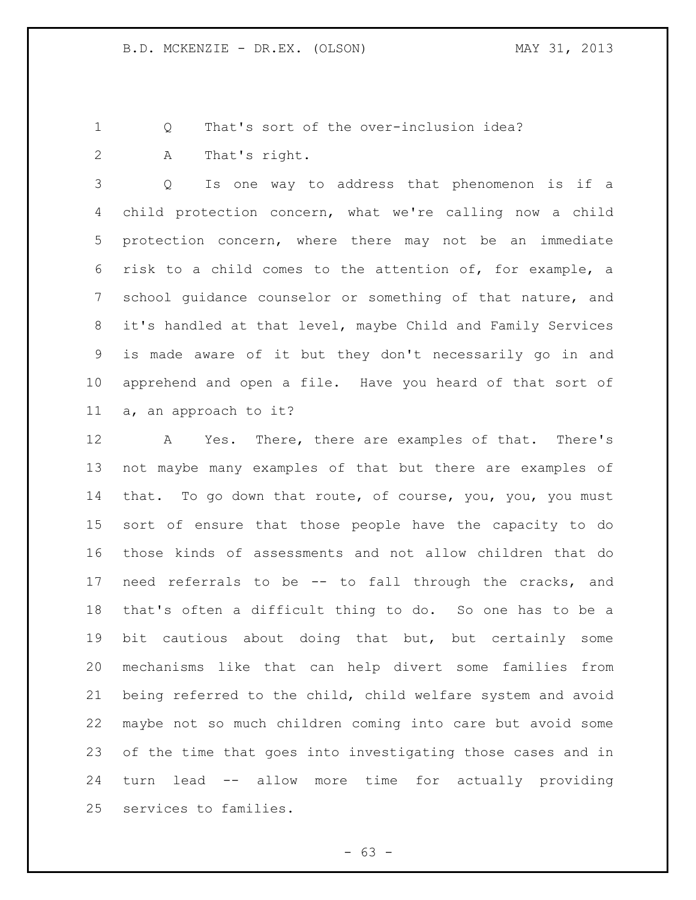Q That's sort of the over-inclusion idea?

A That's right.

Q Is one way to address that phenomenon is if a child protection concern, what we're calling now a child protection concern, where there may not be an immediate risk to a child comes to the attention of, for example, a school guidance counselor or something of that nature, and it's handled at that level, maybe Child and Family Services is made aware of it but they don't necessarily go in and apprehend and open a file. Have you heard of that sort of a, an approach to it?

A Yes. There, there are examples of that. There's not maybe many examples of that but there are examples of that. To go down that route, of course, you, you, you must sort of ensure that those people have the capacity to do those kinds of assessments and not allow children that do need referrals to be -- to fall through the cracks, and that's often a difficult thing to do. So one has to be a bit cautious about doing that but, but certainly some mechanisms like that can help divert some families from being referred to the child, child welfare system and avoid maybe not so much children coming into care but avoid some of the time that goes into investigating those cases and in turn lead -- allow more time for actually providing services to families.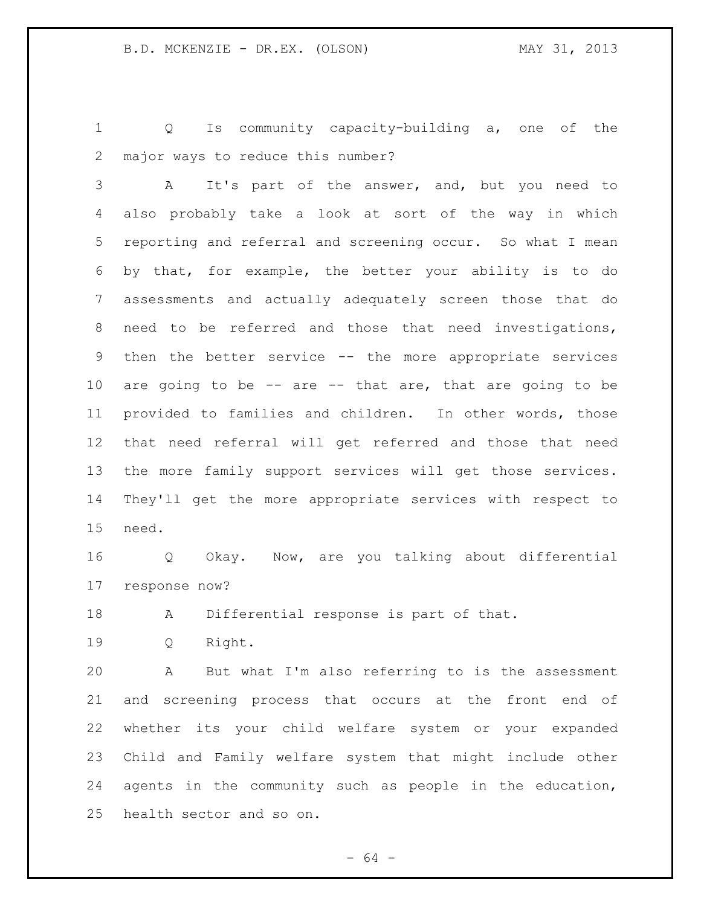Q Is community capacity-building a, one of the major ways to reduce this number?

A It's part of the answer, and, but you need to also probably take a look at sort of the way in which reporting and referral and screening occur. So what I mean by that, for example, the better your ability is to do assessments and actually adequately screen those that do need to be referred and those that need investigations, then the better service -- the more appropriate services are going to be -- are -- that are, that are going to be provided to families and children. In other words, those that need referral will get referred and those that need the more family support services will get those services. They'll get the more appropriate services with respect to need.

Q Okay. Now, are you talking about differential response now?

A Differential response is part of that.

Q Right.

A But what I'm also referring to is the assessment and screening process that occurs at the front end of whether its your child welfare system or your expanded Child and Family welfare system that might include other agents in the community such as people in the education, health sector and so on.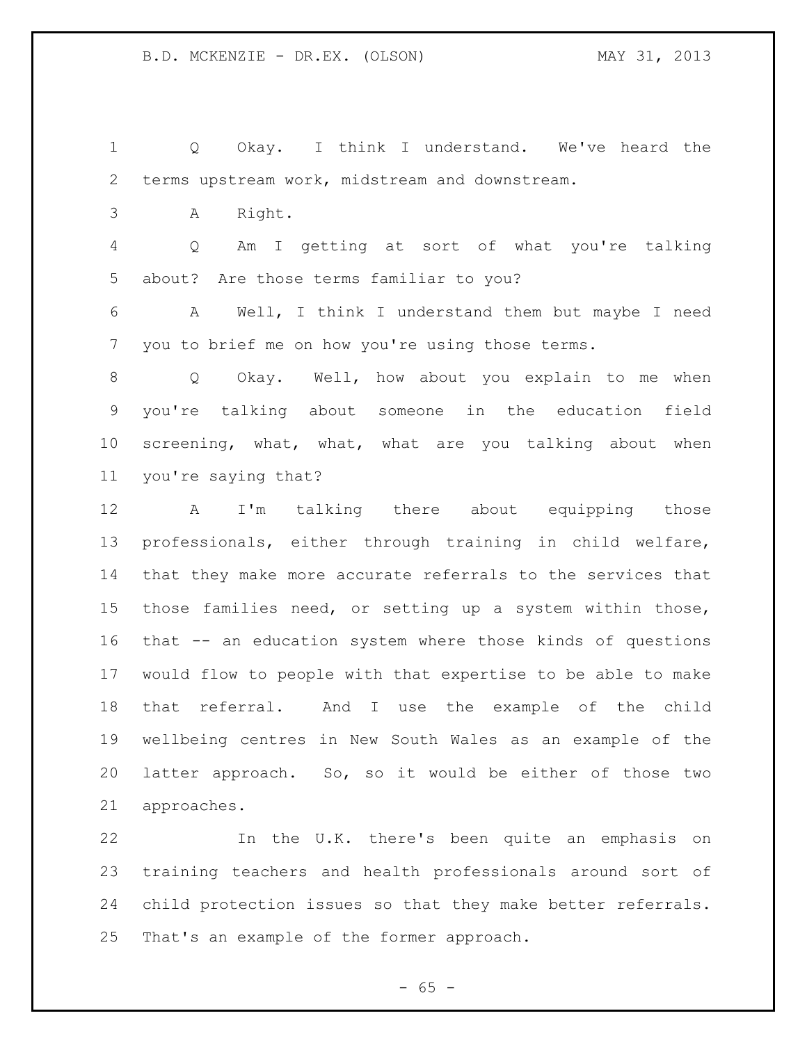Q Okay. I think I understand. We've heard the terms upstream work, midstream and downstream.

A Right.

Q Am I getting at sort of what you're talking about? Are those terms familiar to you?

A Well, I think I understand them but maybe I need you to brief me on how you're using those terms.

Q Okay. Well, how about you explain to me when you're talking about someone in the education field screening, what, what, what are you talking about when you're saying that?

A I'm talking there about equipping those professionals, either through training in child welfare, that they make more accurate referrals to the services that those families need, or setting up a system within those, that -- an education system where those kinds of questions would flow to people with that expertise to be able to make that referral. And I use the example of the child wellbeing centres in New South Wales as an example of the latter approach. So, so it would be either of those two approaches.

In the U.K. there's been quite an emphasis on training teachers and health professionals around sort of child protection issues so that they make better referrals. That's an example of the former approach.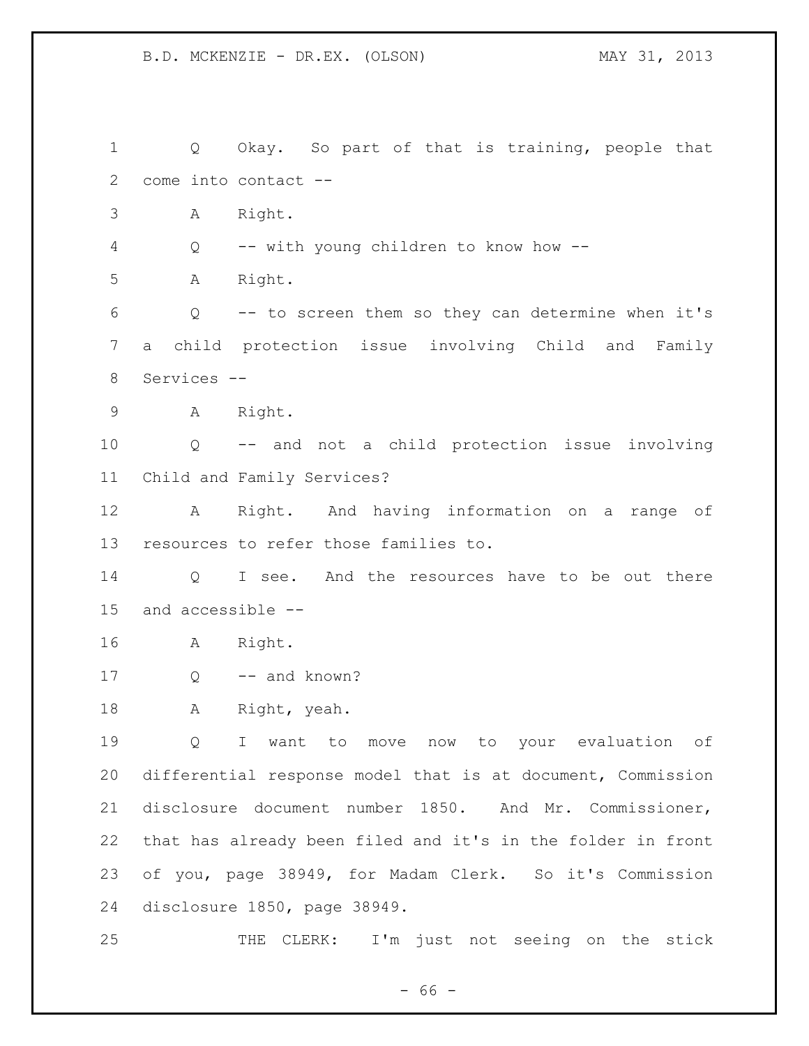Q Okay. So part of that is training, people that come into contact --

A Right.

Q -- with young children to know how --

A Right.

Q -- to screen them so they can determine when it's a child protection issue involving Child and Family Services --

A Right.

Q -- and not a child protection issue involving Child and Family Services?

A Right. And having information on a range of resources to refer those families to.

Q I see. And the resources have to be out there and accessible --

A Right.

Q -- and known?

A Right, yeah.

Q I want to move now to your evaluation of differential response model that is at document, Commission disclosure document number 1850. And Mr. Commissioner, that has already been filed and it's in the folder in front of you, page 38949, for Madam Clerk. So it's Commission disclosure 1850, page 38949.

THE CLERK: I'm just not seeing on the stick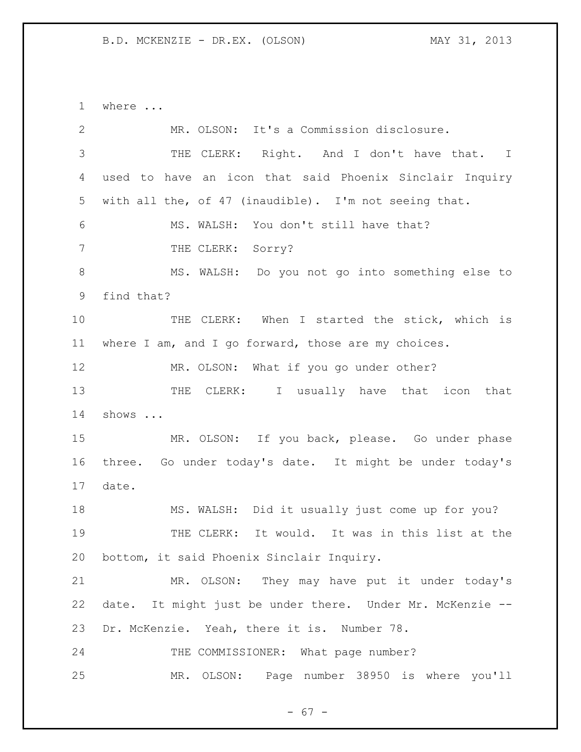where ...

MR. OLSON: It's a Commission disclosure.

THE CLERK: Right. And I don't have that. I used to have an icon that said Phoenix Sinclair Inquiry with all the, of 47 (inaudible). I'm not seeing that.

MS. WALSH: You don't still have that?

THE CLERK: Sorry?

MS. WALSH: Do you not go into something else to find that?

THE CLERK: When I started the stick, which is where I am, and I go forward, those are my choices.

MR. OLSON: What if you go under other?

THE CLERK: I usually have that icon that shows ...

MR. OLSON: If you back, please. Go under phase three. Go under today's date. It might be under today's date.

MS. WALSH: Did it usually just come up for you?

THE CLERK: It would. It was in this list at the bottom, it said Phoenix Sinclair Inquiry.

MR. OLSON: They may have put it under today's date. It might just be under there. Under Mr. McKenzie -- Dr. McKenzie. Yeah, there it is. Number 78.

THE COMMISSIONER: What page number?

MR. OLSON: Page number 38950 is where you'll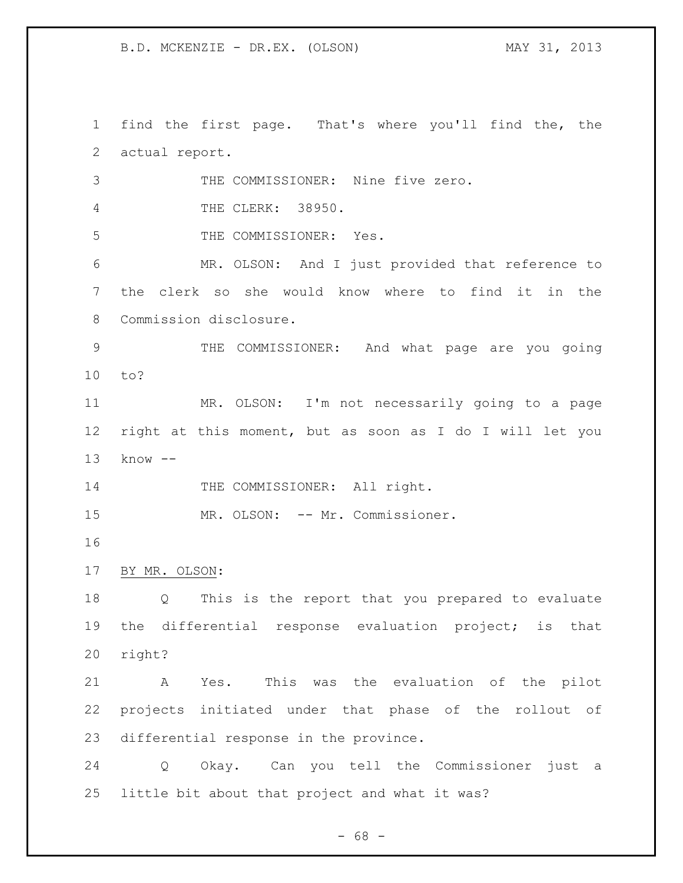find the first page. That's where you'll find the, the actual report.

THE COMMISSIONER: Nine five zero.

THE CLERK: 38950.

THE COMMISSIONER: Yes.

MR. OLSON: And I just provided that reference to the clerk so she would know where to find it in the Commission disclosure.

THE COMMISSIONER: And what page are you going to?

MR. OLSON: I'm not necessarily going to a page right at this moment, but as soon as I do I will let you know --

THE COMMISSIONER: All right.

MR. OLSON: -- Mr. Commissioner.

BY MR. OLSON:

Q This is the report that you prepared to evaluate the differential response evaluation project; is that right?

A Yes. This was the evaluation of the pilot projects initiated under that phase of the rollout of differential response in the province.

Q Okay. Can you tell the Commissioner just a little bit about that project and what it was?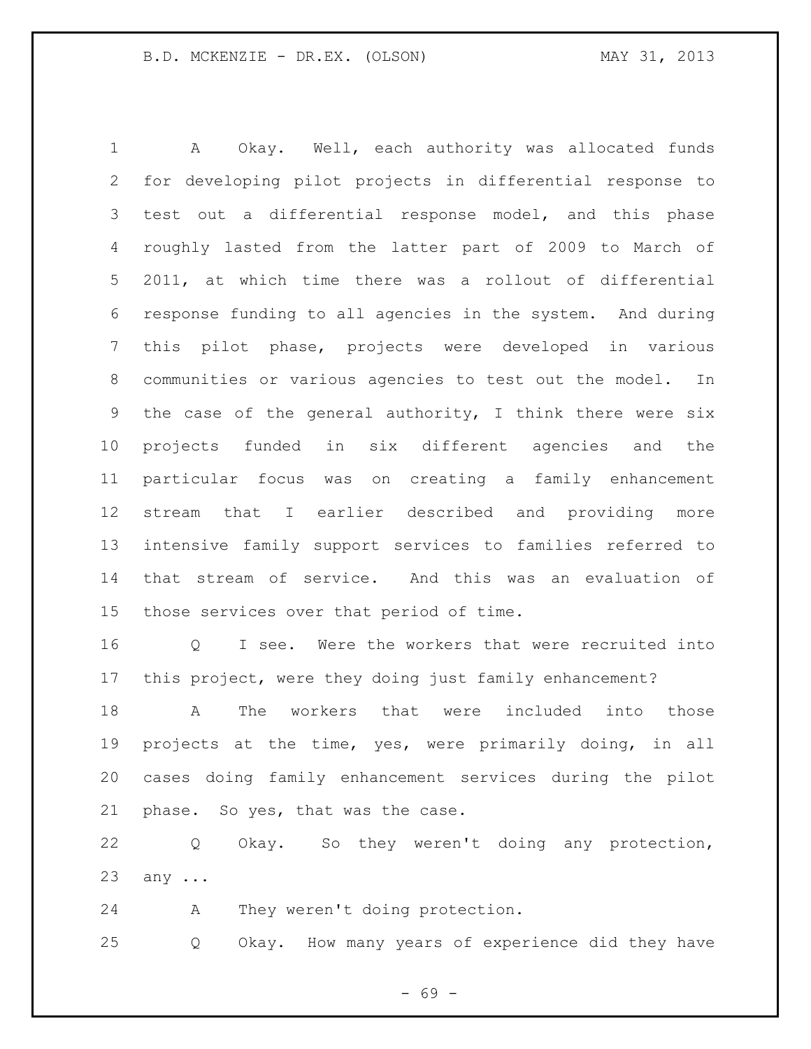A Okay. Well, each authority was allocated funds for developing pilot projects in differential response to test out a differential response model, and this phase roughly lasted from the latter part of 2009 to March of 2011, at which time there was a rollout of differential response funding to all agencies in the system. And during this pilot phase, projects were developed in various communities or various agencies to test out the model. In the case of the general authority, I think there were six projects funded in six different agencies and the particular focus was on creating a family enhancement stream that I earlier described and providing more intensive family support services to families referred to that stream of service. And this was an evaluation of those services over that period of time.

Q I see. Were the workers that were recruited into this project, were they doing just family enhancement?

A The workers that were included into those projects at the time, yes, were primarily doing, in all cases doing family enhancement services during the pilot phase. So yes, that was the case.

Q Okay. So they weren't doing any protection, any ...

A They weren't doing protection.

Q Okay. How many years of experience did they have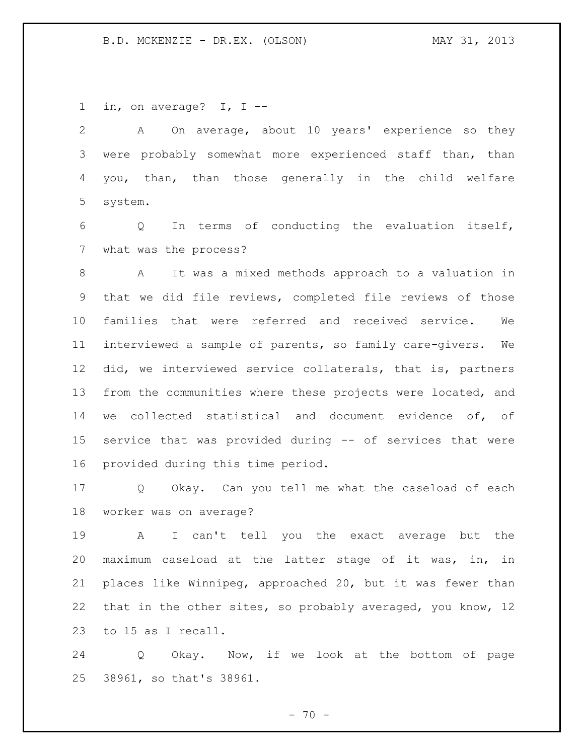in, on average? I, I --

A On average, about 10 years' experience so they were probably somewhat more experienced staff than, than you, than, than those generally in the child welfare system.

Q In terms of conducting the evaluation itself, what was the process?

A It was a mixed methods approach to a valuation in that we did file reviews, completed file reviews of those families that were referred and received service. We interviewed a sample of parents, so family care-givers. We did, we interviewed service collaterals, that is, partners from the communities where these projects were located, and we collected statistical and document evidence of, of service that was provided during -- of services that were provided during this time period.

Q Okay. Can you tell me what the caseload of each worker was on average?

A I can't tell you the exact average but the maximum caseload at the latter stage of it was, in, in places like Winnipeg, approached 20, but it was fewer than that in the other sites, so probably averaged, you know, 12 to 15 as I recall.

Q Okay. Now, if we look at the bottom of page 38961, so that's 38961.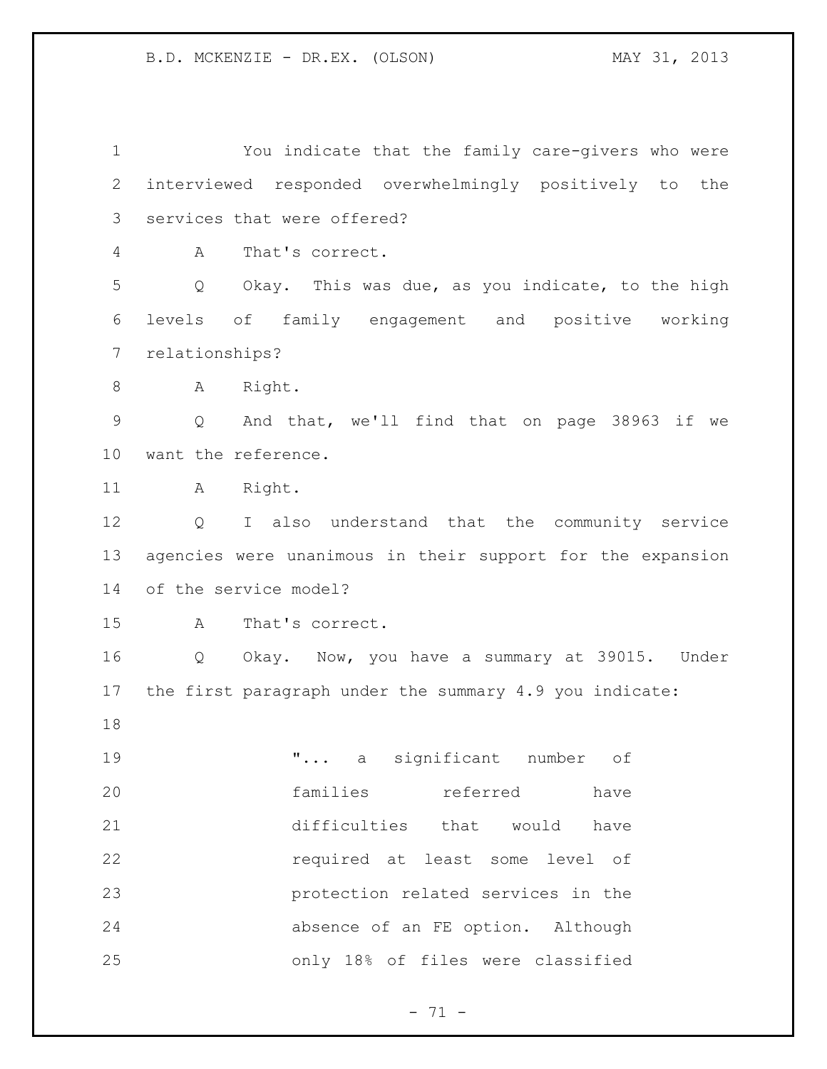You indicate that the family care-givers who were interviewed responded overwhelmingly positively to the services that were offered?

A That's correct.

Q Okay. This was due, as you indicate, to the high levels of family engagement and positive working relationships?

A Right.

Q And that, we'll find that on page 38963 if we want the reference.

A Right.

Q I also understand that the community service agencies were unanimous in their support for the expansion of the service model?

A That's correct.

Q Okay. Now, you have a summary at 39015. Under the first paragraph under the summary 4.9 you indicate:

> "... a significant number of families referred have difficulties that would have required at least some level of protection related services in the absence of an FE option. Although only 18% of files were classified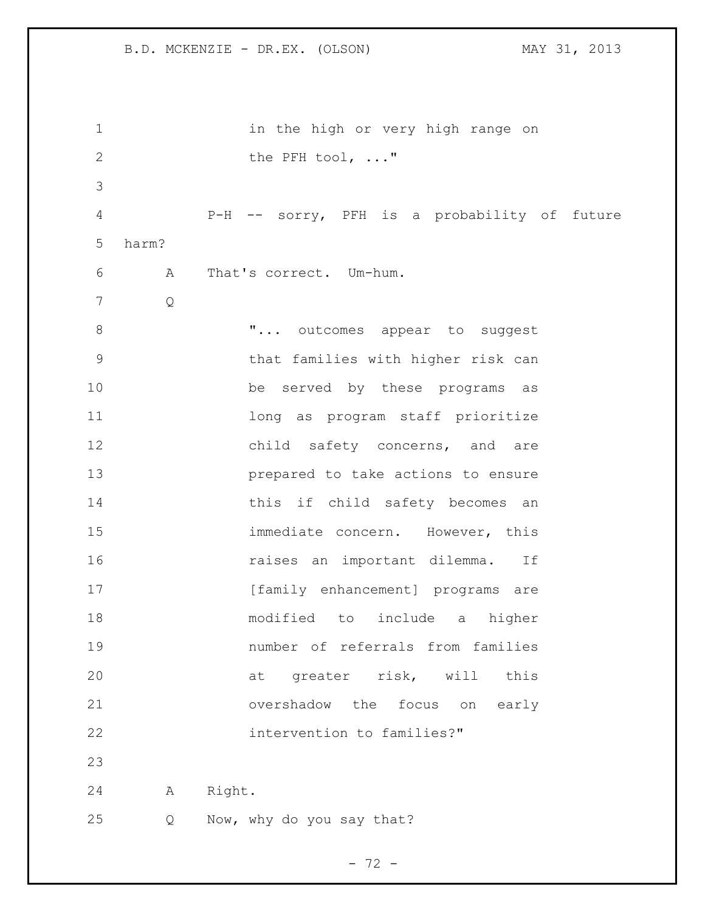in the high or very high range on the PFH tool, ..."

P-H -- sorry, PFH is a probability of future harm?

A That's correct. Um-hum.

Q

"... outcomes appear to suggest that families with higher risk can be served by these programs as long as program staff prioritize child safety concerns, and are prepared to take actions to ensure this if child safety becomes an immediate concern. However, this raises an important dilemma. If [family enhancement] programs are modified to include a higher number of referrals from families at greater risk, will this overshadow the focus on early intervention to families?"

A Right.

Q Now, why do you say that?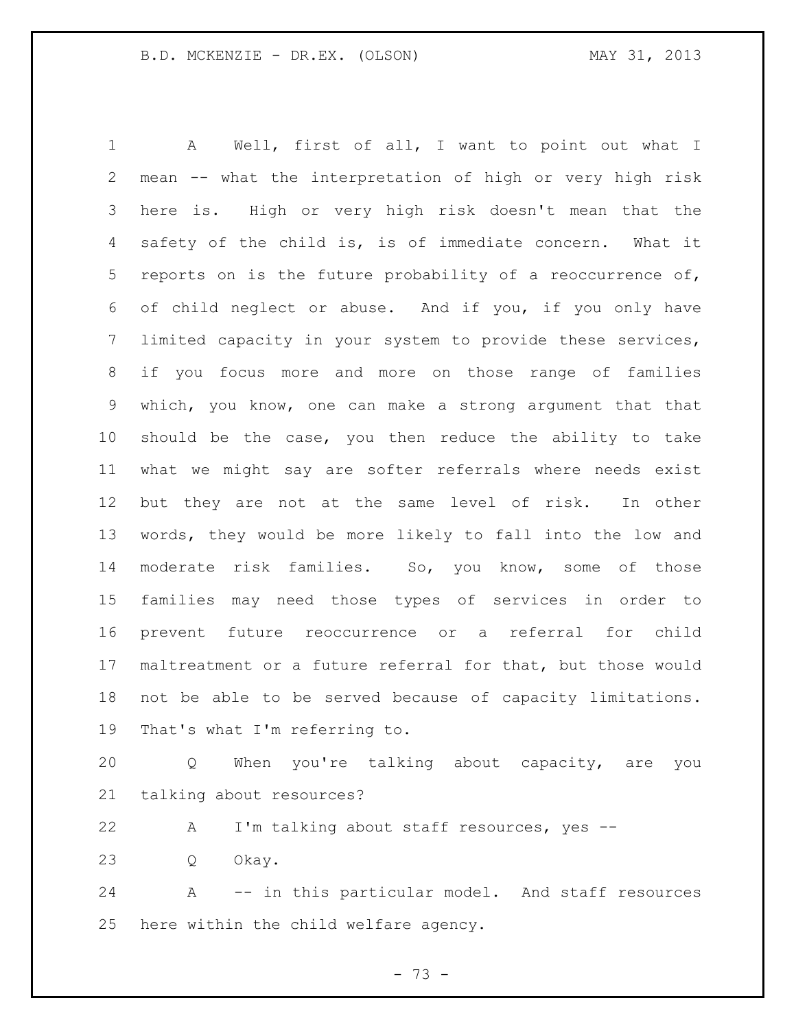A Well, first of all, I want to point out what I mean -- what the interpretation of high or very high risk here is. High or very high risk doesn't mean that the safety of the child is, is of immediate concern. What it reports on is the future probability of a reoccurrence of, of child neglect or abuse. And if you, if you only have limited capacity in your system to provide these services, if you focus more and more on those range of families which, you know, one can make a strong argument that that should be the case, you then reduce the ability to take what we might say are softer referrals where needs exist but they are not at the same level of risk. In other words, they would be more likely to fall into the low and moderate risk families. So, you know, some of those families may need those types of services in order to prevent future reoccurrence or a referral for child maltreatment or a future referral for that, but those would not be able to be served because of capacity limitations. That's what I'm referring to.

Q When you're talking about capacity, are you talking about resources?

A I'm talking about staff resources, yes --

Q Okay.

A -- in this particular model. And staff resources here within the child welfare agency.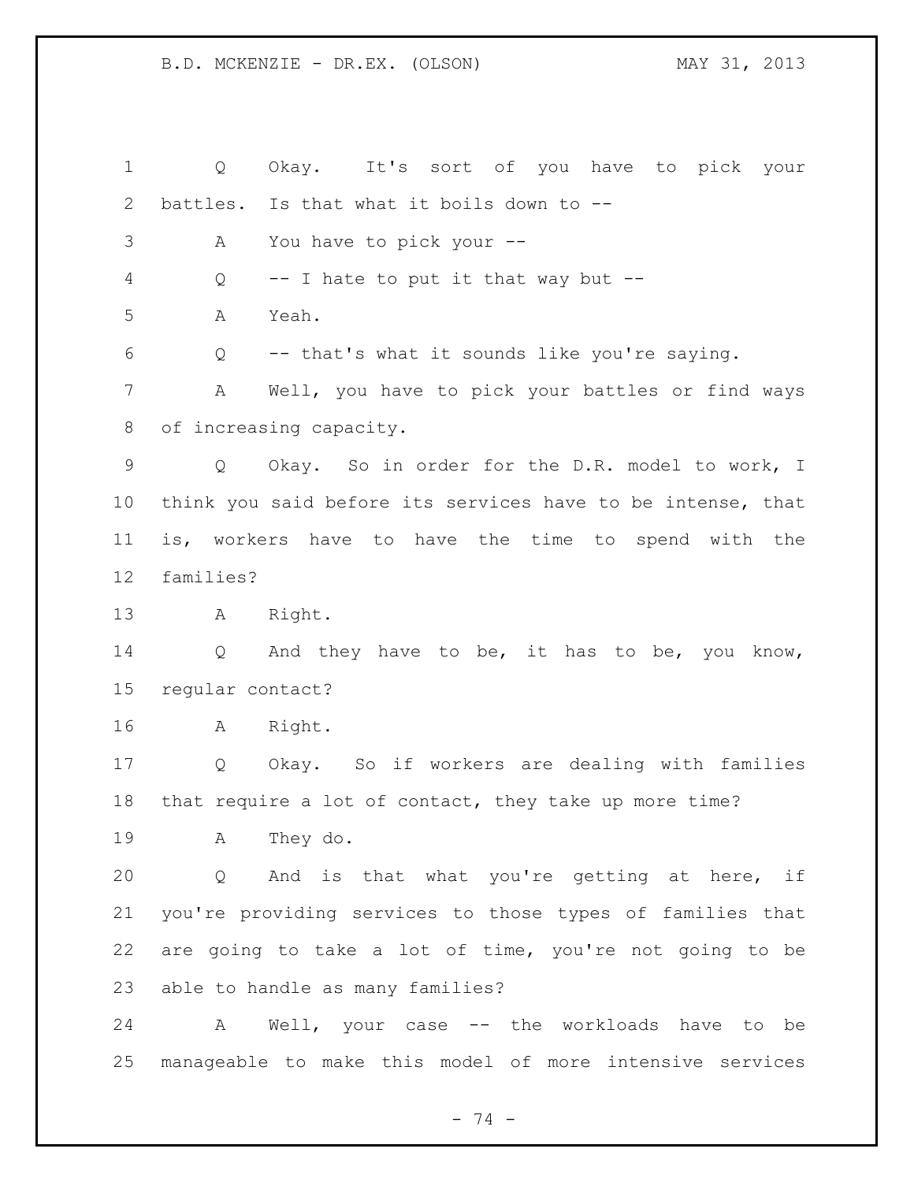Q Okay. It's sort of you have to pick your battles. Is that what it boils down to --

A You have to pick your --

Q -- I hate to put it that way but --

A Yeah.

Q -- that's what it sounds like you're saying.

A Well, you have to pick your battles or find ways of increasing capacity.

Q Okay. So in order for the D.R. model to work, I think you said before its services have to be intense, that is, workers have to have the time to spend with the families?

A Right.

Q And they have to be, it has to be, you know, regular contact?

A Right.

Q Okay. So if workers are dealing with families that require a lot of contact, they take up more time?

A They do.

Q And is that what you're getting at here, if you're providing services to those types of families that are going to take a lot of time, you're not going to be able to handle as many families?

A Well, your case -- the workloads have to be manageable to make this model of more intensive services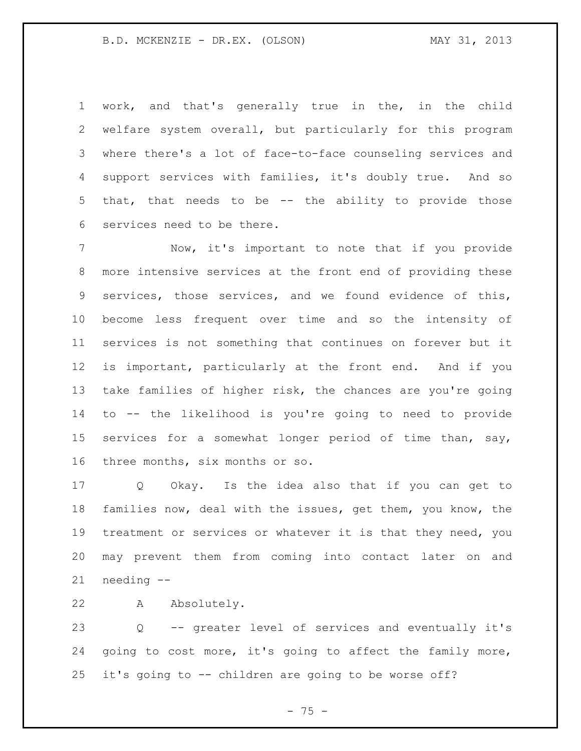work, and that's generally true in the, in the child welfare system overall, but particularly for this program where there's a lot of face-to-face counseling services and support services with families, it's doubly true. And so that, that needs to be -- the ability to provide those services need to be there.

Now, it's important to note that if you provide more intensive services at the front end of providing these services, those services, and we found evidence of this, become less frequent over time and so the intensity of services is not something that continues on forever but it is important, particularly at the front end. And if you take families of higher risk, the chances are you're going to -- the likelihood is you're going to need to provide services for a somewhat longer period of time than, say, three months, six months or so.

Q Okay. Is the idea also that if you can get to families now, deal with the issues, get them, you know, the treatment or services or whatever it is that they need, you may prevent them from coming into contact later on and needing --

A Absolutely.

Q -- greater level of services and eventually it's going to cost more, it's going to affect the family more, it's going to -- children are going to be worse off?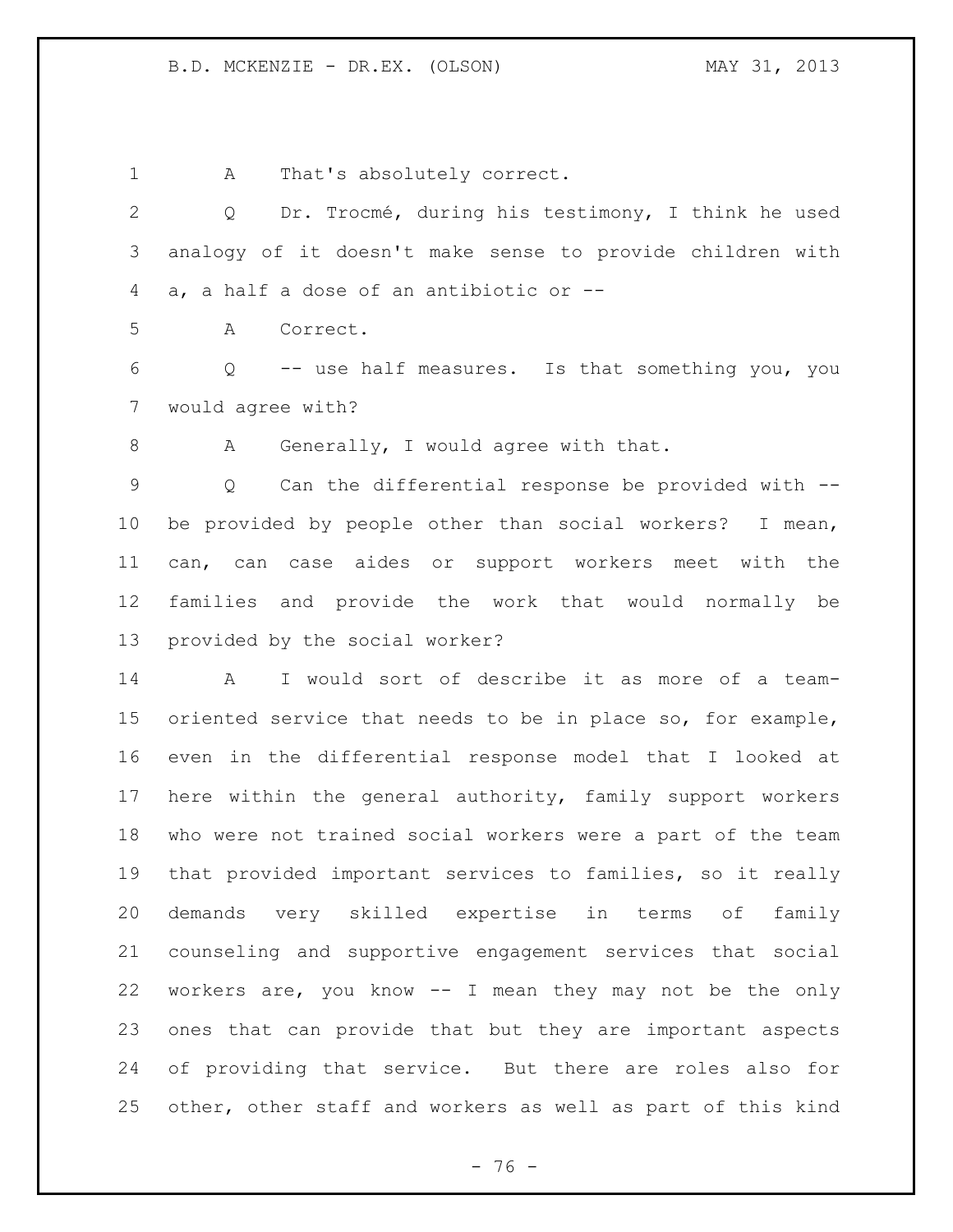1 A That's absolutely correct.

2 Q Dr. Trocmé, during his testimony, I think he used

3 analogy of it doesn't make sense to provide children with

4 a, a half a dose of an antibiotic or --

5 A Correct.

6 Q -- use half measures. Is that something you, you

7 would agree with?

8 A Generally, I would agree with that.

9 Q Can the differential response be provided with --

10 be provided by people other than social workers? I mean,

11 can, can case aides or support workers meet with the

12 families and provide the work that would normally be

13 provided by the social worker?

14 A I would sort of describe it as more of a team-

15 oriented service that needs to be in place so, for example,

16 even in the differential response model that I looked at

17 here within the general authority, family support workers

18 who were not trained social workers were a part of the team

19 that provided important services to families, so it really

20 demands very skilled expertise in terms of family

21 counseling and supportive engagement services that social

22 workers are, you know -- I mean they may not be the only

23 ones that can provide that but they are important aspects

24 of providing that service. But there are roles also for

25 other, other staff and workers as well as part of this kind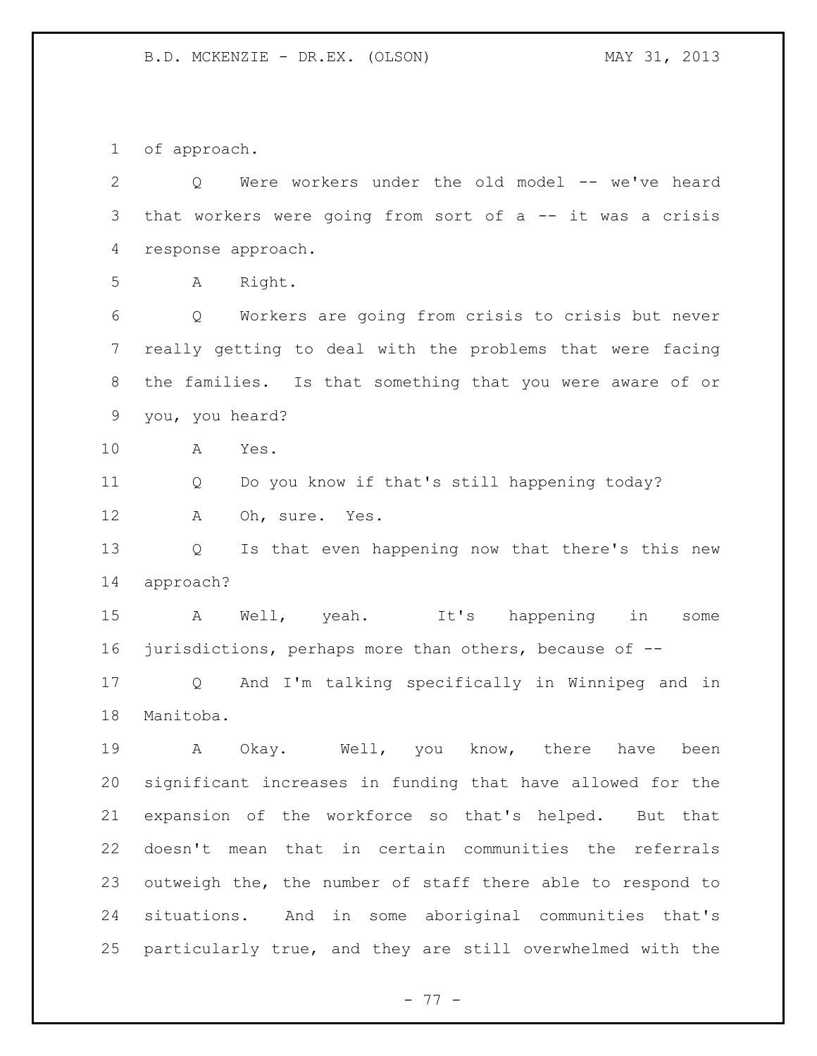of approach.

Q Were workers under the old model -- we've heard that workers were going from sort of a -- it was a crisis response approach.

A Right.

Q Workers are going from crisis to crisis but never really getting to deal with the problems that were facing the families. Is that something that you were aware of or you, you heard?

A Yes.

Q Do you know if that's still happening today?

A Oh, sure. Yes.

Q Is that even happening now that there's this new approach?

A Well, yeah. It's happening in some jurisdictions, perhaps more than others, because of --

Q And I'm talking specifically in Winnipeg and in Manitoba.

A Okay. Well, you know, there have been significant increases in funding that have allowed for the expansion of the workforce so that's helped. But that doesn't mean that in certain communities the referrals outweigh the, the number of staff there able to respond to situations. And in some aboriginal communities that's particularly true, and they are still overwhelmed with the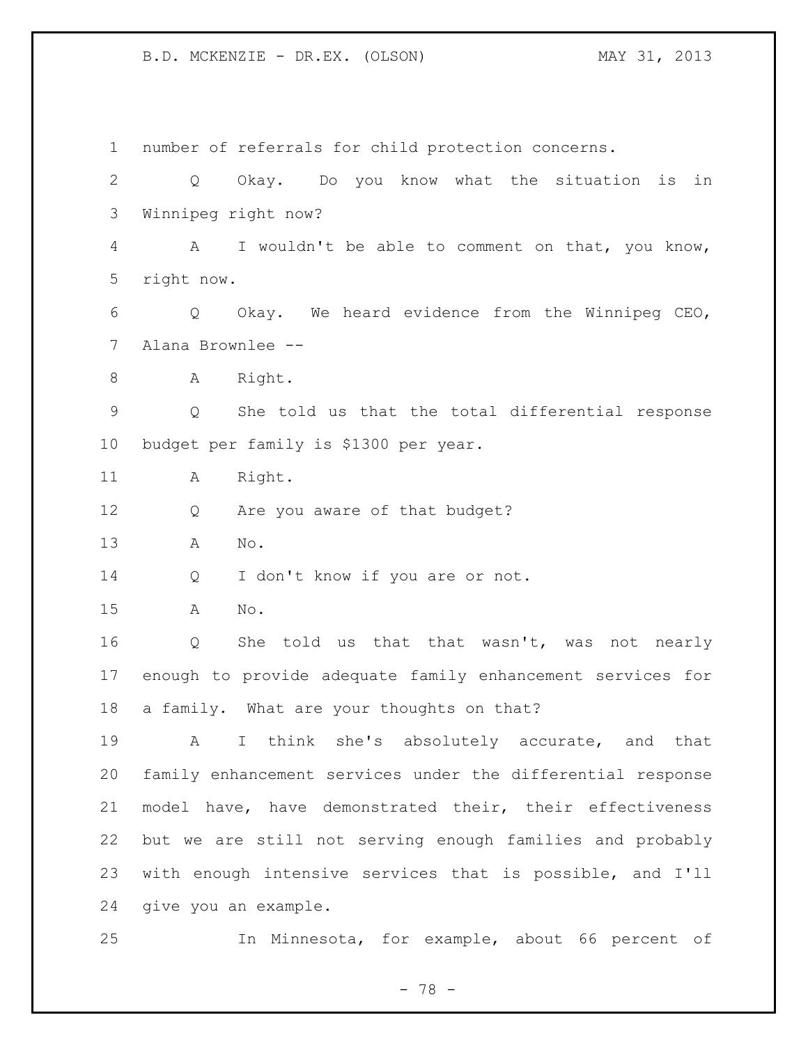number of referrals for child protection concerns.

Q Okay. Do you know what the situation is in Winnipeg right now?

A I wouldn't be able to comment on that, you know, right now.

Q Okay. We heard evidence from the Winnipeg CEO, Alana Brownlee --

A Right.

Q She told us that the total differential response budget per family is $1300 per year.

A Right.

Q Are you aware of that budget?

A No.

Q I don't know if you are or not.

A No.

Q She told us that that wasn't, was not nearly enough to provide adequate family enhancement services for a family. What are your thoughts on that?

A I think she's absolutely accurate, and that family enhancement services under the differential response model have, have demonstrated their, their effectiveness but we are still not serving enough families and probably with enough intensive services that is possible, and I'll give you an example.

In Minnesota, for example, about 66 percent of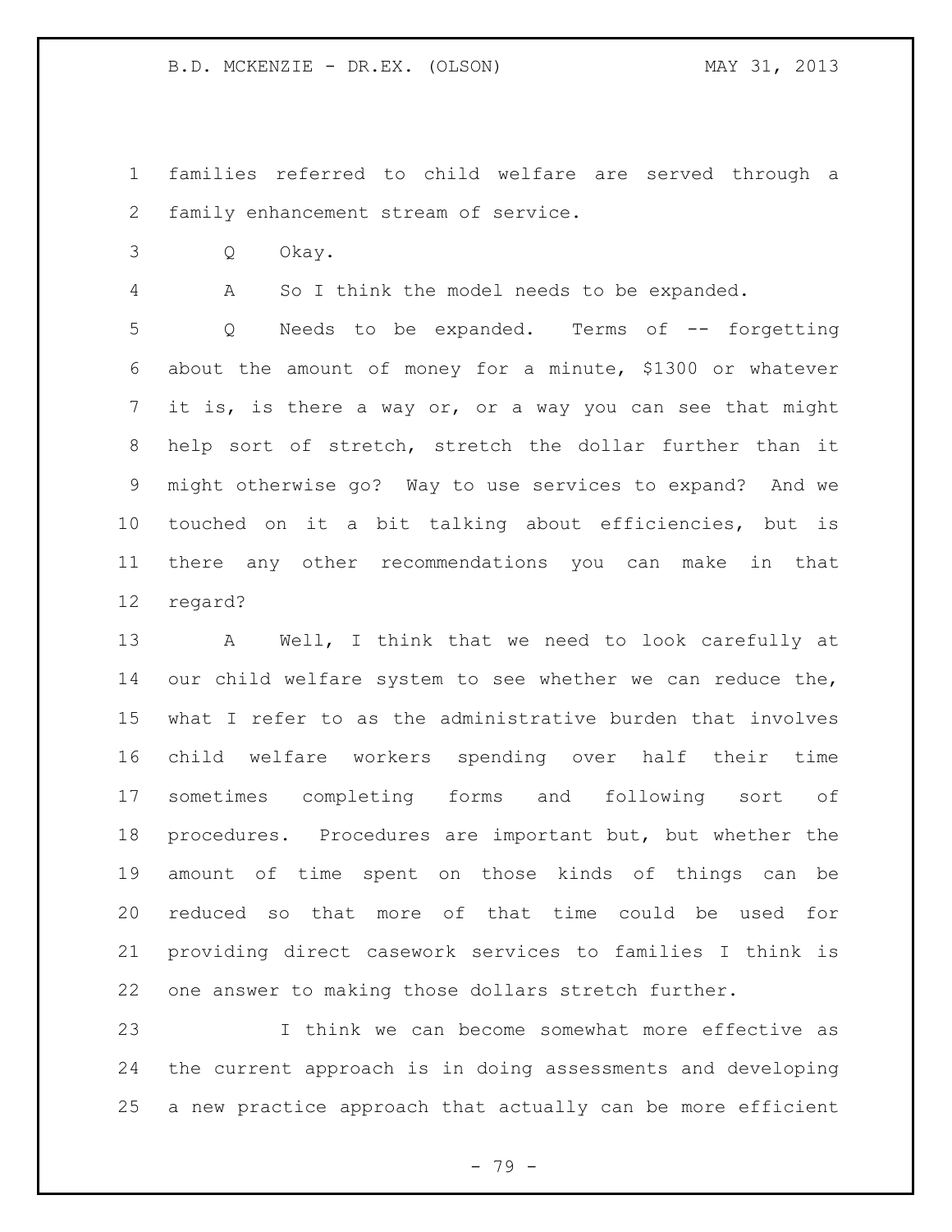families referred to child welfare are served through a family enhancement stream of service.

Q Okay.

A So I think the model needs to be expanded.

Q Needs to be expanded. Terms of -- forgetting about the amount of money for a minute, $1300 or whatever it is, is there a way or, or a way you can see that might help sort of stretch, stretch the dollar further than it might otherwise go? Way to use services to expand? And we touched on it a bit talking about efficiencies, but is there any other recommendations you can make in that regard?

A Well, I think that we need to look carefully at our child welfare system to see whether we can reduce the, what I refer to as the administrative burden that involves child welfare workers spending over half their time sometimes completing forms and following sort of procedures. Procedures are important but, but whether the amount of time spent on those kinds of things can be reduced so that more of that time could be used for providing direct casework services to families I think is one answer to making those dollars stretch further.

I think we can become somewhat more effective as the current approach is in doing assessments and developing a new practice approach that actually can be more efficient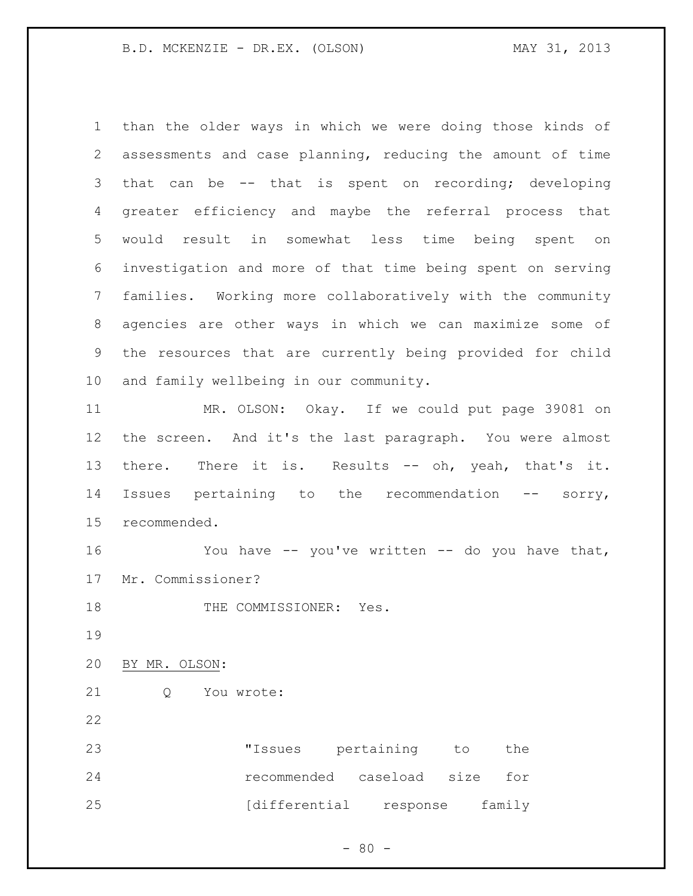than the older ways in which we were doing those kinds of assessments and case planning, reducing the amount of time that can be -- that is spent on recording; developing greater efficiency and maybe the referral process that would result in somewhat less time being spent on investigation and more of that time being spent on serving families. Working more collaboratively with the community agencies are other ways in which we can maximize some of the resources that are currently being provided for child and family wellbeing in our community.

MR. OLSON: Okay. If we could put page 39081 on the screen. And it's the last paragraph. You were almost there. There it is. Results -- oh, yeah, that's it. Issues pertaining to the recommendation -- sorry, recommended.

You have -- you've written -- do you have that, Mr. Commissioner?

THE COMMISSIONER: Yes.

BY MR. OLSON:

Q You wrote:

> "Issues pertaining to the recommended caseload size for [differential response family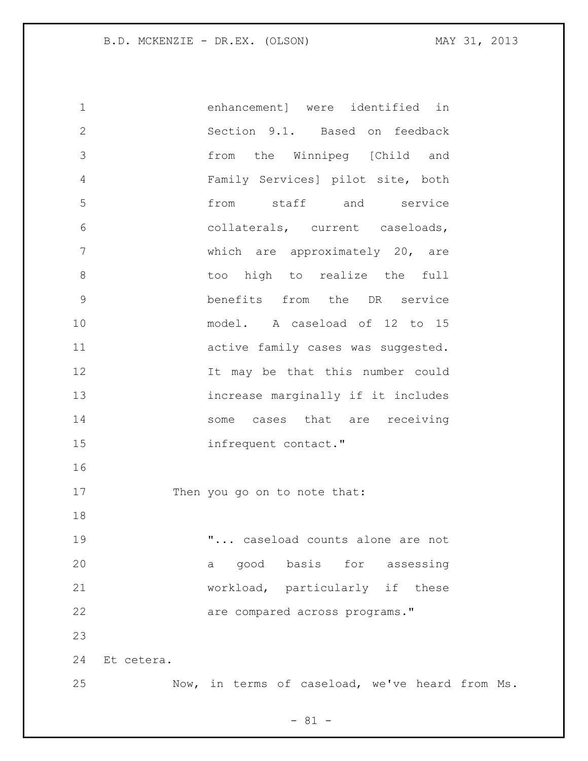> enhancement] were identified in Section 9.1. Based on feedback from the Winnipeg [Child and Family Services] pilot site, both from staff and service collaterals, current caseloads, which are approximately 20, are too high to realize the full benefits from the DR service model. A caseload of 12 to 15 active family cases was suggested. It may be that this number could increase marginally if it includes some cases that are receiving infrequent contact."

Then you go on to note that:

> "... caseload counts alone are not a good basis for assessing workload, particularly if these are compared across programs."

Et cetera.

Now, in terms of caseload, we've heard from Ms.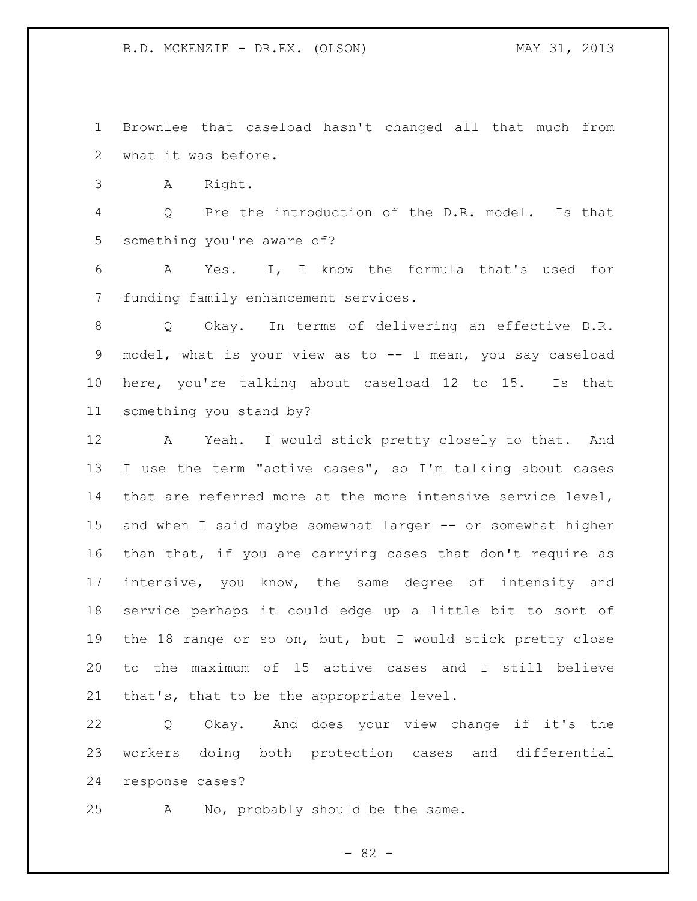Brownlee that caseload hasn't changed all that much from what it was before.

A Right.

Q Pre the introduction of the D.R. model. Is that something you're aware of?

A Yes. I, I know the formula that's used for funding family enhancement services.

Q Okay. In terms of delivering an effective D.R. model, what is your view as to -- I mean, you say caseload here, you're talking about caseload 12 to 15. Is that something you stand by?

A Yeah. I would stick pretty closely to that. And I use the term "active cases", so I'm talking about cases that are referred more at the more intensive service level, and when I said maybe somewhat larger -- or somewhat higher than that, if you are carrying cases that don't require as intensive, you know, the same degree of intensity and service perhaps it could edge up a little bit to sort of the 18 range or so on, but, but I would stick pretty close to the maximum of 15 active cases and I still believe that's, that to be the appropriate level.

Q Okay. And does your view change if it's the workers doing both protection cases and differential response cases?

A No, probably should be the same.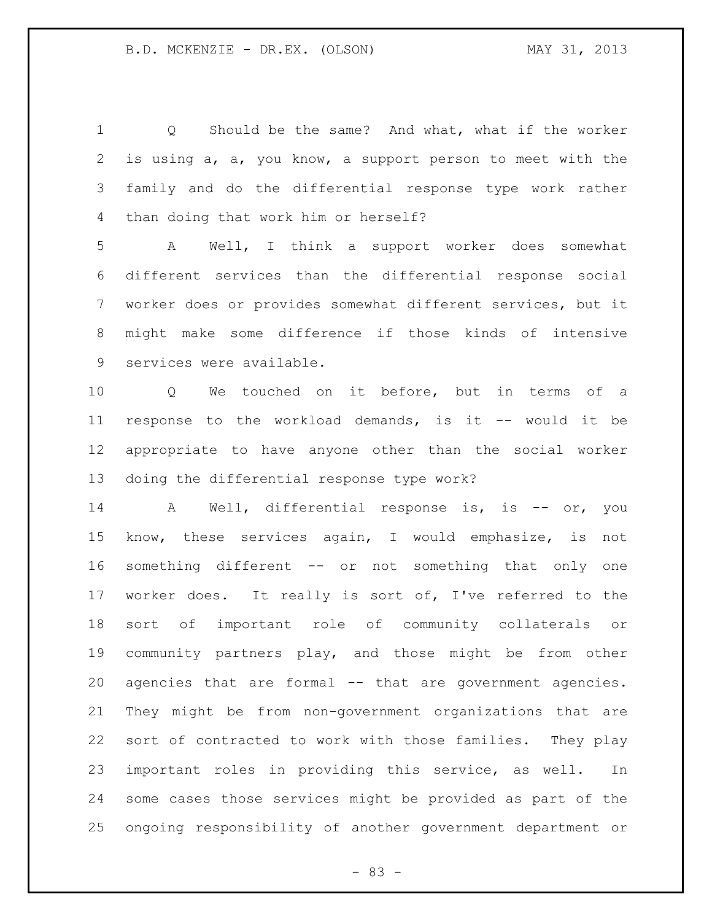Q Should be the same? And what, what if the worker is using a, a, you know, a support person to meet with the family and do the differential response type work rather than doing that work him or herself?

A Well, I think a support worker does somewhat different services than the differential response social worker does or provides somewhat different services, but it might make some difference if those kinds of intensive services were available.

Q We touched on it before, but in terms of a response to the workload demands, is it -- would it be appropriate to have anyone other than the social worker doing the differential response type work?

A Well, differential response is, is -- or, you know, these services again, I would emphasize, is not something different -- or not something that only one worker does. It really is sort of, I've referred to the sort of important role of community collaterals or community partners play, and those might be from other agencies that are formal -- that are government agencies. They might be from non-government organizations that are sort of contracted to work with those families. They play important roles in providing this service, as well. In some cases those services might be provided as part of the ongoing responsibility of another government department or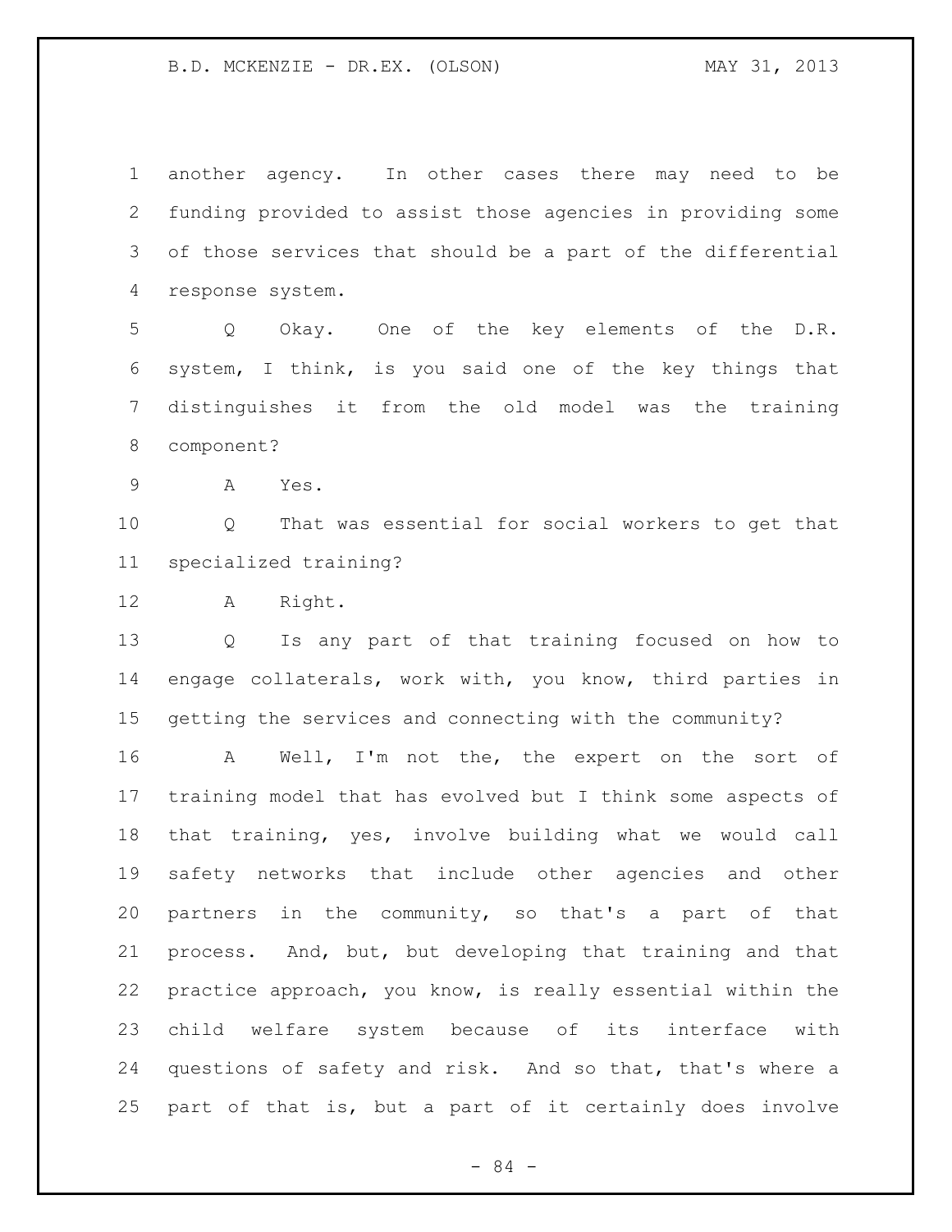another agency. In other cases there may need to be funding provided to assist those agencies in providing some of those services that should be a part of the differential response system.

Q Okay. One of the key elements of the D.R. system, I think, is you said one of the key things that distinguishes it from the old model was the training component?

A Yes.

Q That was essential for social workers to get that specialized training?

A Right.

Q Is any part of that training focused on how to engage collaterals, work with, you know, third parties in getting the services and connecting with the community?

A Well, I'm not the, the expert on the sort of training model that has evolved but I think some aspects of that training, yes, involve building what we would call safety networks that include other agencies and other partners in the community, so that's a part of that process. And, but, but developing that training and that practice approach, you know, is really essential within the child welfare system because of its interface with questions of safety and risk. And so that, that's where a part of that is, but a part of it certainly does involve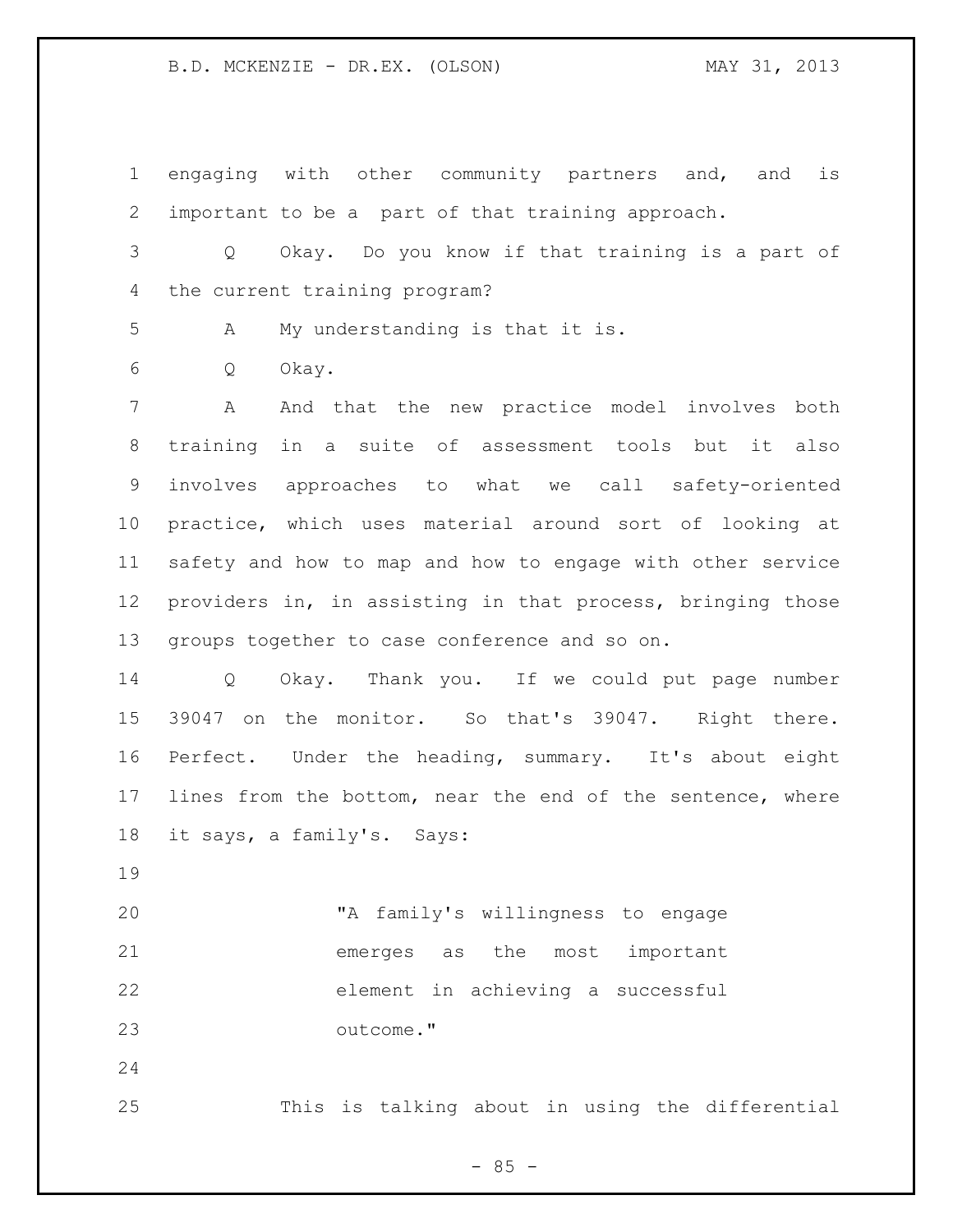engaging with other community partners and, and is important to be a part of that training approach.

Q Okay. Do you know if that training is a part of the current training program?

A My understanding is that it is.

Q Okay.

A And that the new practice model involves both training in a suite of assessment tools but it also involves approaches to what we call safety-oriented practice, which uses material around sort of looking at safety and how to map and how to engage with other service providers in, in assisting in that process, bringing those groups together to case conference and so on.

Q Okay. Thank you. If we could put page number 39047 on the monitor. So that's 39047. Right there. Perfect. Under the heading, summary. It's about eight lines from the bottom, near the end of the sentence, where it says, a family's. Says:

> "A family's willingness to engage emerges as the most important element in achieving a successful outcome."

This is talking about in using the differential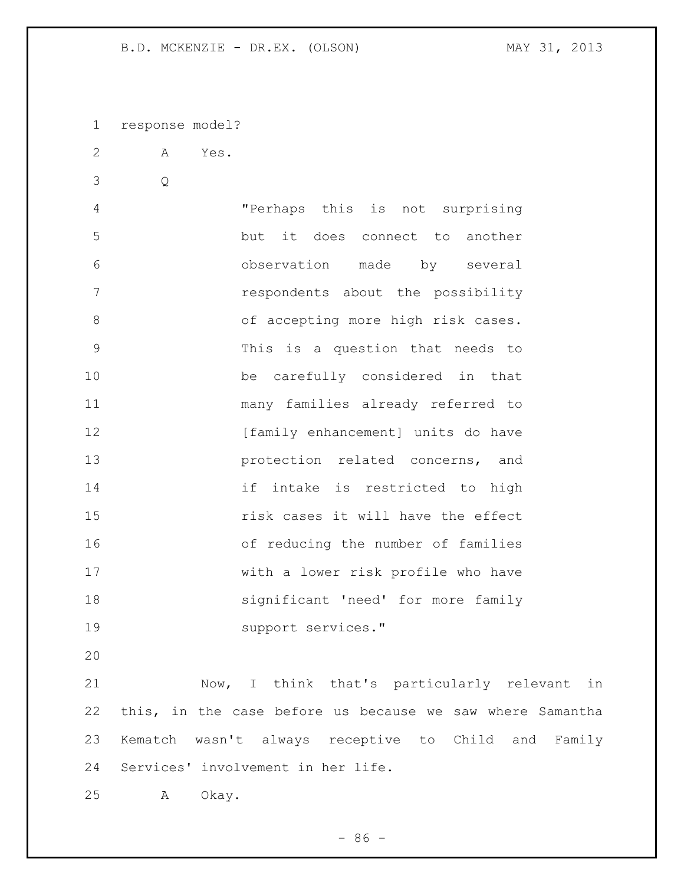response model?

A Yes.

Q

> "Perhaps this is not surprising but it does connect to another observation made by several respondents about the possibility of accepting more high risk cases. This is a question that needs to be carefully considered in that many families already referred to [family enhancement] units do have protection related concerns, and if intake is restricted to high risk cases it will have the effect of reducing the number of families with a lower risk profile who have significant 'need' for more family support services."

Now, I think that's particularly relevant in this, in the case before us because we saw where Samantha Kematch wasn't always receptive to Child and Family Services' involvement in her life.

A Okay.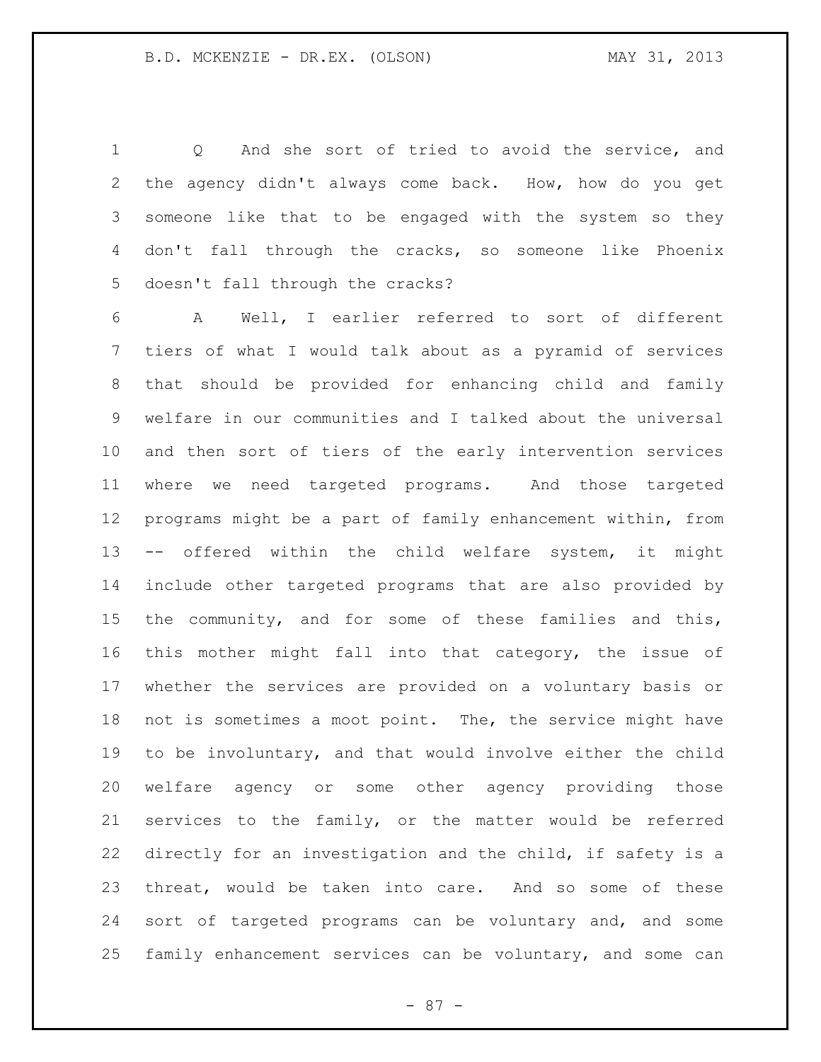Q And she sort of tried to avoid the service, and the agency didn't always come back. How, how do you get someone like that to be engaged with the system so they don't fall through the cracks, so someone like Phoenix doesn't fall through the cracks?

A Well, I earlier referred to sort of different tiers of what I would talk about as a pyramid of services that should be provided for enhancing child and family welfare in our communities and I talked about the universal and then sort of tiers of the early intervention services where we need targeted programs. And those targeted programs might be a part of family enhancement within, from -- offered within the child welfare system, it might include other targeted programs that are also provided by the community, and for some of these families and this, this mother might fall into that category, the issue of whether the services are provided on a voluntary basis or not is sometimes a moot point. The, the service might have to be involuntary, and that would involve either the child welfare agency or some other agency providing those services to the family, or the matter would be referred directly for an investigation and the child, if safety is a threat, would be taken into care. And so some of these sort of targeted programs can be voluntary and, and some family enhancement services can be voluntary, and some can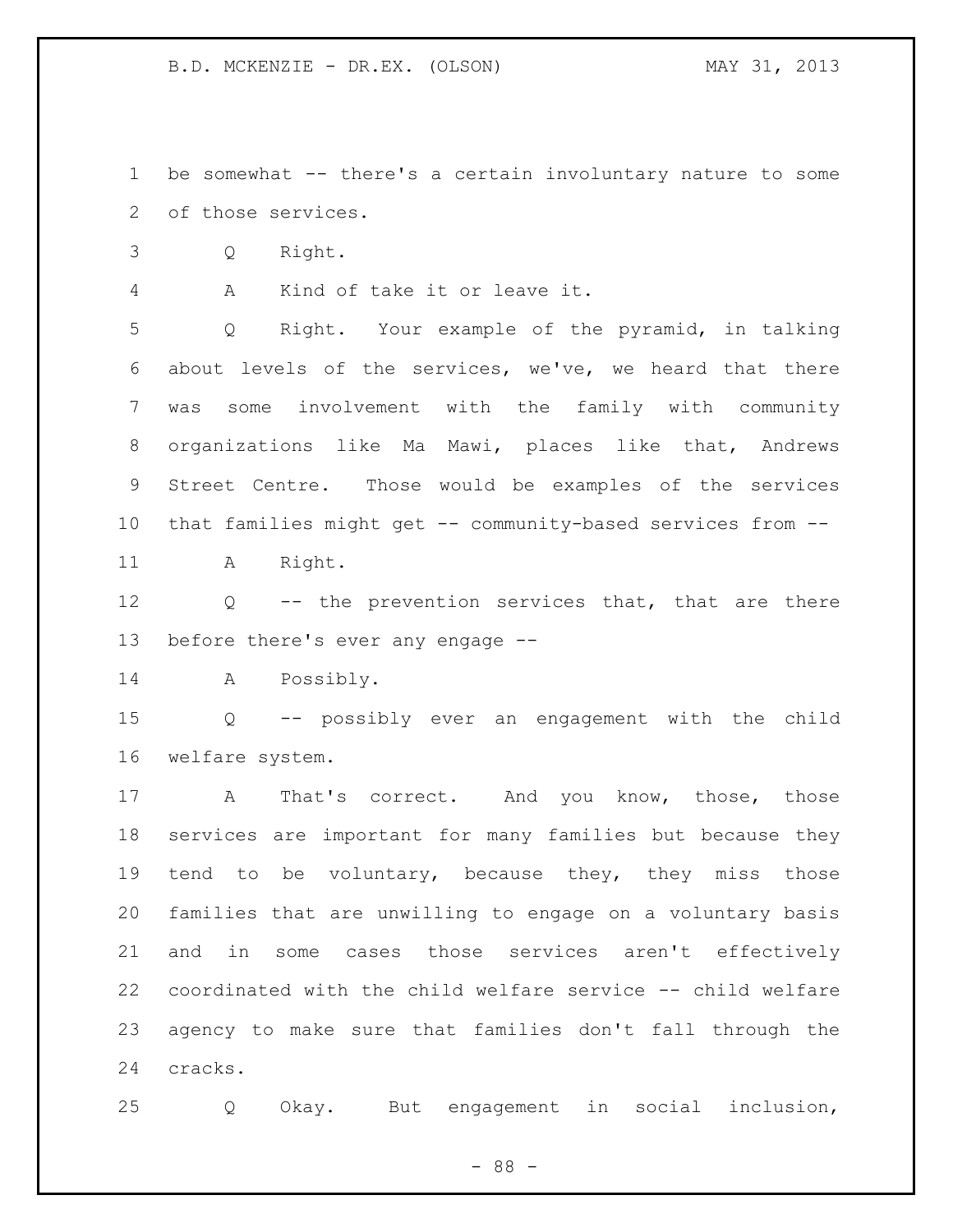be somewhat -- there's a certain involuntary nature to some of those services.

Q Right.

A Kind of take it or leave it.

Q Right. Your example of the pyramid, in talking about levels of the services, we've, we heard that there was some involvement with the family with community organizations like Ma Mawi, places like that, Andrews Street Centre. Those would be examples of the services that families might get -- community-based services from --

A Right.

Q -- the prevention services that, that are there before there's ever any engage --

A Possibly.

Q -- possibly ever an engagement with the child welfare system.

A That's correct. And you know, those, those services are important for many families but because they tend to be voluntary, because they, they miss those families that are unwilling to engage on a voluntary basis and in some cases those services aren't effectively coordinated with the child welfare service -- child welfare agency to make sure that families don't fall through the cracks.

Q Okay. But engagement in social inclusion,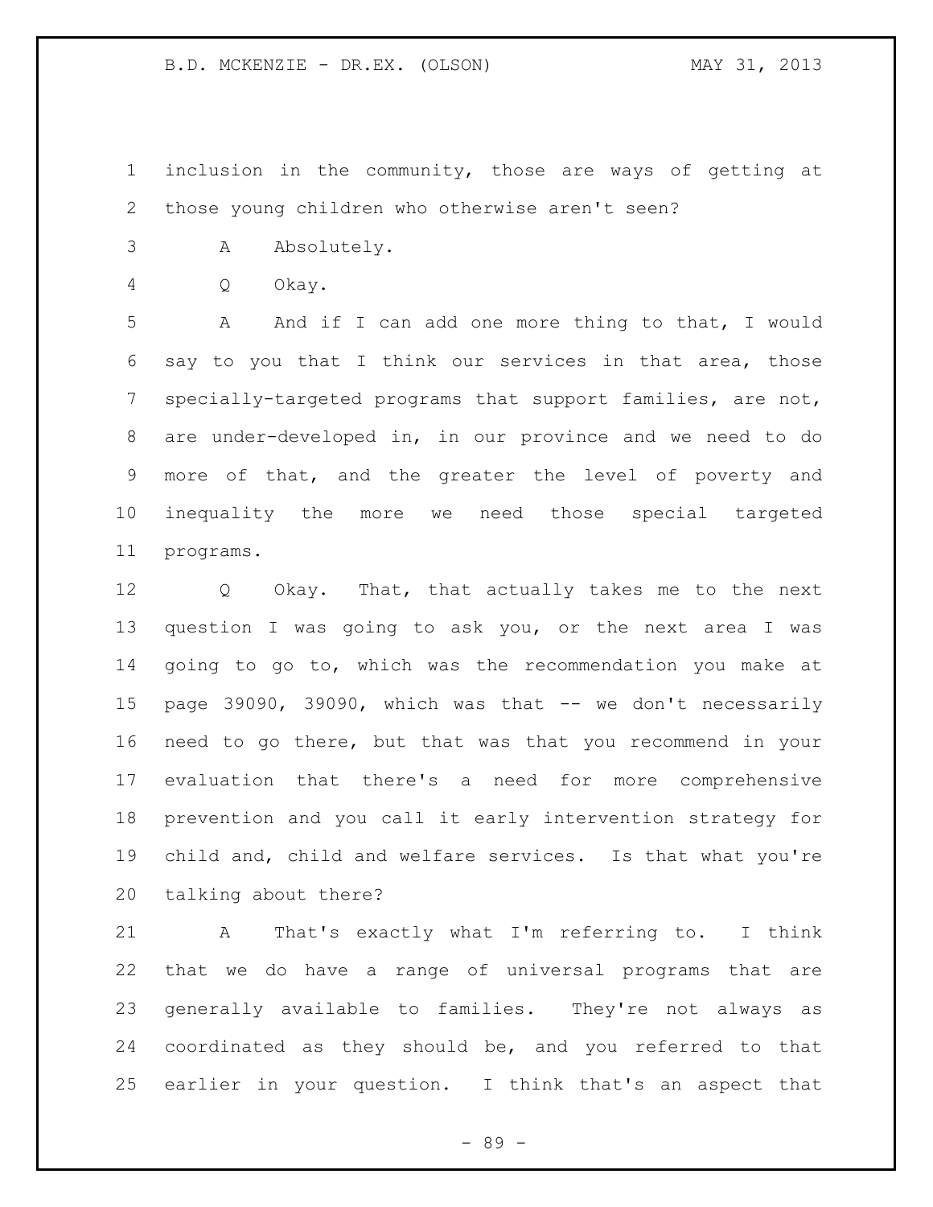inclusion in the community, those are ways of getting at those young children who otherwise aren't seen?

A Absolutely.

Q Okay.

A And if I can add one more thing to that, I would say to you that I think our services in that area, those specially-targeted programs that support families, are not, are under-developed in, in our province and we need to do more of that, and the greater the level of poverty and inequality the more we need those special targeted programs.

Q Okay. That, that actually takes me to the next question I was going to ask you, or the next area I was going to go to, which was the recommendation you make at page 39090, 39090, which was that -- we don't necessarily need to go there, but that was that you recommend in your evaluation that there's a need for more comprehensive prevention and you call it early intervention strategy for child and, child and welfare services. Is that what you're talking about there?

A That's exactly what I'm referring to. I think that we do have a range of universal programs that are generally available to families. They're not always as coordinated as they should be, and you referred to that earlier in your question. I think that's an aspect that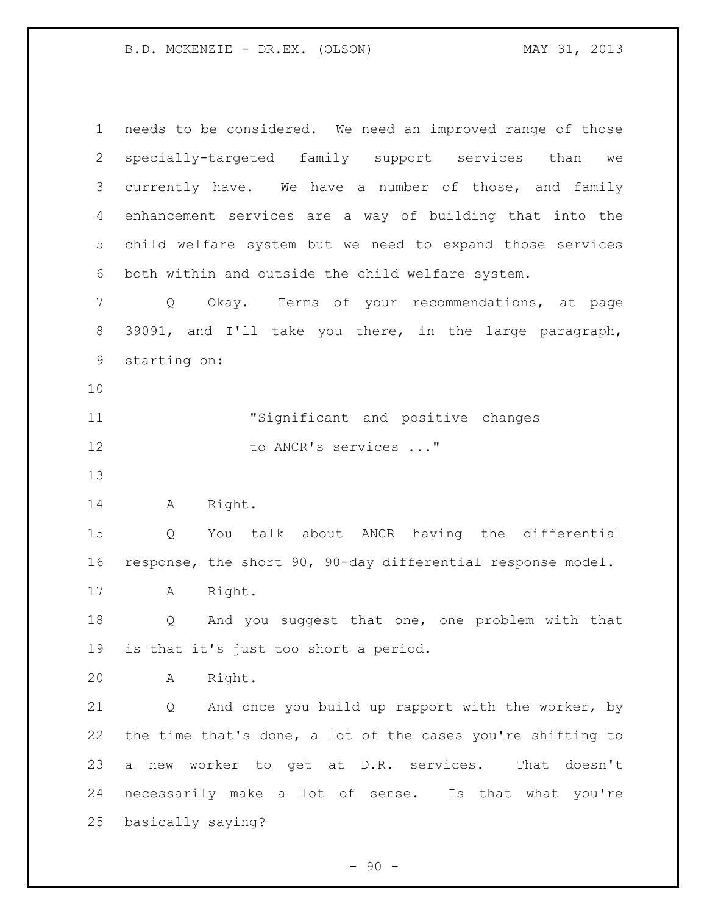needs to be considered. We need an improved range of those specially-targeted family support services than we currently have. We have a number of those, and family enhancement services are a way of building that into the child welfare system but we need to expand those services both within and outside the child welfare system.

Q Okay. Terms of your recommendations, at page 39091, and I'll take you there, in the large paragraph, starting on:

> "Significant and positive changes to ANCR's services ..."

A Right.

Q You talk about ANCR having the differential response, the short 90, 90-day differential response model.

A Right.

Q And you suggest that one, one problem with that is that it's just too short a period.

A Right.

Q And once you build up rapport with the worker, by the time that's done, a lot of the cases you're shifting to a new worker to get at D.R. services. That doesn't necessarily make a lot of sense. Is that what you're basically saying?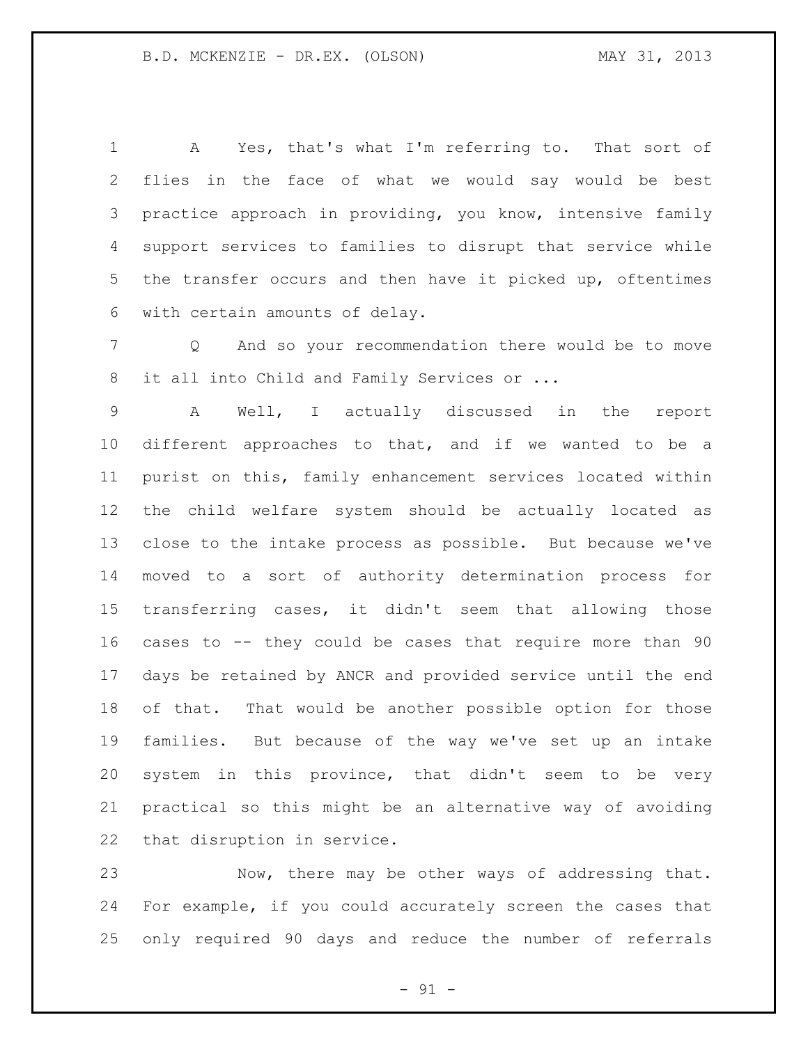A Yes, that's what I'm referring to. That sort of flies in the face of what we would say would be best practice approach in providing, you know, intensive family support services to families to disrupt that service while the transfer occurs and then have it picked up, oftentimes with certain amounts of delay.

Q And so your recommendation there would be to move it all into Child and Family Services or ...

A Well, I actually discussed in the report different approaches to that, and if we wanted to be a purist on this, family enhancement services located within the child welfare system should be actually located as close to the intake process as possible. But because we've moved to a sort of authority determination process for transferring cases, it didn't seem that allowing those cases to -- they could be cases that require more than 90 days be retained by ANCR and provided service until the end of that. That would be another possible option for those families. But because of the way we've set up an intake system in this province, that didn't seem to be very practical so this might be an alternative way of avoiding that disruption in service.

Now, there may be other ways of addressing that. For example, if you could accurately screen the cases that only required 90 days and reduce the number of referrals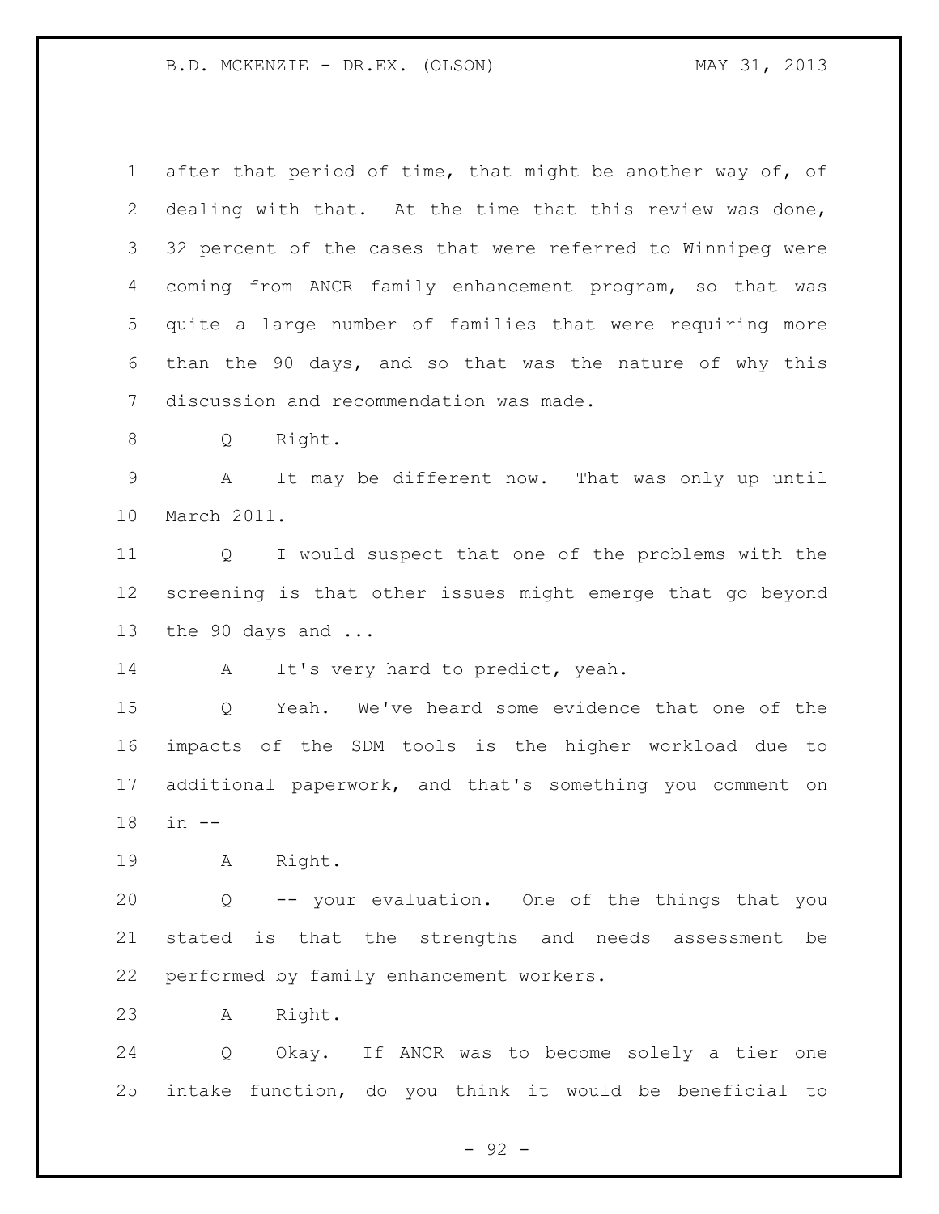after that period of time, that might be another way of, of dealing with that. At the time that this review was done, 32 percent of the cases that were referred to Winnipeg were coming from ANCR family enhancement program, so that was quite a large number of families that were requiring more than the 90 days, and so that was the nature of why this discussion and recommendation was made.

Q Right.

A It may be different now. That was only up until March 2011.

Q I would suspect that one of the problems with the screening is that other issues might emerge that go beyond the 90 days and ...

A It's very hard to predict, yeah.

Q Yeah. We've heard some evidence that one of the impacts of the SDM tools is the higher workload due to additional paperwork, and that's something you comment on in --

A Right.

Q -- your evaluation. One of the things that you stated is that the strengths and needs assessment be performed by family enhancement workers.

A Right.

Q Okay. If ANCR was to become solely a tier one intake function, do you think it would be beneficial to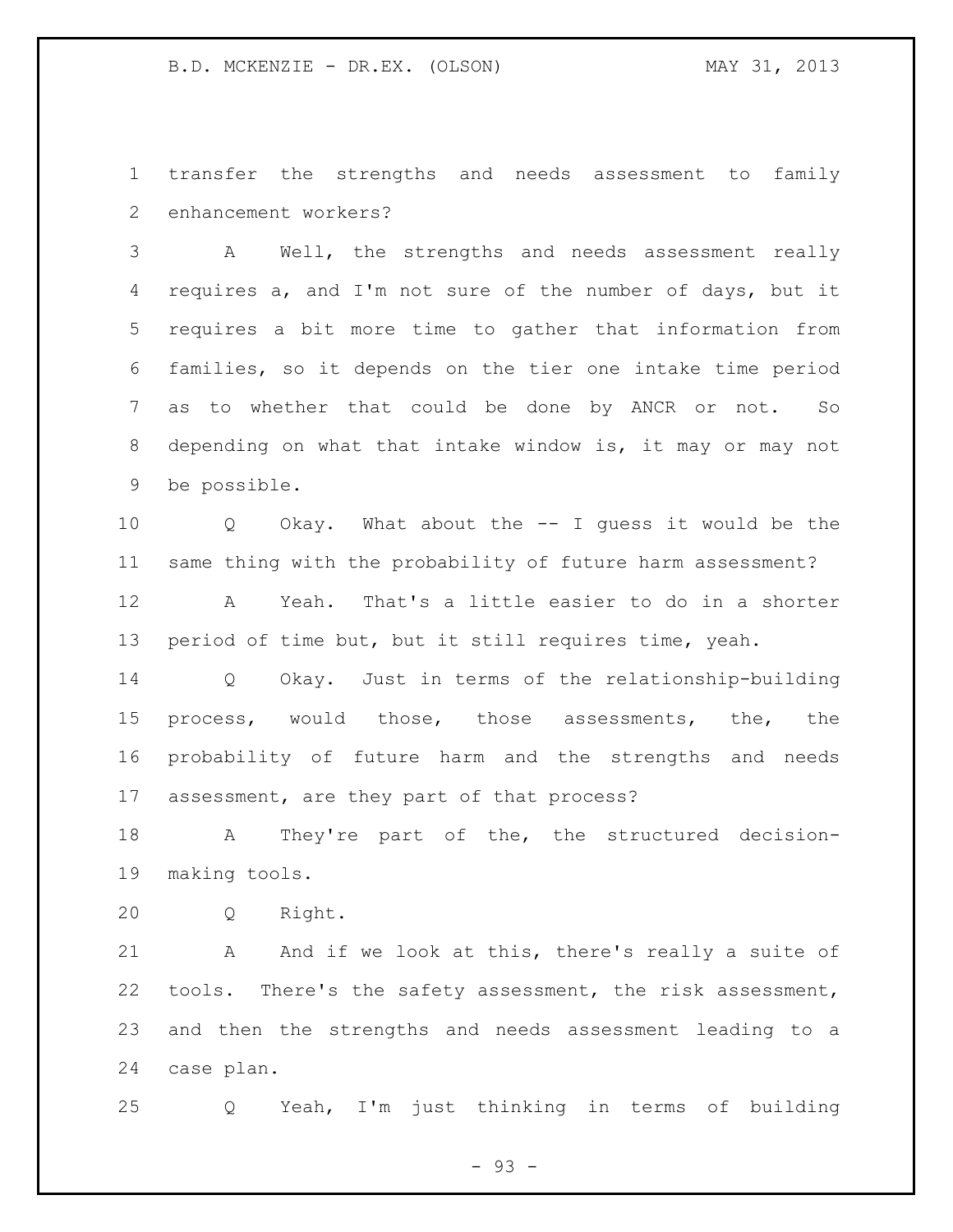transfer the strengths and needs assessment to family enhancement workers?

A Well, the strengths and needs assessment really requires a, and I'm not sure of the number of days, but it requires a bit more time to gather that information from families, so it depends on the tier one intake time period as to whether that could be done by ANCR or not. So depending on what that intake window is, it may or may not be possible.

Q Okay. What about the -- I guess it would be the same thing with the probability of future harm assessment?

A Yeah. That's a little easier to do in a shorter period of time but, but it still requires time, yeah.

Q Okay. Just in terms of the relationship-building process, would those, those assessments, the, the probability of future harm and the strengths and needs assessment, are they part of that process?

A They're part of the, the structured decision-making tools.

Q Right.

A And if we look at this, there's really a suite of tools. There's the safety assessment, the risk assessment, and then the strengths and needs assessment leading to a case plan.

Q Yeah, I'm just thinking in terms of building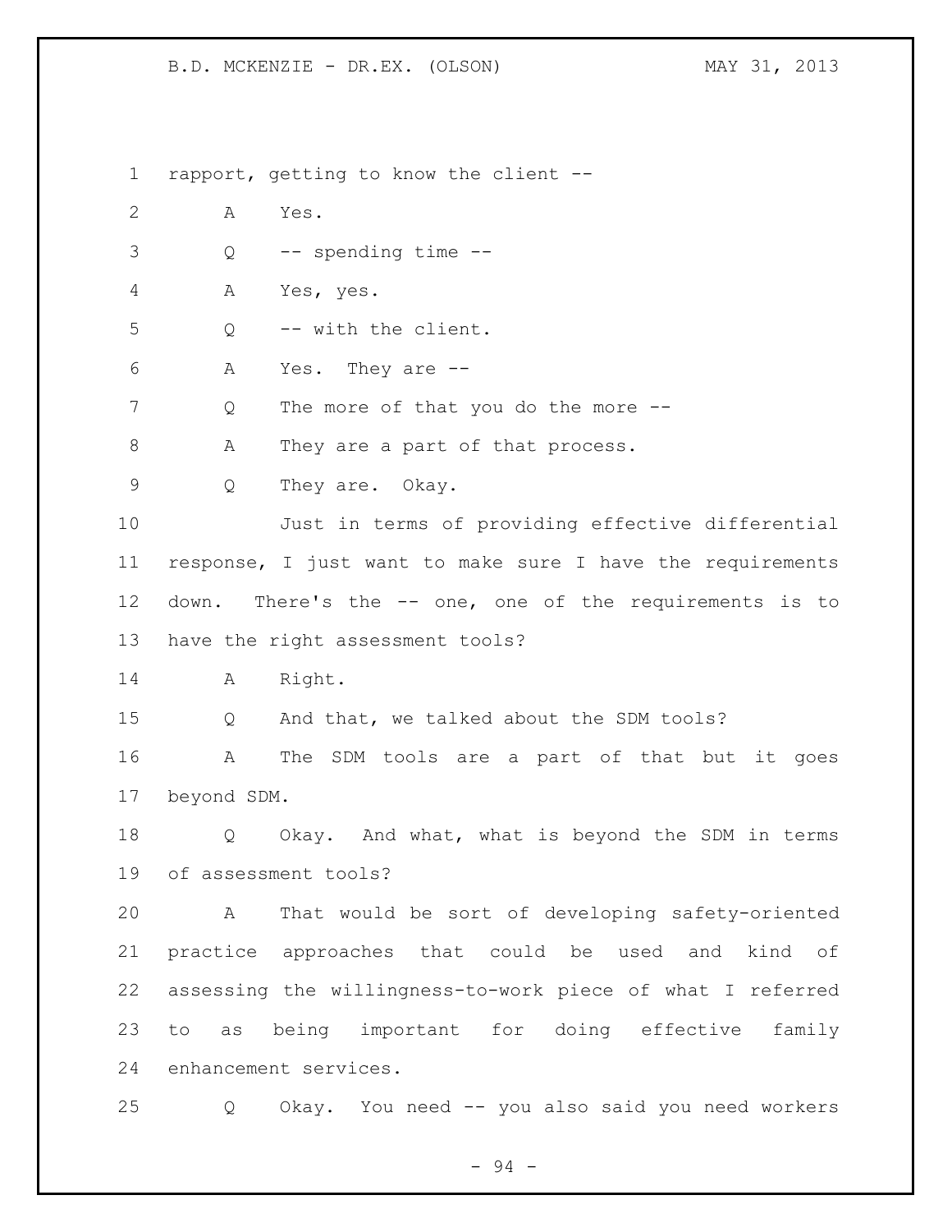rapport, getting to know the client --

A Yes.

Q -- spending time --

A Yes, yes.

Q -- with the client.

A Yes. They are --

Q The more of that you do the more --

A They are a part of that process.

Q They are. Okay.

Just in terms of providing effective differential response, I just want to make sure I have the requirements down. There's the -- one, one of the requirements is to have the right assessment tools?

A Right.

Q And that, we talked about the SDM tools?

A The SDM tools are a part of that but it goes beyond SDM.

Q Okay. And what, what is beyond the SDM in terms of assessment tools?

A That would be sort of developing safety-oriented practice approaches that could be used and kind of assessing the willingness-to-work piece of what I referred to as being important for doing effective family enhancement services.

Q Okay. You need -- you also said you need workers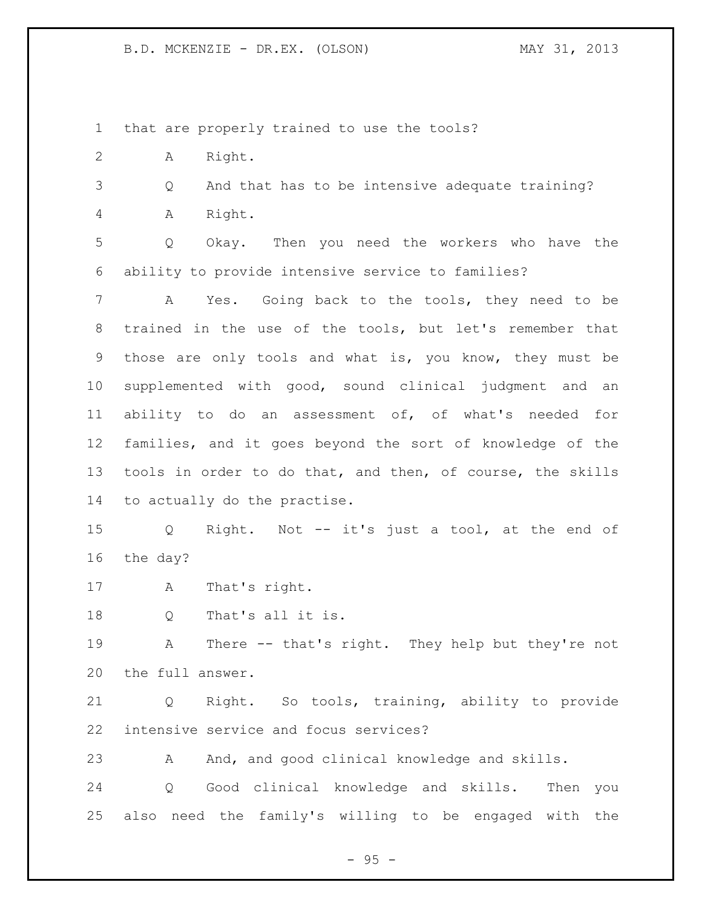that are properly trained to use the tools?

A Right.

Q And that has to be intensive adequate training?

A Right.

Q Okay. Then you need the workers who have the ability to provide intensive service to families?

A Yes. Going back to the tools, they need to be trained in the use of the tools, but let's remember that those are only tools and what is, you know, they must be supplemented with good, sound clinical judgment and an ability to do an assessment of, of what's needed for families, and it goes beyond the sort of knowledge of the tools in order to do that, and then, of course, the skills to actually do the practise.

Q Right. Not -- it's just a tool, at the end of the day?

A That's right.

Q That's all it is.

A There -- that's right. They help but they're not the full answer.

Q Right. So tools, training, ability to provide intensive service and focus services?

A And, and good clinical knowledge and skills.

Q Good clinical knowledge and skills. Then you also need the family's willing to be engaged with the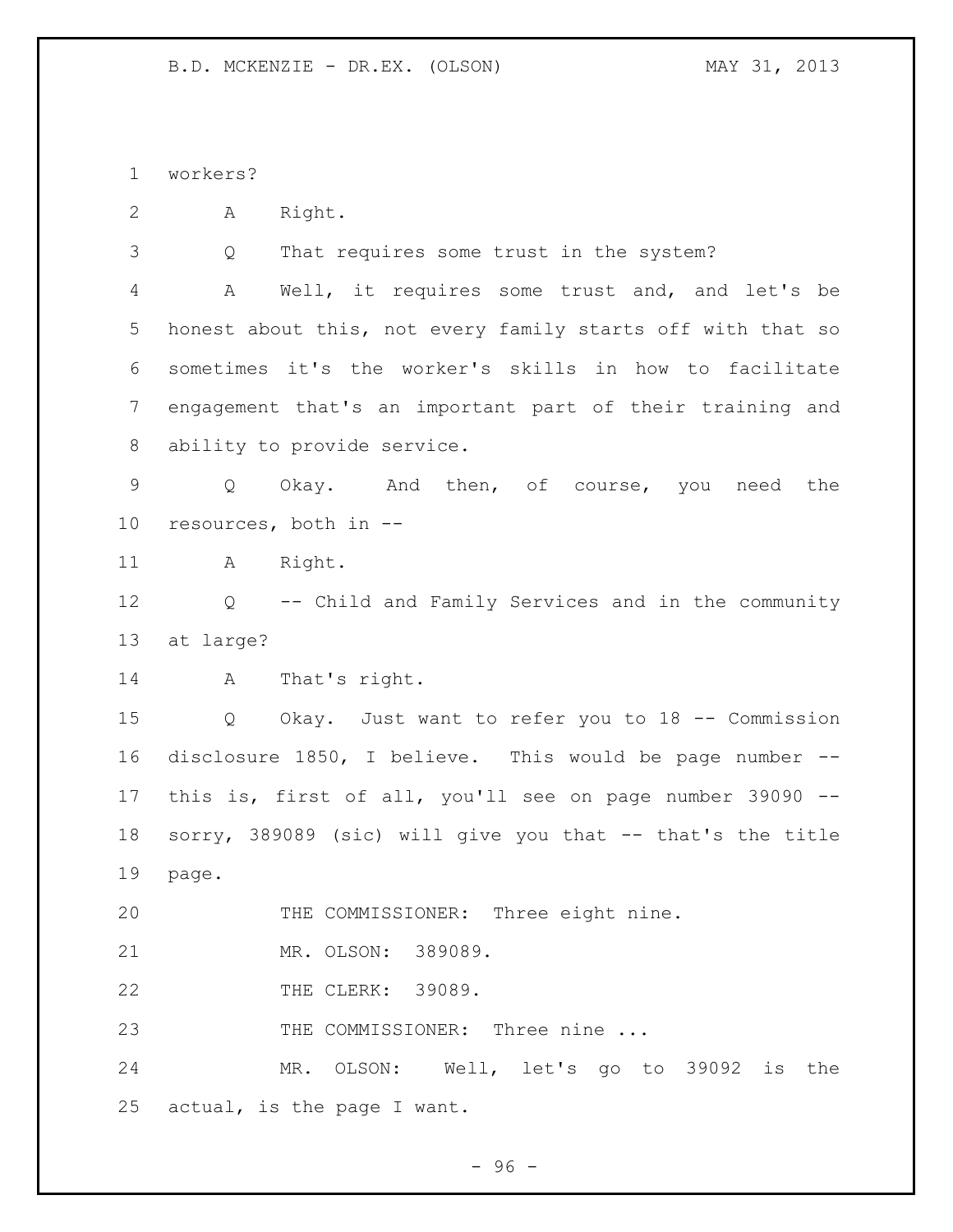workers?

A Right.

Q That requires some trust in the system?

A Well, it requires some trust and, and let's be honest about this, not every family starts off with that so sometimes it's the worker's skills in how to facilitate engagement that's an important part of their training and ability to provide service.

Q Okay. And then, of course, you need the resources, both in --

A Right.

Q -- Child and Family Services and in the community at large?

A That's right.

Q Okay. Just want to refer you to 18 -- Commission disclosure 1850, I believe. This would be page number -- this is, first of all, you'll see on page number 39090 -- sorry, 389089 (sic) will give you that -- that's the title page.

THE COMMISSIONER: Three eight nine.

MR. OLSON: 389089.

THE CLERK: 39089.

THE COMMISSIONER: Three nine ...

MR. OLSON: Well, let's go to 39092 is the actual, is the page I want.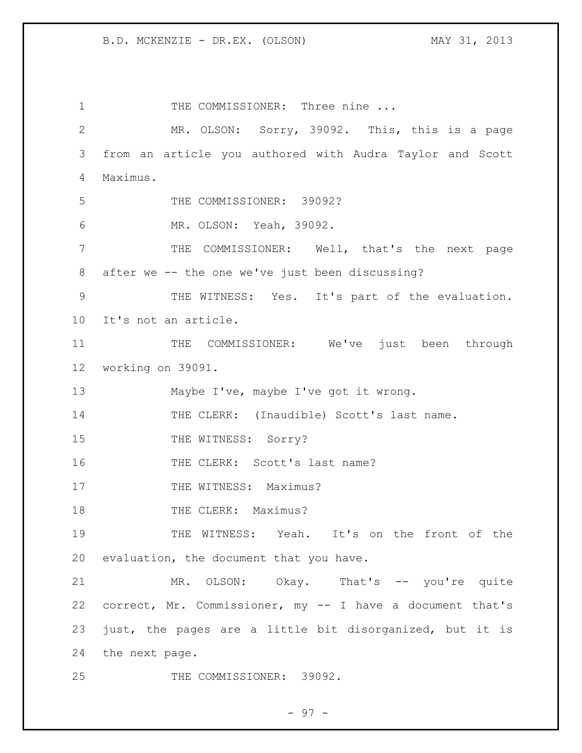THE COMMISSIONER: Three nine ...

MR. OLSON: Sorry, 39092. This, this is a page from an article you authored with Audra Taylor and Scott Maximus.

THE COMMISSIONER: 39092?

MR. OLSON: Yeah, 39092.

THE COMMISSIONER: Well, that's the next page after we -- the one we've just been discussing?

THE WITNESS: Yes. It's part of the evaluation. It's not an article.

THE COMMISSIONER: We've just been through working on 39091.

Maybe I've, maybe I've got it wrong.

THE CLERK: (Inaudible) Scott's last name.

THE WITNESS: Sorry?

THE CLERK: Scott's last name?

THE WITNESS: Maximus?

THE CLERK: Maximus?

THE WITNESS: Yeah. It's on the front of the evaluation, the document that you have.

MR. OLSON: Okay. That's -- you're quite correct, Mr. Commissioner, my -- I have a document that's just, the pages are a little bit disorganized, but it is the next page.

THE COMMISSIONER: 39092.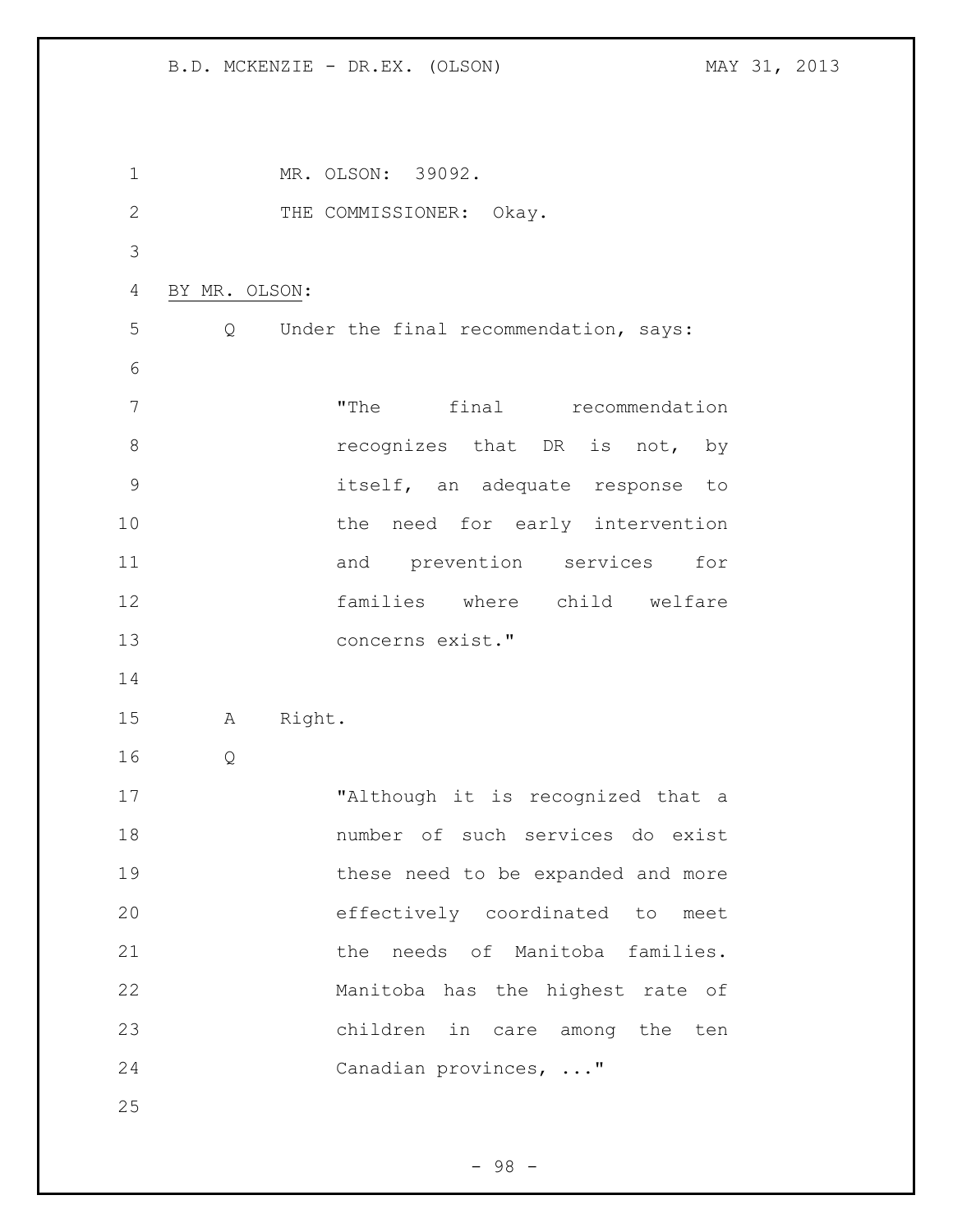MR. OLSON: 39092.

THE COMMISSIONER: Okay.

BY MR. OLSON:

Q Under the final recommendation, says:

> "The final recommendation recognizes that DR is not, by itself, an adequate response to the need for early intervention and prevention services for families where child welfare concerns exist."

A Right.

Q

> "Although it is recognized that a number of such services do exist these need to be expanded and more effectively coordinated to meet the needs of Manitoba families. Manitoba has the highest rate of children in care among the ten Canadian provinces, ..."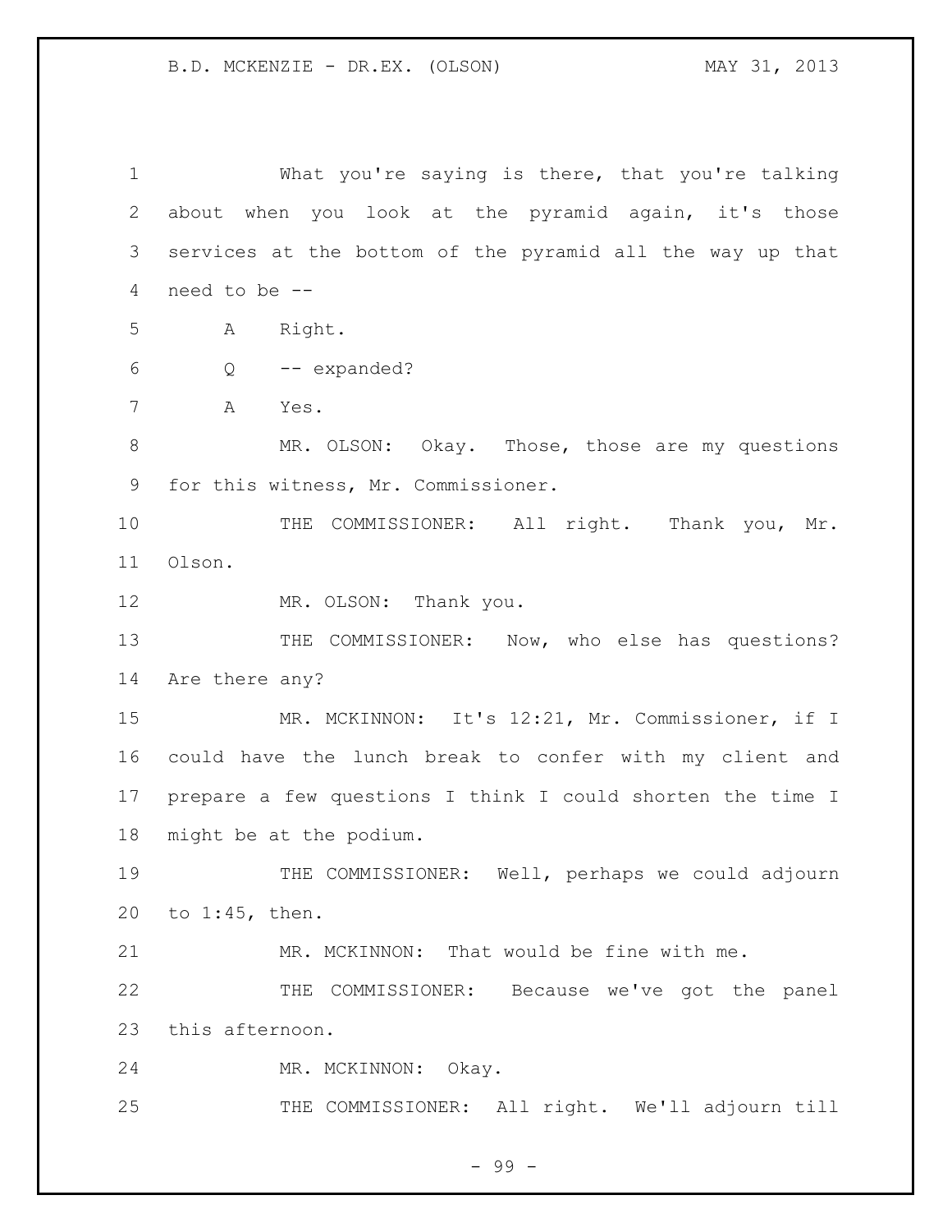What you're saying is there, that you're talking about when you look at the pyramid again, it's those services at the bottom of the pyramid all the way up that need to be --

A Right.

Q -- expanded?

A Yes.

MR. OLSON: Okay. Those, those are my questions for this witness, Mr. Commissioner.

THE COMMISSIONER: All right. Thank you, Mr. Olson.

MR. OLSON: Thank you.

THE COMMISSIONER: Now, who else has questions? Are there any?

MR. MCKINNON: It's 12:21, Mr. Commissioner, if I could have the lunch break to confer with my client and prepare a few questions I think I could shorten the time I might be at the podium.

THE COMMISSIONER: Well, perhaps we could adjourn to 1:45, then.

MR. MCKINNON: That would be fine with me.

THE COMMISSIONER: Because we've got the panel this afternoon.

MR. MCKINNON: Okay.

THE COMMISSIONER: All right. We'll adjourn till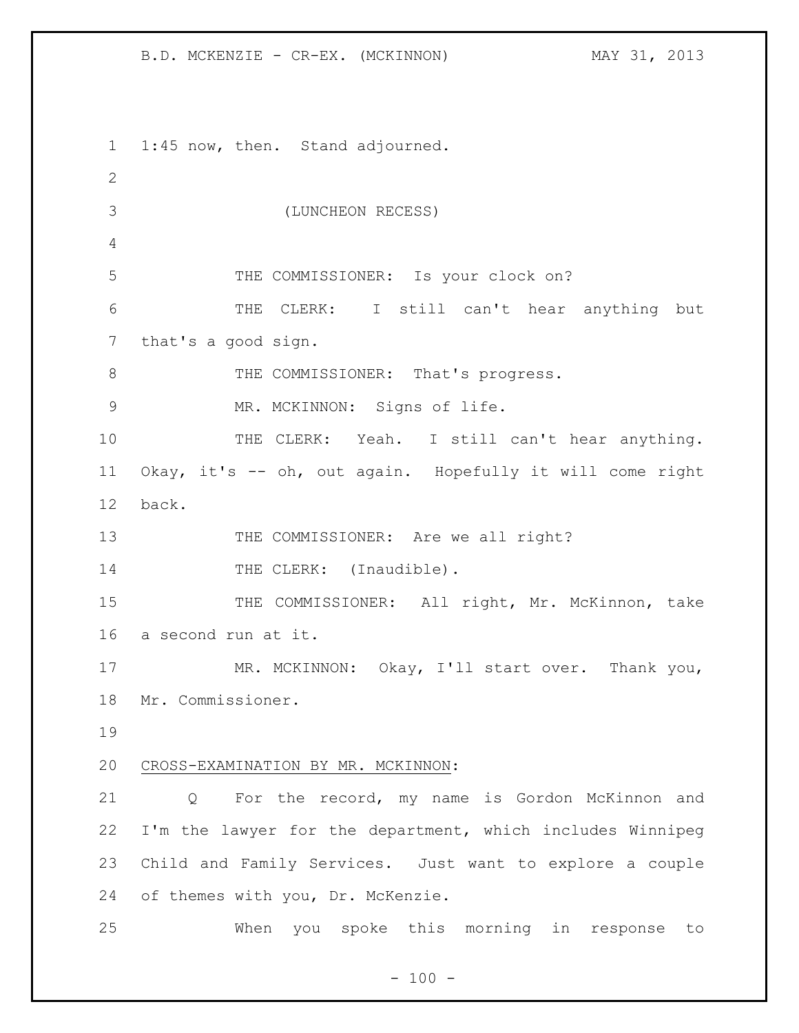1:45 now, then. Stand adjourned.

(LUNCHEON RECESS)

THE COMMISSIONER: Is your clock on?

THE CLERK: I still can't hear anything but that's a good sign.

THE COMMISSIONER: That's progress.

MR. MCKINNON: Signs of life.

THE CLERK: Yeah. I still can't hear anything. Okay, it's -- oh, out again. Hopefully it will come right back.

THE COMMISSIONER: Are we all right?

THE CLERK: (Inaudible).

THE COMMISSIONER: All right, Mr. McKinnon, take a second run at it.

MR. MCKINNON: Okay, I'll start over. Thank you, Mr. Commissioner.

CROSS-EXAMINATION BY MR. MCKINNON:

Q For the record, my name is Gordon McKinnon and I'm the lawyer for the department, which includes Winnipeg Child and Family Services. Just want to explore a couple of themes with you, Dr. McKenzie.

When you spoke this morning in response to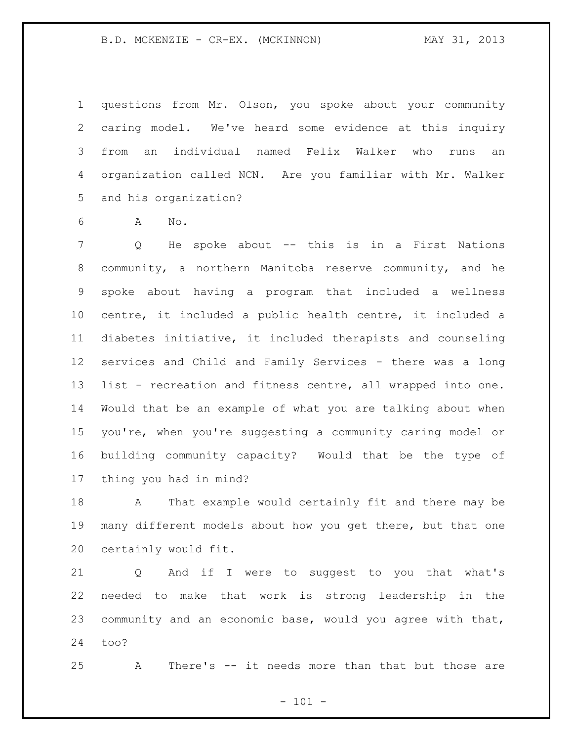questions from Mr. Olson, you spoke about your community caring model. We've heard some evidence at this inquiry from an individual named Felix Walker who runs an organization called NCN. Are you familiar with Mr. Walker and his organization?

A No.

Q He spoke about -- this is in a First Nations community, a northern Manitoba reserve community, and he spoke about having a program that included a wellness centre, it included a public health centre, it included a diabetes initiative, it included therapists and counseling services and Child and Family Services - there was a long list - recreation and fitness centre, all wrapped into one. Would that be an example of what you are talking about when you're, when you're suggesting a community caring model or building community capacity? Would that be the type of thing you had in mind?

A That example would certainly fit and there may be many different models about how you get there, but that one certainly would fit.

Q And if I were to suggest to you that what's needed to make that work is strong leadership in the community and an economic base, would you agree with that, too?

A There's -- it needs more than that but those are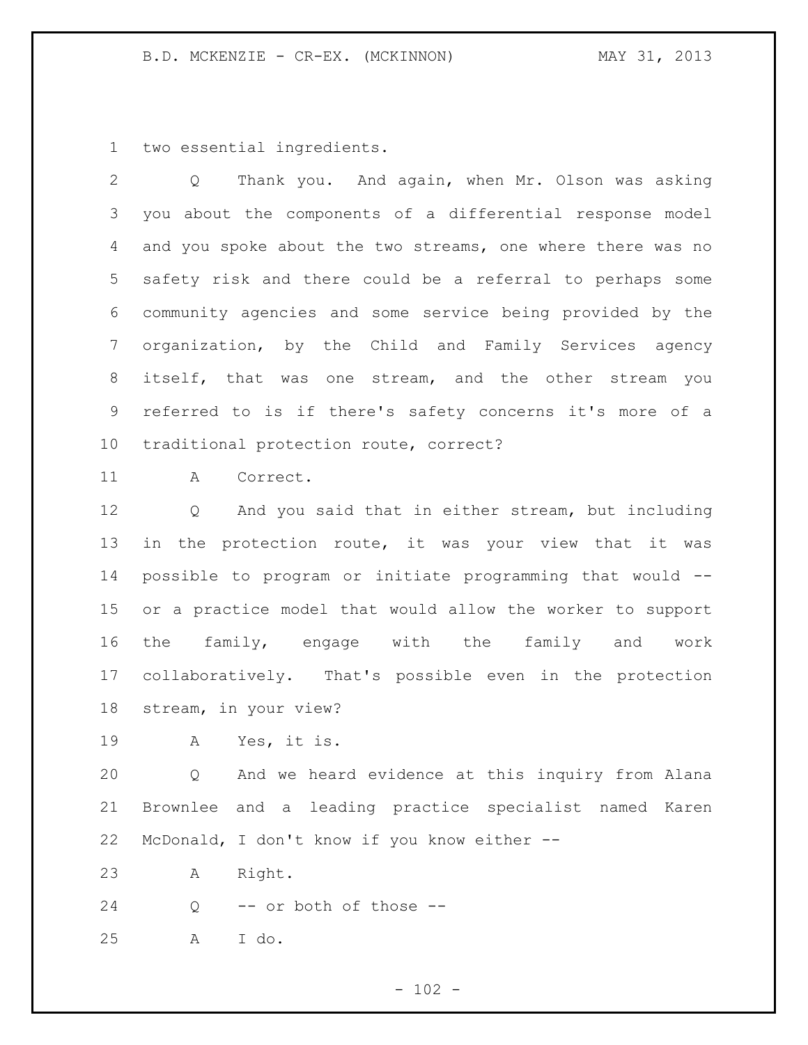two essential ingredients.

Q Thank you. And again, when Mr. Olson was asking you about the components of a differential response model and you spoke about the two streams, one where there was no safety risk and there could be a referral to perhaps some community agencies and some service being provided by the organization, by the Child and Family Services agency itself, that was one stream, and the other stream you referred to is if there's safety concerns it's more of a traditional protection route, correct?

A Correct.

Q And you said that in either stream, but including in the protection route, it was your view that it was possible to program or initiate programming that would -- or a practice model that would allow the worker to support the family, engage with the family and work collaboratively. That's possible even in the protection stream, in your view?

A Yes, it is.

Q And we heard evidence at this inquiry from Alana Brownlee and a leading practice specialist named Karen McDonald, I don't know if you know either --

A Right.

Q -- or both of those --

A I do.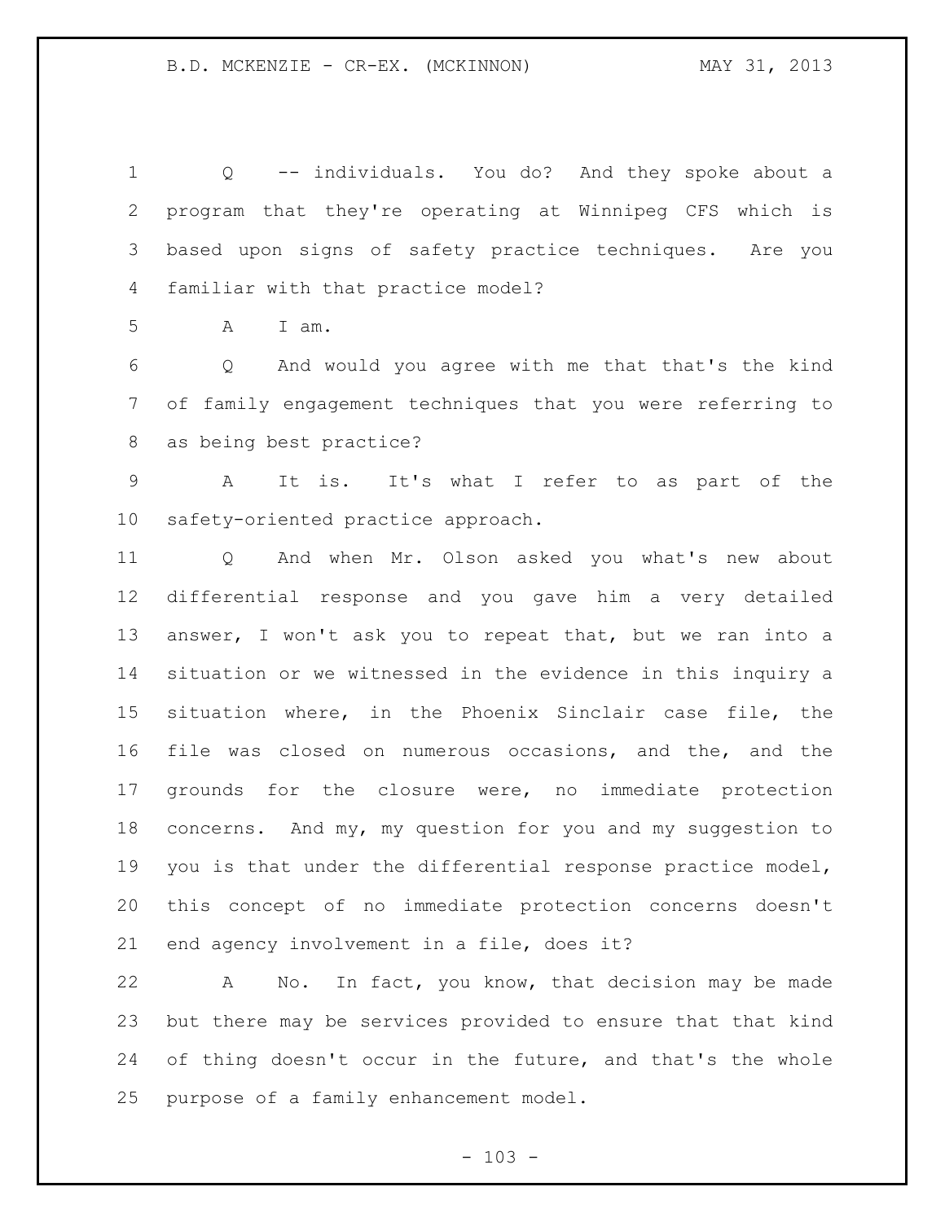Q -- individuals. You do? And they spoke about a program that they're operating at Winnipeg CFS which is based upon signs of safety practice techniques. Are you familiar with that practice model?

A I am.

Q And would you agree with me that that's the kind of family engagement techniques that you were referring to as being best practice?

A It is. It's what I refer to as part of the safety-oriented practice approach.

Q And when Mr. Olson asked you what's new about differential response and you gave him a very detailed answer, I won't ask you to repeat that, but we ran into a situation or we witnessed in the evidence in this inquiry a situation where, in the Phoenix Sinclair case file, the file was closed on numerous occasions, and the, and the grounds for the closure were, no immediate protection concerns. And my, my question for you and my suggestion to you is that under the differential response practice model, this concept of no immediate protection concerns doesn't end agency involvement in a file, does it?

A No. In fact, you know, that decision may be made but there may be services provided to ensure that that kind of thing doesn't occur in the future, and that's the whole purpose of a family enhancement model.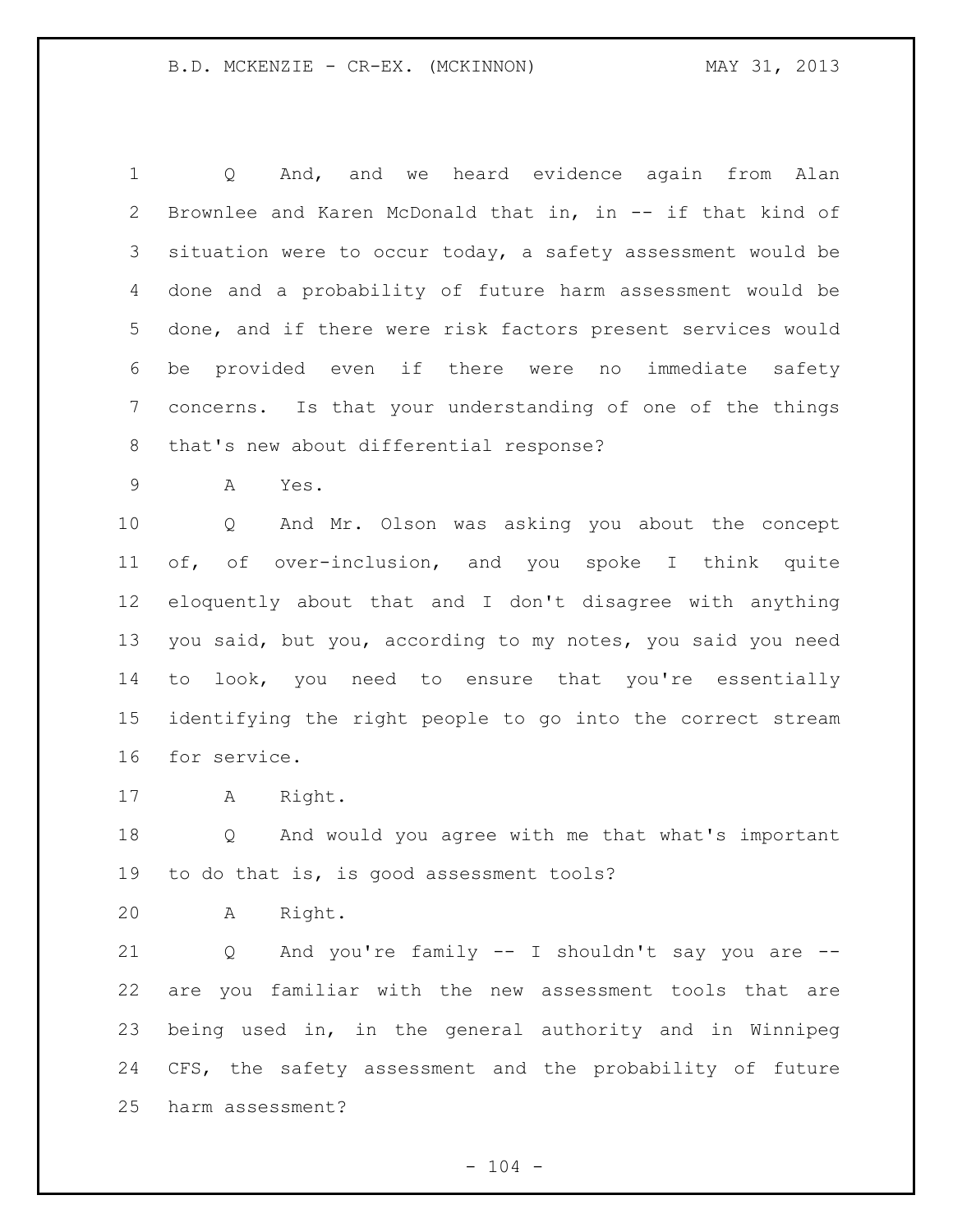Q And, and we heard evidence again from Alan Brownlee and Karen McDonald that in, in -- if that kind of situation were to occur today, a safety assessment would be done and a probability of future harm assessment would be done, and if there were risk factors present services would be provided even if there were no immediate safety concerns. Is that your understanding of one of the things that's new about differential response?

A Yes.

Q And Mr. Olson was asking you about the concept of, of over-inclusion, and you spoke I think quite eloquently about that and I don't disagree with anything you said, but you, according to my notes, you said you need to look, you need to ensure that you're essentially identifying the right people to go into the correct stream for service.

A Right.

Q And would you agree with me that what's important to do that is, is good assessment tools?

A Right.

Q And you're family -- I shouldn't say you are -- are you familiar with the new assessment tools that are being used in, in the general authority and in Winnipeg CFS, the safety assessment and the probability of future harm assessment?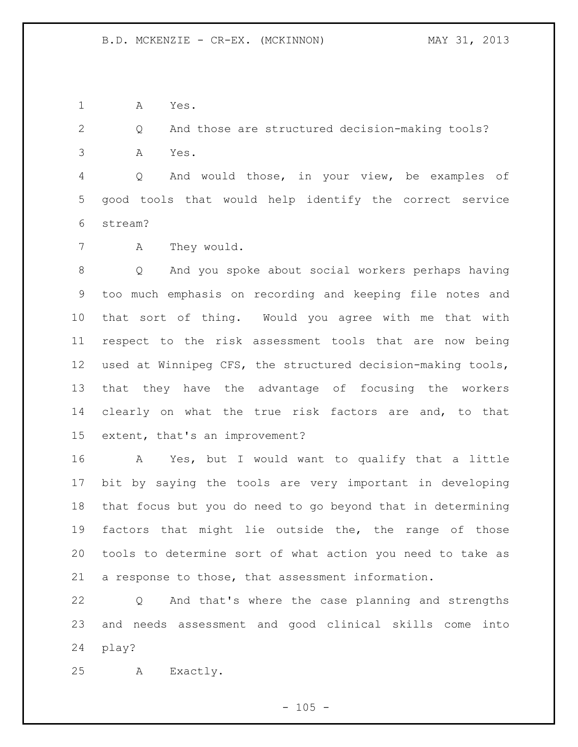A Yes.

Q And those are structured decision-making tools?

A Yes.

Q And would those, in your view, be examples of good tools that would help identify the correct service stream?

A They would.

Q And you spoke about social workers perhaps having too much emphasis on recording and keeping file notes and that sort of thing. Would you agree with me that with respect to the risk assessment tools that are now being used at Winnipeg CFS, the structured decision-making tools, that they have the advantage of focusing the workers clearly on what the true risk factors are and, to that extent, that's an improvement?

A Yes, but I would want to qualify that a little bit by saying the tools are very important in developing that focus but you do need to go beyond that in determining factors that might lie outside the, the range of those tools to determine sort of what action you need to take as a response to those, that assessment information.

Q And that's where the case planning and strengths and needs assessment and good clinical skills come into play?

A Exactly.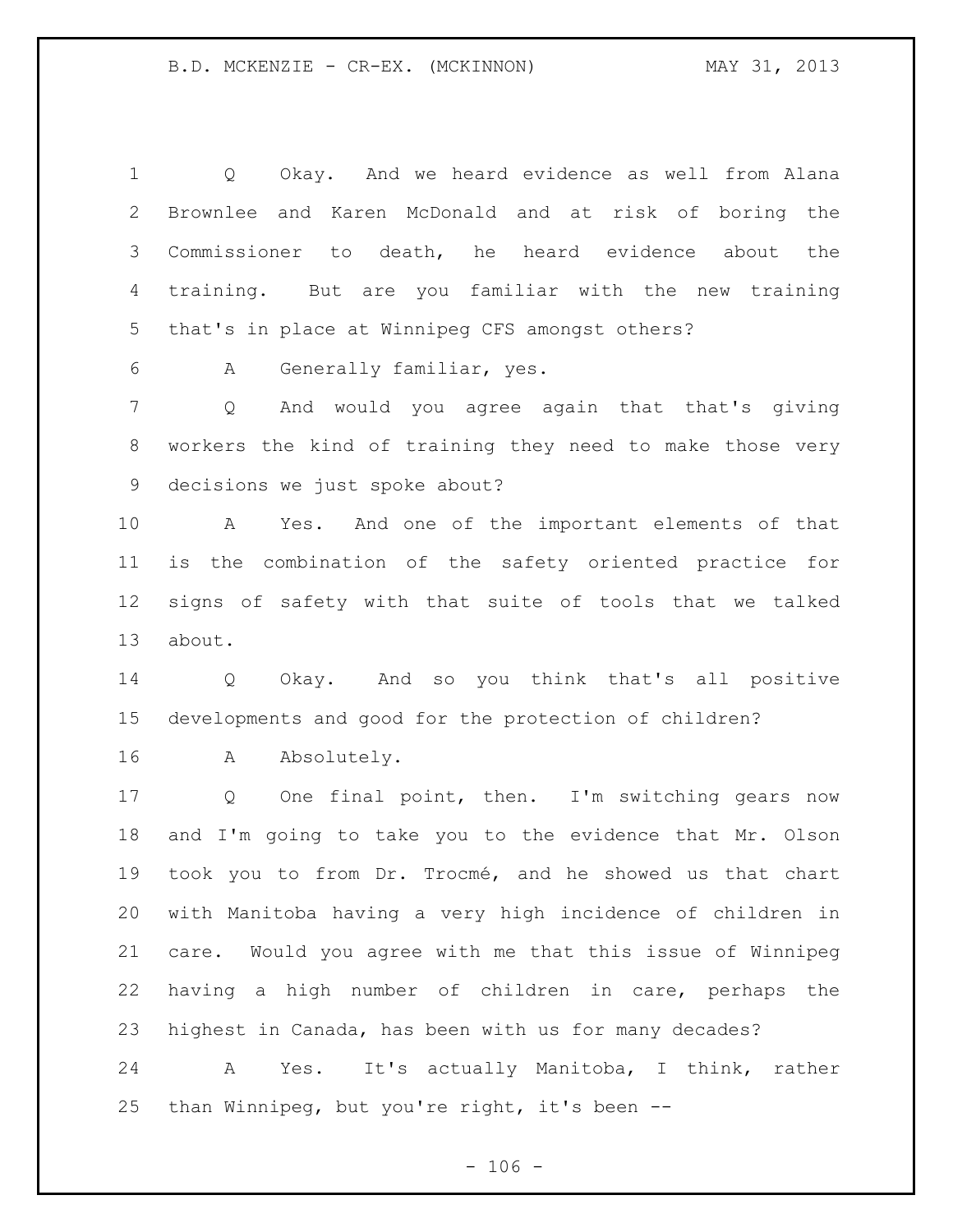Q Okay. And we heard evidence as well from Alana Brownlee and Karen McDonald and at risk of boring the Commissioner to death, he heard evidence about the training. But are you familiar with the new training that's in place at Winnipeg CFS amongst others?

A Generally familiar, yes.

Q And would you agree again that that's giving workers the kind of training they need to make those very decisions we just spoke about?

A Yes. And one of the important elements of that is the combination of the safety oriented practice for signs of safety with that suite of tools that we talked about.

Q Okay. And so you think that's all positive developments and good for the protection of children?

A Absolutely.

Q One final point, then. I'm switching gears now and I'm going to take you to the evidence that Mr. Olson took you to from Dr. Trocmé, and he showed us that chart with Manitoba having a very high incidence of children in care. Would you agree with me that this issue of Winnipeg having a high number of children in care, perhaps the highest in Canada, has been with us for many decades?

A Yes. It's actually Manitoba, I think, rather than Winnipeg, but you're right, it's been --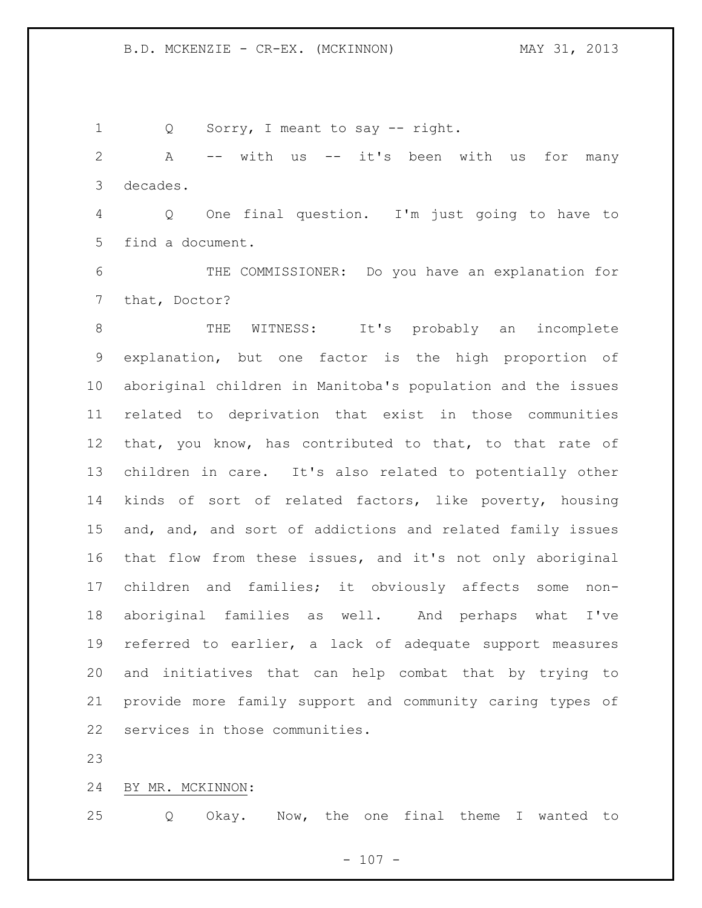Q Sorry, I meant to say -- right.

A -- with us -- it's been with us for many decades.

Q One final question. I'm just going to have to find a document.

THE COMMISSIONER: Do you have an explanation for that, Doctor?

THE WITNESS: It's probably an incomplete explanation, but one factor is the high proportion of aboriginal children in Manitoba's population and the issues related to deprivation that exist in those communities that, you know, has contributed to that, to that rate of children in care. It's also related to potentially other kinds of sort of related factors, like poverty, housing and, and, and sort of addictions and related family issues that flow from these issues, and it's not only aboriginal children and families; it obviously affects some non-aboriginal families as well. And perhaps what I've referred to earlier, a lack of adequate support measures and initiatives that can help combat that by trying to provide more family support and community caring types of services in those communities.

BY MR. MCKINNON:

Q Okay. Now, the one final theme I wanted to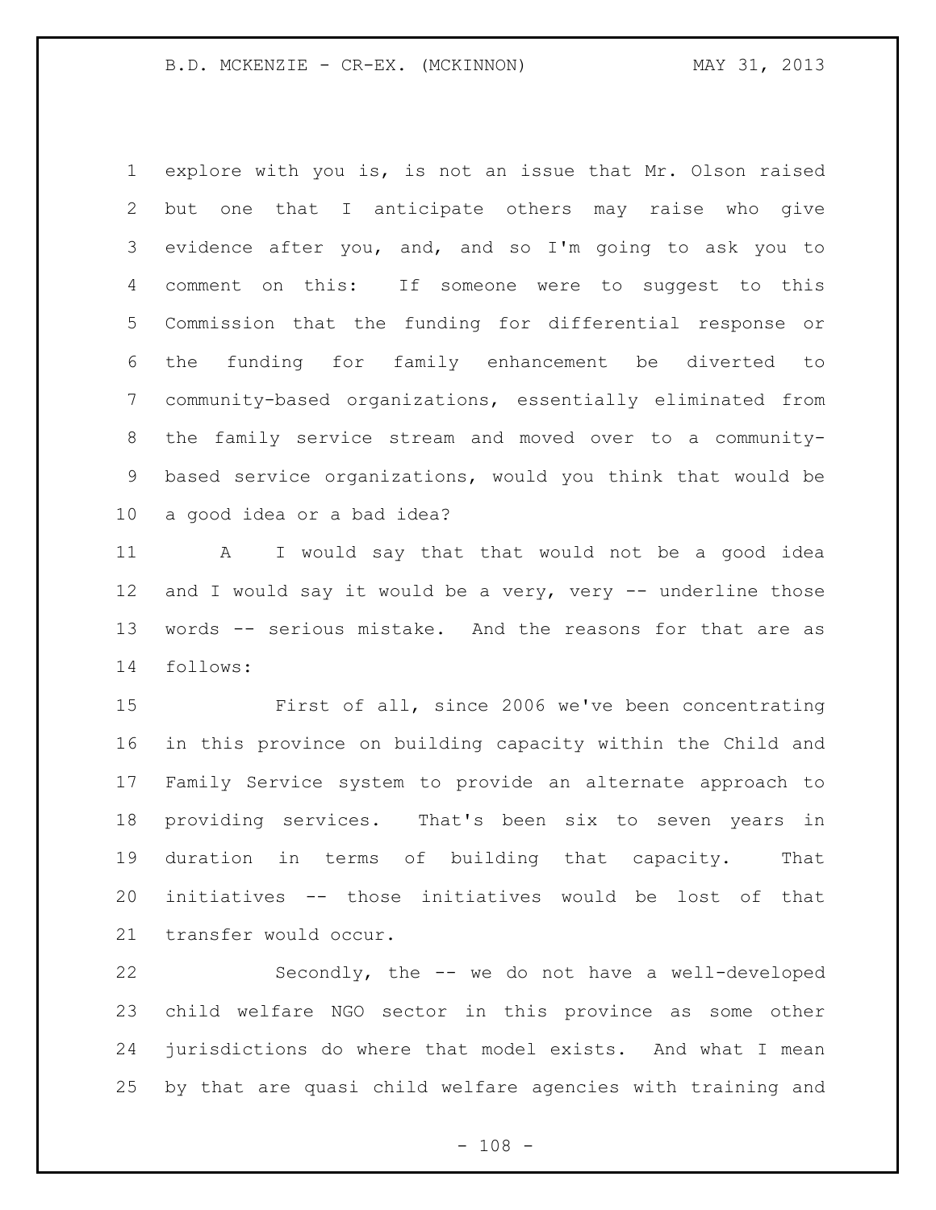explore with you is, is not an issue that Mr. Olson raised but one that I anticipate others may raise who give evidence after you, and, and so I'm going to ask you to comment on this: If someone were to suggest to this Commission that the funding for differential response or the funding for family enhancement be diverted to community-based organizations, essentially eliminated from the family service stream and moved over to a community-based service organizations, would you think that would be a good idea or a bad idea?

A I would say that that would not be a good idea and I would say it would be a very, very -- underline those words -- serious mistake. And the reasons for that are as follows:

First of all, since 2006 we've been concentrating in this province on building capacity within the Child and Family Service system to provide an alternate approach to providing services. That's been six to seven years in duration in terms of building that capacity. That initiatives -- those initiatives would be lost of that transfer would occur.

Secondly, the -- we do not have a well-developed child welfare NGO sector in this province as some other jurisdictions do where that model exists. And what I mean by that are quasi child welfare agencies with training and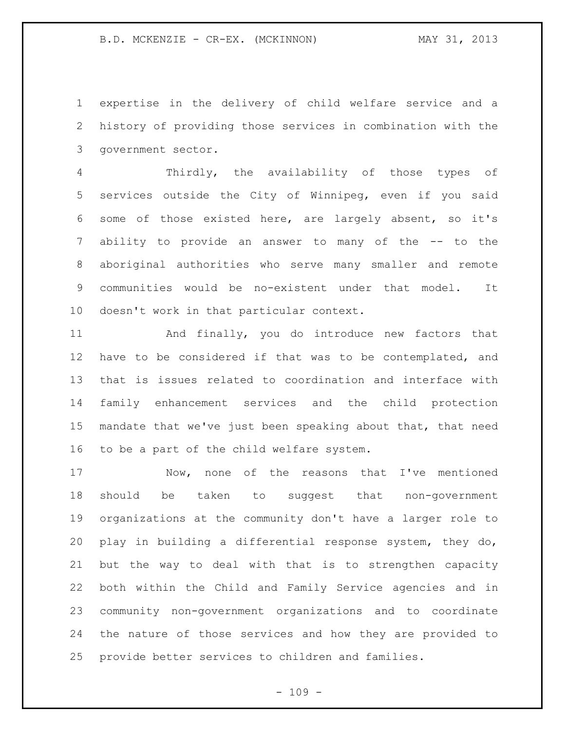expertise in the delivery of child welfare service and a history of providing those services in combination with the government sector.

Thirdly, the availability of those types of services outside the City of Winnipeg, even if you said some of those existed here, are largely absent, so it's ability to provide an answer to many of the -- to the aboriginal authorities who serve many smaller and remote communities would be no-existent under that model. It doesn't work in that particular context.

And finally, you do introduce new factors that have to be considered if that was to be contemplated, and that is issues related to coordination and interface with family enhancement services and the child protection mandate that we've just been speaking about that, that need to be a part of the child welfare system.

Now, none of the reasons that I've mentioned should be taken to suggest that non-government organizations at the community don't have a larger role to play in building a differential response system, they do, but the way to deal with that is to strengthen capacity both within the Child and Family Service agencies and in community non-government organizations and to coordinate the nature of those services and how they are provided to provide better services to children and families.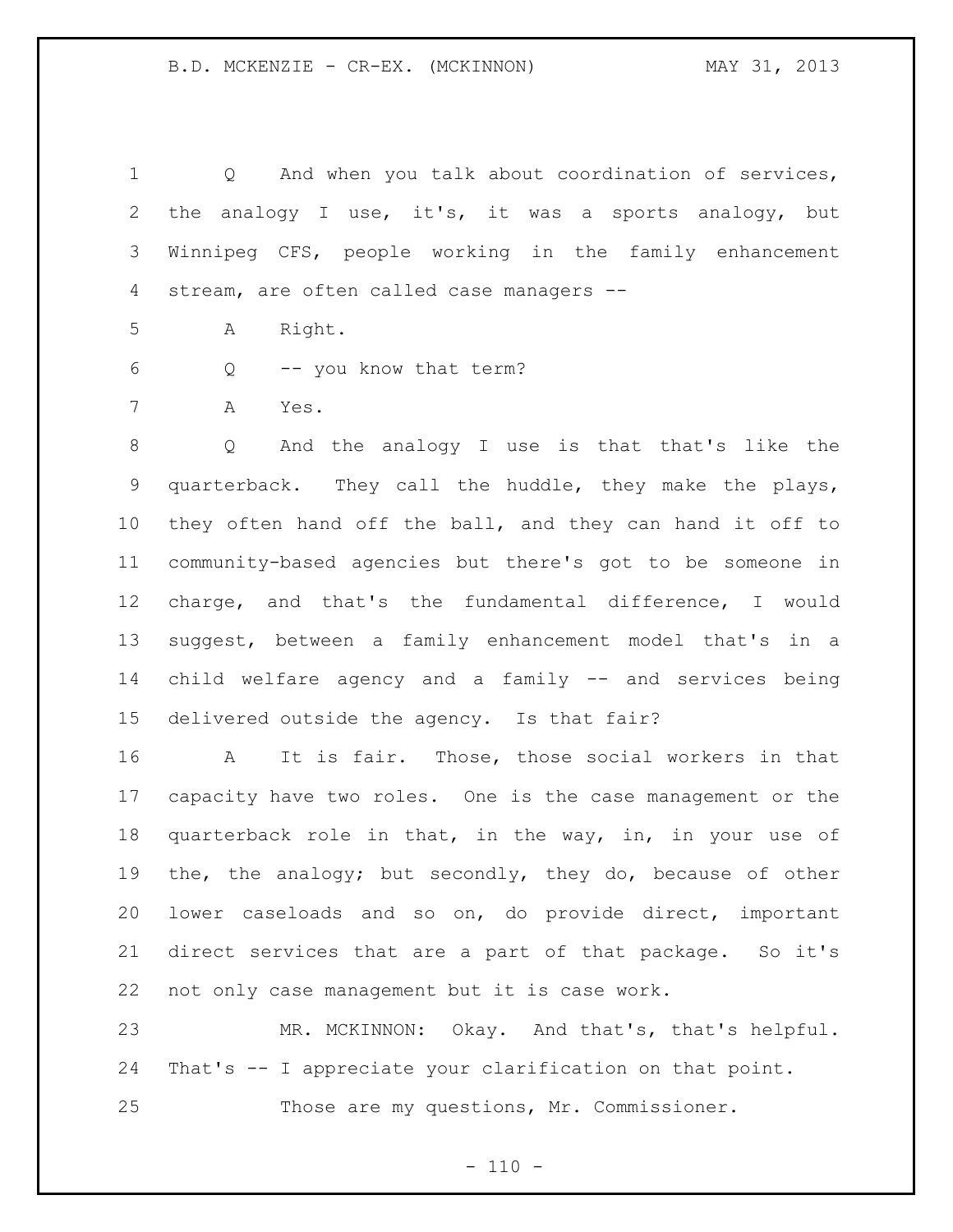Q And when you talk about coordination of services, the analogy I use, it's, it was a sports analogy, but Winnipeg CFS, people working in the family enhancement stream, are often called case managers --

A Right.

Q -- you know that term?

A Yes.

Q And the analogy I use is that that's like the quarterback. They call the huddle, they make the plays, they often hand off the ball, and they can hand it off to community-based agencies but there's got to be someone in charge, and that's the fundamental difference, I would suggest, between a family enhancement model that's in a child welfare agency and a family -- and services being delivered outside the agency. Is that fair?

A It is fair. Those, those social workers in that capacity have two roles. One is the case management or the quarterback role in that, in the way, in, in your use of the, the analogy; but secondly, they do, because of other lower caseloads and so on, do provide direct, important direct services that are a part of that package. So it's not only case management but it is case work.

MR. MCKINNON: Okay. And that's, that's helpful. That's -- I appreciate your clarification on that point.

Those are my questions, Mr. Commissioner.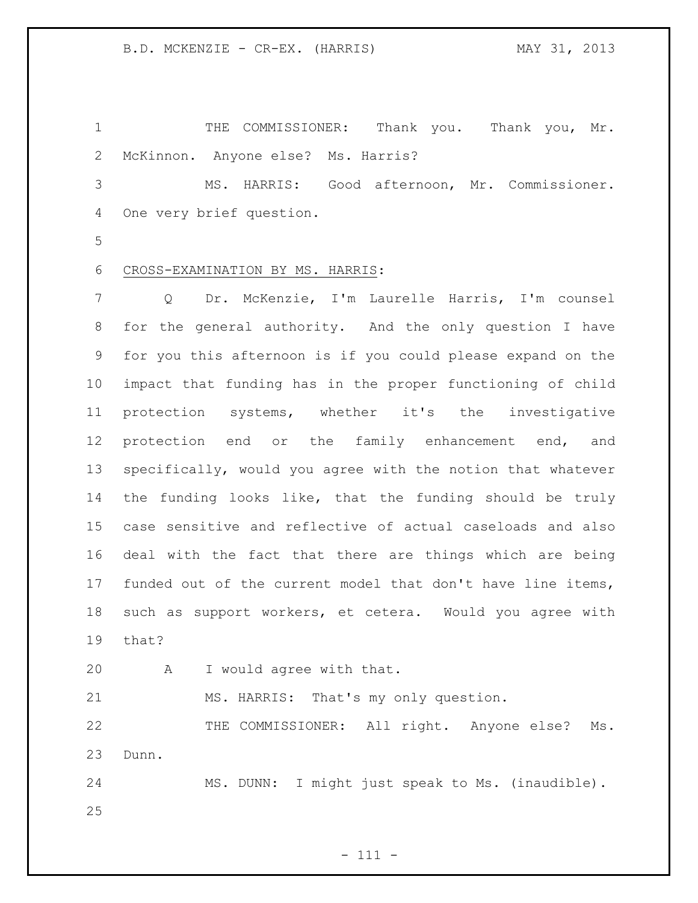THE COMMISSIONER: Thank you. Thank you, Mr. McKinnon. Anyone else? Ms. Harris?

MS. HARRIS: Good afternoon, Mr. Commissioner. One very brief question.

CROSS-EXAMINATION BY MS. HARRIS:

Q Dr. McKenzie, I'm Laurelle Harris, I'm counsel for the general authority. And the only question I have for you this afternoon is if you could please expand on the impact that funding has in the proper functioning of child protection systems, whether it's the investigative protection end or the family enhancement end, and specifically, would you agree with the notion that whatever the funding looks like, that the funding should be truly case sensitive and reflective of actual caseloads and also deal with the fact that there are things which are being funded out of the current model that don't have line items, such as support workers, et cetera. Would you agree with that?

A I would agree with that.

MS. HARRIS: That's my only question.

THE COMMISSIONER: All right. Anyone else? Ms. Dunn.

MS. DUNN: I might just speak to Ms. (inaudible).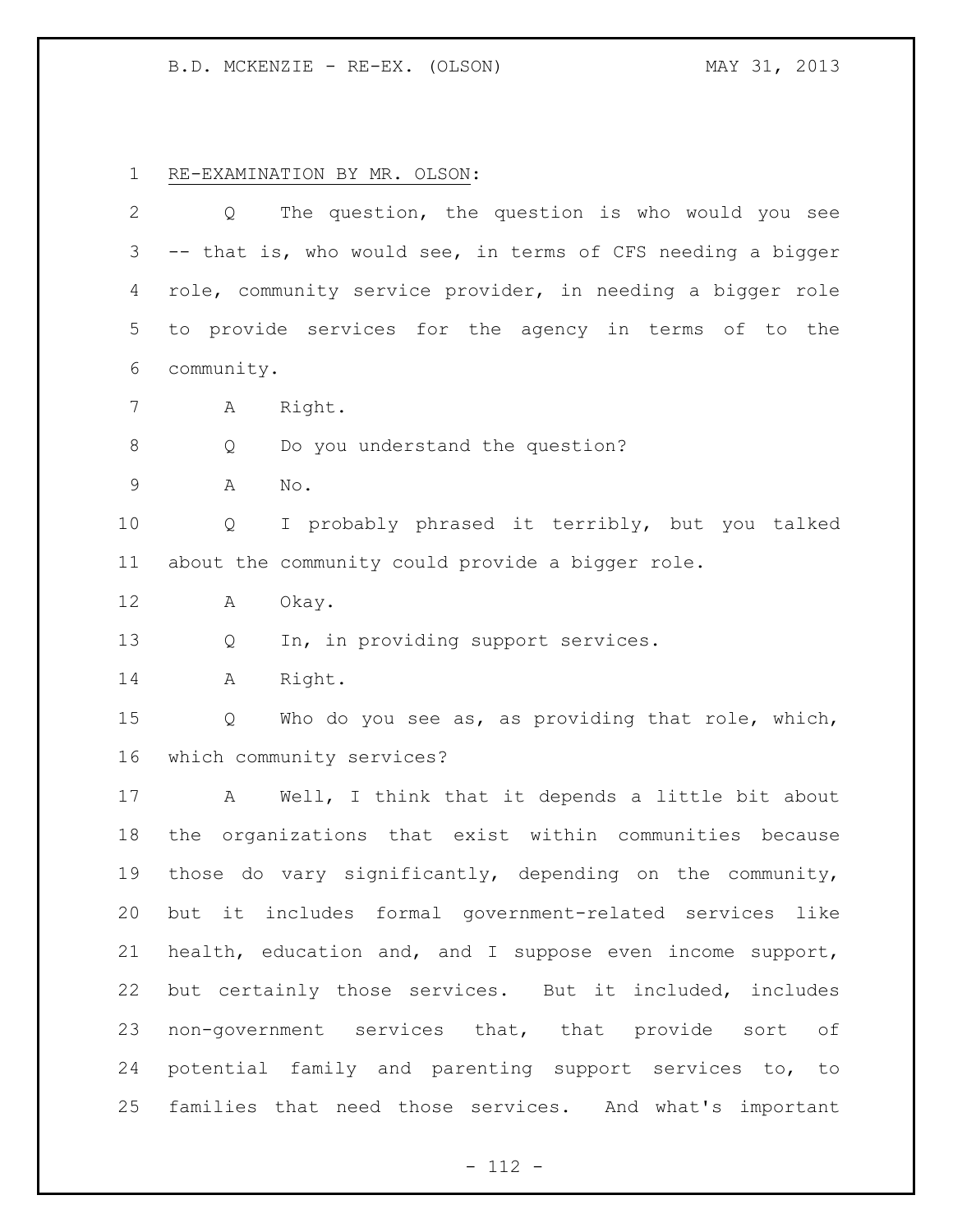RE-EXAMINATION BY MR. OLSON:

Q The question, the question is who would you see -- that is, who would see, in terms of CFS needing a bigger role, community service provider, in needing a bigger role to provide services for the agency in terms of to the community.

A Right.

Q Do you understand the question?

A No.

Q I probably phrased it terribly, but you talked about the community could provide a bigger role.

A Okay.

Q In, in providing support services.

A Right.

Q Who do you see as, as providing that role, which, which community services?

A Well, I think that it depends a little bit about the organizations that exist within communities because those do vary significantly, depending on the community, but it includes formal government-related services like health, education and, and I suppose even income support, but certainly those services. But it included, includes non-government services that, that provide sort of potential family and parenting support services to, to families that need those services. And what's important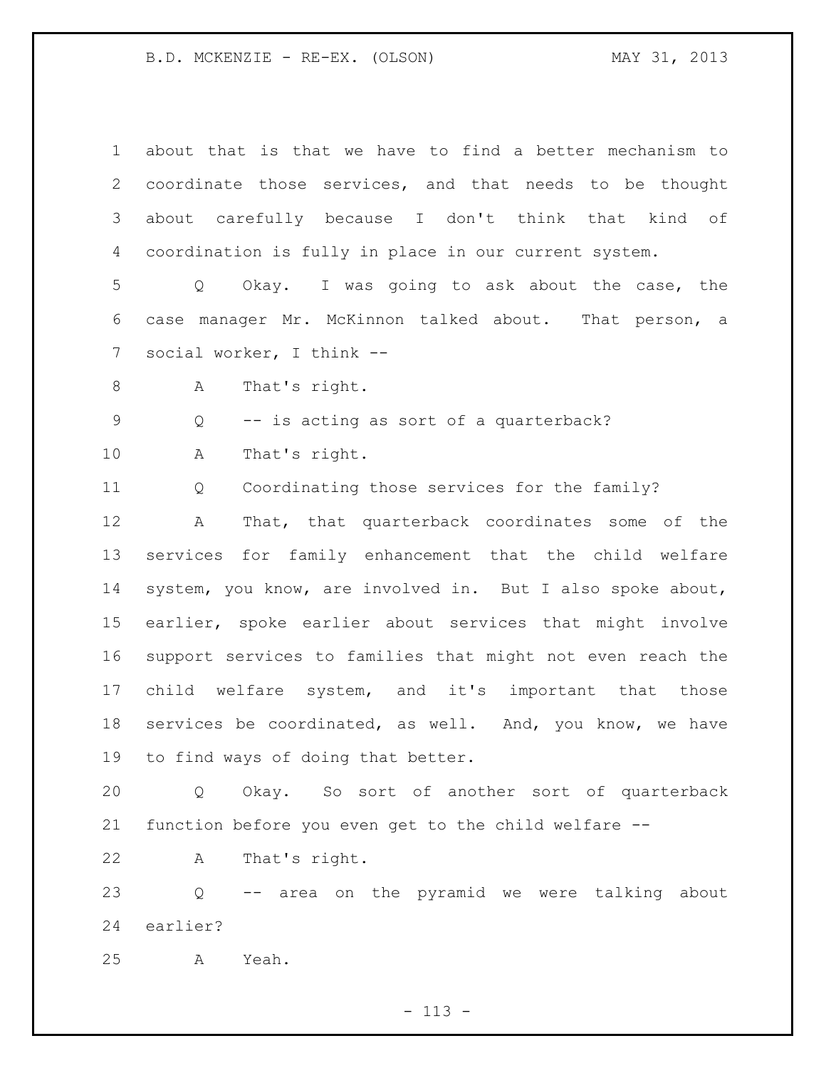about that is that we have to find a better mechanism to coordinate those services, and that needs to be thought about carefully because I don't think that kind of coordination is fully in place in our current system.

Q Okay. I was going to ask about the case, the case manager Mr. McKinnon talked about. That person, a social worker, I think --

A That's right.

Q -- is acting as sort of a quarterback?

A That's right.

Q Coordinating those services for the family?

A That, that quarterback coordinates some of the services for family enhancement that the child welfare system, you know, are involved in. But I also spoke about, earlier, spoke earlier about services that might involve support services to families that might not even reach the child welfare system, and it's important that those services be coordinated, as well. And, you know, we have to find ways of doing that better.

Q Okay. So sort of another sort of quarterback function before you even get to the child welfare --

A That's right.

Q -- area on the pyramid we were talking about earlier?

A Yeah.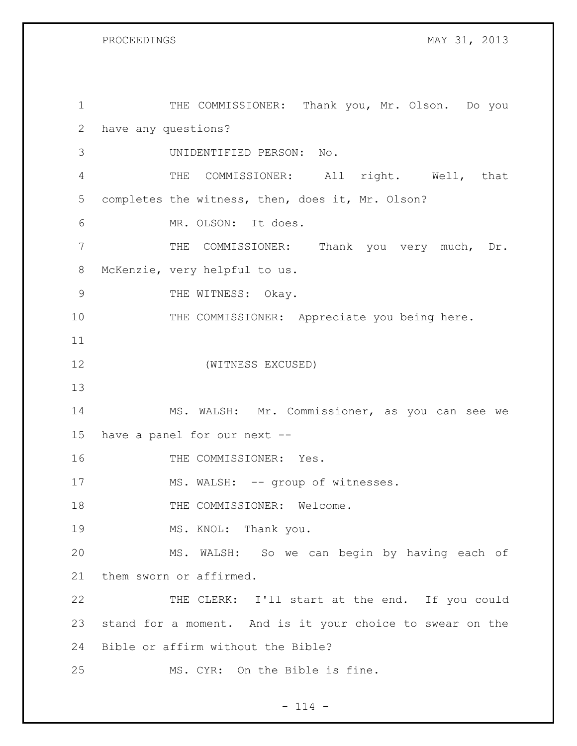THE COMMISSIONER: Thank you, Mr. Olson. Do you have any questions?

UNIDENTIFIED PERSON: No.

THE COMMISSIONER: All right. Well, that completes the witness, then, does it, Mr. Olson?

MR. OLSON: It does.

THE COMMISSIONER: Thank you very much, Dr. McKenzie, very helpful to us.

THE WITNESS: Okay.

THE COMMISSIONER: Appreciate you being here.

(WITNESS EXCUSED)

MS. WALSH: Mr. Commissioner, as you can see we have a panel for our next --

THE COMMISSIONER: Yes.

MS. WALSH: -- group of witnesses.

THE COMMISSIONER: Welcome.

MS. KNOL: Thank you.

MS. WALSH: So we can begin by having each of them sworn or affirmed.

THE CLERK: I'll start at the end. If you could stand for a moment. And is it your choice to swear on the Bible or affirm without the Bible?

MS. CYR: On the Bible is fine.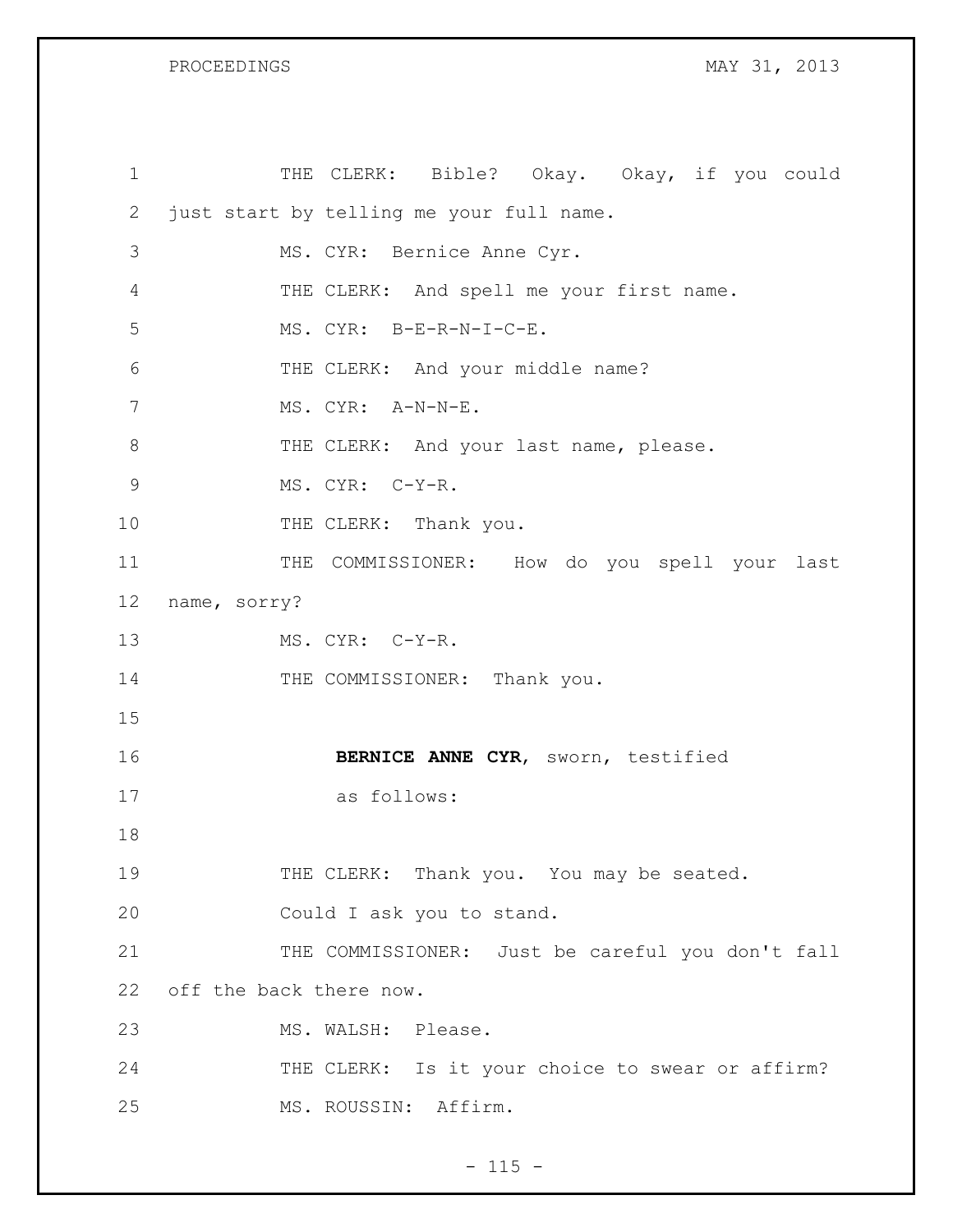THE CLERK: Bible? Okay. Okay, if you could just start by telling me your full name.

MS. CYR: Bernice Anne Cyr.

THE CLERK: And spell me your first name.

MS. CYR: B-E-R-N-I-C-E.

THE CLERK: And your middle name?

MS. CYR: A-N-N-E.

THE CLERK: And your last name, please.

MS. CYR: C-Y-R.

THE CLERK: Thank you.

THE COMMISSIONER: How do you spell your last name, sorry?

MS. CYR: C-Y-R.

THE COMMISSIONER: Thank you.

**BERNICE ANNE CYR**, sworn, testified as follows:

THE CLERK: Thank you. You may be seated.

Could I ask you to stand.

THE COMMISSIONER: Just be careful you don't fall off the back there now.

MS. WALSH: Please.

THE CLERK: Is it your choice to swear or affirm?

MS. ROUSSIN: Affirm.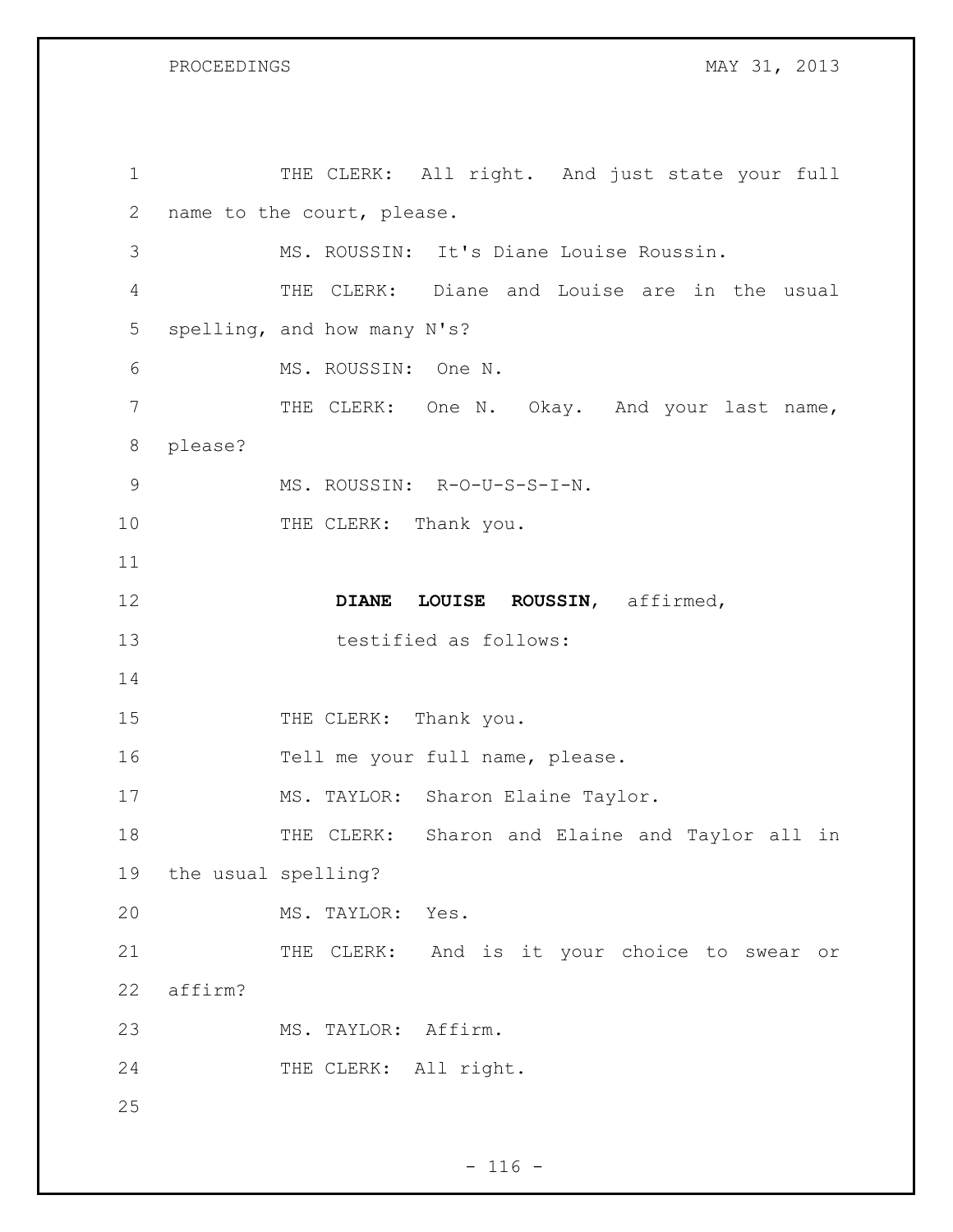THE CLERK: All right. And just state your full name to the court, please.

MS. ROUSSIN: It's Diane Louise Roussin.

THE CLERK: Diane and Louise are in the usual spelling, and how many N's?

MS. ROUSSIN: One N.

THE CLERK: One N. Okay. And your last name, please?

MS. ROUSSIN: R-O-U-S-S-I-N.

THE CLERK: Thank you.

**DIANE LOUISE ROUSSIN**, affirmed, testified as follows:

THE CLERK: Thank you.

Tell me your full name, please.

MS. TAYLOR: Sharon Elaine Taylor.

THE CLERK: Sharon and Elaine and Taylor all in the usual spelling?

MS. TAYLOR: Yes.

THE CLERK: And is it your choice to swear or affirm?

MS. TAYLOR: Affirm.

THE CLERK: All right.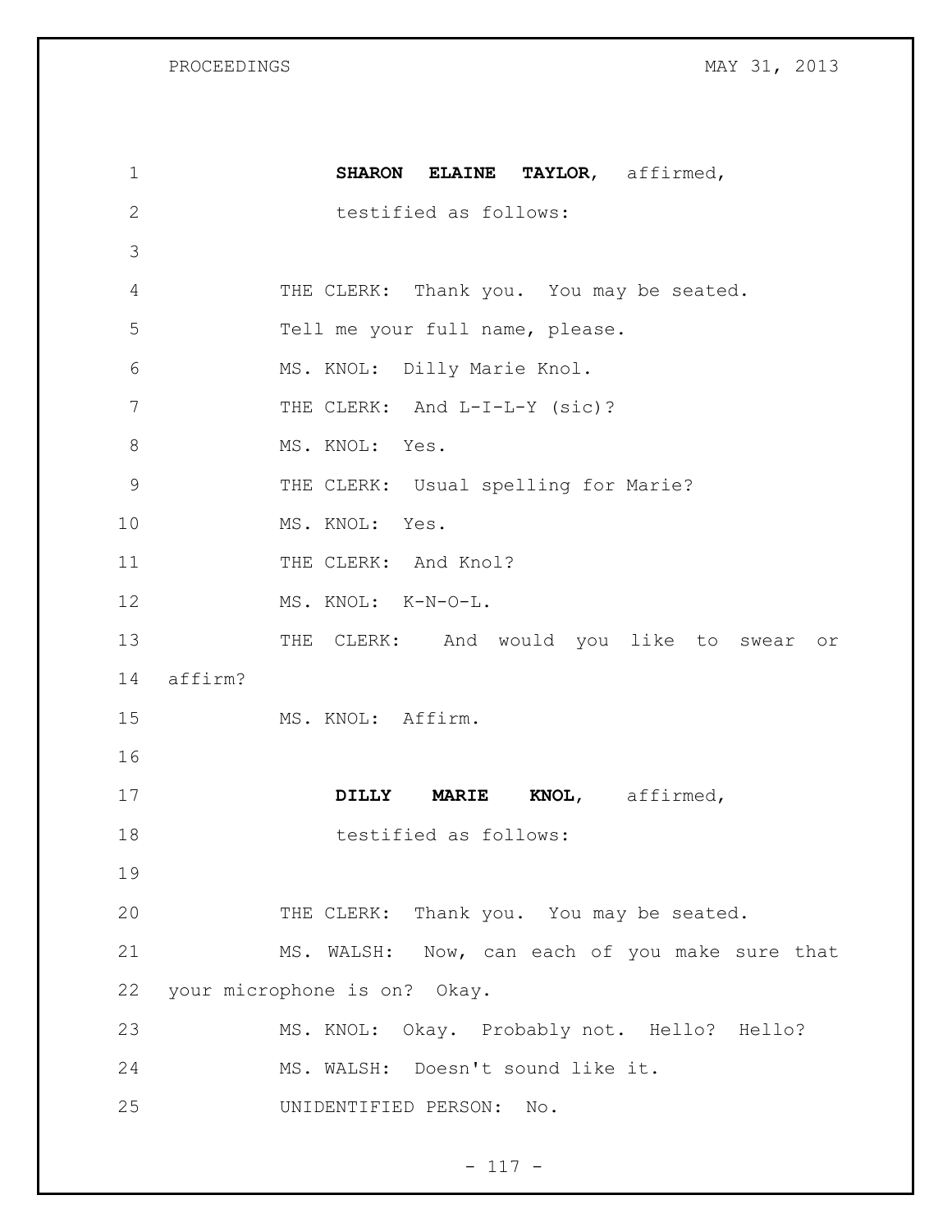**SHARON ELAINE TAYLOR**, affirmed,
testified as follows:

THE CLERK: Thank you. You may be seated.
Tell me your full name, please.

MS. KNOL: Dilly Marie Knol.

THE CLERK: And L-I-L-Y (sic)?

MS. KNOL: Yes.

THE CLERK: Usual spelling for Marie?

MS. KNOL: Yes.

THE CLERK: And Knol?

MS. KNOL: K-N-O-L.

THE CLERK: And would you like to swear or affirm?

MS. KNOL: Affirm.

**DILLY MARIE KNOL**, affirmed,
testified as follows:

THE CLERK: Thank you. You may be seated.

MS. WALSH: Now, can each of you make sure that your microphone is on? Okay.

MS. KNOL: Okay. Probably not. Hello? Hello?

MS. WALSH: Doesn't sound like it.

UNIDENTIFIED PERSON: No.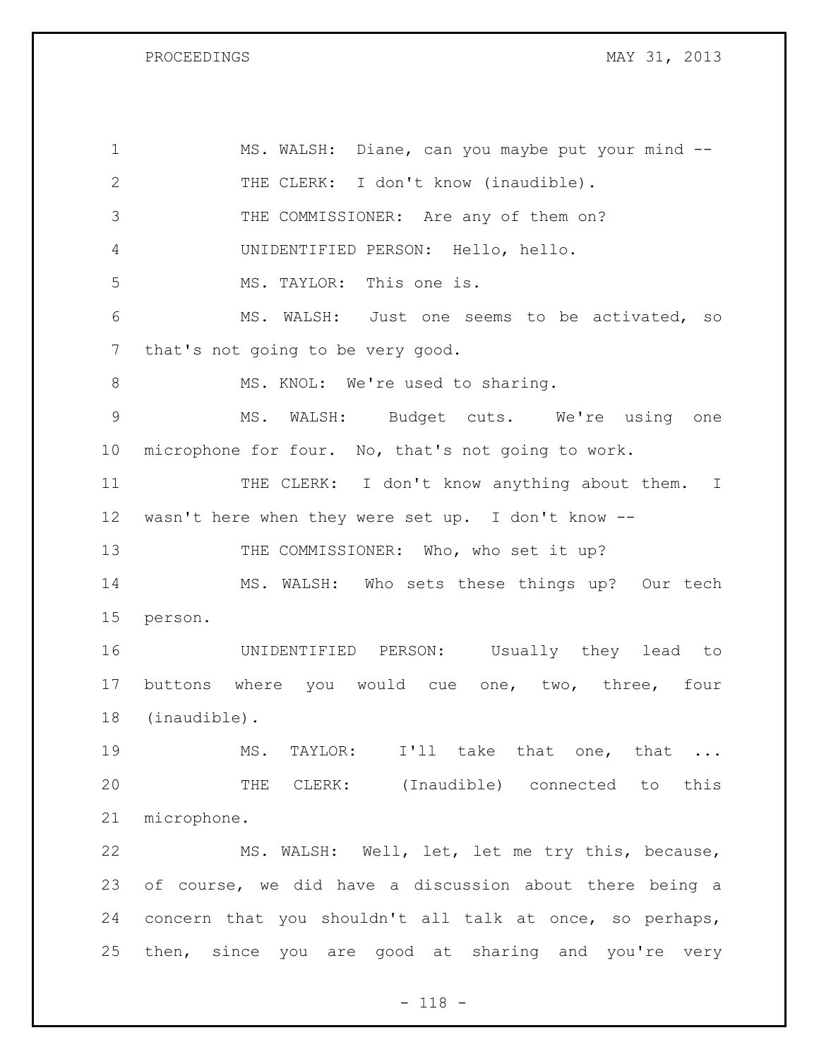MS. WALSH: Diane, can you maybe put your mind --

THE CLERK: I don't know (inaudible).

THE COMMISSIONER: Are any of them on?

UNIDENTIFIED PERSON: Hello, hello.

MS. TAYLOR: This one is.

MS. WALSH: Just one seems to be activated, so that's not going to be very good.

MS. KNOL: We're used to sharing.

MS. WALSH: Budget cuts. We're using one microphone for four. No, that's not going to work.

THE CLERK: I don't know anything about them. I wasn't here when they were set up. I don't know --

THE COMMISSIONER: Who, who set it up?

MS. WALSH: Who sets these things up? Our tech person.

UNIDENTIFIED PERSON: Usually they lead to buttons where you would cue one, two, three, four (inaudible).

MS. TAYLOR: I'll take that one, that ...

THE CLERK: (Inaudible) connected to this microphone.

MS. WALSH: Well, let, let me try this, because, of course, we did have a discussion about there being a concern that you shouldn't all talk at once, so perhaps, then, since you are good at sharing and you're very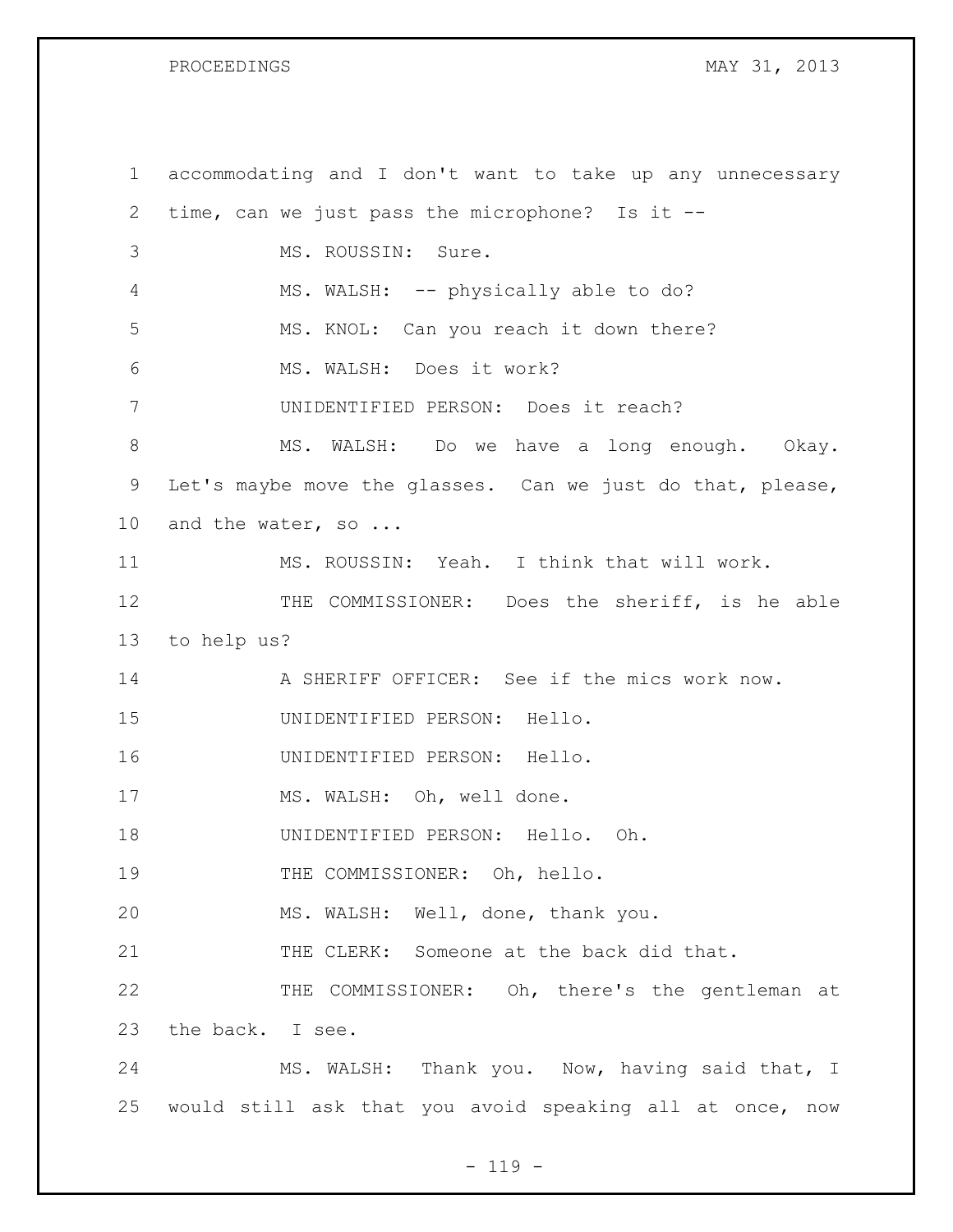accommodating and I don't want to take up any unnecessary time, can we just pass the microphone? Is it --

MS. ROUSSIN: Sure.

MS. WALSH: -- physically able to do?

MS. KNOL: Can you reach it down there?

MS. WALSH: Does it work?

UNIDENTIFIED PERSON: Does it reach?

MS. WALSH: Do we have a long enough. Okay. Let's maybe move the glasses. Can we just do that, please, and the water, so ...

MS. ROUSSIN: Yeah. I think that will work.

THE COMMISSIONER: Does the sheriff, is he able to help us?

A SHERIFF OFFICER: See if the mics work now.

UNIDENTIFIED PERSON: Hello.

UNIDENTIFIED PERSON: Hello.

MS. WALSH: Oh, well done.

UNIDENTIFIED PERSON: Hello. Oh.

THE COMMISSIONER: Oh, hello.

MS. WALSH: Well, done, thank you.

THE CLERK: Someone at the back did that.

THE COMMISSIONER: Oh, there's the gentleman at the back. I see.

MS. WALSH: Thank you. Now, having said that, I would still ask that you avoid speaking all at once, now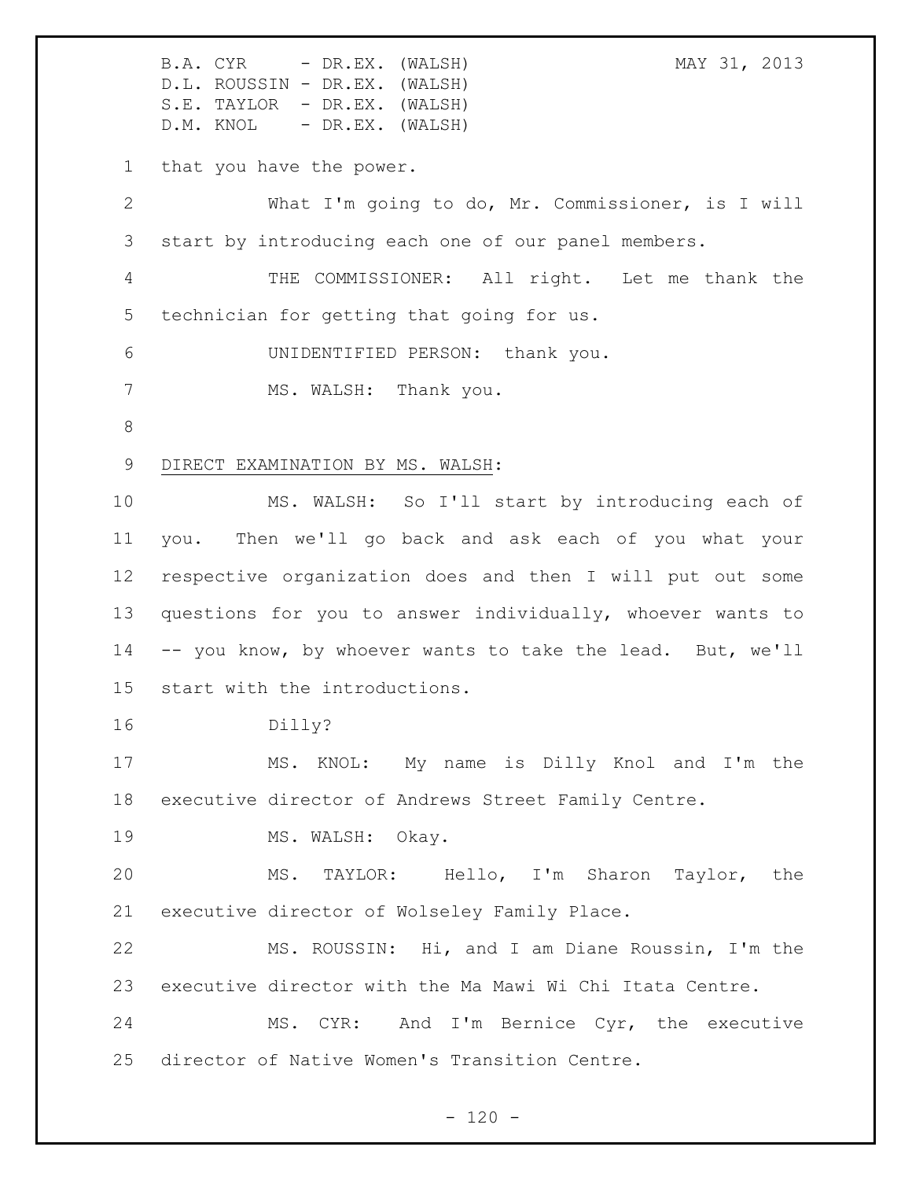that you have the power.

What I'm going to do, Mr. Commissioner, is I will start by introducing each one of our panel members.

THE COMMISSIONER: All right. Let me thank the technician for getting that going for us.

UNIDENTIFIED PERSON: thank you.

MS. WALSH: Thank you.

DIRECT EXAMINATION BY MS. WALSH:

MS. WALSH: So I'll start by introducing each of you. Then we'll go back and ask each of you what your respective organization does and then I will put out some questions for you to answer individually, whoever wants to -- you know, by whoever wants to take the lead. But, we'll start with the introductions.

Dilly?

MS. KNOL: My name is Dilly Knol and I'm the executive director of Andrews Street Family Centre.

MS. WALSH: Okay.

MS. TAYLOR: Hello, I'm Sharon Taylor, the executive director of Wolseley Family Place.

MS. ROUSSIN: Hi, and I am Diane Roussin, I'm the executive director with the Ma Mawi Wi Chi Itata Centre.

MS. CYR: And I'm Bernice Cyr, the executive director of Native Women's Transition Centre.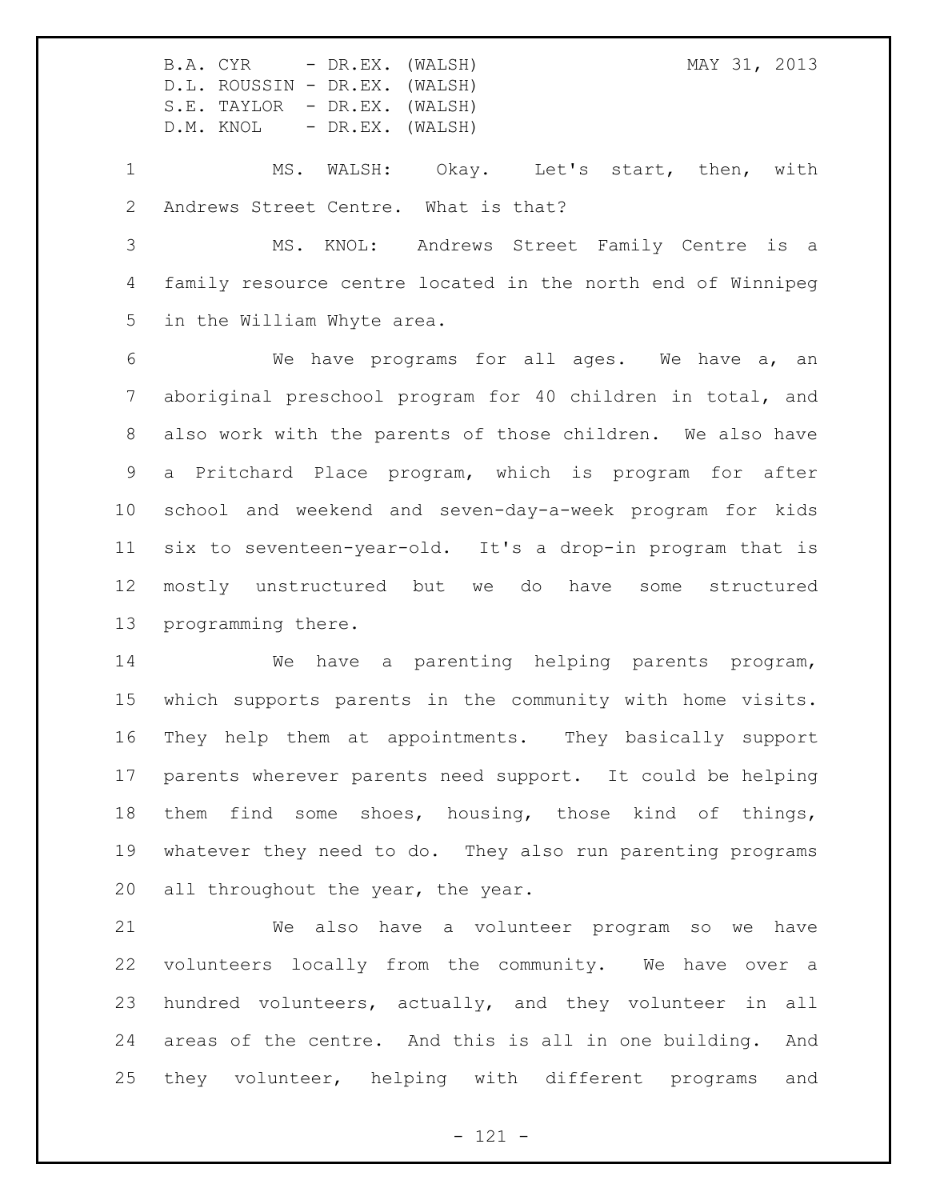MS. WALSH: Okay. Let's start, then, with Andrews Street Centre. What is that?

MS. KNOL: Andrews Street Family Centre is a family resource centre located in the north end of Winnipeg in the William Whyte area.

We have programs for all ages. We have a, an aboriginal preschool program for 40 children in total, and also work with the parents of those children. We also have a Pritchard Place program, which is program for after school and weekend and seven-day-a-week program for kids six to seventeen-year-old. It's a drop-in program that is mostly unstructured but we do have some structured programming there.

We have a parenting helping parents program, which supports parents in the community with home visits. They help them at appointments. They basically support parents wherever parents need support. It could be helping them find some shoes, housing, those kind of things, whatever they need to do. They also run parenting programs all throughout the year, the year.

We also have a volunteer program so we have volunteers locally from the community. We have over a hundred volunteers, actually, and they volunteer in all areas of the centre. And this is all in one building. And they volunteer, helping with different programs and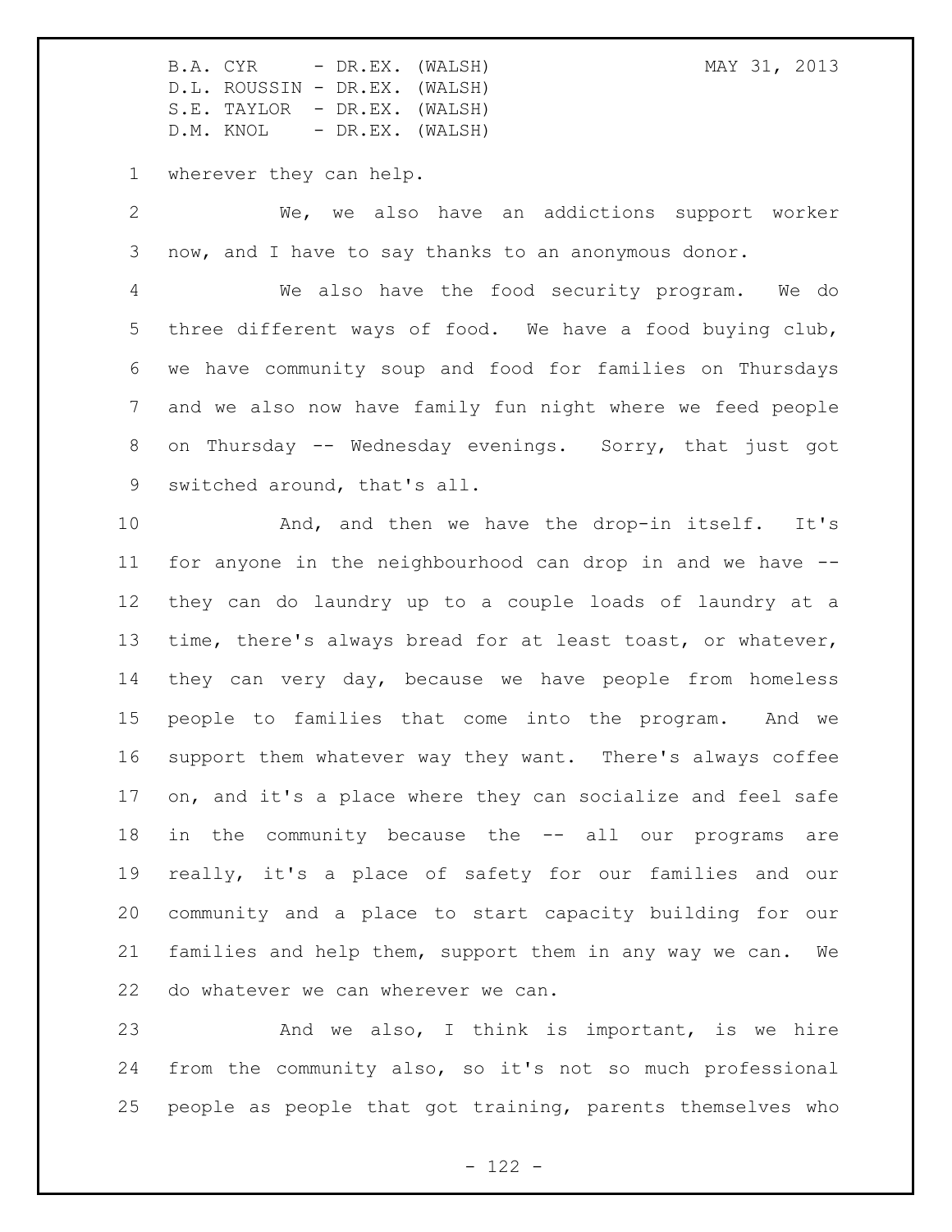wherever they can help.

We, we also have an addictions support worker now, and I have to say thanks to an anonymous donor.

We also have the food security program. We do three different ways of food. We have a food buying club, we have community soup and food for families on Thursdays and we also now have family fun night where we feed people on Thursday -- Wednesday evenings. Sorry, that just got switched around, that's all.

And, and then we have the drop-in itself. It's for anyone in the neighbourhood can drop in and we have -- they can do laundry up to a couple loads of laundry at a time, there's always bread for at least toast, or whatever, they can very day, because we have people from homeless people to families that come into the program. And we support them whatever way they want. There's always coffee on, and it's a place where they can socialize and feel safe in the community because the -- all our programs are really, it's a place of safety for our families and our community and a place to start capacity building for our families and help them, support them in any way we can. We do whatever we can wherever we can.

And we also, I think is important, is we hire from the community also, so it's not so much professional people as people that got training, parents themselves who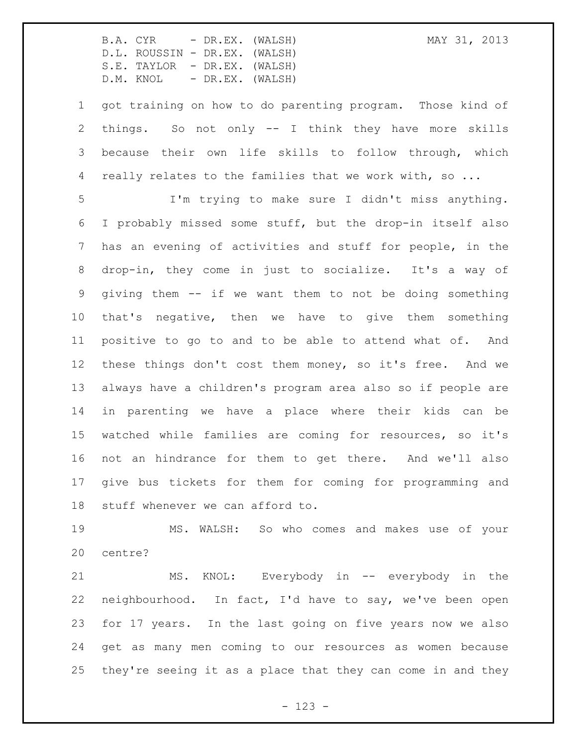got training on how to do parenting program. Those kind of things. So not only -- I think they have more skills because their own life skills to follow through, which really relates to the families that we work with, so ...

I'm trying to make sure I didn't miss anything. I probably missed some stuff, but the drop-in itself also has an evening of activities and stuff for people, in the drop-in, they come in just to socialize. It's a way of giving them -- if we want them to not be doing something that's negative, then we have to give them something positive to go to and to be able to attend what of. And these things don't cost them money, so it's free. And we always have a children's program area also so if people are in parenting we have a place where their kids can be watched while families are coming for resources, so it's not an hindrance for them to get there. And we'll also give bus tickets for them for coming for programming and stuff whenever we can afford to.

MS. WALSH: So who comes and makes use of your centre?

MS. KNOL: Everybody in -- everybody in the neighbourhood. In fact, I'd have to say, we've been open for 17 years. In the last going on five years now we also get as many men coming to our resources as women because they're seeing it as a place that they can come in and they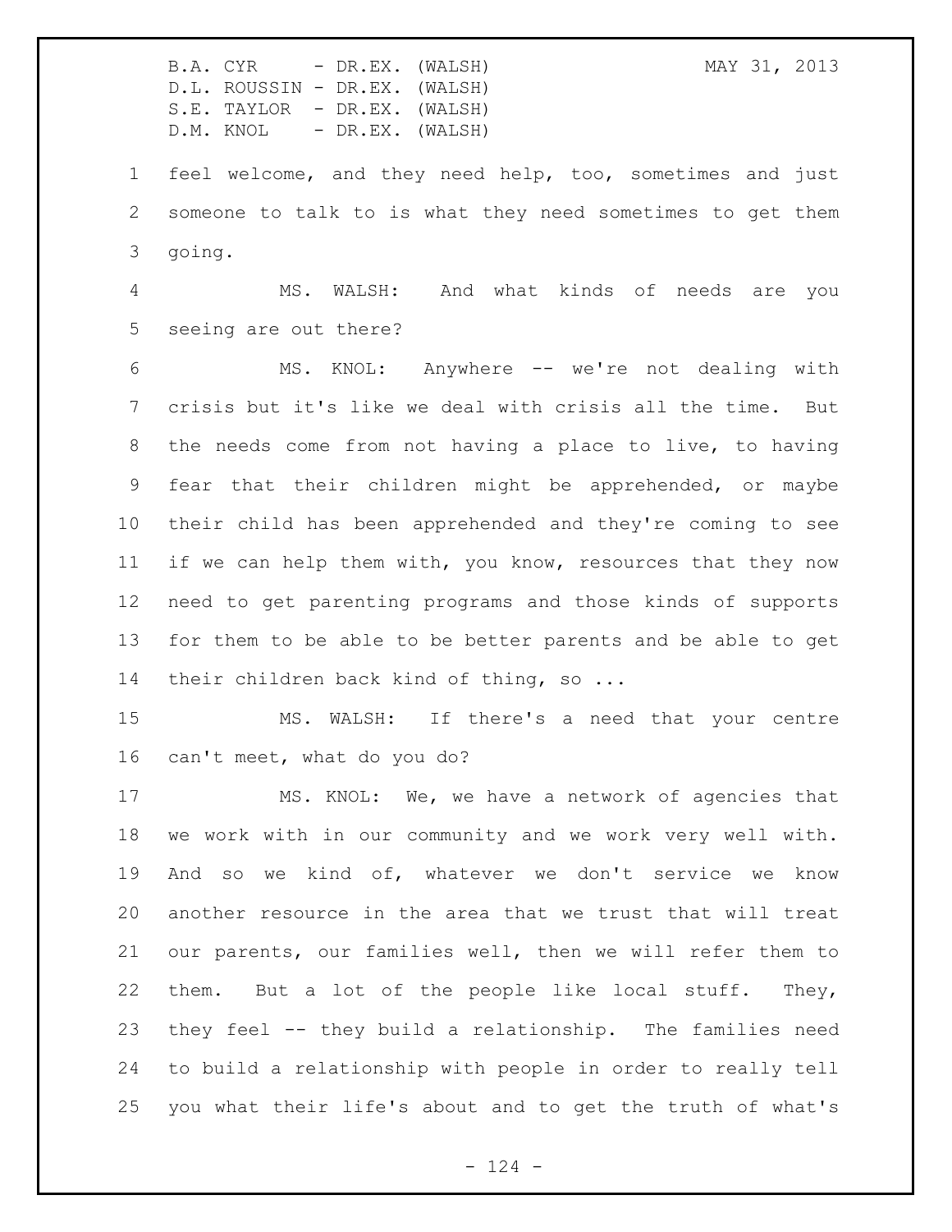feel welcome, and they need help, too, sometimes and just someone to talk to is what they need sometimes to get them going.

MS. WALSH: And what kinds of needs are you seeing are out there?

MS. KNOL: Anywhere -- we're not dealing with crisis but it's like we deal with crisis all the time. But the needs come from not having a place to live, to having fear that their children might be apprehended, or maybe their child has been apprehended and they're coming to see if we can help them with, you know, resources that they now need to get parenting programs and those kinds of supports for them to be able to be better parents and be able to get their children back kind of thing, so ...

MS. WALSH: If there's a need that your centre can't meet, what do you do?

MS. KNOL: We, we have a network of agencies that we work with in our community and we work very well with. And so we kind of, whatever we don't service we know another resource in the area that we trust that will treat our parents, our families well, then we will refer them to them. But a lot of the people like local stuff. They, they feel -- they build a relationship. The families need to build a relationship with people in order to really tell you what their life's about and to get the truth of what's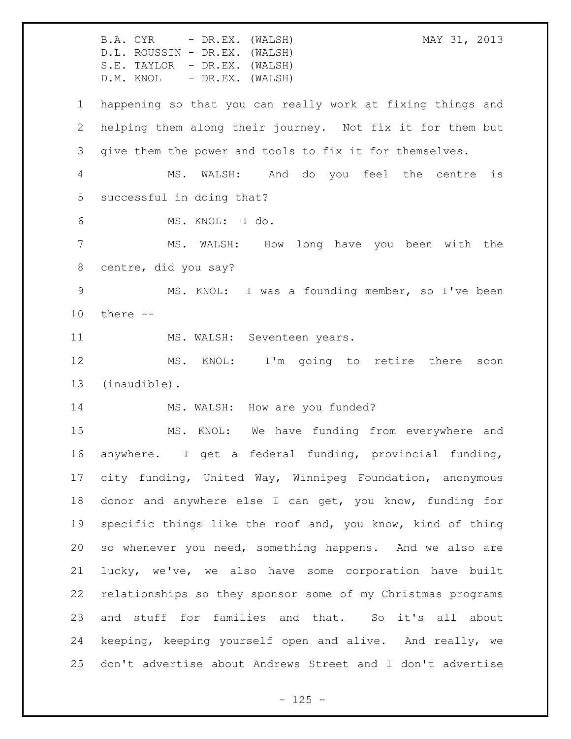happening so that you can really work at fixing things and helping them along their journey. Not fix it for them but give them the power and tools to fix it for themselves.

MS. WALSH: And do you feel the centre is successful in doing that?

MS. KNOL: I do.

MS. WALSH: How long have you been with the centre, did you say?

MS. KNOL: I was a founding member, so I've been there --

MS. WALSH: Seventeen years.

MS. KNOL: I'm going to retire there soon (inaudible).

MS. WALSH: How are you funded?

MS. KNOL: We have funding from everywhere and anywhere. I get a federal funding, provincial funding, city funding, United Way, Winnipeg Foundation, anonymous donor and anywhere else I can get, you know, funding for specific things like the roof and, you know, kind of thing so whenever you need, something happens. And we also are lucky, we've, we also have some corporation have built relationships so they sponsor some of my Christmas programs and stuff for families and that. So it's all about keeping, keeping yourself open and alive. And really, we don't advertise about Andrews Street and I don't advertise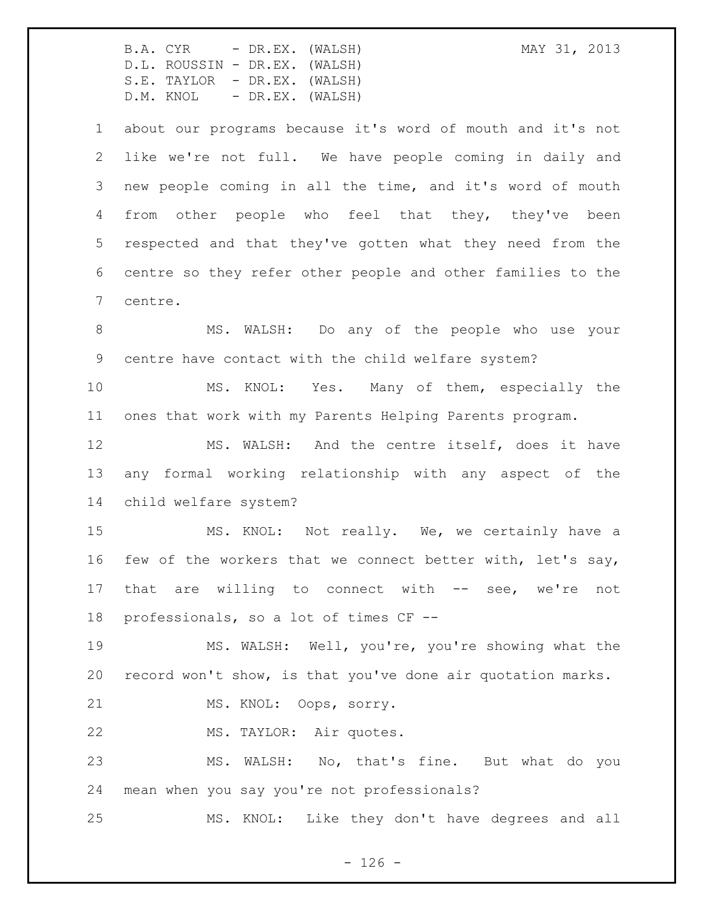about our programs because it's word of mouth and it's not like we're not full. We have people coming in daily and new people coming in all the time, and it's word of mouth from other people who feel that they, they've been respected and that they've gotten what they need from the centre so they refer other people and other families to the centre.

MS. WALSH: Do any of the people who use your centre have contact with the child welfare system?

MS. KNOL: Yes. Many of them, especially the ones that work with my Parents Helping Parents program.

MS. WALSH: And the centre itself, does it have any formal working relationship with any aspect of the child welfare system?

MS. KNOL: Not really. We, we certainly have a few of the workers that we connect better with, let's say, that are willing to connect with -- see, we're not professionals, so a lot of times CF --

MS. WALSH: Well, you're, you're showing what the record won't show, is that you've done air quotation marks.

MS. KNOL: Oops, sorry.

MS. TAYLOR: Air quotes.

MS. WALSH: No, that's fine. But what do you mean when you say you're not professionals?

MS. KNOL: Like they don't have degrees and all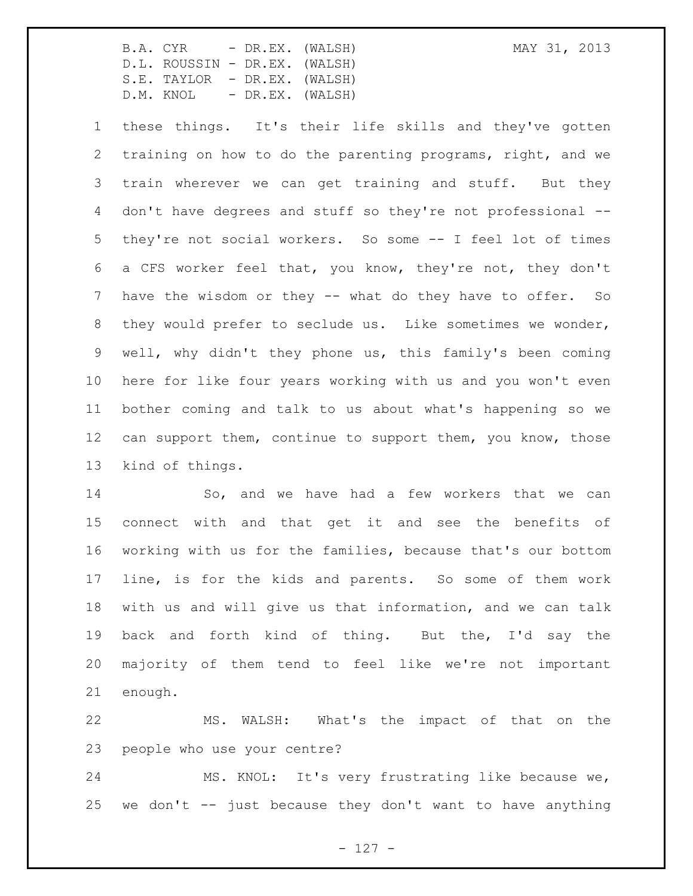these things. It's their life skills and they've gotten training on how to do the parenting programs, right, and we train wherever we can get training and stuff. But they don't have degrees and stuff so they're not professional -- they're not social workers. So some -- I feel lot of times a CFS worker feel that, you know, they're not, they don't have the wisdom or they -- what do they have to offer. So they would prefer to seclude us. Like sometimes we wonder, well, why didn't they phone us, this family's been coming here for like four years working with us and you won't even bother coming and talk to us about what's happening so we can support them, continue to support them, you know, those kind of things.

So, and we have had a few workers that we can connect with and that get it and see the benefits of working with us for the families, because that's our bottom line, is for the kids and parents. So some of them work with us and will give us that information, and we can talk back and forth kind of thing. But the, I'd say the majority of them tend to feel like we're not important enough.

MS. WALSH: What's the impact of that on the people who use your centre?

MS. KNOL: It's very frustrating like because we, we don't -- just because they don't want to have anything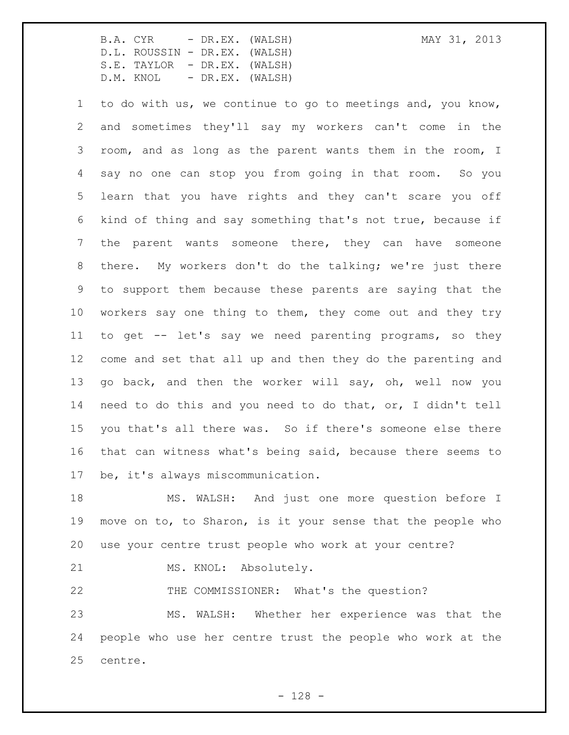to do with us, we continue to go to meetings and, you know, and sometimes they'll say my workers can't come in the room, and as long as the parent wants them in the room, I say no one can stop you from going in that room. So you learn that you have rights and they can't scare you off kind of thing and say something that's not true, because if the parent wants someone there, they can have someone there. My workers don't do the talking; we're just there to support them because these parents are saying that the workers say one thing to them, they come out and they try to get -- let's say we need parenting programs, so they come and set that all up and then they do the parenting and go back, and then the worker will say, oh, well now you need to do this and you need to do that, or, I didn't tell you that's all there was. So if there's someone else there that can witness what's being said, because there seems to be, it's always miscommunication.

MS. WALSH: And just one more question before I move on to, to Sharon, is it your sense that the people who use your centre trust people who work at your centre?

MS. KNOL: Absolutely.

THE COMMISSIONER: What's the question?

MS. WALSH: Whether her experience was that the people who use her centre trust the people who work at the centre.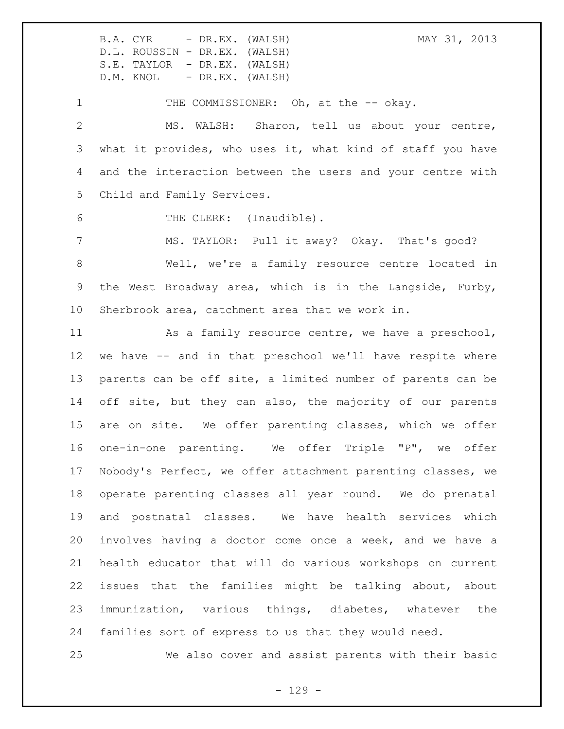THE COMMISSIONER: Oh, at the -- okay.

MS. WALSH: Sharon, tell us about your centre, what it provides, who uses it, what kind of staff you have and the interaction between the users and your centre with Child and Family Services.

THE CLERK: (Inaudible).

MS. TAYLOR: Pull it away? Okay. That's good?

Well, we're a family resource centre located in the West Broadway area, which is in the Langside, Furby, Sherbrook area, catchment area that we work in.

As a family resource centre, we have a preschool, we have -- and in that preschool we'll have respite where parents can be off site, a limited number of parents can be off site, but they can also, the majority of our parents are on site. We offer parenting classes, which we offer one-in-one parenting. We offer Triple "P", we offer Nobody's Perfect, we offer attachment parenting classes, we operate parenting classes all year round. We do prenatal and postnatal classes. We have health services which involves having a doctor come once a week, and we have a health educator that will do various workshops on current issues that the families might be talking about, about immunization, various things, diabetes, whatever the families sort of express to us that they would need.

We also cover and assist parents with their basic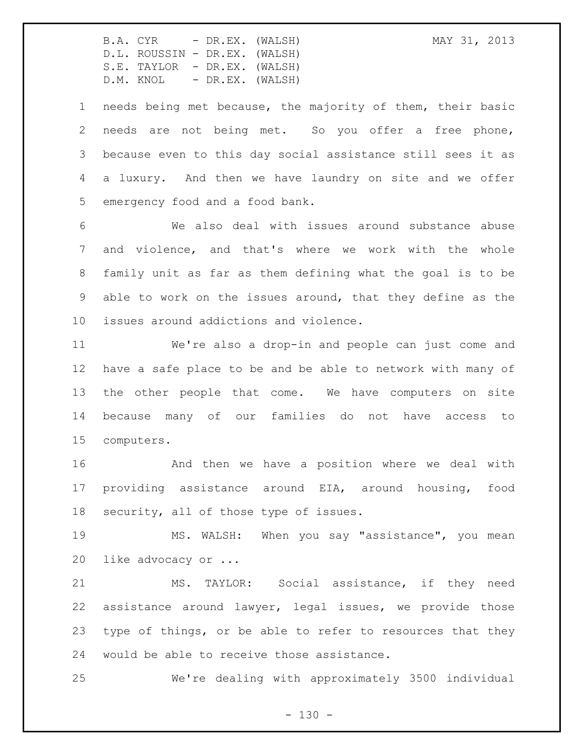needs being met because, the majority of them, their basic needs are not being met. So you offer a free phone, because even to this day social assistance still sees it as a luxury. And then we have laundry on site and we offer emergency food and a food bank.

We also deal with issues around substance abuse and violence, and that's where we work with the whole family unit as far as them defining what the goal is to be able to work on the issues around, that they define as the issues around addictions and violence.

We're also a drop-in and people can just come and have a safe place to be and be able to network with many of the other people that come. We have computers on site because many of our families do not have access to computers.

And then we have a position where we deal with providing assistance around EIA, around housing, food security, all of those type of issues.

MS. WALSH: When you say "assistance", you mean like advocacy or ...

MS. TAYLOR: Social assistance, if they need assistance around lawyer, legal issues, we provide those type of things, or be able to refer to resources that they would be able to receive those assistance.

We're dealing with approximately 3500 individual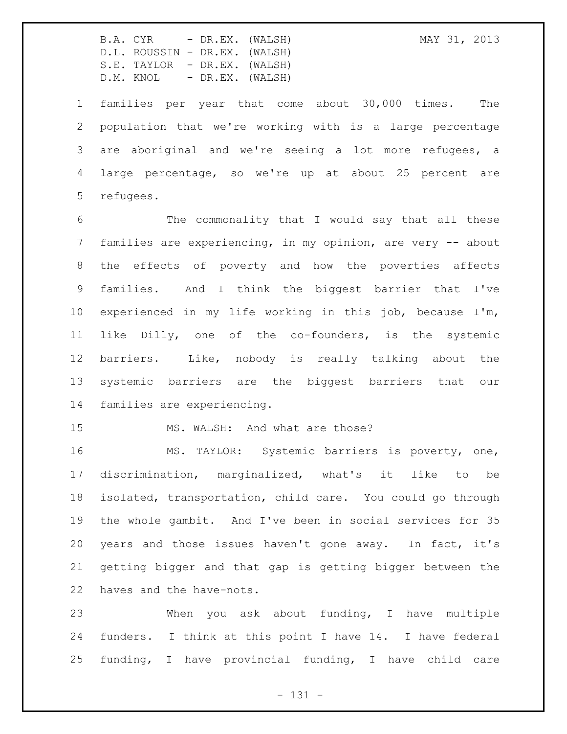families per year that come about 30,000 times. The population that we're working with is a large percentage are aboriginal and we're seeing a lot more refugees, a large percentage, so we're up at about 25 percent are refugees.

The commonality that I would say that all these families are experiencing, in my opinion, are very -- about the effects of poverty and how the poverties affects families. And I think the biggest barrier that I've experienced in my life working in this job, because I'm, like Dilly, one of the co-founders, is the systemic barriers. Like, nobody is really talking about the systemic barriers are the biggest barriers that our families are experiencing.

MS. WALSH: And what are those?

MS. TAYLOR: Systemic barriers is poverty, one, discrimination, marginalized, what's it like to be isolated, transportation, child care. You could go through the whole gambit. And I've been in social services for 35 years and those issues haven't gone away. In fact, it's getting bigger and that gap is getting bigger between the haves and the have-nots.

When you ask about funding, I have multiple funders. I think at this point I have 14. I have federal funding, I have provincial funding, I have child care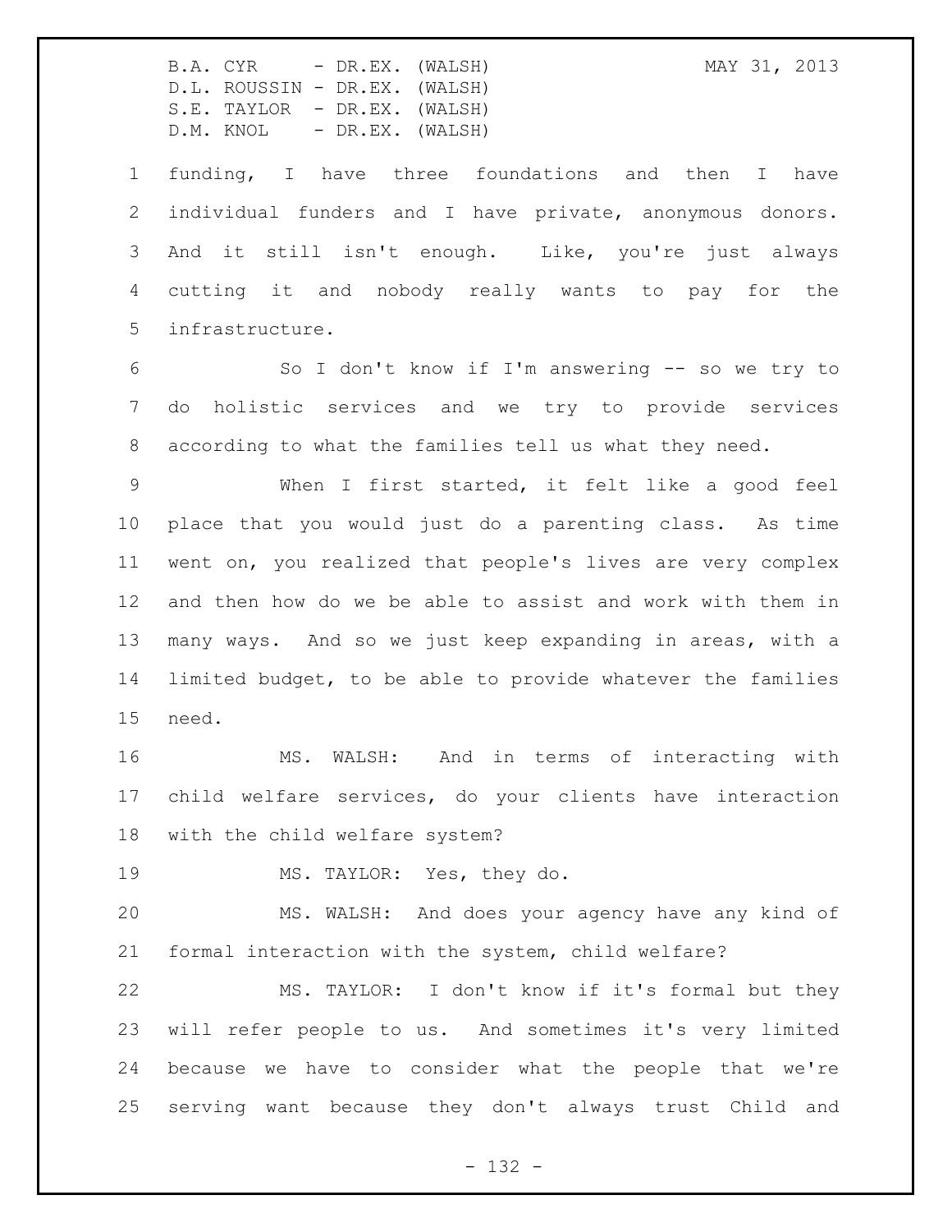funding, I have three foundations and then I have individual funders and I have private, anonymous donors. And it still isn't enough. Like, you're just always cutting it and nobody really wants to pay for the infrastructure.

So I don't know if I'm answering -- so we try to do holistic services and we try to provide services according to what the families tell us what they need.

When I first started, it felt like a good feel place that you would just do a parenting class. As time went on, you realized that people's lives are very complex and then how do we be able to assist and work with them in many ways. And so we just keep expanding in areas, with a limited budget, to be able to provide whatever the families need.

MS. WALSH: And in terms of interacting with child welfare services, do your clients have interaction with the child welfare system?

MS. TAYLOR: Yes, they do.

MS. WALSH: And does your agency have any kind of formal interaction with the system, child welfare?

MS. TAYLOR: I don't know if it's formal but they will refer people to us. And sometimes it's very limited because we have to consider what the people that we're serving want because they don't always trust Child and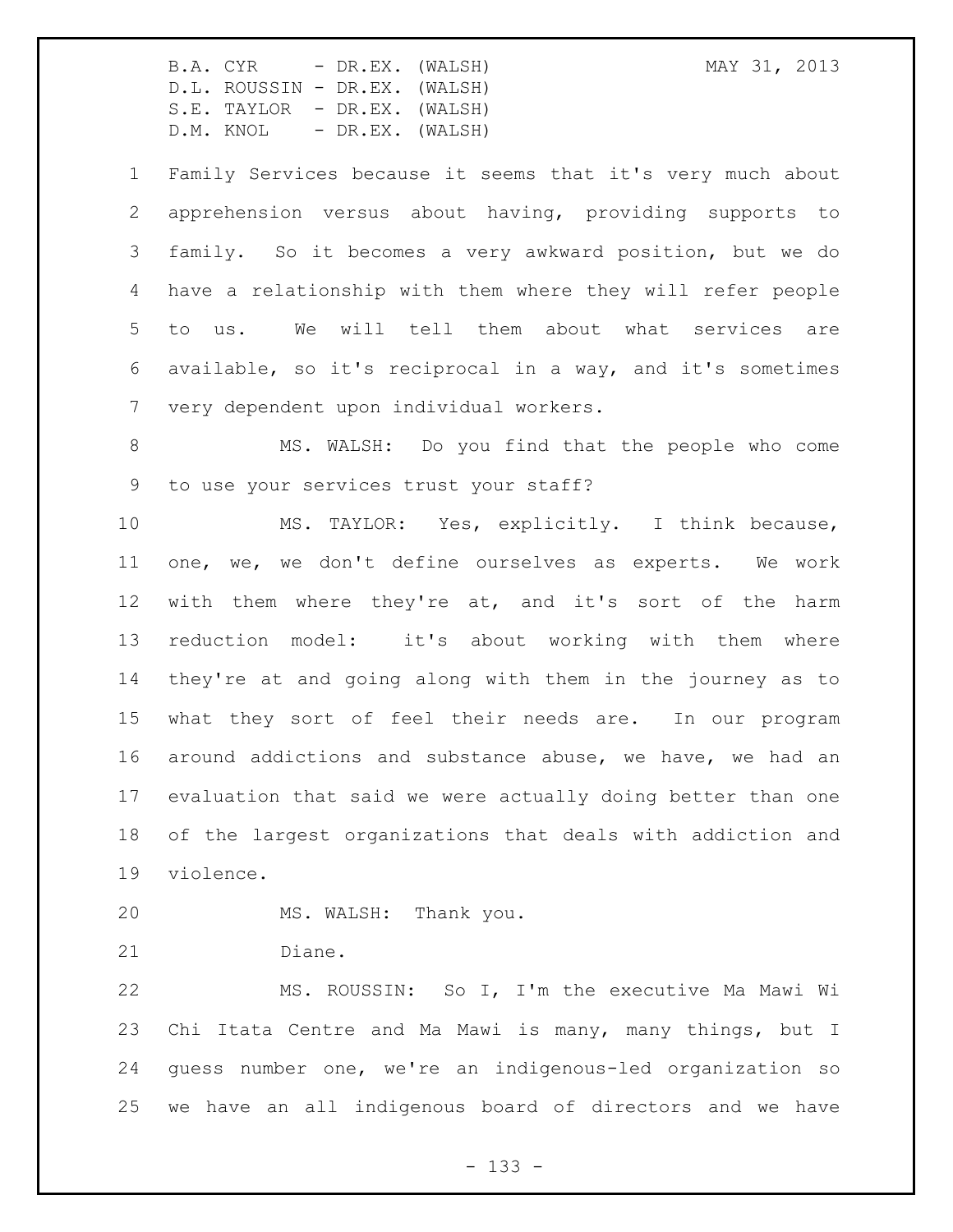Family Services because it seems that it's very much about apprehension versus about having, providing supports to family. So it becomes a very awkward position, but we do have a relationship with them where they will refer people to us. We will tell them about what services are available, so it's reciprocal in a way, and it's sometimes very dependent upon individual workers.

MS. WALSH: Do you find that the people who come to use your services trust your staff?

MS. TAYLOR: Yes, explicitly. I think because, one, we, we don't define ourselves as experts. We work with them where they're at, and it's sort of the harm reduction model: it's about working with them where they're at and going along with them in the journey as to what they sort of feel their needs are. In our program around addictions and substance abuse, we have, we had an evaluation that said we were actually doing better than one of the largest organizations that deals with addiction and violence.

MS. WALSH: Thank you.

Diane.

MS. ROUSSIN: So I, I'm the executive Ma Mawi Wi Chi Itata Centre and Ma Mawi is many, many things, but I guess number one, we're an indigenous-led organization so we have an all indigenous board of directors and we have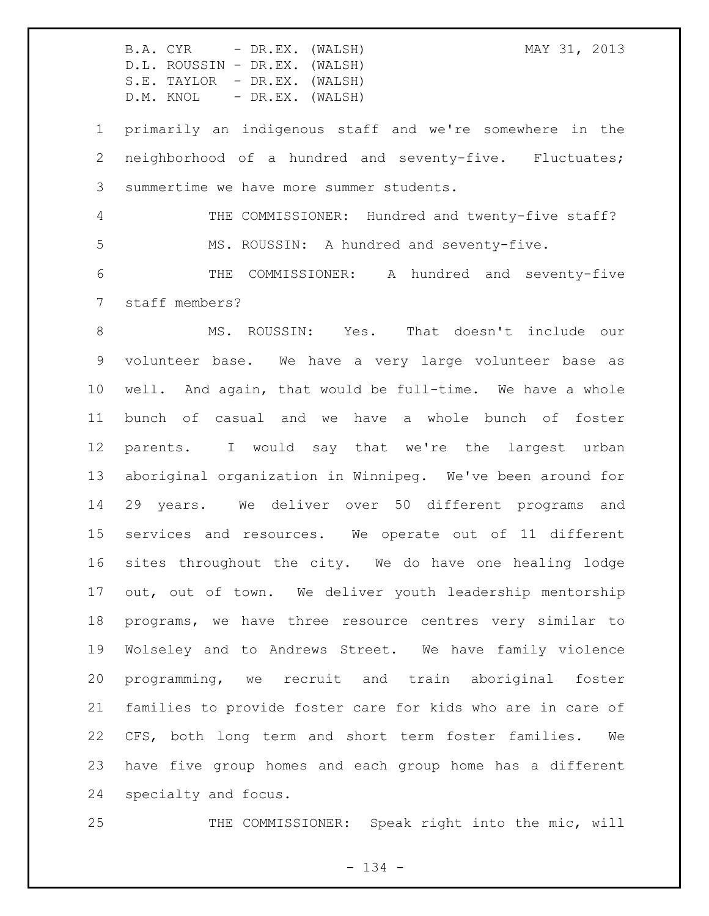primarily an indigenous staff and we're somewhere in the neighborhood of a hundred and seventy-five. Fluctuates; summertime we have more summer students.

THE COMMISSIONER: Hundred and twenty-five staff?

MS. ROUSSIN: A hundred and seventy-five.

THE COMMISSIONER: A hundred and seventy-five staff members?

MS. ROUSSIN: Yes. That doesn't include our volunteer base. We have a very large volunteer base as well. And again, that would be full-time. We have a whole bunch of casual and we have a whole bunch of foster parents. I would say that we're the largest urban aboriginal organization in Winnipeg. We've been around for 29 years. We deliver over 50 different programs and services and resources. We operate out of 11 different sites throughout the city. We do have one healing lodge out, out of town. We deliver youth leadership mentorship programs, we have three resource centres very similar to Wolseley and to Andrews Street. We have family violence programming, we recruit and train aboriginal foster families to provide foster care for kids who are in care of CFS, both long term and short term foster families. We have five group homes and each group home has a different specialty and focus.

THE COMMISSIONER: Speak right into the mic, will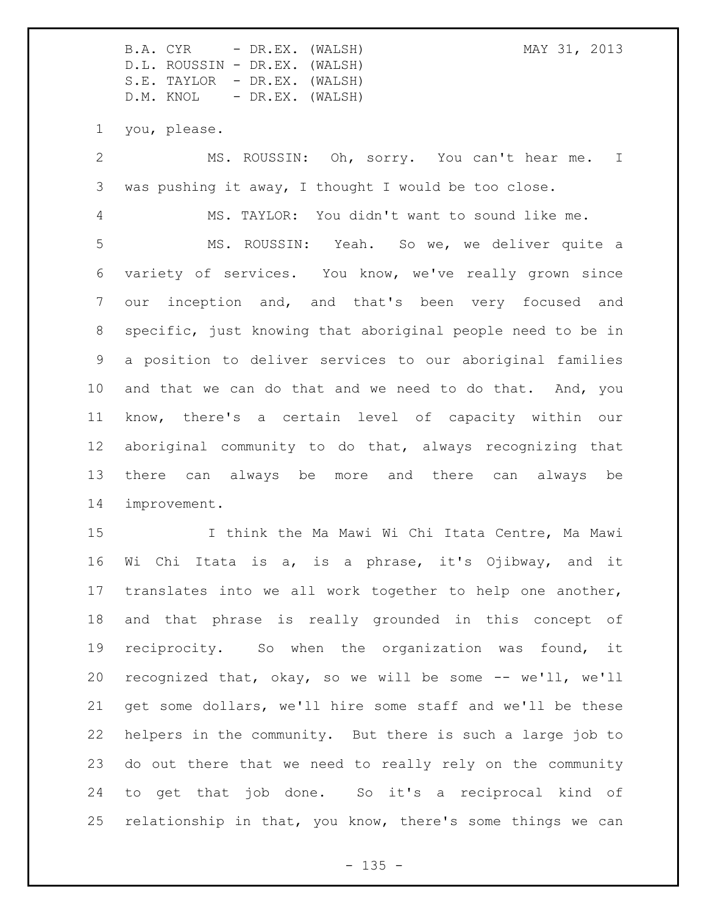you, please.

MS. ROUSSIN: Oh, sorry. You can't hear me. I was pushing it away, I thought I would be too close.

MS. TAYLOR: You didn't want to sound like me.

MS. ROUSSIN: Yeah. So we, we deliver quite a variety of services. You know, we've really grown since our inception and, and that's been very focused and specific, just knowing that aboriginal people need to be in a position to deliver services to our aboriginal families and that we can do that and we need to do that. And, you know, there's a certain level of capacity within our aboriginal community to do that, always recognizing that there can always be more and there can always be improvement.

I think the Ma Mawi Wi Chi Itata Centre, Ma Mawi Wi Chi Itata is a, is a phrase, it's Ojibway, and it translates into we all work together to help one another, and that phrase is really grounded in this concept of reciprocity. So when the organization was found, it recognized that, okay, so we will be some -- we'll, we'll get some dollars, we'll hire some staff and we'll be these helpers in the community. But there is such a large job to do out there that we need to really rely on the community to get that job done. So it's a reciprocal kind of relationship in that, you know, there's some things we can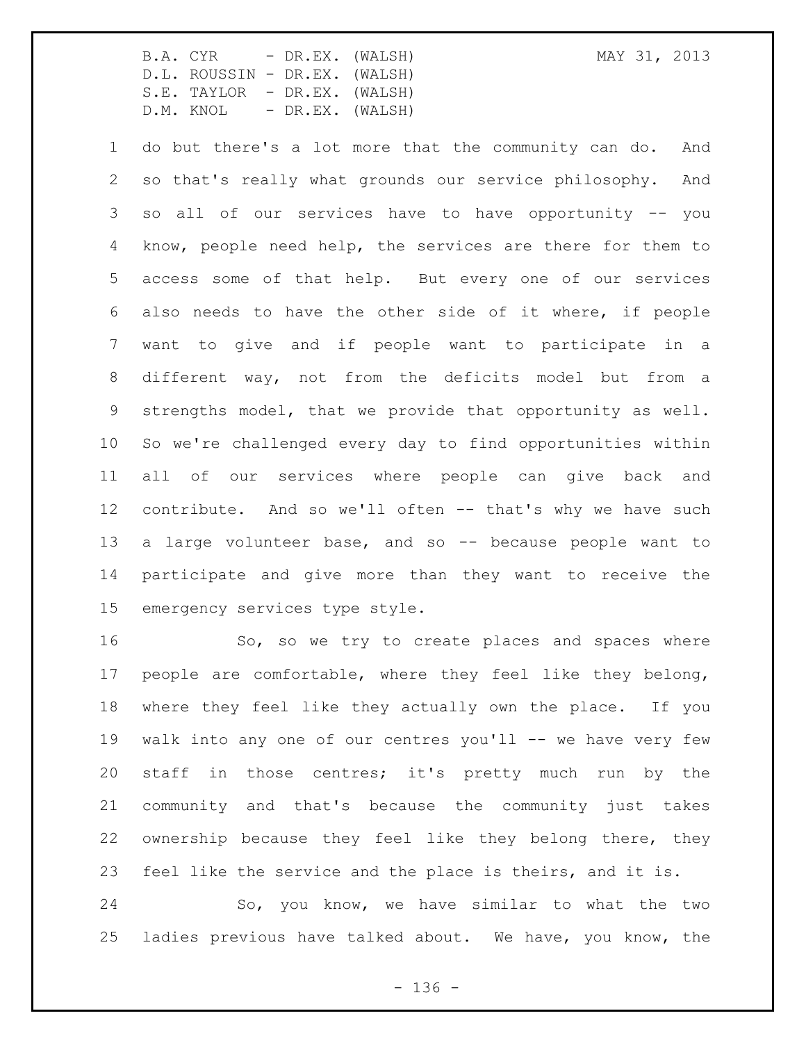do but there's a lot more that the community can do. And so that's really what grounds our service philosophy. And so all of our services have to have opportunity -- you know, people need help, the services are there for them to access some of that help. But every one of our services also needs to have the other side of it where, if people want to give and if people want to participate in a different way, not from the deficits model but from a strengths model, that we provide that opportunity as well. So we're challenged every day to find opportunities within all of our services where people can give back and contribute. And so we'll often -- that's why we have such a large volunteer base, and so -- because people want to participate and give more than they want to receive the emergency services type style.

So, so we try to create places and spaces where people are comfortable, where they feel like they belong, where they feel like they actually own the place. If you walk into any one of our centres you'll -- we have very few staff in those centres; it's pretty much run by the community and that's because the community just takes ownership because they feel like they belong there, they feel like the service and the place is theirs, and it is.

So, you know, we have similar to what the two ladies previous have talked about. We have, you know, the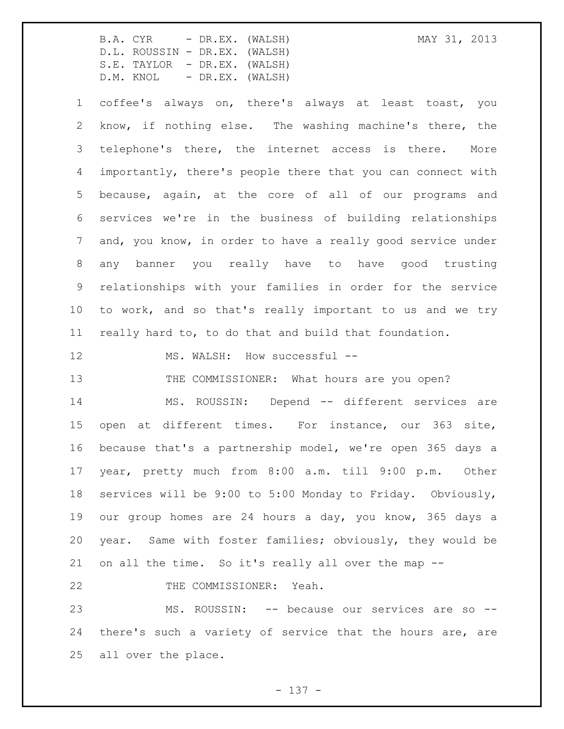coffee's always on, there's always at least toast, you know, if nothing else. The washing machine's there, the telephone's there, the internet access is there. More importantly, there's people there that you can connect with because, again, at the core of all of our programs and services we're in the business of building relationships and, you know, in order to have a really good service under any banner you really have to have good trusting relationships with your families in order for the service to work, and so that's really important to us and we try really hard to, to do that and build that foundation.

MS. WALSH: How successful --

THE COMMISSIONER: What hours are you open?

MS. ROUSSIN: Depend -- different services are open at different times. For instance, our 363 site, because that's a partnership model, we're open 365 days a year, pretty much from 8:00 a.m. till 9:00 p.m. Other services will be 9:00 to 5:00 Monday to Friday. Obviously, our group homes are 24 hours a day, you know, 365 days a year. Same with foster families; obviously, they would be on all the time. So it's really all over the map --

THE COMMISSIONER: Yeah.

MS. ROUSSIN: -- because our services are so -- there's such a variety of service that the hours are, are all over the place.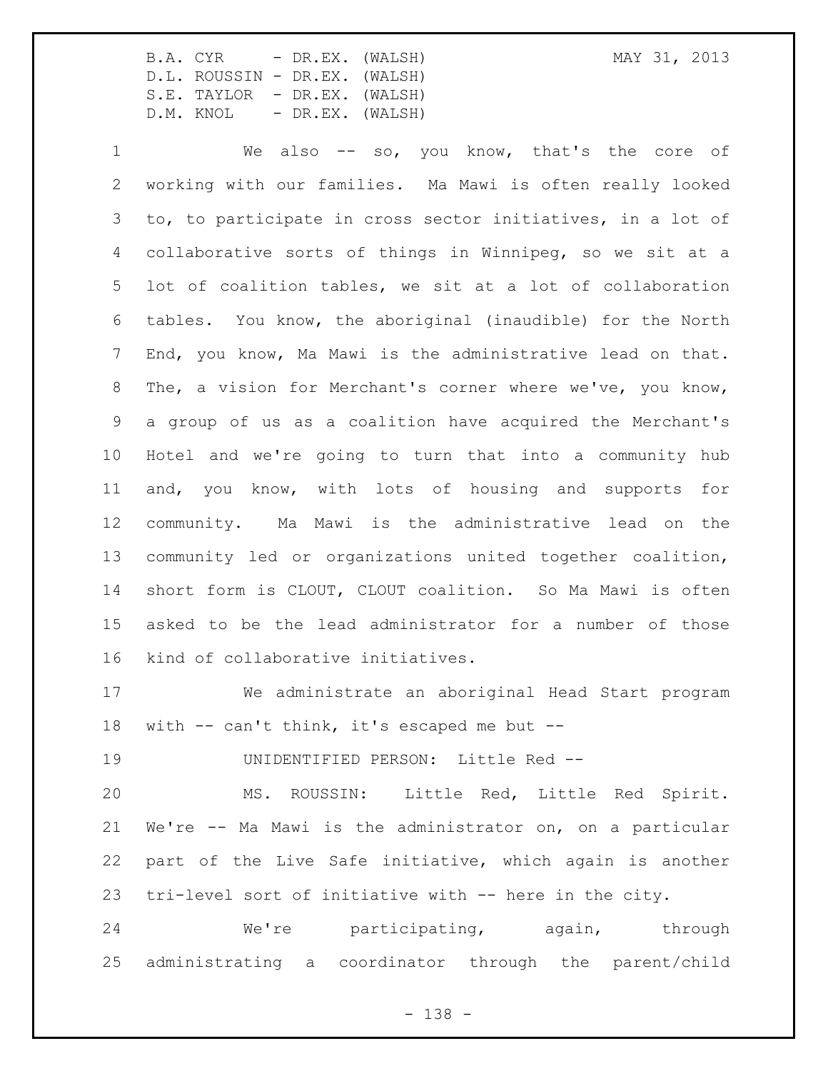We also -- so, you know, that's the core of working with our families. Ma Mawi is often really looked to, to participate in cross sector initiatives, in a lot of collaborative sorts of things in Winnipeg, so we sit at a lot of coalition tables, we sit at a lot of collaboration tables. You know, the aboriginal (inaudible) for the North End, you know, Ma Mawi is the administrative lead on that. The, a vision for Merchant's corner where we've, you know, a group of us as a coalition have acquired the Merchant's Hotel and we're going to turn that into a community hub and, you know, with lots of housing and supports for community. Ma Mawi is the administrative lead on the community led or organizations united together coalition, short form is CLOUT, CLOUT coalition. So Ma Mawi is often asked to be the lead administrator for a number of those kind of collaborative initiatives.

We administrate an aboriginal Head Start program with -- can't think, it's escaped me but --

UNIDENTIFIED PERSON: Little Red --

MS. ROUSSIN: Little Red, Little Red Spirit. We're -- Ma Mawi is the administrator on, on a particular part of the Live Safe initiative, which again is another tri-level sort of initiative with -- here in the city.

We're participating, again, through administrating a coordinator through the parent/child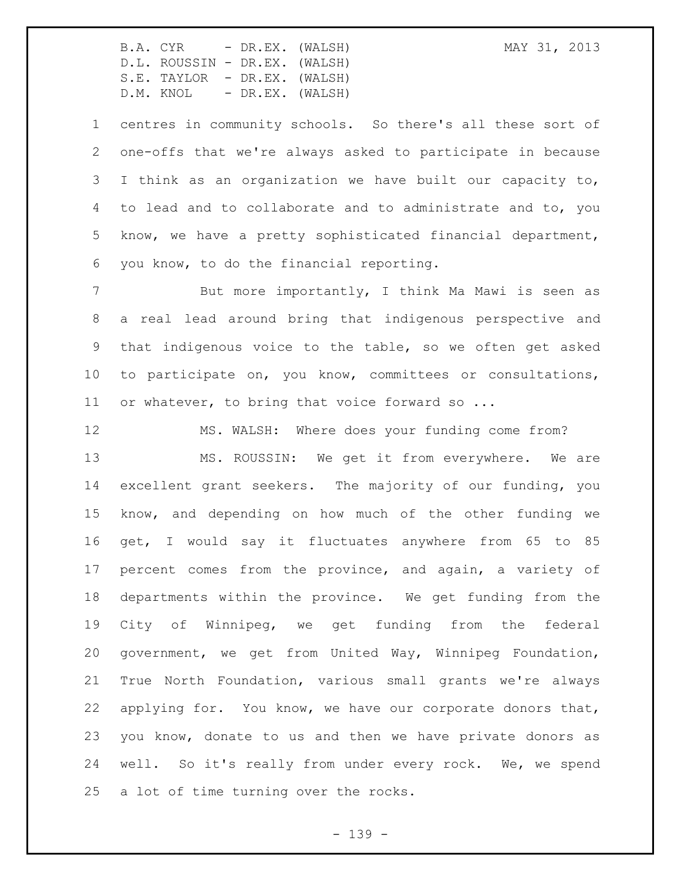centres in community schools. So there's all these sort of one-offs that we're always asked to participate in because I think as an organization we have built our capacity to, to lead and to collaborate and to administrate and to, you know, we have a pretty sophisticated financial department, you know, to do the financial reporting.

But more importantly, I think Ma Mawi is seen as a real lead around bring that indigenous perspective and that indigenous voice to the table, so we often get asked to participate on, you know, committees or consultations, or whatever, to bring that voice forward so ...

MS. WALSH: Where does your funding come from?

MS. ROUSSIN: We get it from everywhere. We are excellent grant seekers. The majority of our funding, you know, and depending on how much of the other funding we get, I would say it fluctuates anywhere from 65 to 85 percent comes from the province, and again, a variety of departments within the province. We get funding from the City of Winnipeg, we get funding from the federal government, we get from United Way, Winnipeg Foundation, True North Foundation, various small grants we're always applying for. You know, we have our corporate donors that, you know, donate to us and then we have private donors as well. So it's really from under every rock. We, we spend a lot of time turning over the rocks.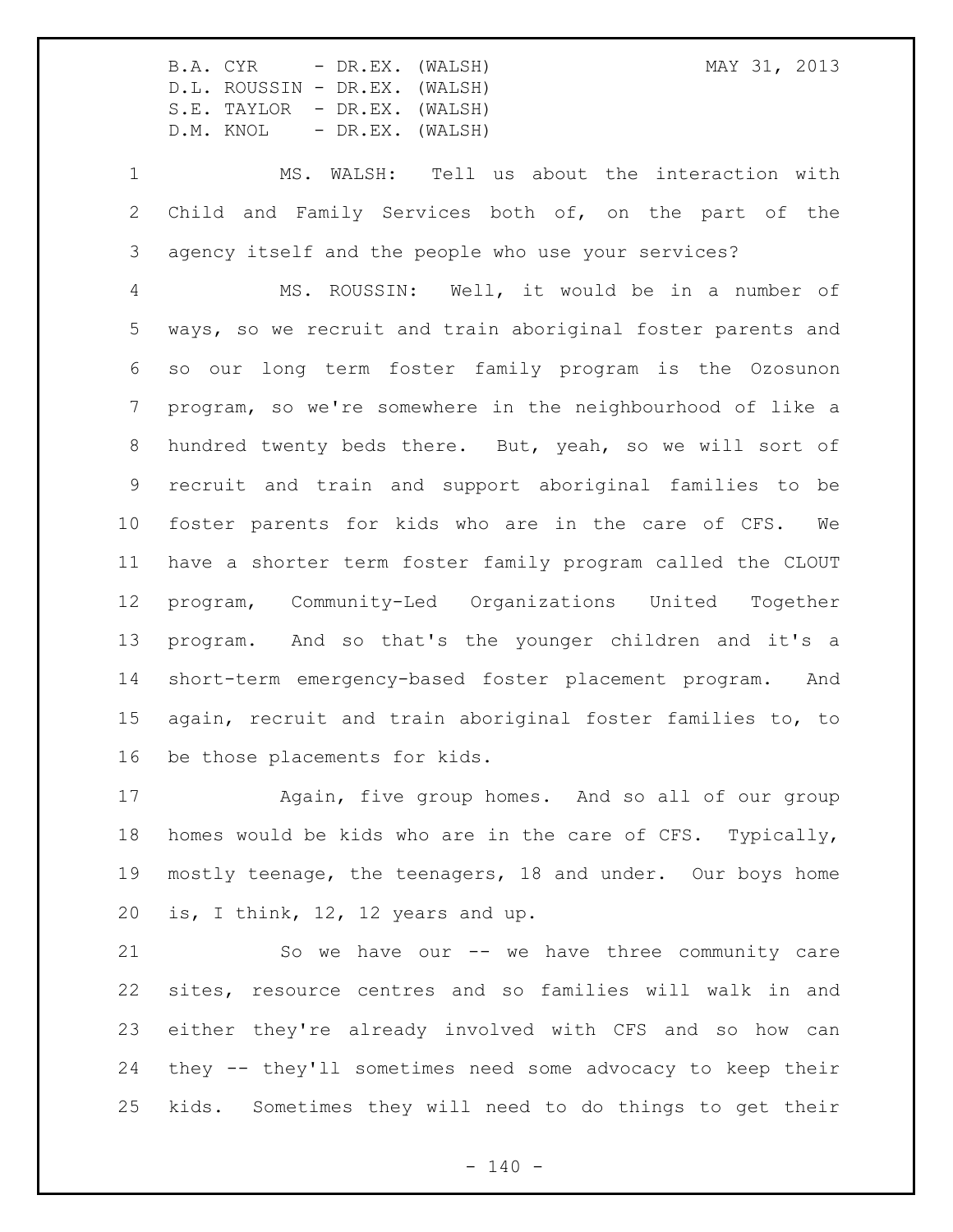MS. WALSH: Tell us about the interaction with Child and Family Services both of, on the part of the agency itself and the people who use your services?

MS. ROUSSIN: Well, it would be in a number of ways, so we recruit and train aboriginal foster parents and so our long term foster family program is the Ozosunon program, so we're somewhere in the neighbourhood of like a hundred twenty beds there. But, yeah, so we will sort of recruit and train and support aboriginal families to be foster parents for kids who are in the care of CFS. We have a shorter term foster family program called the CLOUT program, Community-Led Organizations United Together program. And so that's the younger children and it's a short-term emergency-based foster placement program. And again, recruit and train aboriginal foster families to, to be those placements for kids.

Again, five group homes. And so all of our group homes would be kids who are in the care of CFS. Typically, mostly teenage, the teenagers, 18 and under. Our boys home is, I think, 12, 12 years and up.

So we have our -- we have three community care sites, resource centres and so families will walk in and either they're already involved with CFS and so how can they -- they'll sometimes need some advocacy to keep their kids. Sometimes they will need to do things to get their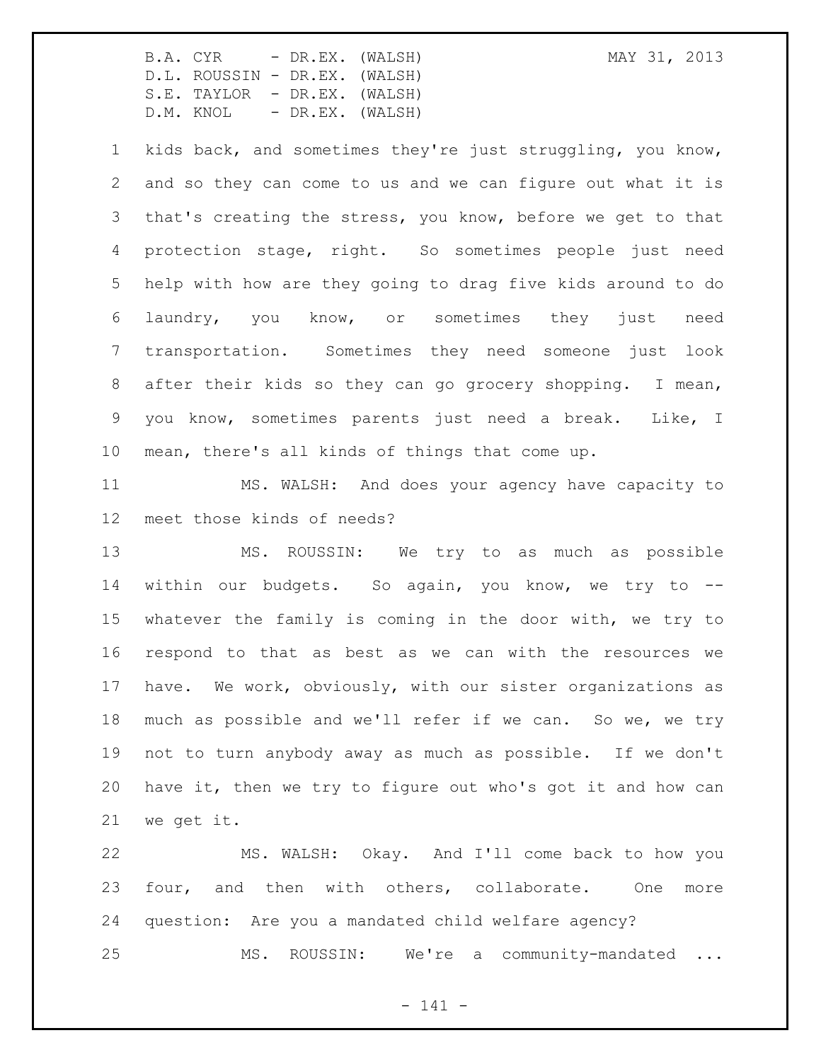kids back, and sometimes they're just struggling, you know, and so they can come to us and we can figure out what it is that's creating the stress, you know, before we get to that protection stage, right. So sometimes people just need help with how are they going to drag five kids around to do laundry, you know, or sometimes they just need transportation. Sometimes they need someone just look after their kids so they can go grocery shopping. I mean, you know, sometimes parents just need a break. Like, I mean, there's all kinds of things that come up.

MS. WALSH: And does your agency have capacity to meet those kinds of needs?

MS. ROUSSIN: We try to as much as possible within our budgets. So again, you know, we try to -- whatever the family is coming in the door with, we try to respond to that as best as we can with the resources we have. We work, obviously, with our sister organizations as much as possible and we'll refer if we can. So we, we try not to turn anybody away as much as possible. If we don't have it, then we try to figure out who's got it and how can we get it.

MS. WALSH: Okay. And I'll come back to how you four, and then with others, collaborate. One more question: Are you a mandated child welfare agency?

MS. ROUSSIN: We're a community-mandated ...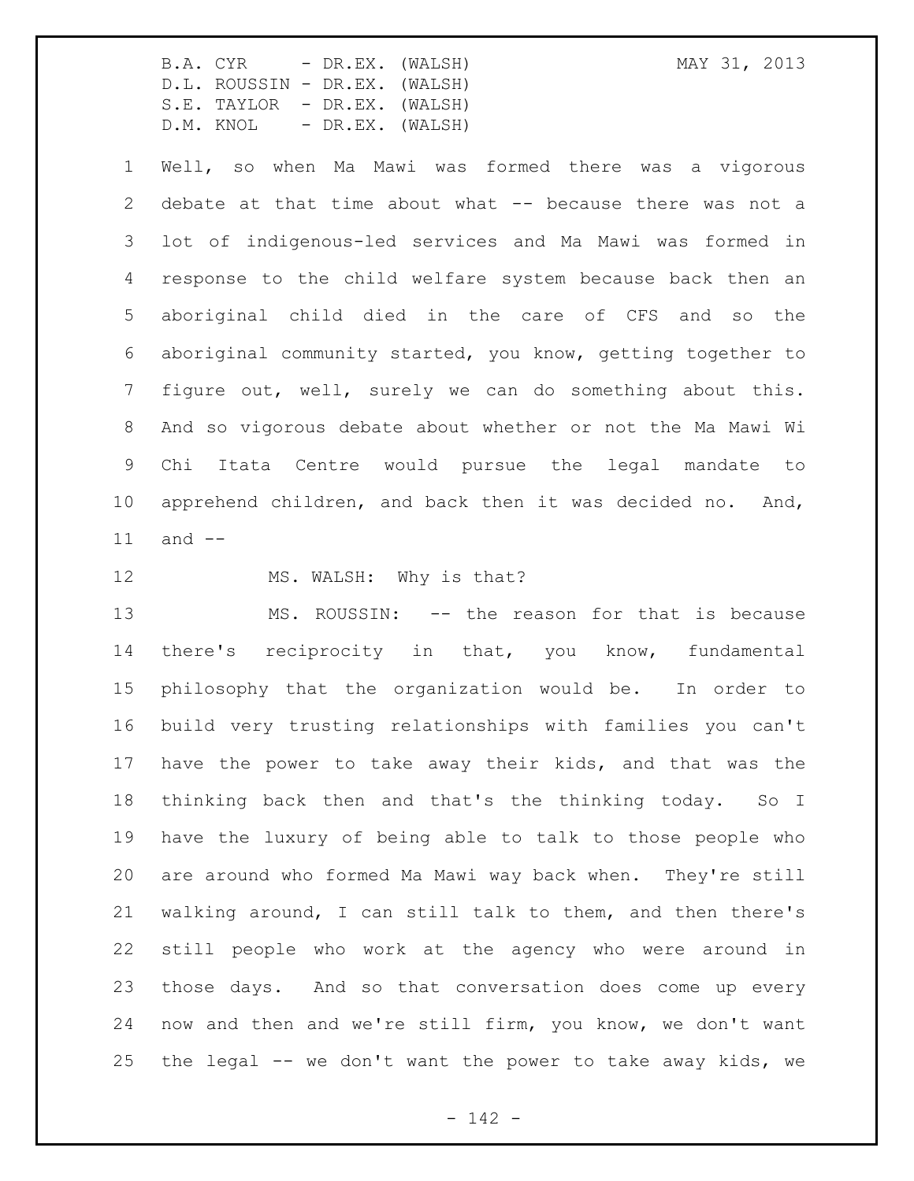Well, so when Ma Mawi was formed there was a vigorous debate at that time about what -- because there was not a lot of indigenous-led services and Ma Mawi was formed in response to the child welfare system because back then an aboriginal child died in the care of CFS and so the aboriginal community started, you know, getting together to figure out, well, surely we can do something about this. And so vigorous debate about whether or not the Ma Mawi Wi Chi Itata Centre would pursue the legal mandate to apprehend children, and back then it was decided no. And, and --

MS. WALSH: Why is that?

MS. ROUSSIN: -- the reason for that is because there's reciprocity in that, you know, fundamental philosophy that the organization would be. In order to build very trusting relationships with families you can't have the power to take away their kids, and that was the thinking back then and that's the thinking today. So I have the luxury of being able to talk to those people who are around who formed Ma Mawi way back when. They're still walking around, I can still talk to them, and then there's still people who work at the agency who were around in those days. And so that conversation does come up every now and then and we're still firm, you know, we don't want the legal -- we don't want the power to take away kids, we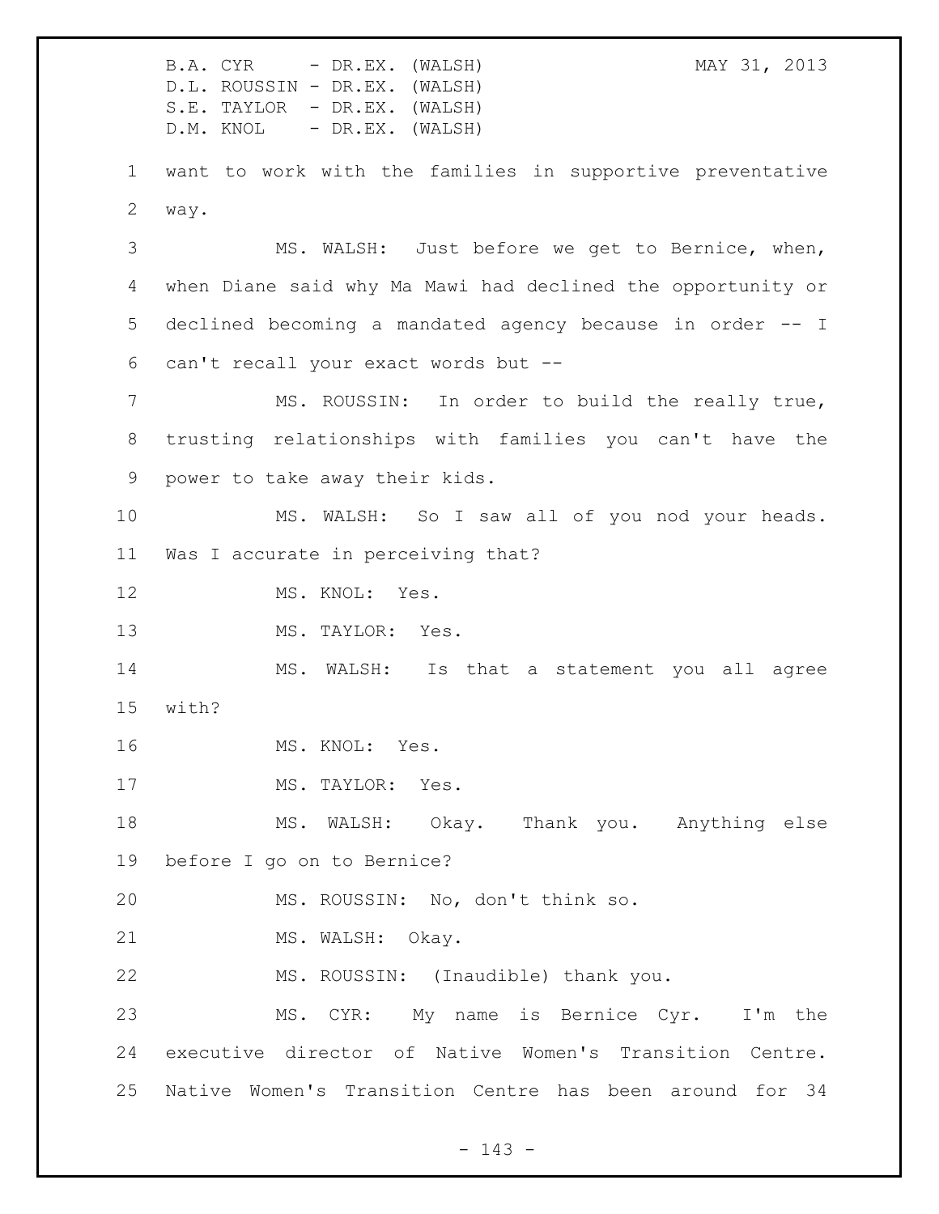want to work with the families in supportive preventative way.

MS. WALSH: Just before we get to Bernice, when, when Diane said why Ma Mawi had declined the opportunity or declined becoming a mandated agency because in order -- I can't recall your exact words but --

MS. ROUSSIN: In order to build the really true, trusting relationships with families you can't have the power to take away their kids.

MS. WALSH: So I saw all of you nod your heads. Was I accurate in perceiving that?

MS. KNOL: Yes.

MS. TAYLOR: Yes.

MS. WALSH: Is that a statement you all agree with?

MS. KNOL: Yes.

MS. TAYLOR: Yes.

MS. WALSH: Okay. Thank you. Anything else before I go on to Bernice?

MS. ROUSSIN: No, don't think so.

MS. WALSH: Okay.

MS. ROUSSIN: (Inaudible) thank you.

MS. CYR: My name is Bernice Cyr. I'm the executive director of Native Women's Transition Centre. Native Women's Transition Centre has been around for 34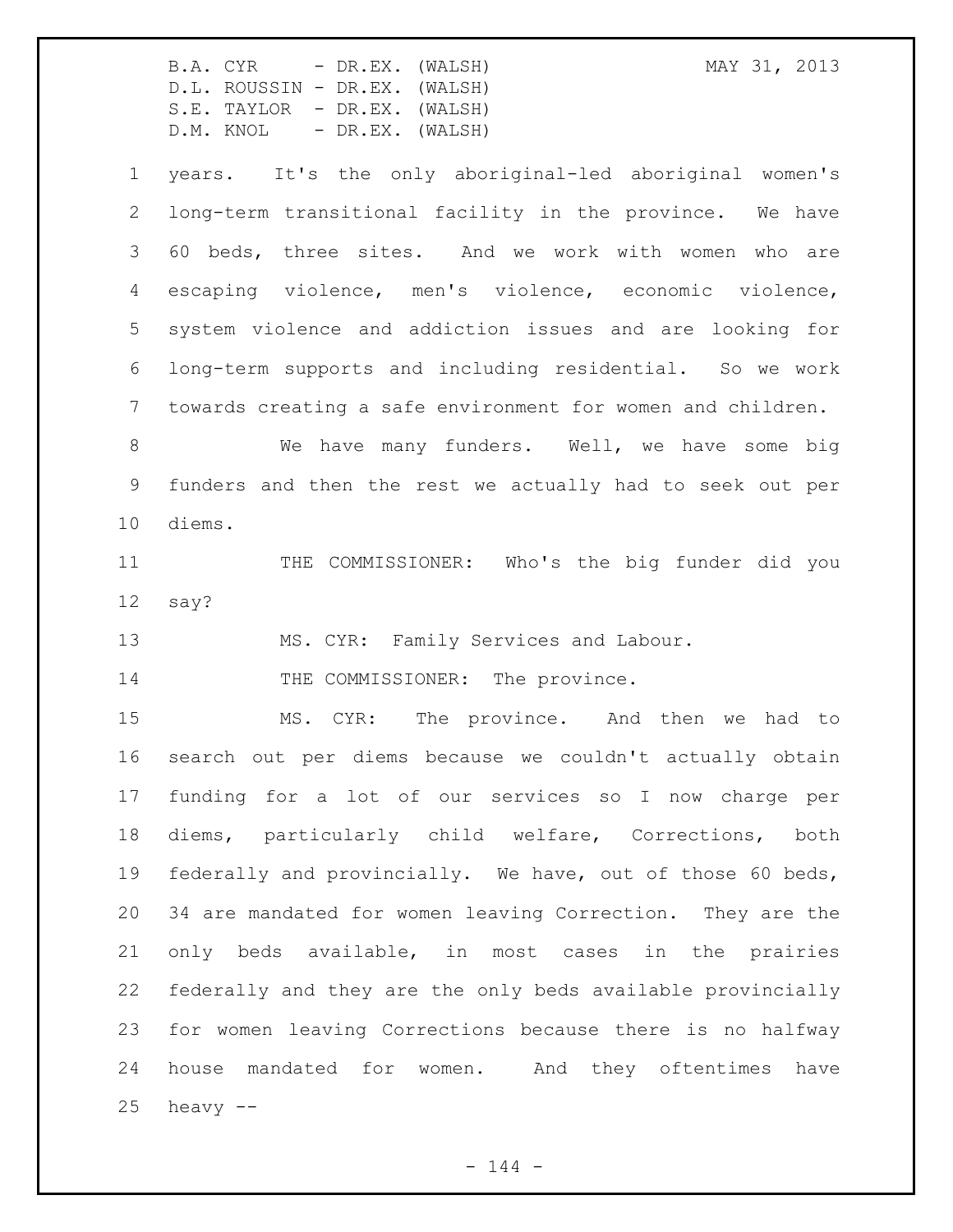years. It's the only aboriginal-led aboriginal women's long-term transitional facility in the province. We have 60 beds, three sites. And we work with women who are escaping violence, men's violence, economic violence, system violence and addiction issues and are looking for long-term supports and including residential. So we work towards creating a safe environment for women and children.

We have many funders. Well, we have some big funders and then the rest we actually had to seek out per diems.

THE COMMISSIONER: Who's the big funder did you say?

MS. CYR: Family Services and Labour.

THE COMMISSIONER: The province.

MS. CYR: The province. And then we had to search out per diems because we couldn't actually obtain funding for a lot of our services so I now charge per diems, particularly child welfare, Corrections, both federally and provincially. We have, out of those 60 beds, 34 are mandated for women leaving Correction. They are the only beds available, in most cases in the prairies federally and they are the only beds available provincially for women leaving Corrections because there is no halfway house mandated for women. And they oftentimes have heavy --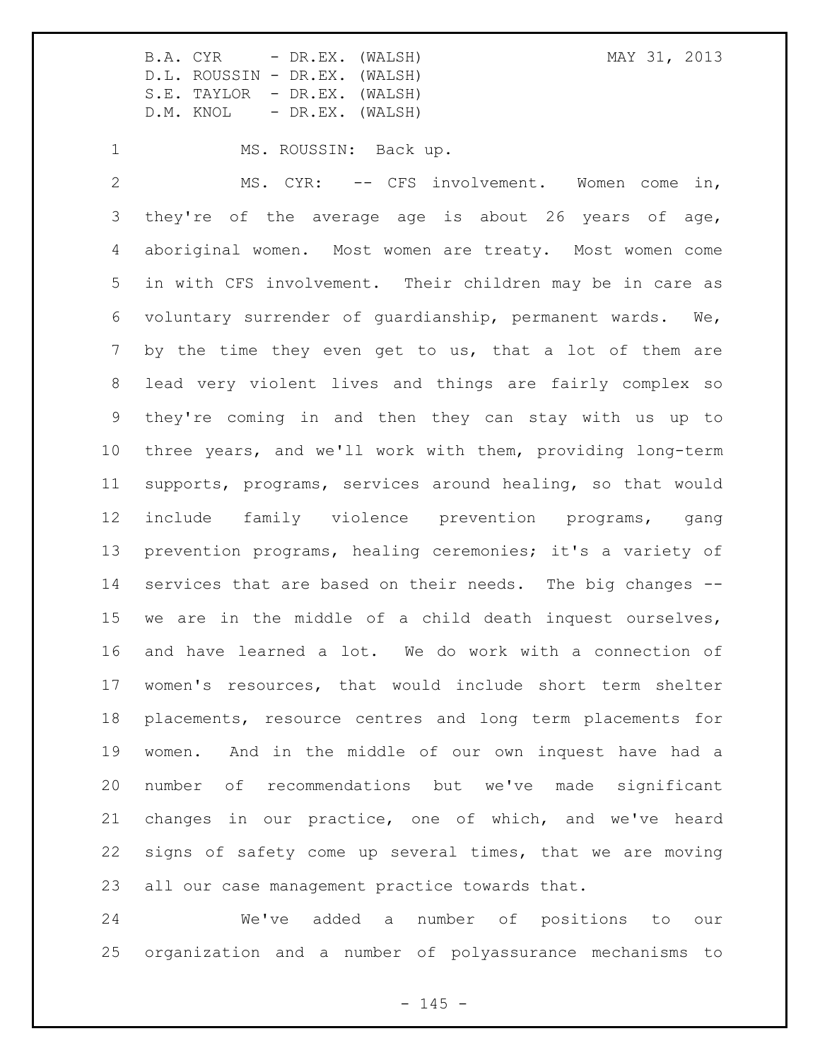MS. ROUSSIN: Back up.

MS. CYR: -- CFS involvement. Women come in, they're of the average age is about 26 years of age, aboriginal women. Most women are treaty. Most women come in with CFS involvement. Their children may be in care as voluntary surrender of guardianship, permanent wards. We, by the time they even get to us, that a lot of them are lead very violent lives and things are fairly complex so they're coming in and then they can stay with us up to three years, and we'll work with them, providing long-term supports, programs, services around healing, so that would include family violence prevention programs, gang prevention programs, healing ceremonies; it's a variety of services that are based on their needs. The big changes -- we are in the middle of a child death inquest ourselves, and have learned a lot. We do work with a connection of women's resources, that would include short term shelter placements, resource centres and long term placements for women. And in the middle of our own inquest have had a number of recommendations but we've made significant changes in our practice, one of which, and we've heard signs of safety come up several times, that we are moving all our case management practice towards that.

We've added a number of positions to our organization and a number of polyassurance mechanisms to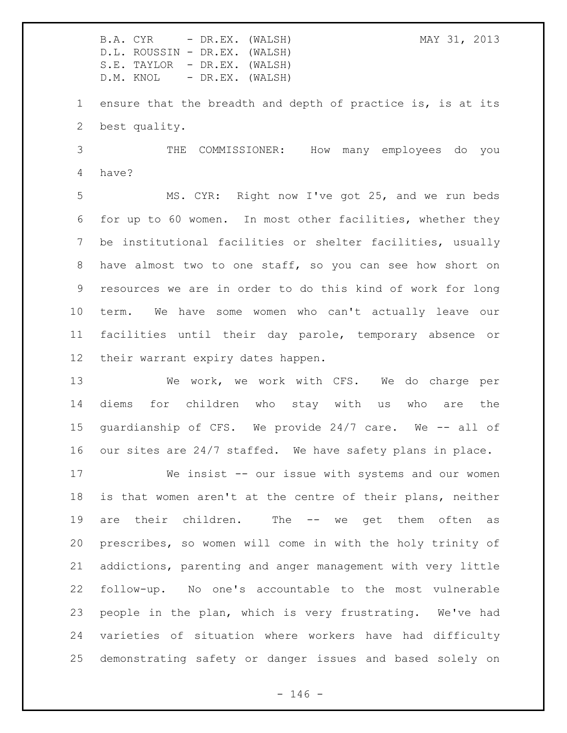ensure that the breadth and depth of practice is, is at its best quality.

THE COMMISSIONER: How many employees do you have?

MS. CYR: Right now I've got 25, and we run beds for up to 60 women. In most other facilities, whether they be institutional facilities or shelter facilities, usually have almost two to one staff, so you can see how short on resources we are in order to do this kind of work for long term. We have some women who can't actually leave our facilities until their day parole, temporary absence or their warrant expiry dates happen.

We work, we work with CFS. We do charge per diems for children who stay with us who are the guardianship of CFS. We provide 24/7 care. We -- all of our sites are 24/7 staffed. We have safety plans in place.

We insist -- our issue with systems and our women is that women aren't at the centre of their plans, neither are their children. The -- we get them often as prescribes, so women will come in with the holy trinity of addictions, parenting and anger management with very little follow-up. No one's accountable to the most vulnerable people in the plan, which is very frustrating. We've had varieties of situation where workers have had difficulty demonstrating safety or danger issues and based solely on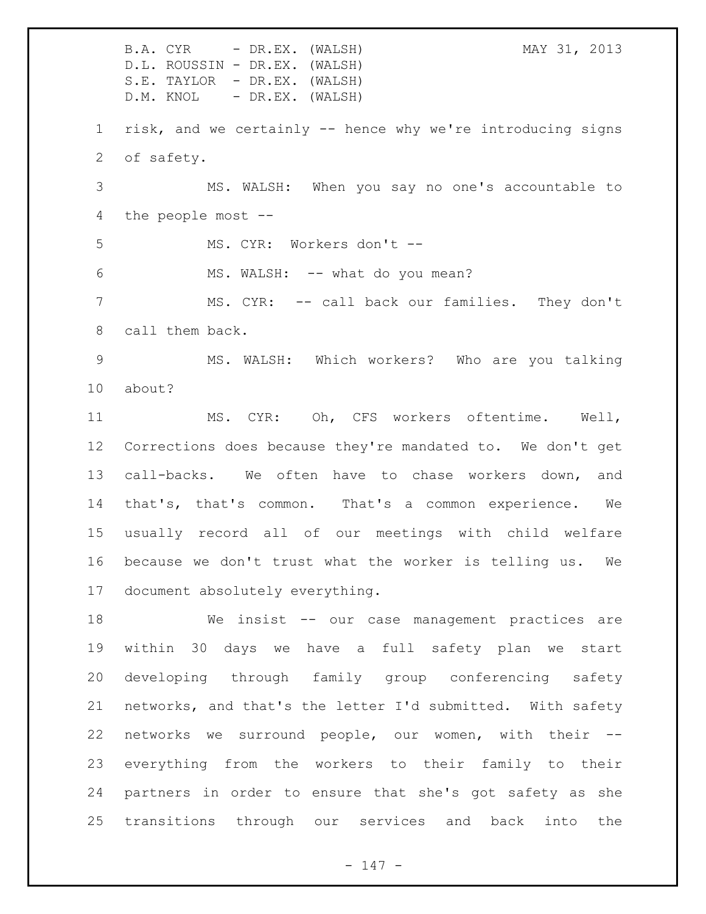risk, and we certainly -- hence why we're introducing signs of safety.

MS. WALSH: When you say no one's accountable to the people most --

MS. CYR: Workers don't --

MS. WALSH: -- what do you mean?

MS. CYR: -- call back our families. They don't call them back.

MS. WALSH: Which workers? Who are you talking about?

MS. CYR: Oh, CFS workers oftentime. Well, Corrections does because they're mandated to. We don't get call-backs. We often have to chase workers down, and that's, that's common. That's a common experience. We usually record all of our meetings with child welfare because we don't trust what the worker is telling us. We document absolutely everything.

We insist -- our case management practices are within 30 days we have a full safety plan we start developing through family group conferencing safety networks, and that's the letter I'd submitted. With safety networks we surround people, our women, with their -- everything from the workers to their family to their partners in order to ensure that she's got safety as she transitions through our services and back into the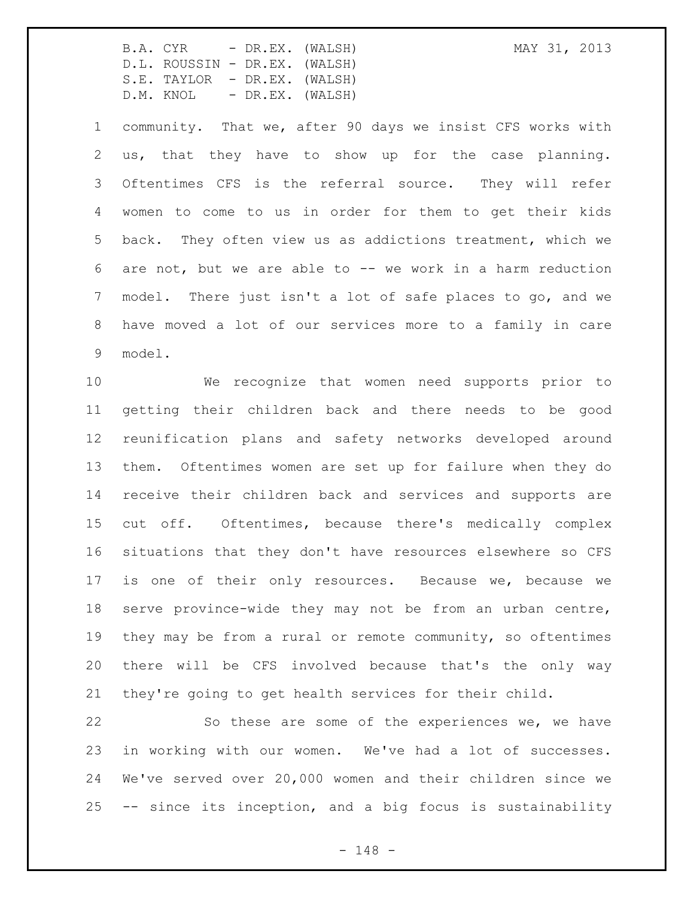community. That we, after 90 days we insist CFS works with us, that they have to show up for the case planning. Oftentimes CFS is the referral source. They will refer women to come to us in order for them to get their kids back. They often view us as addictions treatment, which we are not, but we are able to -- we work in a harm reduction model. There just isn't a lot of safe places to go, and we have moved a lot of our services more to a family in care model.

We recognize that women need supports prior to getting their children back and there needs to be good reunification plans and safety networks developed around them. Oftentimes women are set up for failure when they do receive their children back and services and supports are cut off. Oftentimes, because there's medically complex situations that they don't have resources elsewhere so CFS is one of their only resources. Because we, because we serve province-wide they may not be from an urban centre, they may be from a rural or remote community, so oftentimes there will be CFS involved because that's the only way they're going to get health services for their child.

So these are some of the experiences we, we have in working with our women. We've had a lot of successes. We've served over 20,000 women and their children since we -- since its inception, and a big focus is sustainability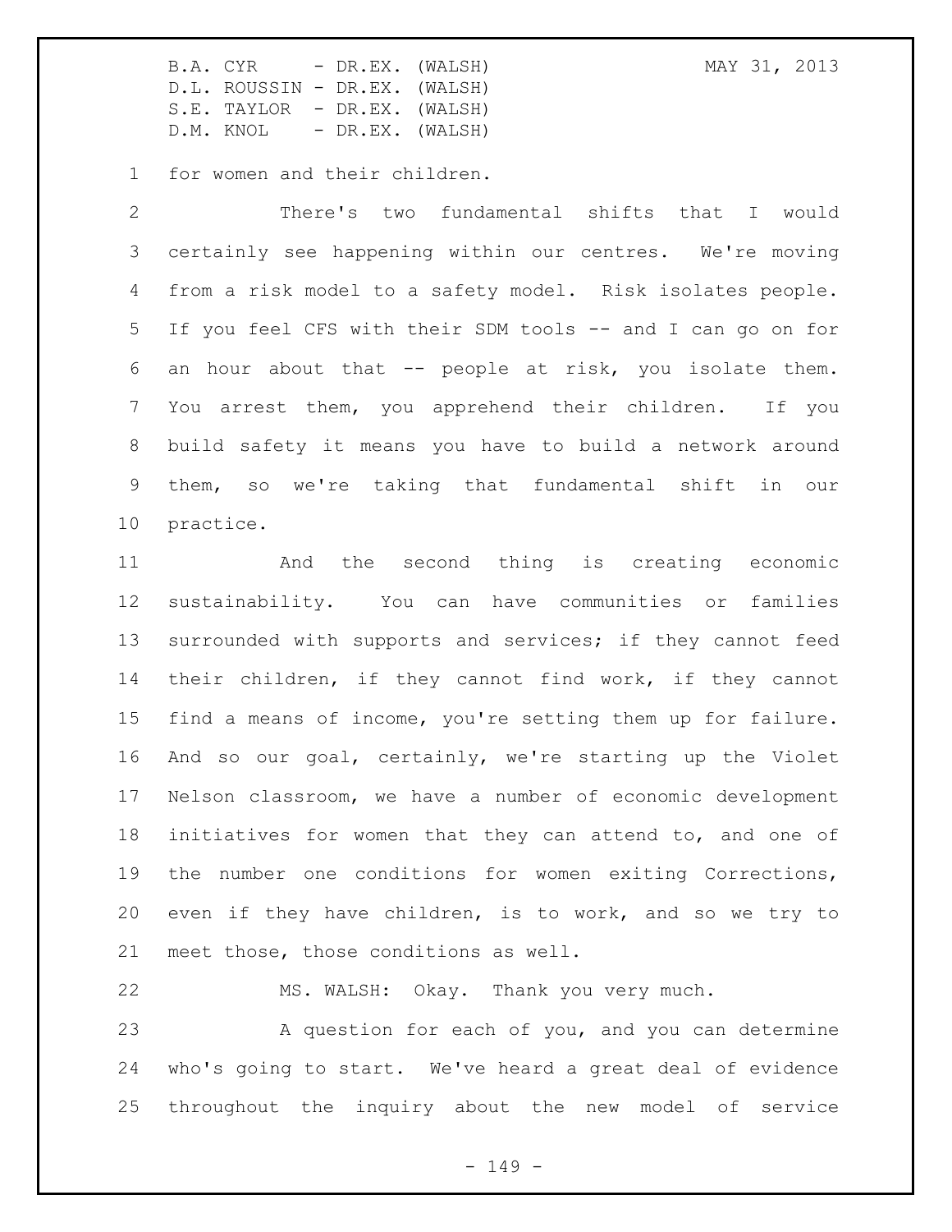for women and their children.

There's two fundamental shifts that I would certainly see happening within our centres. We're moving from a risk model to a safety model. Risk isolates people. If you feel CFS with their SDM tools -- and I can go on for an hour about that -- people at risk, you isolate them. You arrest them, you apprehend their children. If you build safety it means you have to build a network around them, so we're taking that fundamental shift in our practice.

And the second thing is creating economic sustainability. You can have communities or families surrounded with supports and services; if they cannot feed their children, if they cannot find work, if they cannot find a means of income, you're setting them up for failure. And so our goal, certainly, we're starting up the Violet Nelson classroom, we have a number of economic development initiatives for women that they can attend to, and one of the number one conditions for women exiting Corrections, even if they have children, is to work, and so we try to meet those, those conditions as well.

MS. WALSH: Okay. Thank you very much.

A question for each of you, and you can determine who's going to start. We've heard a great deal of evidence throughout the inquiry about the new model of service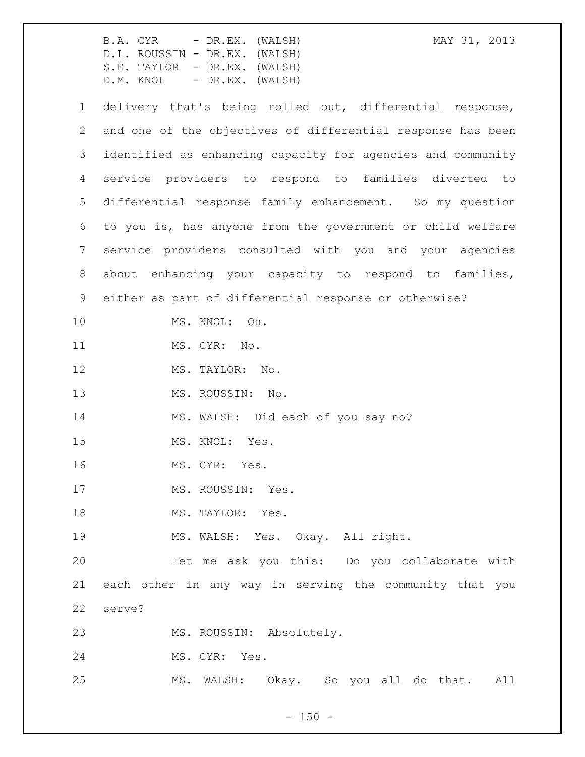delivery that's being rolled out, differential response, and one of the objectives of differential response has been identified as enhancing capacity for agencies and community service providers to respond to families diverted to differential response family enhancement. So my question to you is, has anyone from the government or child welfare service providers consulted with you and your agencies about enhancing your capacity to respond to families, either as part of differential response or otherwise?

MS. KNOL: Oh.

MS. CYR: No.

MS. TAYLOR: No.

MS. ROUSSIN: No.

MS. WALSH: Did each of you say no?

MS. KNOL: Yes.

MS. CYR: Yes.

MS. ROUSSIN: Yes.

MS. TAYLOR: Yes.

MS. WALSH: Yes. Okay. All right.

Let me ask you this: Do you collaborate with each other in any way in serving the community that you serve?

MS. ROUSSIN: Absolutely.

MS. CYR: Yes.

MS. WALSH: Okay. So you all do that. All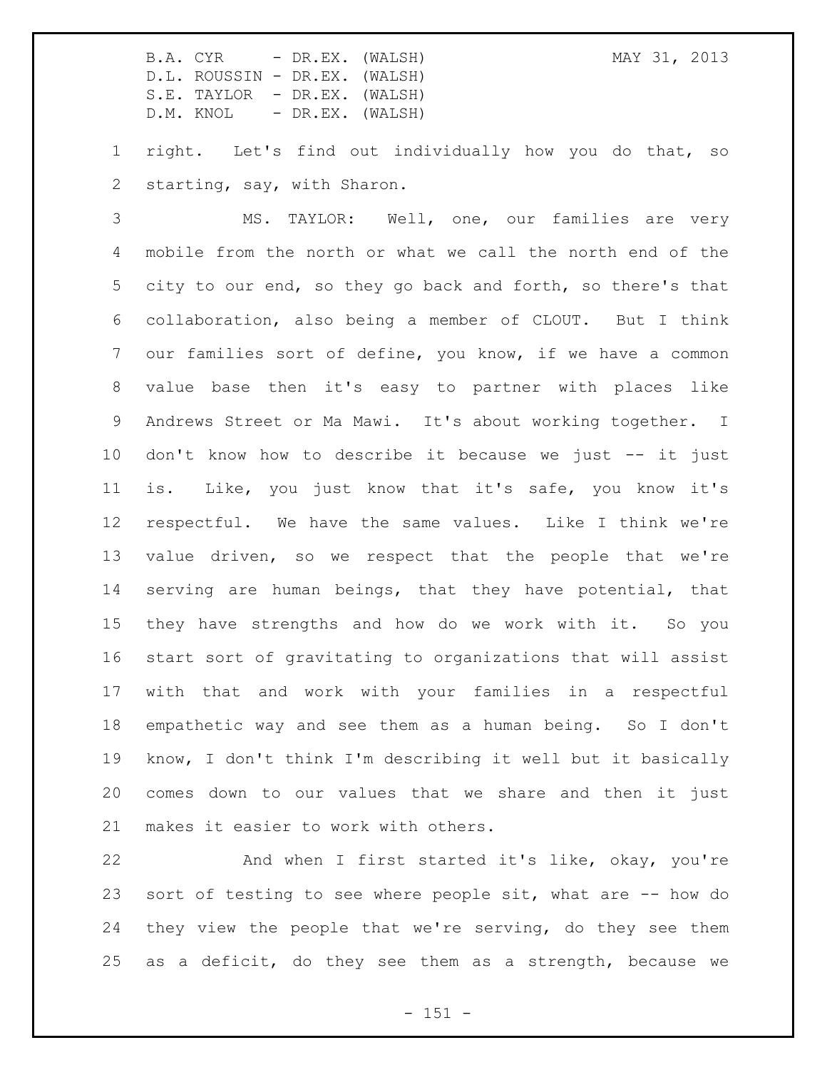right. Let's find out individually how you do that, so starting, say, with Sharon.

MS. TAYLOR: Well, one, our families are very mobile from the north or what we call the north end of the city to our end, so they go back and forth, so there's that collaboration, also being a member of CLOUT. But I think our families sort of define, you know, if we have a common value base then it's easy to partner with places like Andrews Street or Ma Mawi. It's about working together. I don't know how to describe it because we just -- it just is. Like, you just know that it's safe, you know it's respectful. We have the same values. Like I think we're value driven, so we respect that the people that we're serving are human beings, that they have potential, that they have strengths and how do we work with it. So you start sort of gravitating to organizations that will assist with that and work with your families in a respectful empathetic way and see them as a human being. So I don't know, I don't think I'm describing it well but it basically comes down to our values that we share and then it just makes it easier to work with others.

And when I first started it's like, okay, you're sort of testing to see where people sit, what are -- how do they view the people that we're serving, do they see them as a deficit, do they see them as a strength, because we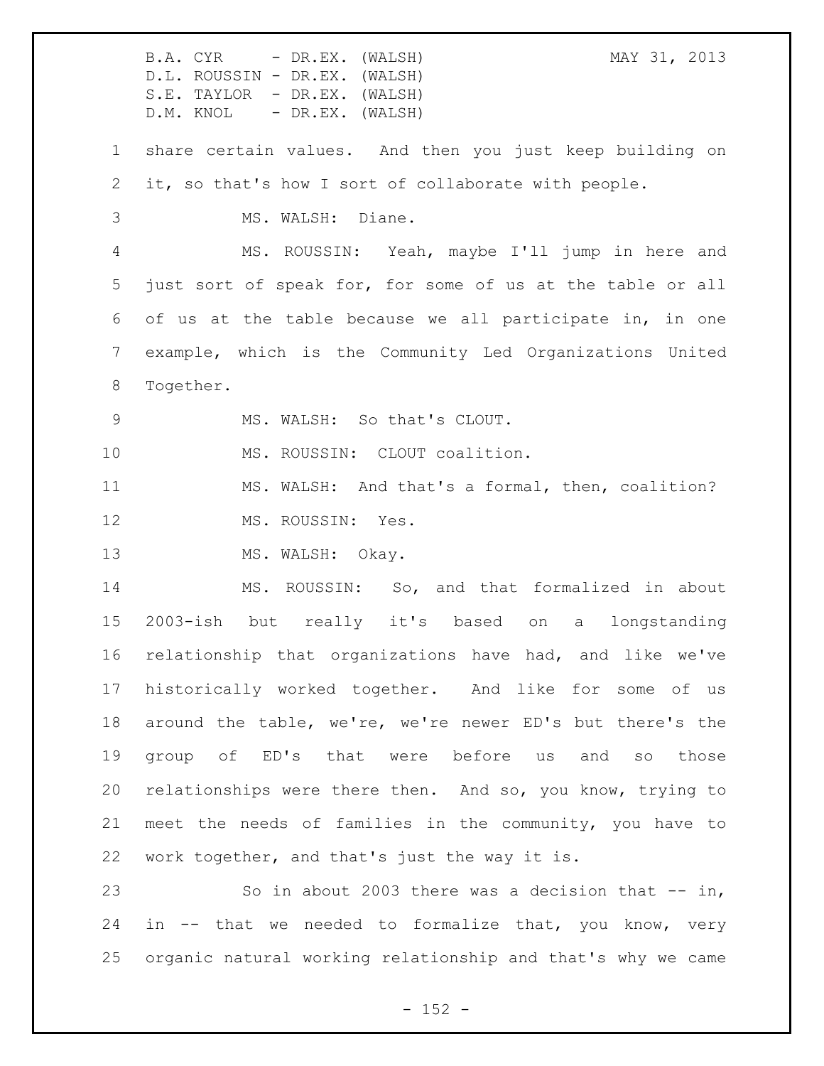share certain values. And then you just keep building on it, so that's how I sort of collaborate with people.

MS. WALSH: Diane.

MS. ROUSSIN: Yeah, maybe I'll jump in here and just sort of speak for, for some of us at the table or all of us at the table because we all participate in, in one example, which is the Community Led Organizations United Together.

MS. WALSH: So that's CLOUT.

MS. ROUSSIN: CLOUT coalition.

MS. WALSH: And that's a formal, then, coalition?

MS. ROUSSIN: Yes.

MS. WALSH: Okay.

MS. ROUSSIN: So, and that formalized in about 2003-ish but really it's based on a longstanding relationship that organizations have had, and like we've historically worked together. And like for some of us around the table, we're, we're newer ED's but there's the group of ED's that were before us and so those relationships were there then. And so, you know, trying to meet the needs of families in the community, you have to work together, and that's just the way it is.

So in about 2003 there was a decision that -- in, in -- that we needed to formalize that, you know, very organic natural working relationship and that's why we came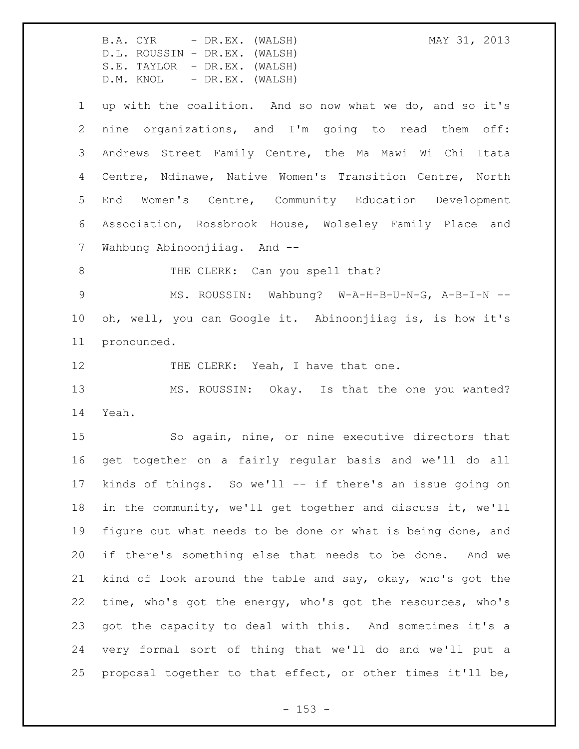up with the coalition. And so now what we do, and so it's nine organizations, and I'm going to read them off: Andrews Street Family Centre, the Ma Mawi Wi Chi Itata Centre, Ndinawe, Native Women's Transition Centre, North End Women's Centre, Community Education Development Association, Rossbrook House, Wolseley Family Place and Wahbung Abinoonjiiag. And --

THE CLERK: Can you spell that?

MS. ROUSSIN: Wahbung? W-A-H-B-U-N-G, A-B-I-N -- oh, well, you can Google it. Abinoonjiiag is, is how it's pronounced.

THE CLERK: Yeah, I have that one.

MS. ROUSSIN: Okay. Is that the one you wanted? Yeah.

So again, nine, or nine executive directors that get together on a fairly regular basis and we'll do all kinds of things. So we'll -- if there's an issue going on in the community, we'll get together and discuss it, we'll figure out what needs to be done or what is being done, and if there's something else that needs to be done. And we kind of look around the table and say, okay, who's got the time, who's got the energy, who's got the resources, who's got the capacity to deal with this. And sometimes it's a very formal sort of thing that we'll do and we'll put a proposal together to that effect, or other times it'll be,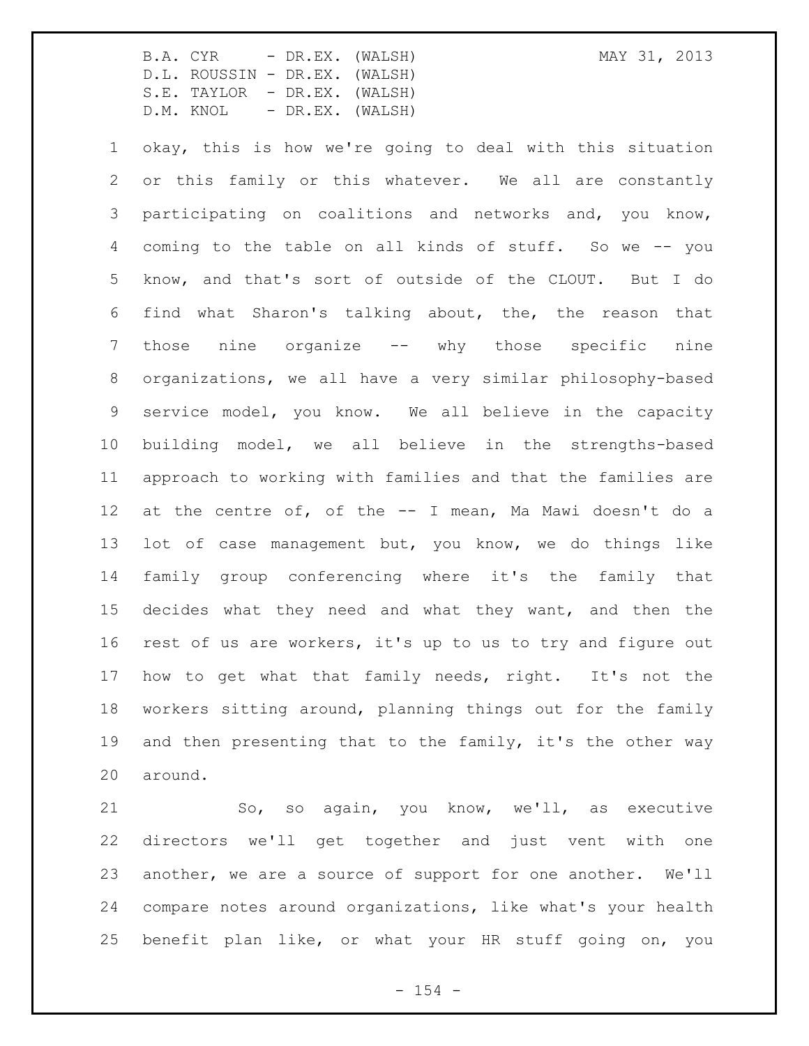okay, this is how we're going to deal with this situation or this family or this whatever. We all are constantly participating on coalitions and networks and, you know, coming to the table on all kinds of stuff. So we -- you know, and that's sort of outside of the CLOUT. But I do find what Sharon's talking about, the, the reason that those nine organize -- why those specific nine organizations, we all have a very similar philosophy-based service model, you know. We all believe in the capacity building model, we all believe in the strengths-based approach to working with families and that the families are at the centre of, of the -- I mean, Ma Mawi doesn't do a lot of case management but, you know, we do things like family group conferencing where it's the family that decides what they need and what they want, and then the rest of us are workers, it's up to us to try and figure out how to get what that family needs, right. It's not the workers sitting around, planning things out for the family and then presenting that to the family, it's the other way around.

So, so again, you know, we'll, as executive directors we'll get together and just vent with one another, we are a source of support for one another. We'll compare notes around organizations, like what's your health benefit plan like, or what your HR stuff going on, you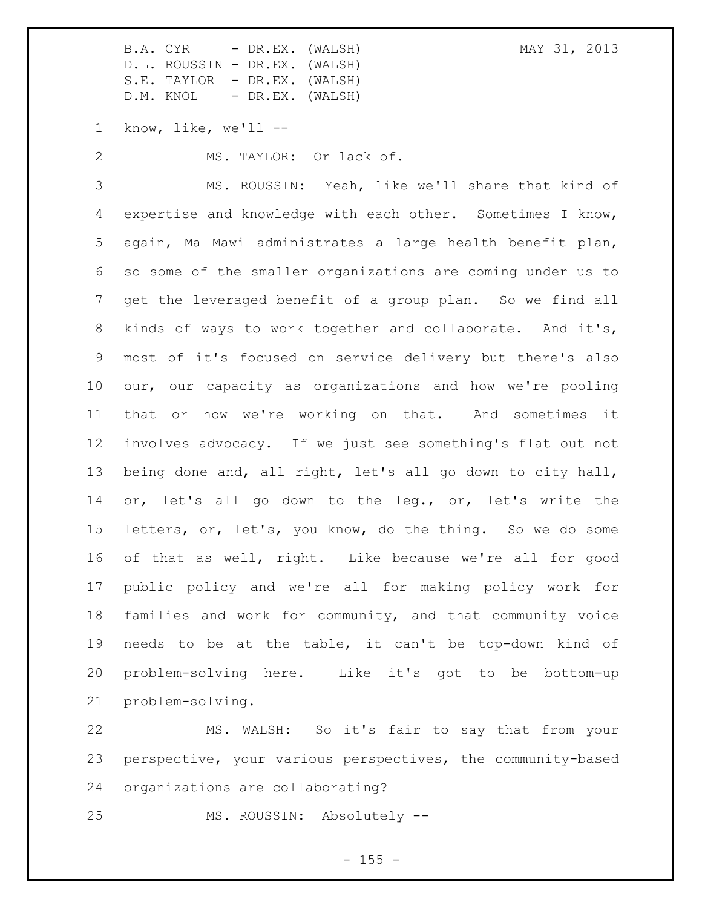know, like, we'll --

MS. TAYLOR: Or lack of.

MS. ROUSSIN: Yeah, like we'll share that kind of expertise and knowledge with each other. Sometimes I know, again, Ma Mawi administrates a large health benefit plan, so some of the smaller organizations are coming under us to get the leveraged benefit of a group plan. So we find all kinds of ways to work together and collaborate. And it's, most of it's focused on service delivery but there's also our, our capacity as organizations and how we're pooling that or how we're working on that. And sometimes it involves advocacy. If we just see something's flat out not being done and, all right, let's all go down to city hall, or, let's all go down to the leg., or, let's write the letters, or, let's, you know, do the thing. So we do some of that as well, right. Like because we're all for good public policy and we're all for making policy work for families and work for community, and that community voice needs to be at the table, it can't be top-down kind of problem-solving here. Like it's got to be bottom-up problem-solving.

MS. WALSH: So it's fair to say that from your perspective, your various perspectives, the community-based organizations are collaborating?

MS. ROUSSIN: Absolutely --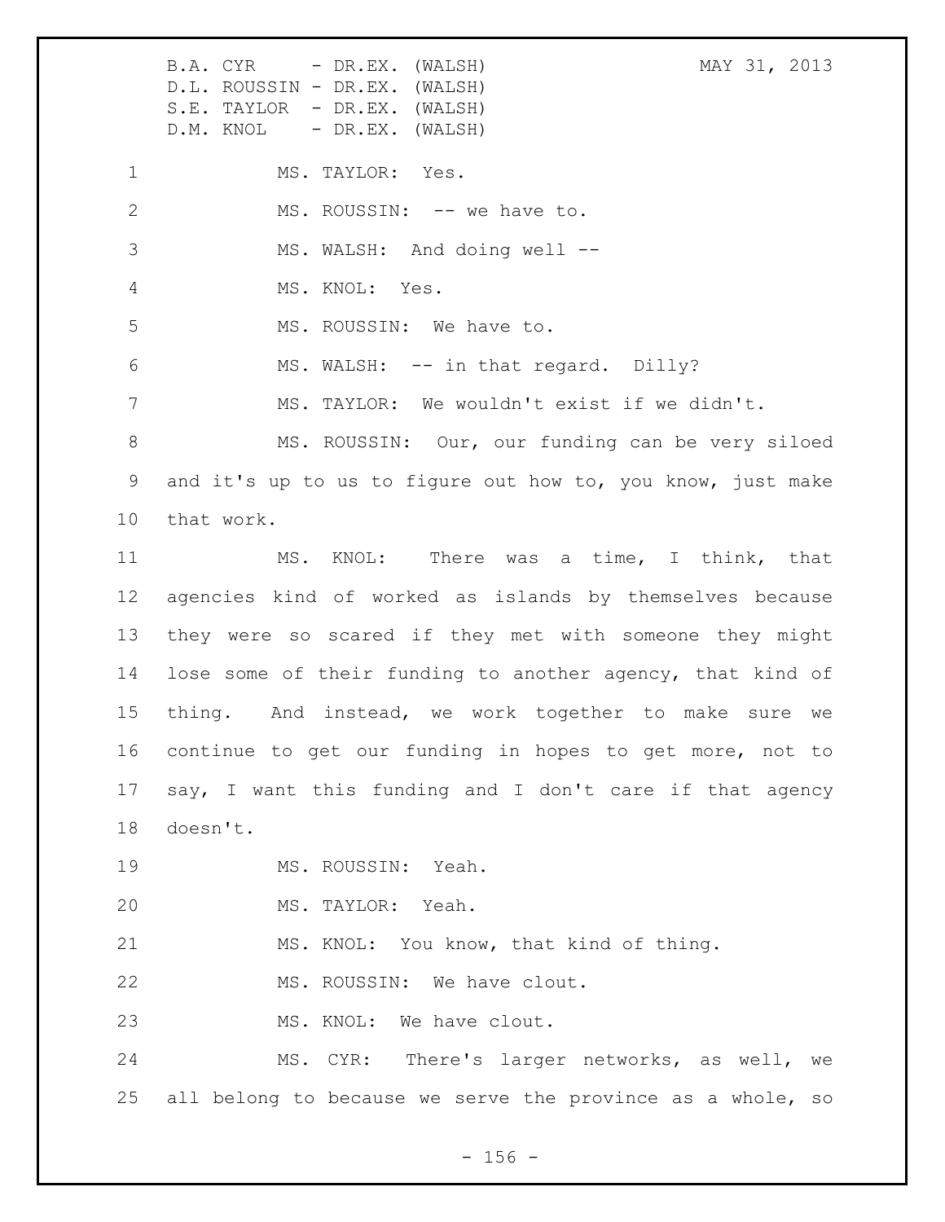MS. TAYLOR: Yes.

MS. ROUSSIN: -- we have to.

MS. WALSH: And doing well --

MS. KNOL: Yes.

MS. ROUSSIN: We have to.

MS. WALSH: -- in that regard. Dilly?

MS. TAYLOR: We wouldn't exist if we didn't.

MS. ROUSSIN: Our, our funding can be very siloed and it's up to us to figure out how to, you know, just make that work.

MS. KNOL: There was a time, I think, that agencies kind of worked as islands by themselves because they were so scared if they met with someone they might lose some of their funding to another agency, that kind of thing. And instead, we work together to make sure we continue to get our funding in hopes to get more, not to say, I want this funding and I don't care if that agency doesn't.

MS. ROUSSIN: Yeah.

MS. TAYLOR: Yeah.

MS. KNOL: You know, that kind of thing.

MS. ROUSSIN: We have clout.

MS. KNOL: We have clout.

MS. CYR: There's larger networks, as well, we all belong to because we serve the province as a whole, so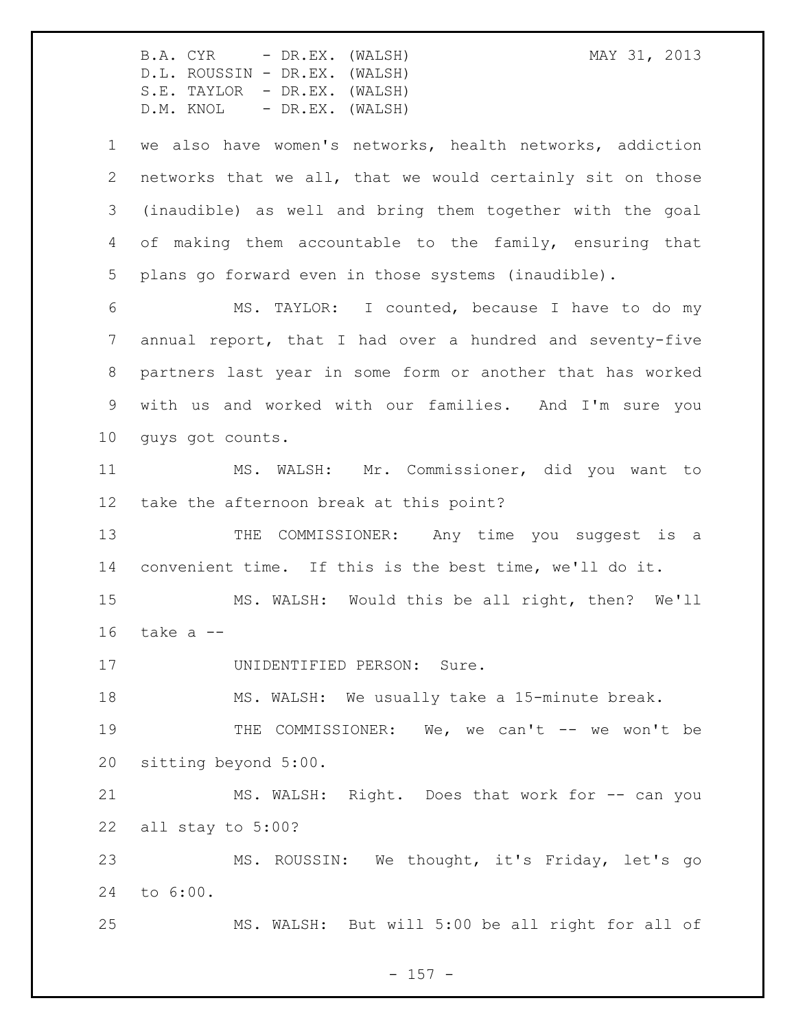we also have women's networks, health networks, addiction networks that we all, that we would certainly sit on those (inaudible) as well and bring them together with the goal of making them accountable to the family, ensuring that plans go forward even in those systems (inaudible).

MS. TAYLOR: I counted, because I have to do my annual report, that I had over a hundred and seventy-five partners last year in some form or another that has worked with us and worked with our families. And I'm sure you guys got counts.

MS. WALSH: Mr. Commissioner, did you want to take the afternoon break at this point?

THE COMMISSIONER: Any time you suggest is a convenient time. If this is the best time, we'll do it.

MS. WALSH: Would this be all right, then? We'll take a --

UNIDENTIFIED PERSON: Sure.

MS. WALSH: We usually take a 15-minute break.

THE COMMISSIONER: We, we can't -- we won't be sitting beyond 5:00.

MS. WALSH: Right. Does that work for -- can you all stay to 5:00?

MS. ROUSSIN: We thought, it's Friday, let's go to 6:00.

MS. WALSH: But will 5:00 be all right for all of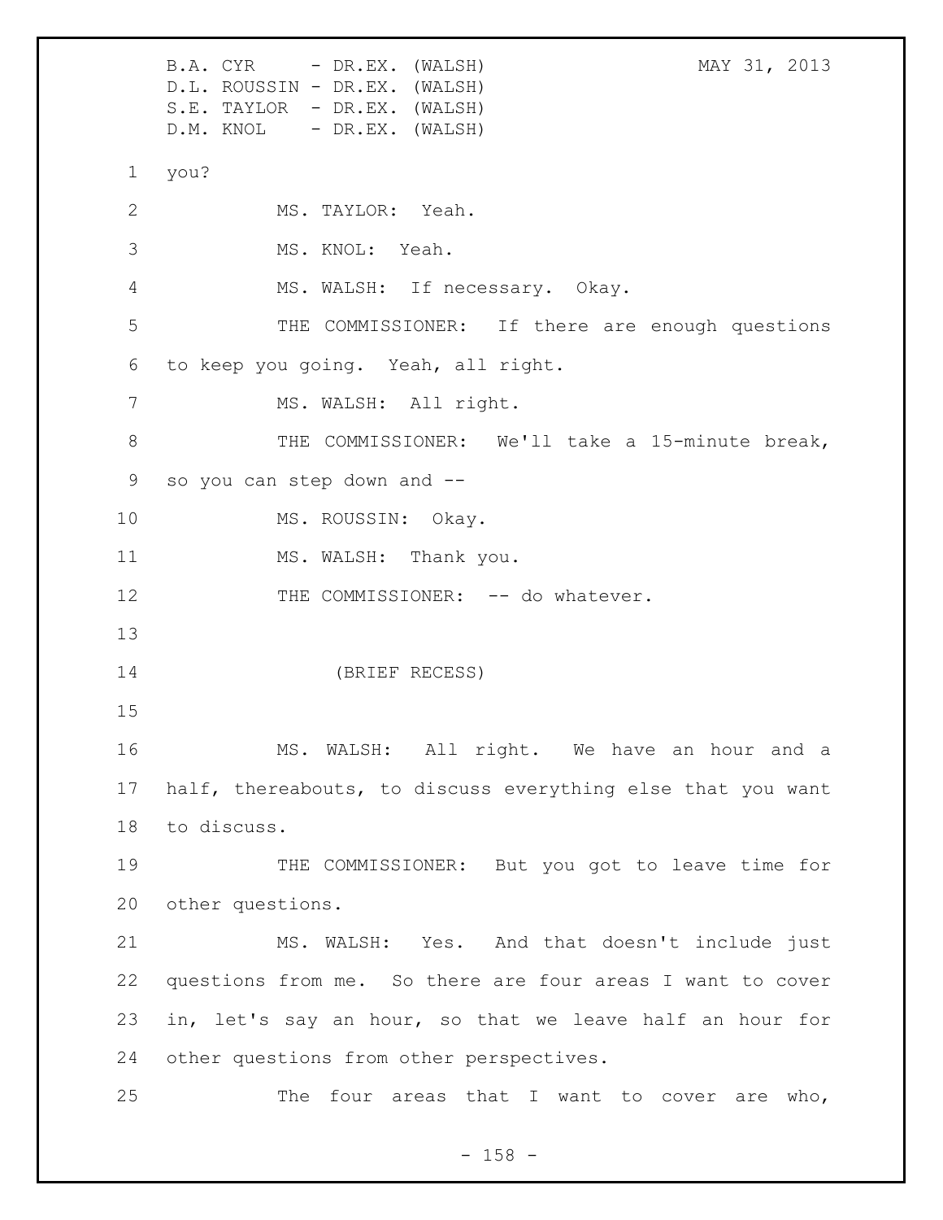you?

MS. TAYLOR: Yeah.

MS. KNOL: Yeah.

MS. WALSH: If necessary. Okay.

THE COMMISSIONER: If there are enough questions to keep you going. Yeah, all right.

MS. WALSH: All right.

THE COMMISSIONER: We'll take a 15-minute break, so you can step down and --

MS. ROUSSIN: Okay.

MS. WALSH: Thank you.

THE COMMISSIONER: -- do whatever.

(BRIEF RECESS)

MS. WALSH: All right. We have an hour and a half, thereabouts, to discuss everything else that you want to discuss.

THE COMMISSIONER: But you got to leave time for other questions.

MS. WALSH: Yes. And that doesn't include just questions from me. So there are four areas I want to cover in, let's say an hour, so that we leave half an hour for other questions from other perspectives.

The four areas that I want to cover are who,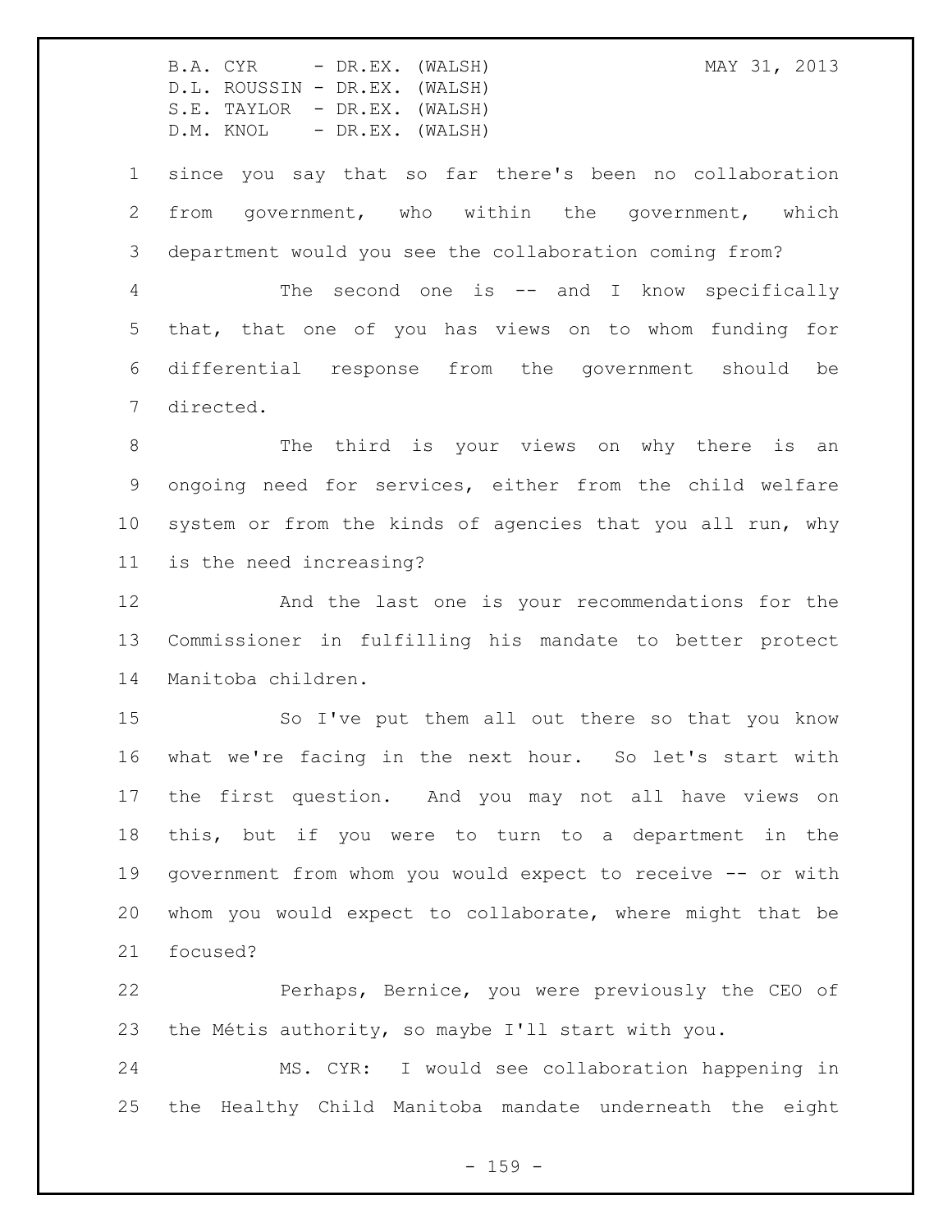since you say that so far there's been no collaboration from government, who within the government, which department would you see the collaboration coming from?

The second one is -- and I know specifically that, that one of you has views on to whom funding for differential response from the government should be directed.

The third is your views on why there is an ongoing need for services, either from the child welfare system or from the kinds of agencies that you all run, why is the need increasing?

And the last one is your recommendations for the Commissioner in fulfilling his mandate to better protect Manitoba children.

So I've put them all out there so that you know what we're facing in the next hour. So let's start with the first question. And you may not all have views on this, but if you were to turn to a department in the government from whom you would expect to receive -- or with whom you would expect to collaborate, where might that be focused?

Perhaps, Bernice, you were previously the CEO of the Métis authority, so maybe I'll start with you.

MS. CYR: I would see collaboration happening in the Healthy Child Manitoba mandate underneath the eight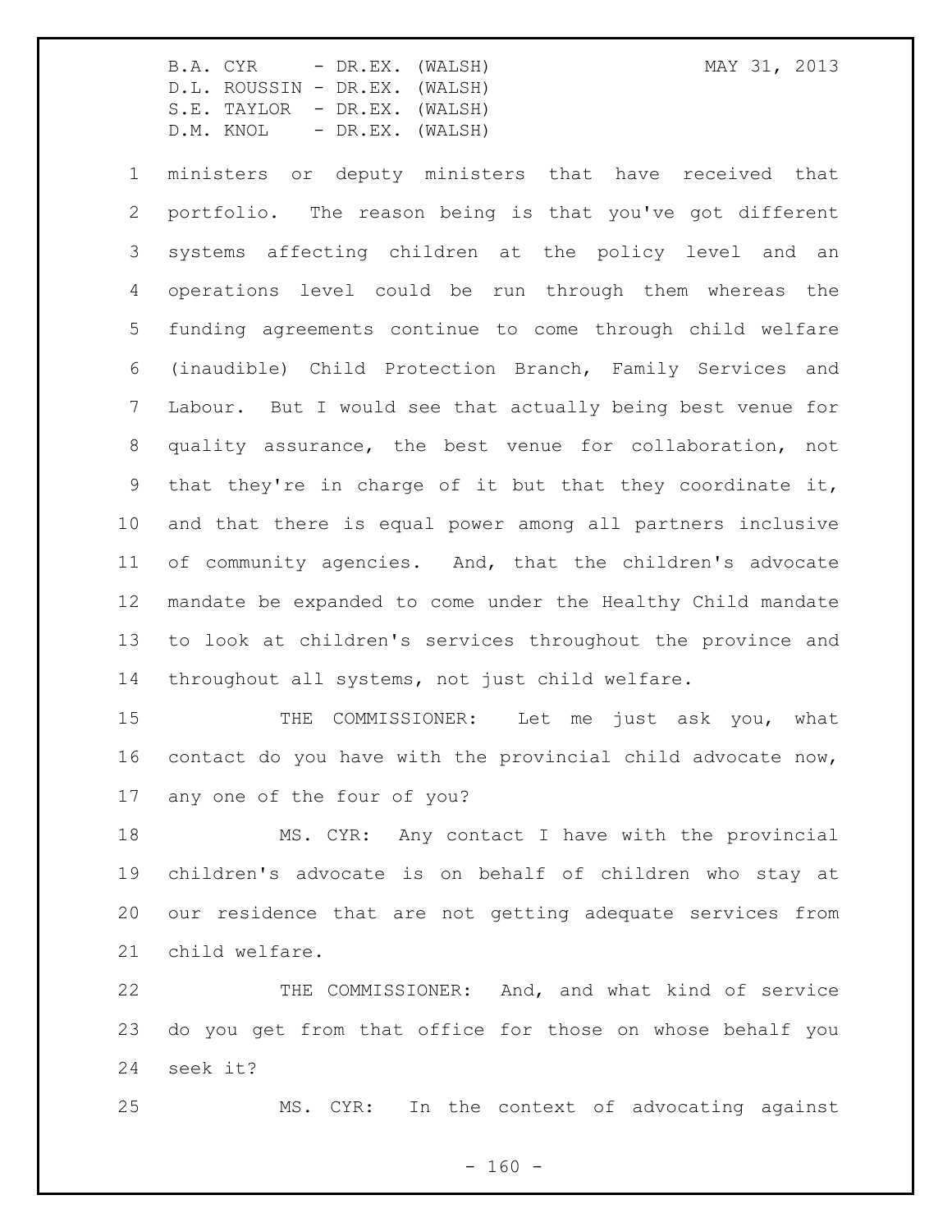ministers or deputy ministers that have received that portfolio. The reason being is that you've got different systems affecting children at the policy level and an operations level could be run through them whereas the funding agreements continue to come through child welfare (inaudible) Child Protection Branch, Family Services and Labour. But I would see that actually being best venue for quality assurance, the best venue for collaboration, not that they're in charge of it but that they coordinate it, and that there is equal power among all partners inclusive of community agencies. And, that the children's advocate mandate be expanded to come under the Healthy Child mandate to look at children's services throughout the province and throughout all systems, not just child welfare.

THE COMMISSIONER: Let me just ask you, what contact do you have with the provincial child advocate now, any one of the four of you?

MS. CYR: Any contact I have with the provincial children's advocate is on behalf of children who stay at our residence that are not getting adequate services from child welfare.

THE COMMISSIONER: And, and what kind of service do you get from that office for those on whose behalf you seek it?

MS. CYR: In the context of advocating against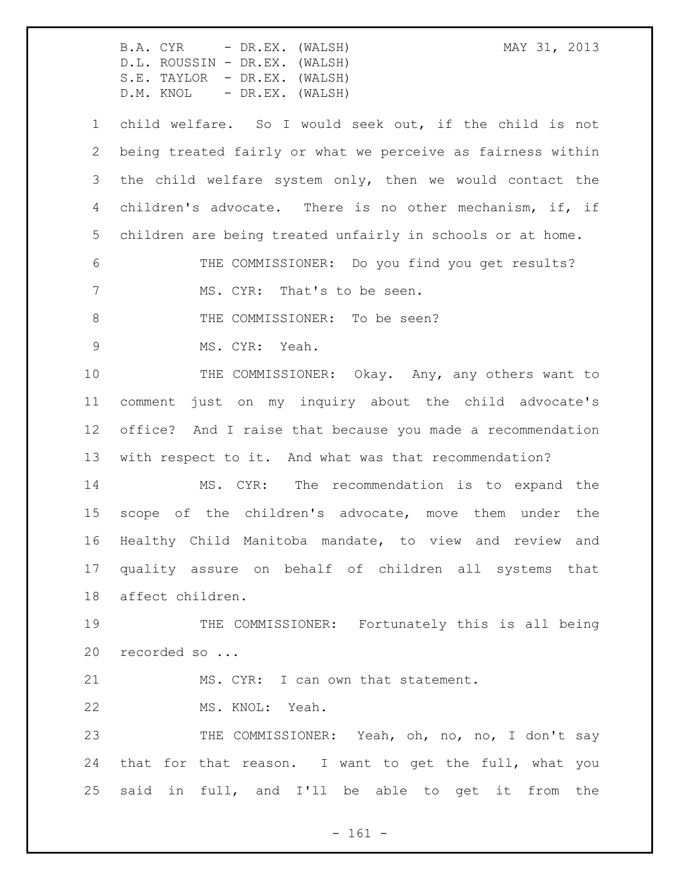child welfare. So I would seek out, if the child is not being treated fairly or what we perceive as fairness within the child welfare system only, then we would contact the children's advocate. There is no other mechanism, if, if children are being treated unfairly in schools or at home.

THE COMMISSIONER: Do you find you get results?

MS. CYR: That's to be seen.

THE COMMISSIONER: To be seen?

MS. CYR: Yeah.

THE COMMISSIONER: Okay. Any, any others want to comment just on my inquiry about the child advocate's office? And I raise that because you made a recommendation with respect to it. And what was that recommendation?

MS. CYR: The recommendation is to expand the scope of the children's advocate, move them under the Healthy Child Manitoba mandate, to view and review and quality assure on behalf of children all systems that affect children.

THE COMMISSIONER: Fortunately this is all being recorded so ...

MS. CYR: I can own that statement.

MS. KNOL: Yeah.

THE COMMISSIONER: Yeah, oh, no, no, I don't say that for that reason. I want to get the full, what you said in full, and I'll be able to get it from the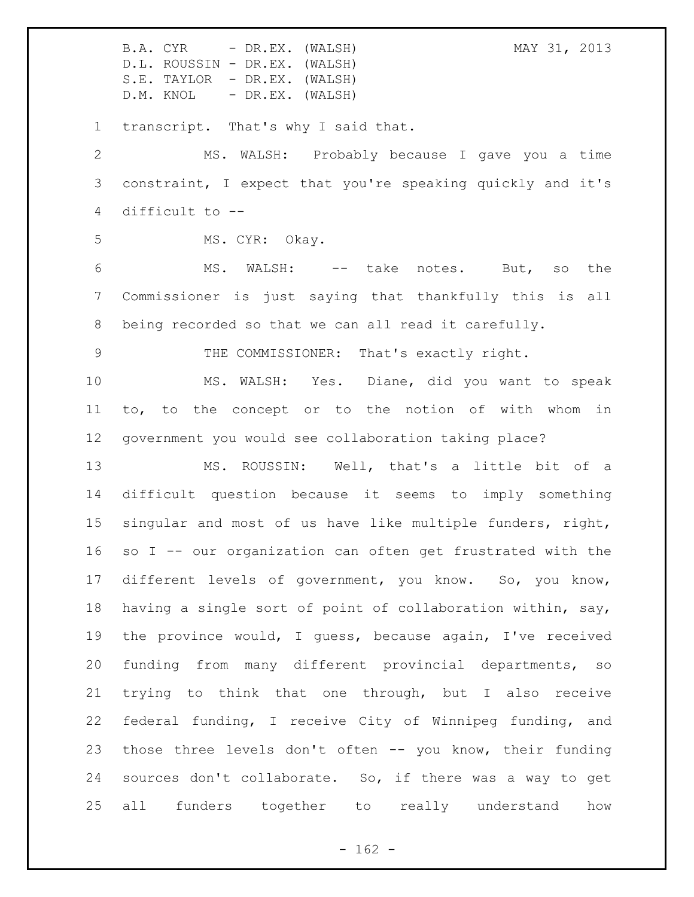transcript. That's why I said that.

MS. WALSH: Probably because I gave you a time constraint, I expect that you're speaking quickly and it's difficult to --

MS. CYR: Okay.

MS. WALSH: -- take notes. But, so the Commissioner is just saying that thankfully this is all being recorded so that we can all read it carefully.

THE COMMISSIONER: That's exactly right.

MS. WALSH: Yes. Diane, did you want to speak to, to the concept or to the notion of with whom in government you would see collaboration taking place?

MS. ROUSSIN: Well, that's a little bit of a difficult question because it seems to imply something singular and most of us have like multiple funders, right, so I -- our organization can often get frustrated with the different levels of government, you know. So, you know, having a single sort of point of collaboration within, say, the province would, I guess, because again, I've received funding from many different provincial departments, so trying to think that one through, but I also receive federal funding, I receive City of Winnipeg funding, and those three levels don't often -- you know, their funding sources don't collaborate. So, if there was a way to get all funders together to really understand how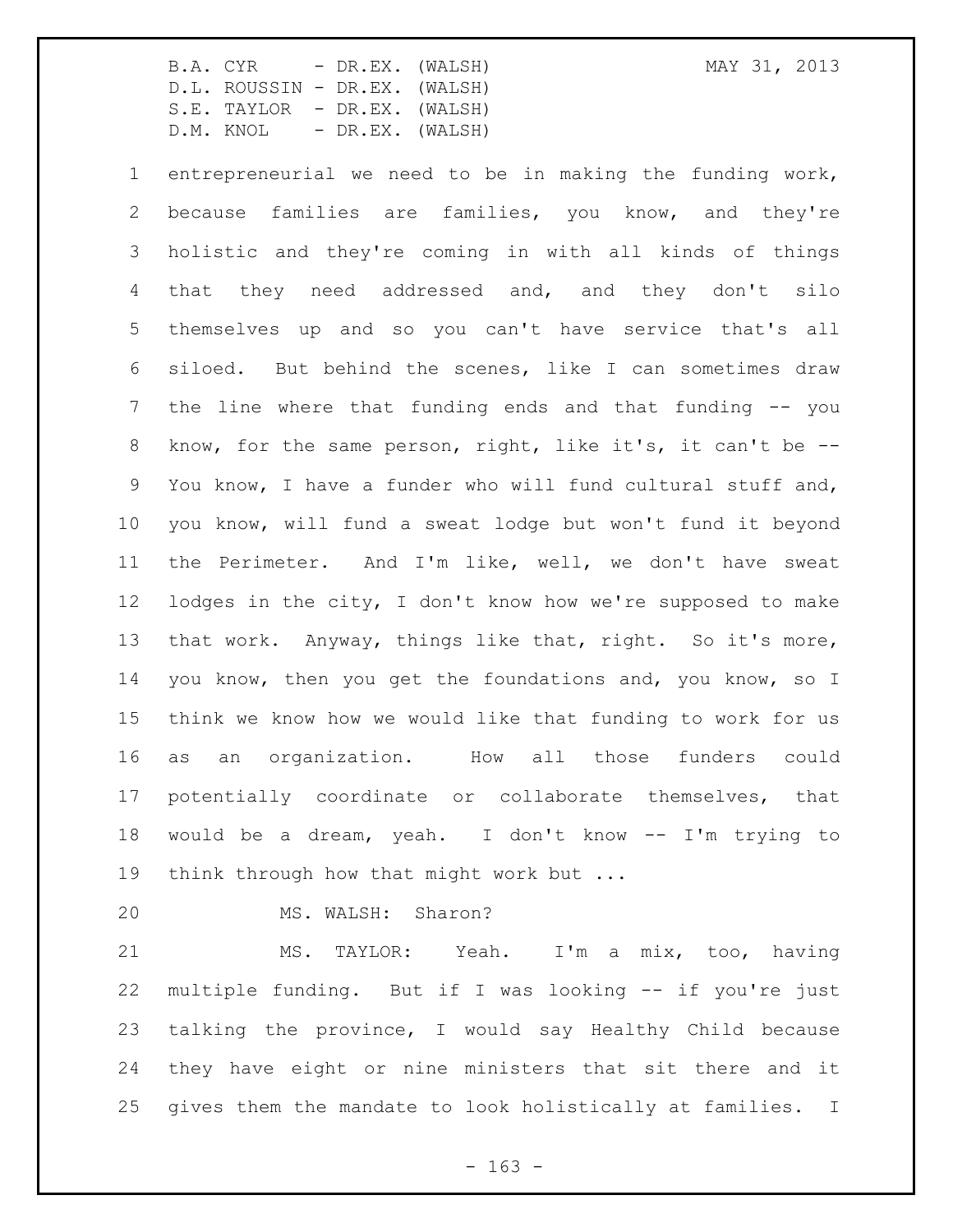entrepreneurial we need to be in making the funding work, because families are families, you know, and they're holistic and they're coming in with all kinds of things that they need addressed and, and they don't silo themselves up and so you can't have service that's all siloed. But behind the scenes, like I can sometimes draw the line where that funding ends and that funding -- you know, for the same person, right, like it's, it can't be -- You know, I have a funder who will fund cultural stuff and, you know, will fund a sweat lodge but won't fund it beyond the Perimeter. And I'm like, well, we don't have sweat lodges in the city, I don't know how we're supposed to make that work. Anyway, things like that, right. So it's more, you know, then you get the foundations and, you know, so I think we know how we would like that funding to work for us as an organization. How all those funders could potentially coordinate or collaborate themselves, that would be a dream, yeah. I don't know -- I'm trying to think through how that might work but ...

MS. WALSH: Sharon?

MS. TAYLOR: Yeah. I'm a mix, too, having multiple funding. But if I was looking -- if you're just talking the province, I would say Healthy Child because they have eight or nine ministers that sit there and it gives them the mandate to look holistically at families. I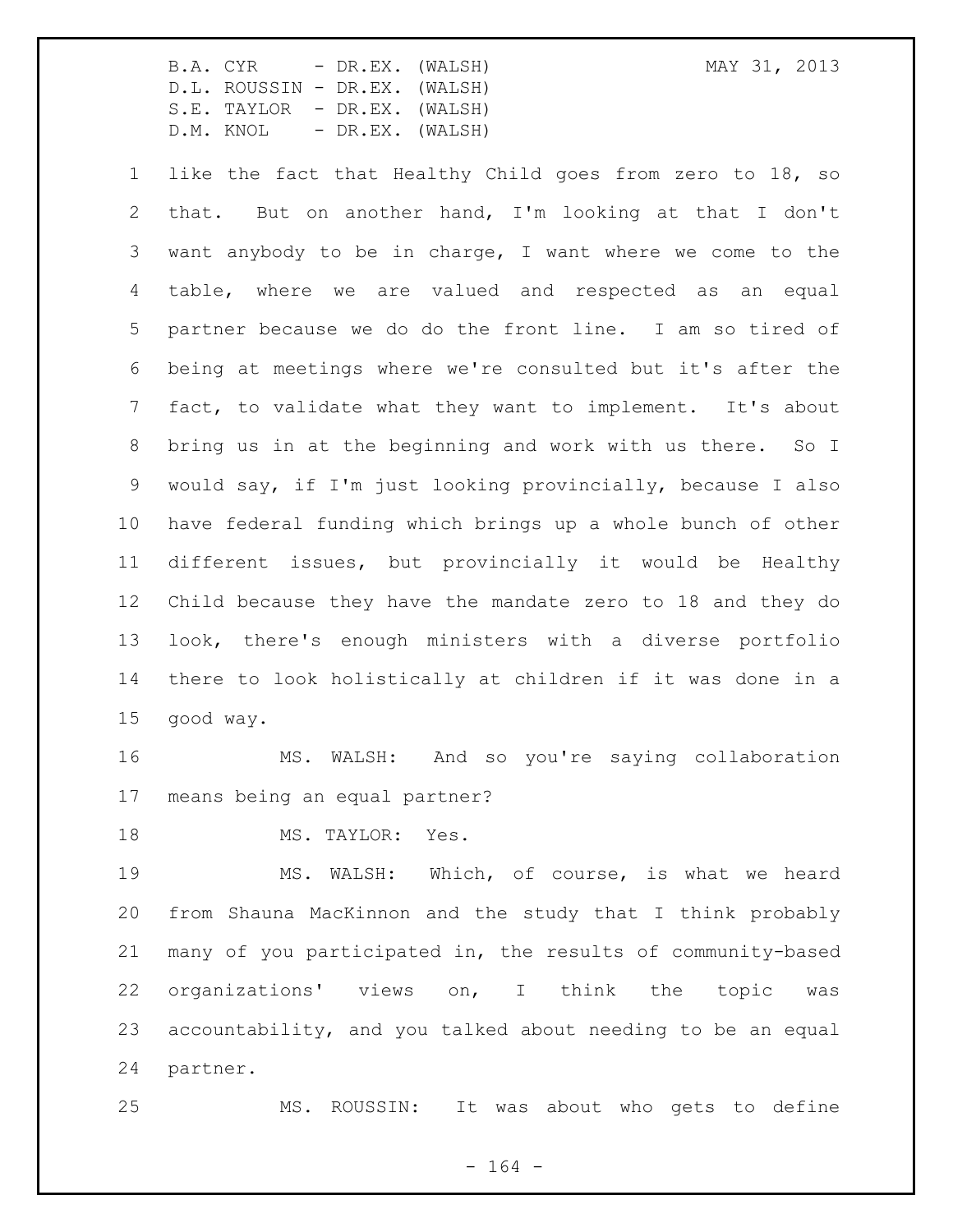like the fact that Healthy Child goes from zero to 18, so that. But on another hand, I'm looking at that I don't want anybody to be in charge, I want where we come to the table, where we are valued and respected as an equal partner because we do do the front line. I am so tired of being at meetings where we're consulted but it's after the fact, to validate what they want to implement. It's about bring us in at the beginning and work with us there. So I would say, if I'm just looking provincially, because I also have federal funding which brings up a whole bunch of other different issues, but provincially it would be Healthy Child because they have the mandate zero to 18 and they do look, there's enough ministers with a diverse portfolio there to look holistically at children if it was done in a good way.

MS. WALSH: And so you're saying collaboration means being an equal partner?

MS. TAYLOR: Yes.

MS. WALSH: Which, of course, is what we heard from Shauna MacKinnon and the study that I think probably many of you participated in, the results of community-based organizations' views on, I think the topic was accountability, and you talked about needing to be an equal partner.

MS. ROUSSIN: It was about who gets to define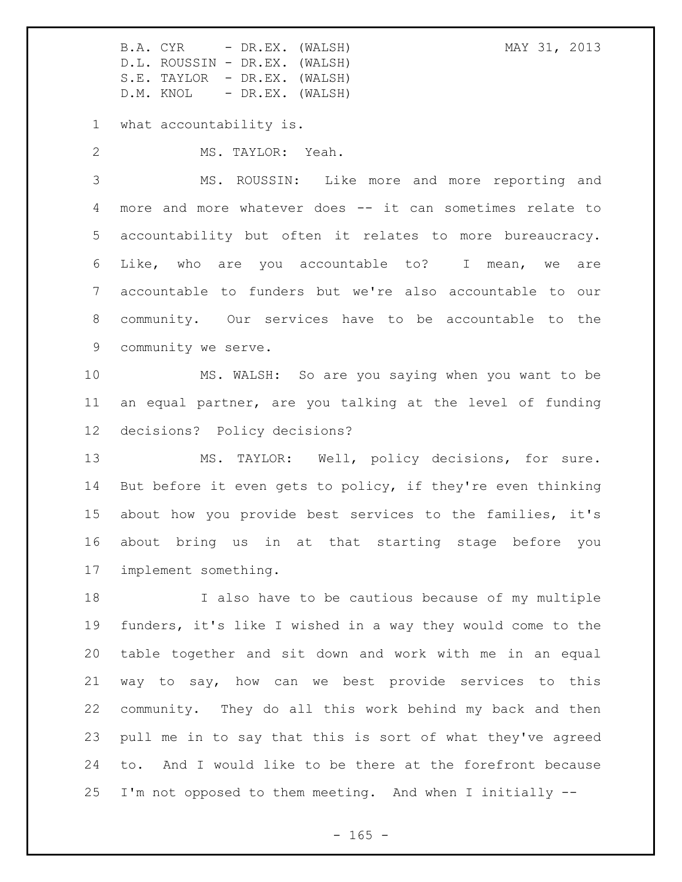what accountability is.

MS. TAYLOR: Yeah.

MS. ROUSSIN: Like more and more reporting and more and more whatever does -- it can sometimes relate to accountability but often it relates to more bureaucracy. Like, who are you accountable to? I mean, we are accountable to funders but we're also accountable to our community. Our services have to be accountable to the community we serve.

MS. WALSH: So are you saying when you want to be an equal partner, are you talking at the level of funding decisions? Policy decisions?

MS. TAYLOR: Well, policy decisions, for sure. But before it even gets to policy, if they're even thinking about how you provide best services to the families, it's about bring us in at that starting stage before you implement something.

I also have to be cautious because of my multiple funders, it's like I wished in a way they would come to the table together and sit down and work with me in an equal way to say, how can we best provide services to this community. They do all this work behind my back and then pull me in to say that this is sort of what they've agreed to. And I would like to be there at the forefront because I'm not opposed to them meeting. And when I initially --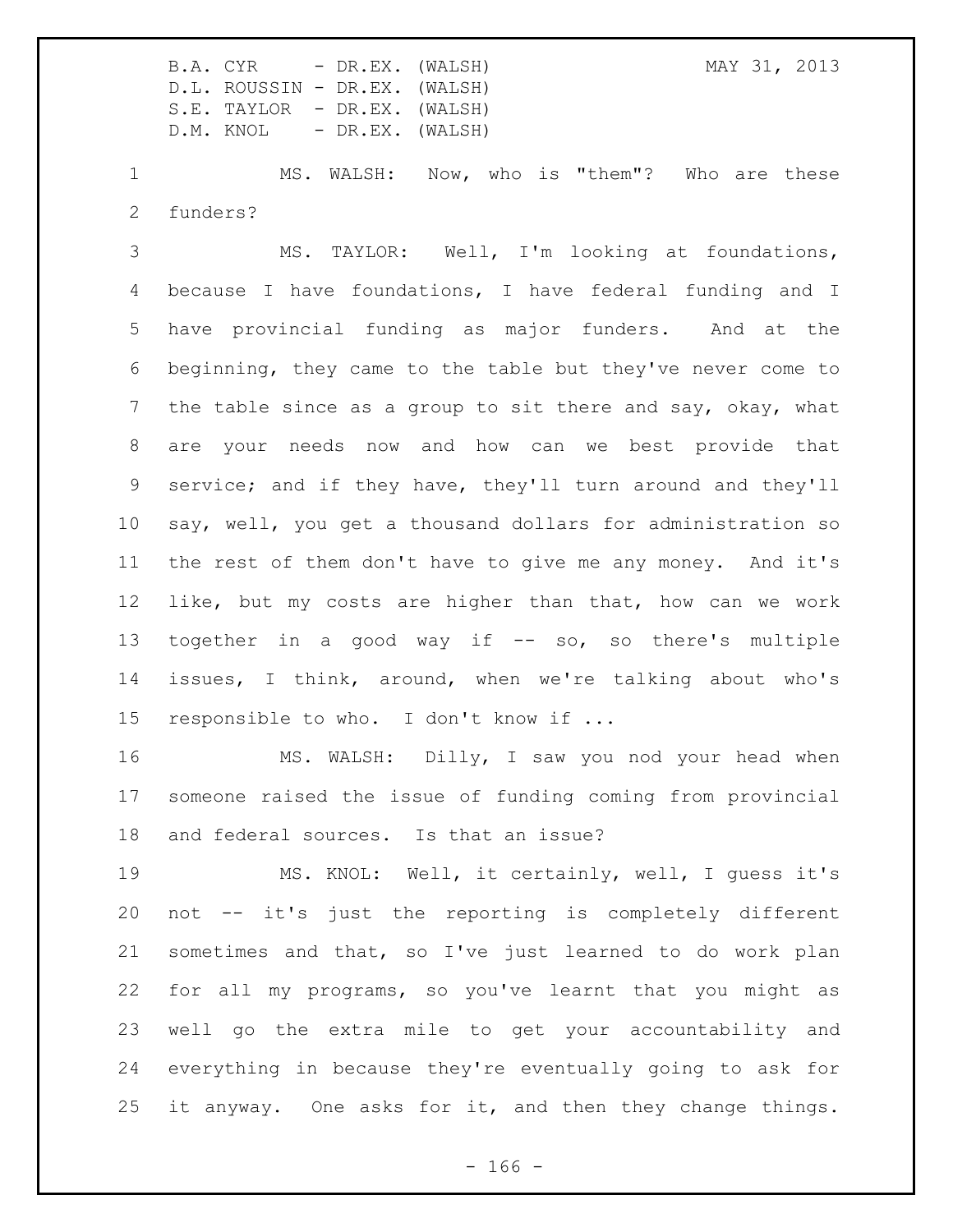MS. WALSH: Now, who is "them"? Who are these funders?

MS. TAYLOR: Well, I'm looking at foundations, because I have foundations, I have federal funding and I have provincial funding as major funders. And at the beginning, they came to the table but they've never come to the table since as a group to sit there and say, okay, what are your needs now and how can we best provide that service; and if they have, they'll turn around and they'll say, well, you get a thousand dollars for administration so the rest of them don't have to give me any money. And it's like, but my costs are higher than that, how can we work together in a good way if -- so, so there's multiple issues, I think, around, when we're talking about who's responsible to who. I don't know if ...

MS. WALSH: Dilly, I saw you nod your head when someone raised the issue of funding coming from provincial and federal sources. Is that an issue?

MS. KNOL: Well, it certainly, well, I guess it's not -- it's just the reporting is completely different sometimes and that, so I've just learned to do work plan for all my programs, so you've learnt that you might as well go the extra mile to get your accountability and everything in because they're eventually going to ask for it anyway. One asks for it, and then they change things.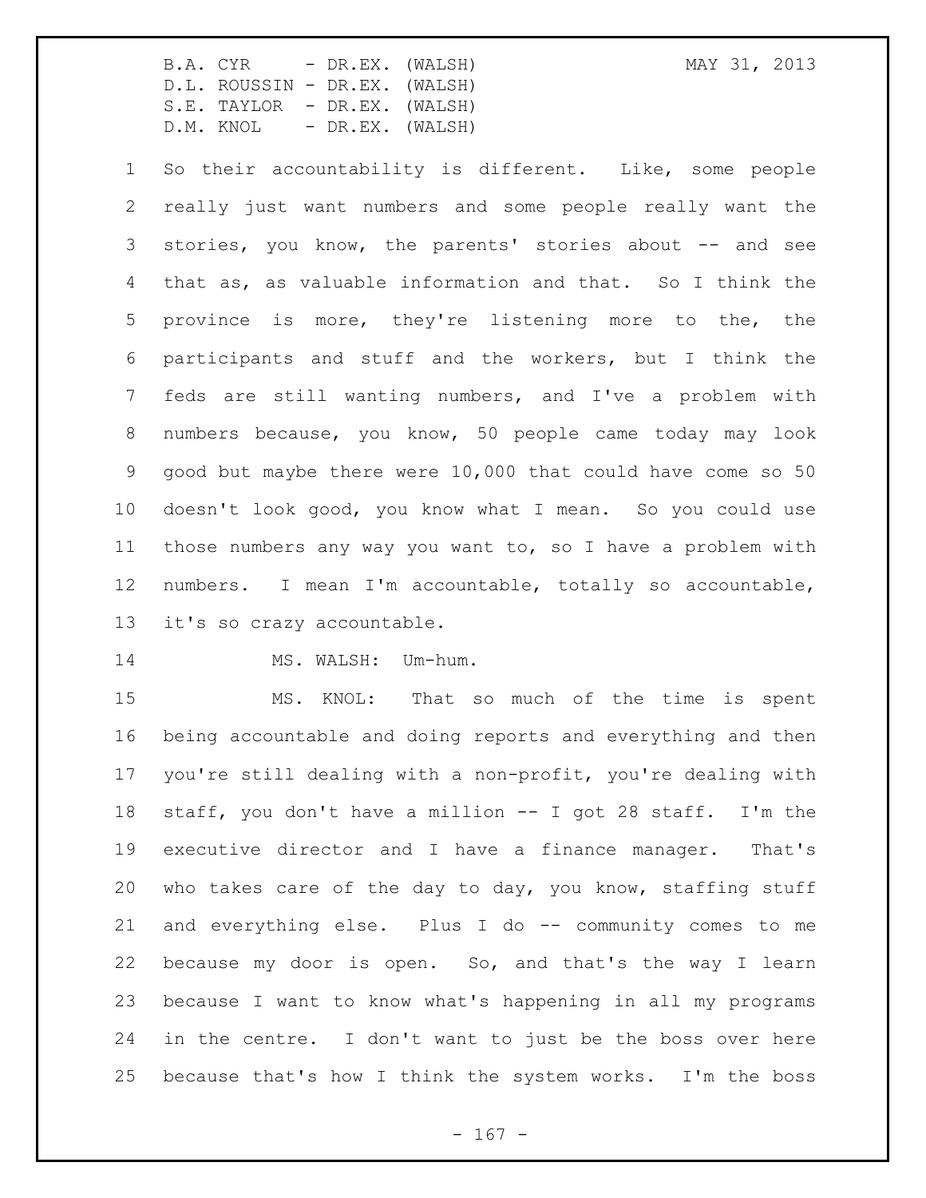So their accountability is different. Like, some people really just want numbers and some people really want the stories, you know, the parents' stories about -- and see that as, as valuable information and that. So I think the province is more, they're listening more to the, the participants and stuff and the workers, but I think the feds are still wanting numbers, and I've a problem with numbers because, you know, 50 people came today may look good but maybe there were 10,000 that could have come so 50 doesn't look good, you know what I mean. So you could use those numbers any way you want to, so I have a problem with numbers. I mean I'm accountable, totally so accountable, it's so crazy accountable.

MS. WALSH: Um-hum.

MS. KNOL: That so much of the time is spent being accountable and doing reports and everything and then you're still dealing with a non-profit, you're dealing with staff, you don't have a million -- I got 28 staff. I'm the executive director and I have a finance manager. That's who takes care of the day to day, you know, staffing stuff and everything else. Plus I do -- community comes to me because my door is open. So, and that's the way I learn because I want to know what's happening in all my programs in the centre. I don't want to just be the boss over here because that's how I think the system works. I'm the boss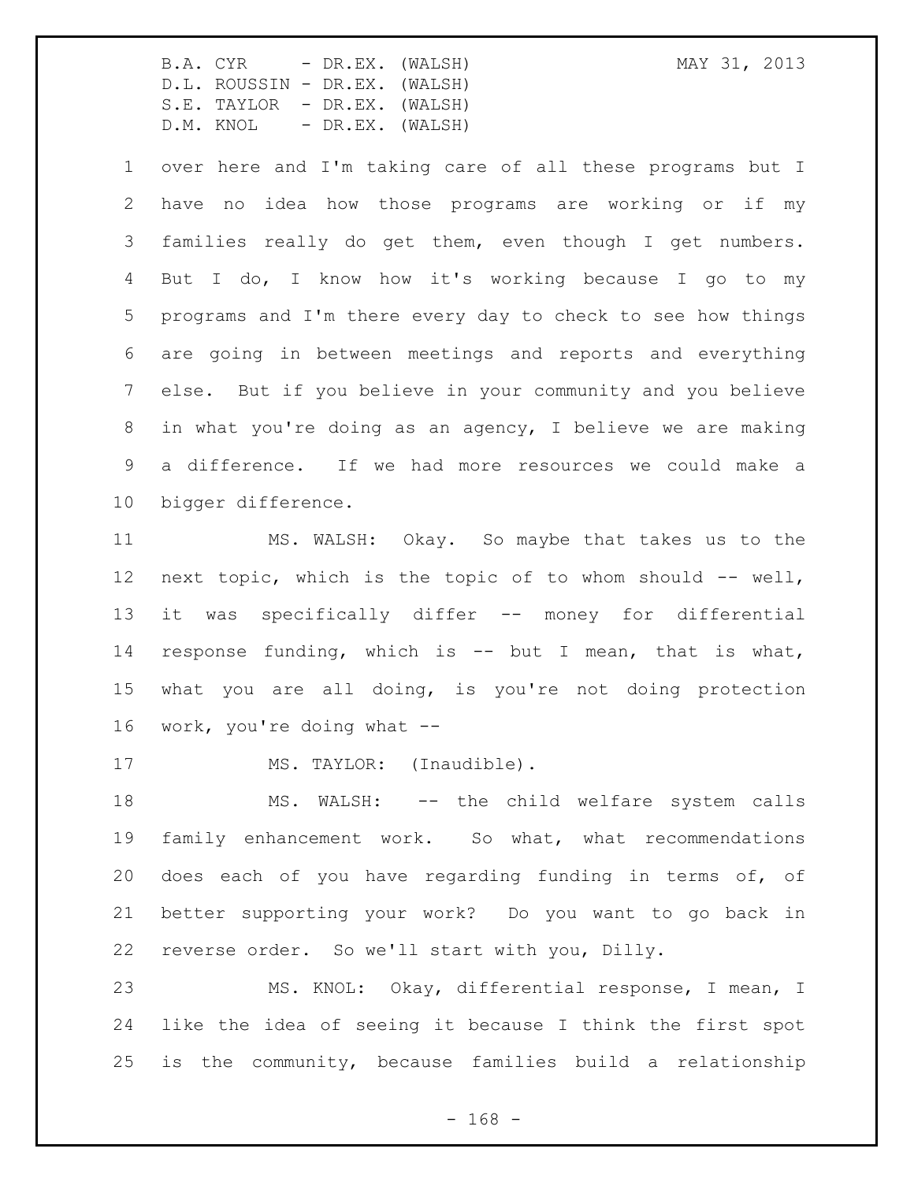over here and I'm taking care of all these programs but I have no idea how those programs are working or if my families really do get them, even though I get numbers. But I do, I know how it's working because I go to my programs and I'm there every day to check to see how things are going in between meetings and reports and everything else. But if you believe in your community and you believe in what you're doing as an agency, I believe we are making a difference. If we had more resources we could make a bigger difference.

MS. WALSH: Okay. So maybe that takes us to the next topic, which is the topic of to whom should -- well, it was specifically differ -- money for differential response funding, which is -- but I mean, that is what, what you are all doing, is you're not doing protection work, you're doing what --

MS. TAYLOR: (Inaudible).

MS. WALSH: -- the child welfare system calls family enhancement work. So what, what recommendations does each of you have regarding funding in terms of, of better supporting your work? Do you want to go back in reverse order. So we'll start with you, Dilly.

MS. KNOL: Okay, differential response, I mean, I like the idea of seeing it because I think the first spot is the community, because families build a relationship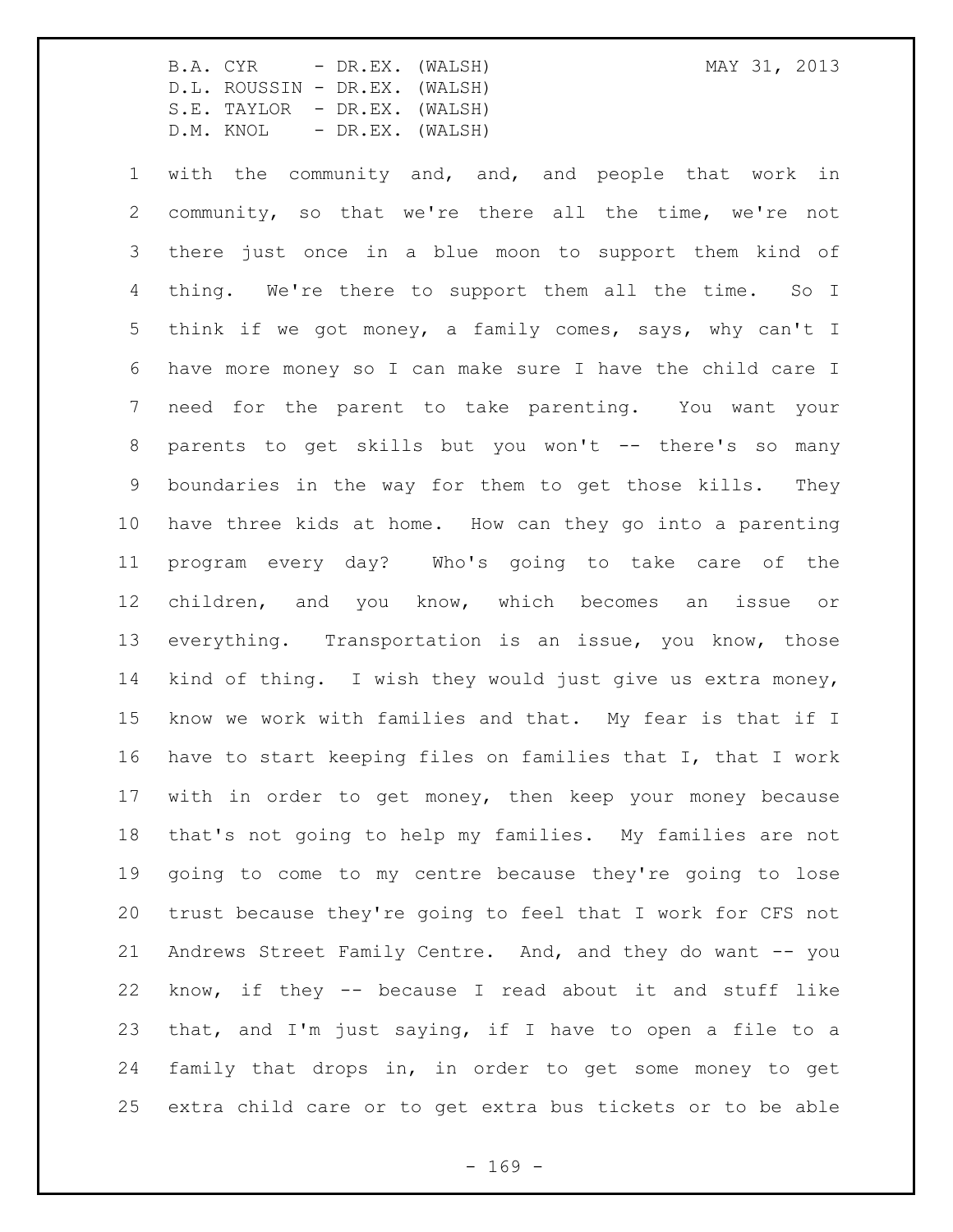with the community and, and, and people that work in community, so that we're there all the time, we're not there just once in a blue moon to support them kind of thing. We're there to support them all the time. So I think if we got money, a family comes, says, why can't I have more money so I can make sure I have the child care I need for the parent to take parenting. You want your parents to get skills but you won't -- there's so many boundaries in the way for them to get those kills. They have three kids at home. How can they go into a parenting program every day? Who's going to take care of the children, and you know, which becomes an issue or everything. Transportation is an issue, you know, those kind of thing. I wish they would just give us extra money, know we work with families and that. My fear is that if I have to start keeping files on families that I, that I work with in order to get money, then keep your money because that's not going to help my families. My families are not going to come to my centre because they're going to lose trust because they're going to feel that I work for CFS not Andrews Street Family Centre. And, and they do want -- you know, if they -- because I read about it and stuff like that, and I'm just saying, if I have to open a file to a family that drops in, in order to get some money to get extra child care or to get extra bus tickets or to be able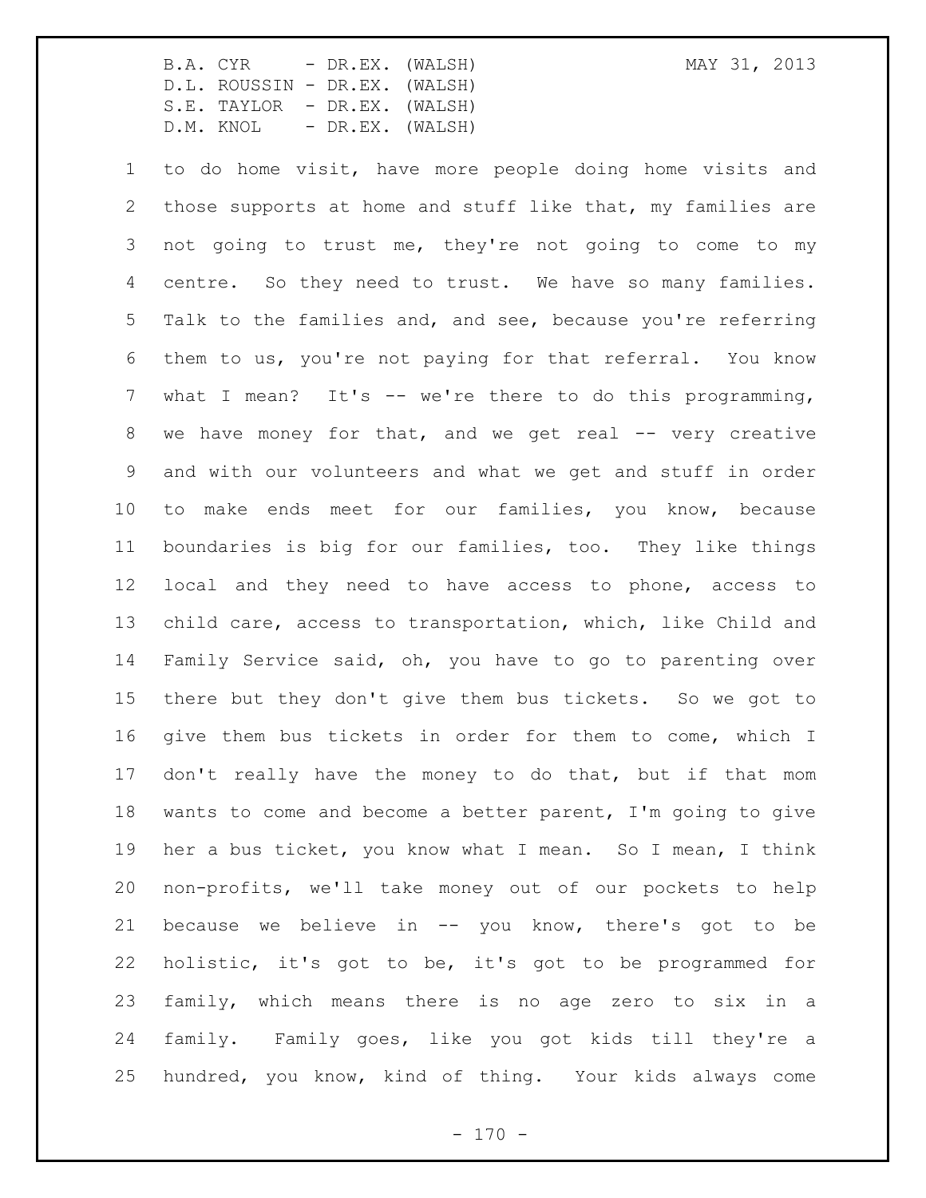to do home visit, have more people doing home visits and those supports at home and stuff like that, my families are not going to trust me, they're not going to come to my centre. So they need to trust. We have so many families. Talk to the families and, and see, because you're referring them to us, you're not paying for that referral. You know what I mean? It's -- we're there to do this programming, we have money for that, and we get real -- very creative and with our volunteers and what we get and stuff in order to make ends meet for our families, you know, because boundaries is big for our families, too. They like things local and they need to have access to phone, access to child care, access to transportation, which, like Child and Family Service said, oh, you have to go to parenting over there but they don't give them bus tickets. So we got to give them bus tickets in order for them to come, which I don't really have the money to do that, but if that mom wants to come and become a better parent, I'm going to give her a bus ticket, you know what I mean. So I mean, I think non-profits, we'll take money out of our pockets to help because we believe in -- you know, there's got to be holistic, it's got to be, it's got to be programmed for family, which means there is no age zero to six in a family. Family goes, like you got kids till they're a hundred, you know, kind of thing. Your kids always come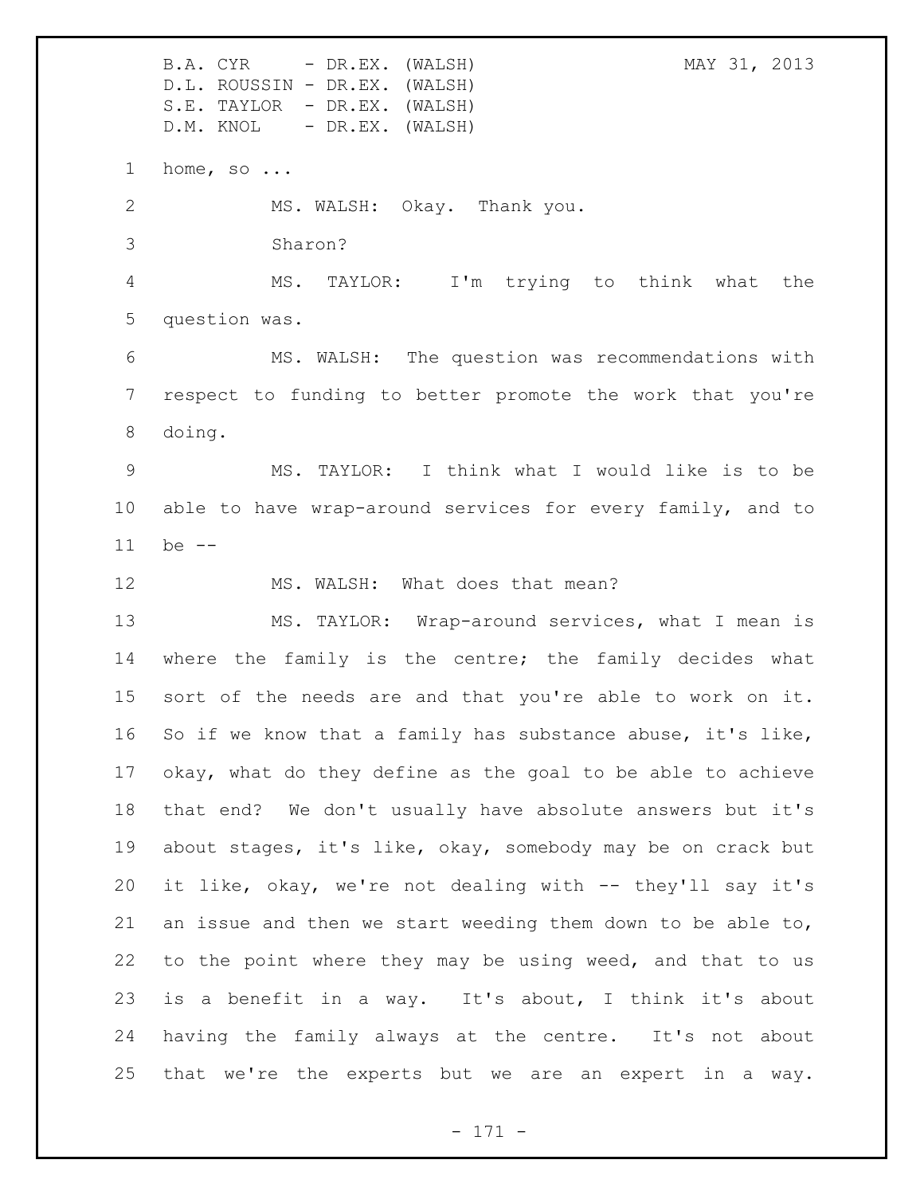home, so ...

MS. WALSH: Okay. Thank you.

Sharon?

MS. TAYLOR: I'm trying to think what the question was.

MS. WALSH: The question was recommendations with respect to funding to better promote the work that you're doing.

MS. TAYLOR: I think what I would like is to be able to have wrap-around services for every family, and to be --

MS. WALSH: What does that mean?

MS. TAYLOR: Wrap-around services, what I mean is where the family is the centre; the family decides what sort of the needs are and that you're able to work on it. So if we know that a family has substance abuse, it's like, okay, what do they define as the goal to be able to achieve that end? We don't usually have absolute answers but it's about stages, it's like, okay, somebody may be on crack but it like, okay, we're not dealing with -- they'll say it's an issue and then we start weeding them down to be able to, to the point where they may be using weed, and that to us is a benefit in a way. It's about, I think it's about having the family always at the centre. It's not about that we're the experts but we are an expert in a way.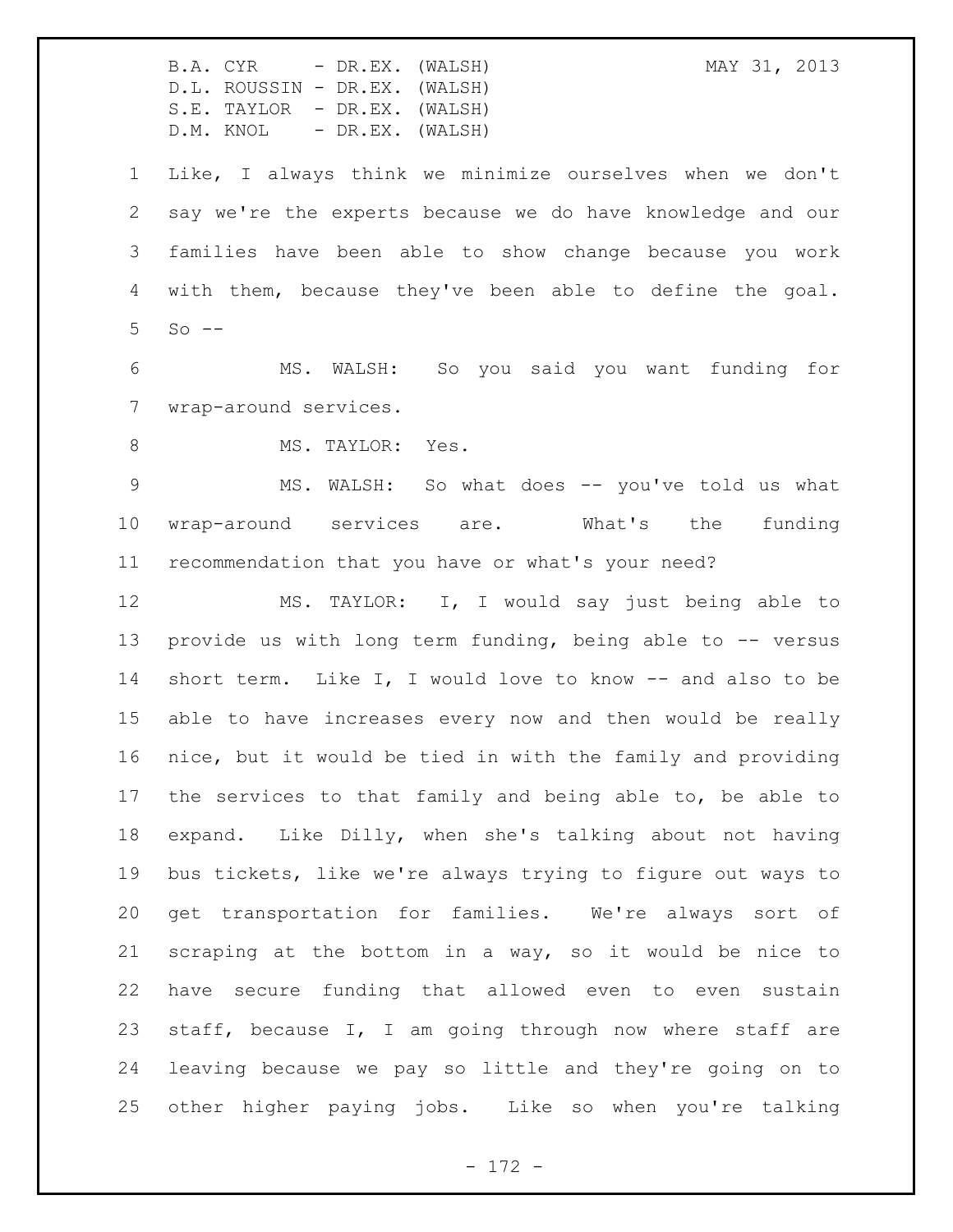Like, I always think we minimize ourselves when we don't say we're the experts because we do have knowledge and our families have been able to show change because you work with them, because they've been able to define the goal. So --

MS. WALSH: So you said you want funding for wrap-around services.

MS. TAYLOR: Yes.

MS. WALSH: So what does -- you've told us what wrap-around services are. What's the funding recommendation that you have or what's your need?

MS. TAYLOR: I, I would say just being able to provide us with long term funding, being able to -- versus short term. Like I, I would love to know -- and also to be able to have increases every now and then would be really nice, but it would be tied in with the family and providing the services to that family and being able to, be able to expand. Like Dilly, when she's talking about not having bus tickets, like we're always trying to figure out ways to get transportation for families. We're always sort of scraping at the bottom in a way, so it would be nice to have secure funding that allowed even to even sustain staff, because I, I am going through now where staff are leaving because we pay so little and they're going on to other higher paying jobs. Like so when you're talking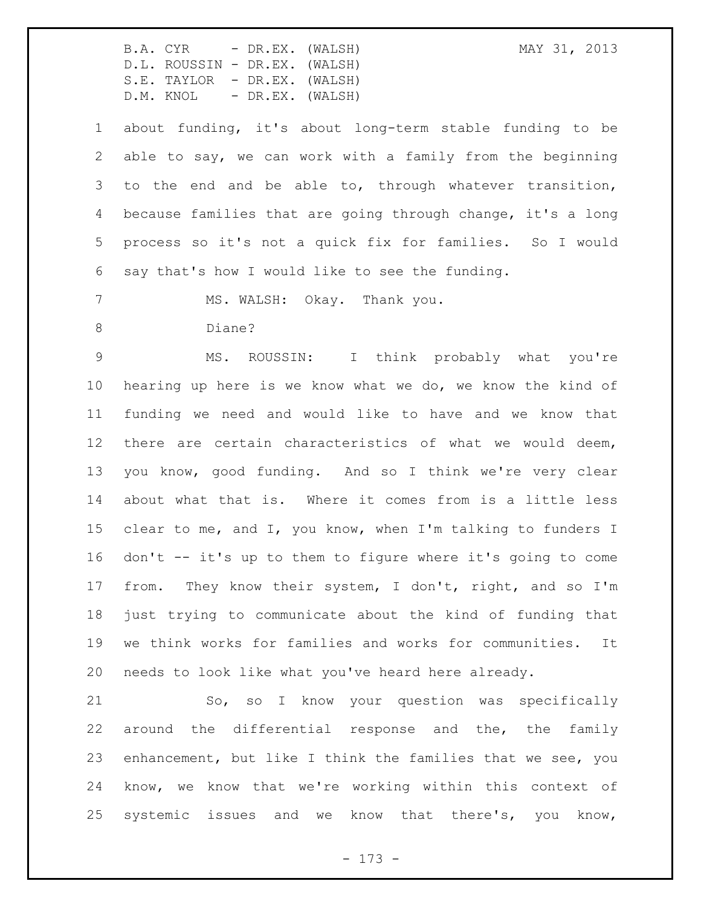about funding, it's about long-term stable funding to be able to say, we can work with a family from the beginning to the end and be able to, through whatever transition, because families that are going through change, it's a long process so it's not a quick fix for families. So I would say that's how I would like to see the funding.

MS. WALSH: Okay. Thank you.

Diane?

MS. ROUSSIN: I think probably what you're hearing up here is we know what we do, we know the kind of funding we need and would like to have and we know that there are certain characteristics of what we would deem, you know, good funding. And so I think we're very clear about what that is. Where it comes from is a little less clear to me, and I, you know, when I'm talking to funders I don't -- it's up to them to figure where it's going to come from. They know their system, I don't, right, and so I'm just trying to communicate about the kind of funding that we think works for families and works for communities. It needs to look like what you've heard here already.

So, so I know your question was specifically around the differential response and the, the family enhancement, but like I think the families that we see, you know, we know that we're working within this context of systemic issues and we know that there's, you know,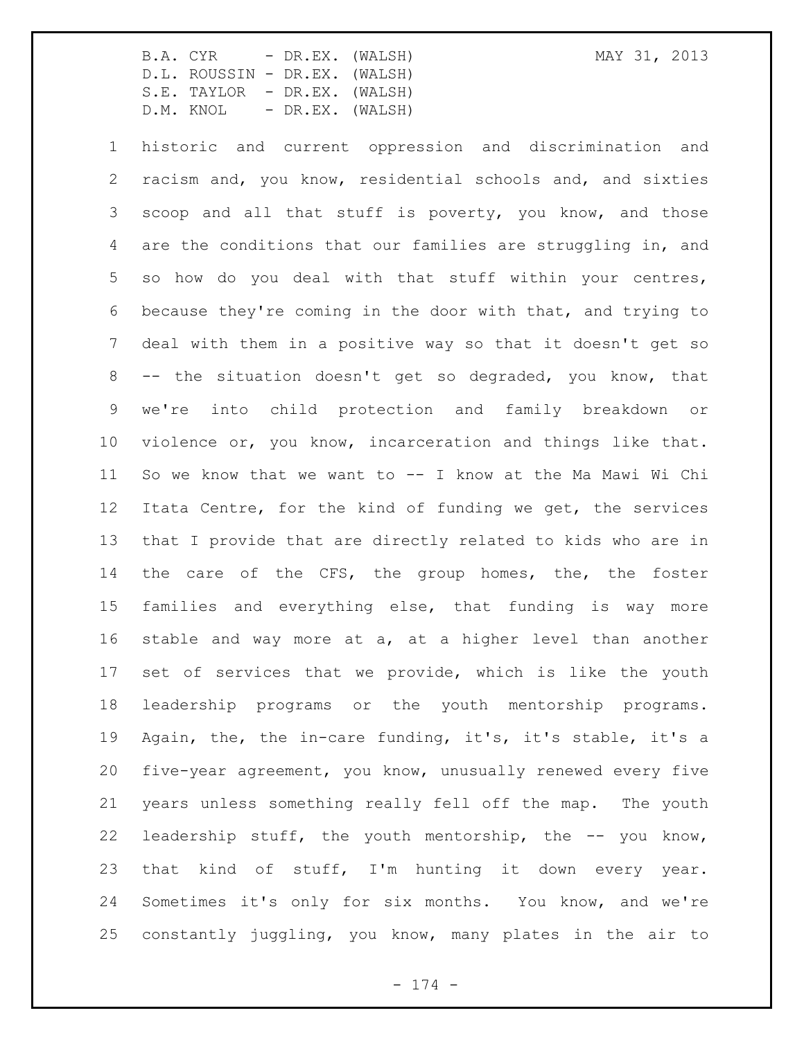historic and current oppression and discrimination and racism and, you know, residential schools and, and sixties scoop and all that stuff is poverty, you know, and those are the conditions that our families are struggling in, and so how do you deal with that stuff within your centres, because they're coming in the door with that, and trying to deal with them in a positive way so that it doesn't get so -- the situation doesn't get so degraded, you know, that we're into child protection and family breakdown or violence or, you know, incarceration and things like that. So we know that we want to -- I know at the Ma Mawi Wi Chi Itata Centre, for the kind of funding we get, the services that I provide that are directly related to kids who are in the care of the CFS, the group homes, the, the foster families and everything else, that funding is way more stable and way more at a, at a higher level than another set of services that we provide, which is like the youth leadership programs or the youth mentorship programs. Again, the, the in-care funding, it's, it's stable, it's a five-year agreement, you know, unusually renewed every five years unless something really fell off the map. The youth leadership stuff, the youth mentorship, the -- you know, that kind of stuff, I'm hunting it down every year. Sometimes it's only for six months. You know, and we're constantly juggling, you know, many plates in the air to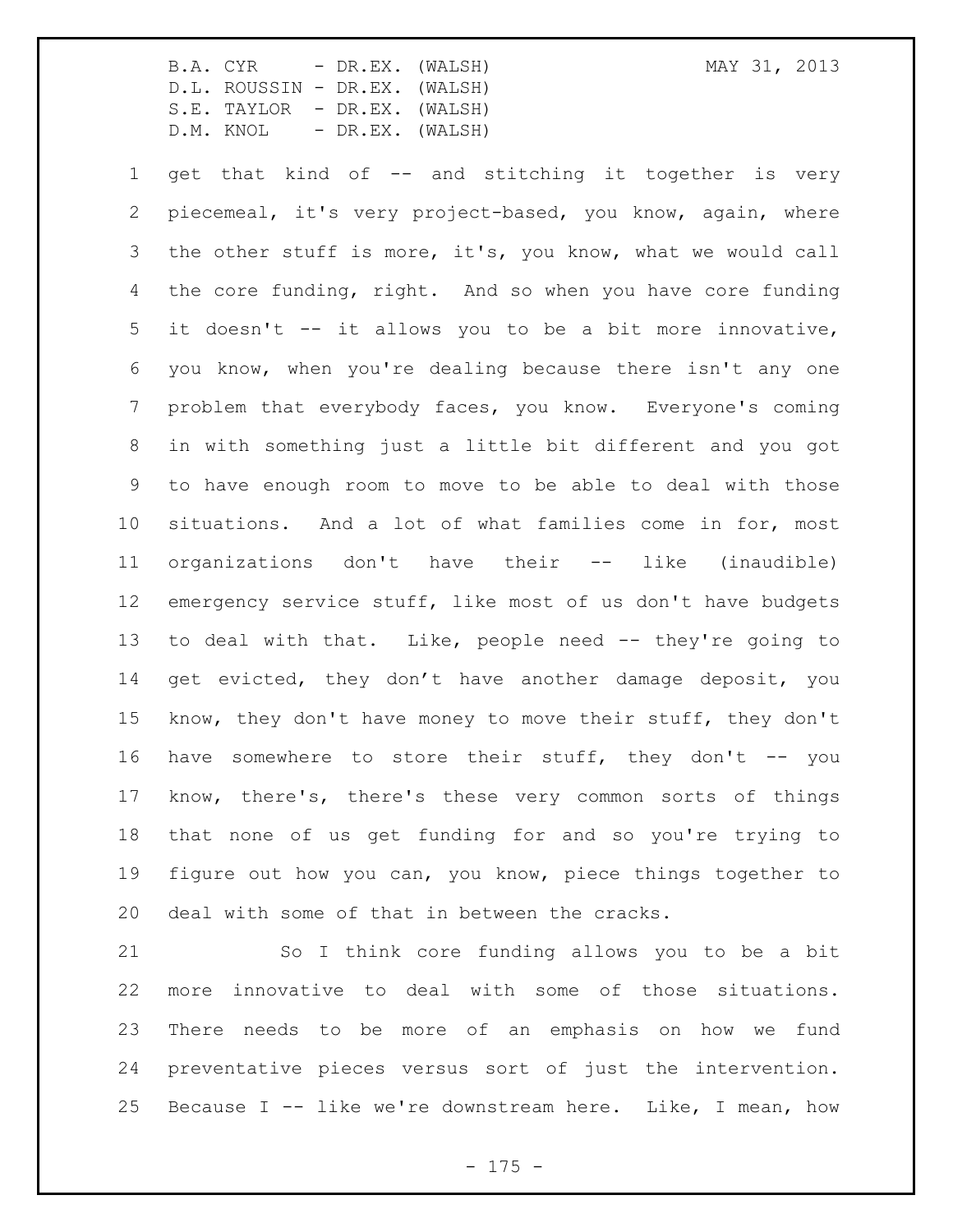get that kind of -- and stitching it together is very piecemeal, it's very project-based, you know, again, where the other stuff is more, it's, you know, what we would call the core funding, right. And so when you have core funding it doesn't -- it allows you to be a bit more innovative, you know, when you're dealing because there isn't any one problem that everybody faces, you know. Everyone's coming in with something just a little bit different and you got to have enough room to move to be able to deal with those situations. And a lot of what families come in for, most organizations don't have their -- like (inaudible) emergency service stuff, like most of us don't have budgets to deal with that. Like, people need -- they're going to get evicted, they don't have another damage deposit, you know, they don't have money to move their stuff, they don't have somewhere to store their stuff, they don't -- you know, there's, there's these very common sorts of things that none of us get funding for and so you're trying to figure out how you can, you know, piece things together to deal with some of that in between the cracks.

So I think core funding allows you to be a bit more innovative to deal with some of those situations. There needs to be more of an emphasis on how we fund preventative pieces versus sort of just the intervention. Because I -- like we're downstream here. Like, I mean, how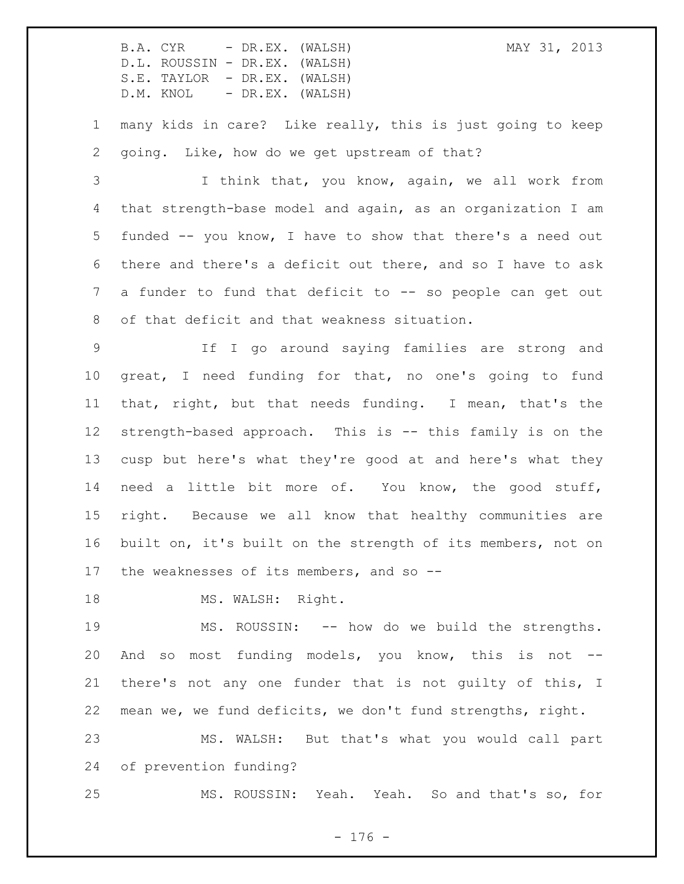many kids in care? Like really, this is just going to keep going. Like, how do we get upstream of that?

I think that, you know, again, we all work from that strength-base model and again, as an organization I am funded -- you know, I have to show that there's a need out there and there's a deficit out there, and so I have to ask a funder to fund that deficit to -- so people can get out of that deficit and that weakness situation.

If I go around saying families are strong and great, I need funding for that, no one's going to fund that, right, but that needs funding. I mean, that's the strength-based approach. This is -- this family is on the cusp but here's what they're good at and here's what they need a little bit more of. You know, the good stuff, right. Because we all know that healthy communities are built on, it's built on the strength of its members, not on the weaknesses of its members, and so --

MS. WALSH: Right.

MS. ROUSSIN: -- how do we build the strengths. And so most funding models, you know, this is not -- there's not any one funder that is not guilty of this, I mean we, we fund deficits, we don't fund strengths, right.

MS. WALSH: But that's what you would call part of prevention funding?

MS. ROUSSIN: Yeah. Yeah. So and that's so, for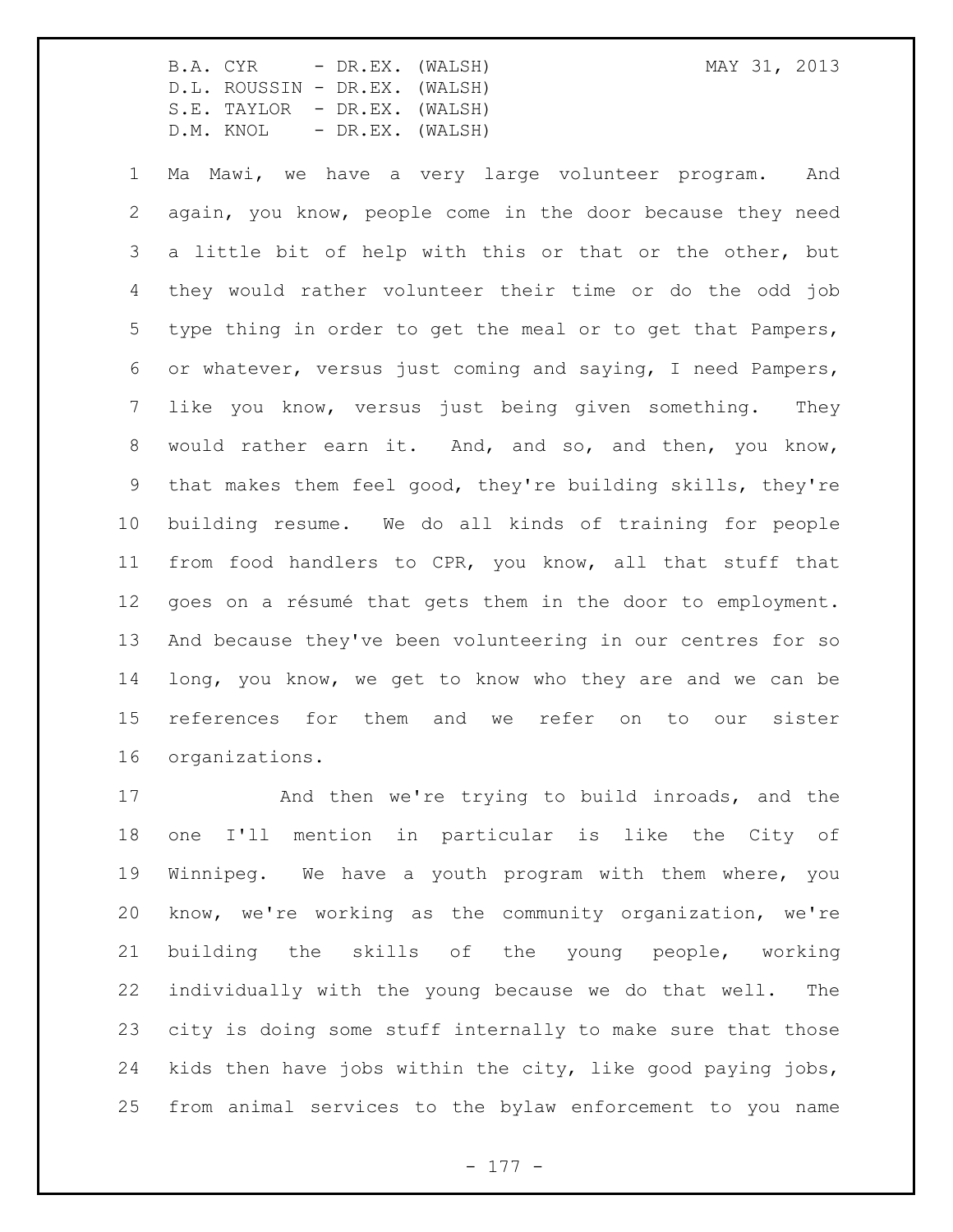Ma Mawi, we have a very large volunteer program. And again, you know, people come in the door because they need a little bit of help with this or that or the other, but they would rather volunteer their time or do the odd job type thing in order to get the meal or to get that Pampers, or whatever, versus just coming and saying, I need Pampers, like you know, versus just being given something. They would rather earn it. And, and so, and then, you know, that makes them feel good, they're building skills, they're building resume. We do all kinds of training for people from food handlers to CPR, you know, all that stuff that goes on a résumé that gets them in the door to employment. And because they've been volunteering in our centres for so long, you know, we get to know who they are and we can be references for them and we refer on to our sister organizations.

And then we're trying to build inroads, and the one I'll mention in particular is like the City of Winnipeg. We have a youth program with them where, you know, we're working as the community organization, we're building the skills of the young people, working individually with the young because we do that well. The city is doing some stuff internally to make sure that those kids then have jobs within the city, like good paying jobs, from animal services to the bylaw enforcement to you name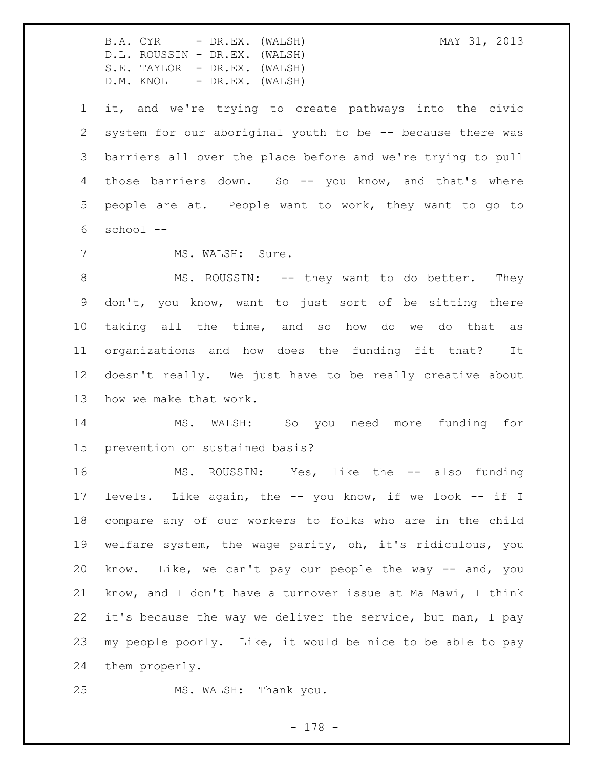it, and we're trying to create pathways into the civic system for our aboriginal youth to be -- because there was barriers all over the place before and we're trying to pull those barriers down. So -- you know, and that's where people are at. People want to work, they want to go to school --

MS. WALSH: Sure.

MS. ROUSSIN: -- they want to do better. They don't, you know, want to just sort of be sitting there taking all the time, and so how do we do that as organizations and how does the funding fit that? It doesn't really. We just have to be really creative about how we make that work.

MS. WALSH: So you need more funding for prevention on sustained basis?

MS. ROUSSIN: Yes, like the -- also funding levels. Like again, the -- you know, if we look -- if I compare any of our workers to folks who are in the child welfare system, the wage parity, oh, it's ridiculous, you know. Like, we can't pay our people the way -- and, you know, and I don't have a turnover issue at Ma Mawi, I think it's because the way we deliver the service, but man, I pay my people poorly. Like, it would be nice to be able to pay them properly.

MS. WALSH: Thank you.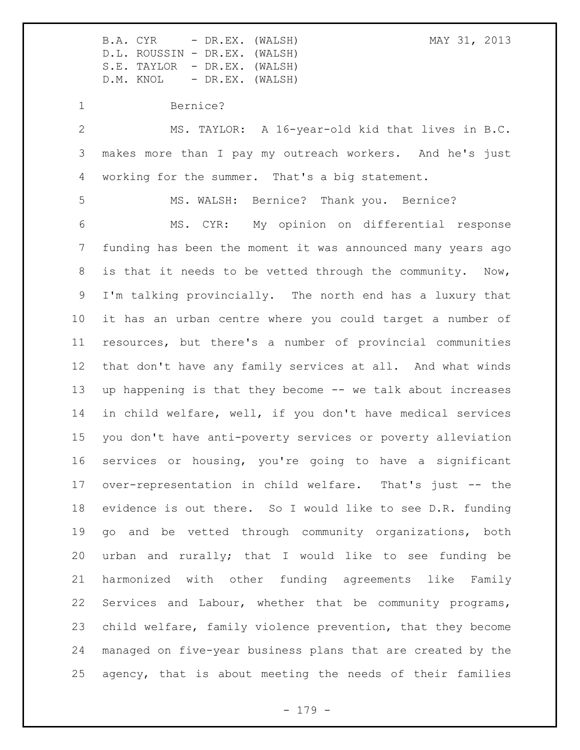Bernice?

MS. TAYLOR: A 16-year-old kid that lives in B.C. makes more than I pay my outreach workers. And he's just working for the summer. That's a big statement.

MS. WALSH: Bernice? Thank you. Bernice?

MS. CYR: My opinion on differential response funding has been the moment it was announced many years ago is that it needs to be vetted through the community. Now, I'm talking provincially. The north end has a luxury that it has an urban centre where you could target a number of resources, but there's a number of provincial communities that don't have any family services at all. And what winds up happening is that they become -- we talk about increases in child welfare, well, if you don't have medical services you don't have anti-poverty services or poverty alleviation services or housing, you're going to have a significant over-representation in child welfare. That's just -- the evidence is out there. So I would like to see D.R. funding go and be vetted through community organizations, both urban and rurally; that I would like to see funding be harmonized with other funding agreements like Family Services and Labour, whether that be community programs, child welfare, family violence prevention, that they become managed on five-year business plans that are created by the agency, that is about meeting the needs of their families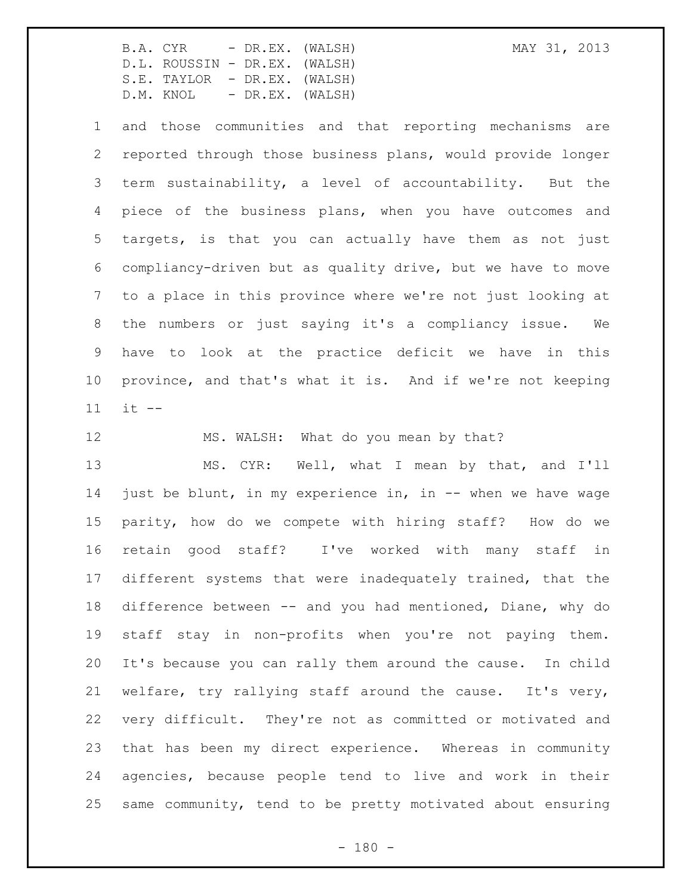and those communities and that reporting mechanisms are reported through those business plans, would provide longer term sustainability, a level of accountability. But the piece of the business plans, when you have outcomes and targets, is that you can actually have them as not just compliancy-driven but as quality drive, but we have to move to a place in this province where we're not just looking at the numbers or just saying it's a compliancy issue. We have to look at the practice deficit we have in this province, and that's what it is. And if we're not keeping it --

MS. WALSH: What do you mean by that?

MS. CYR: Well, what I mean by that, and I'll just be blunt, in my experience in, in -- when we have wage parity, how do we compete with hiring staff? How do we retain good staff? I've worked with many staff in different systems that were inadequately trained, that the difference between -- and you had mentioned, Diane, why do staff stay in non-profits when you're not paying them. It's because you can rally them around the cause. In child welfare, try rallying staff around the cause. It's very, very difficult. They're not as committed or motivated and that has been my direct experience. Whereas in community agencies, because people tend to live and work in their same community, tend to be pretty motivated about ensuring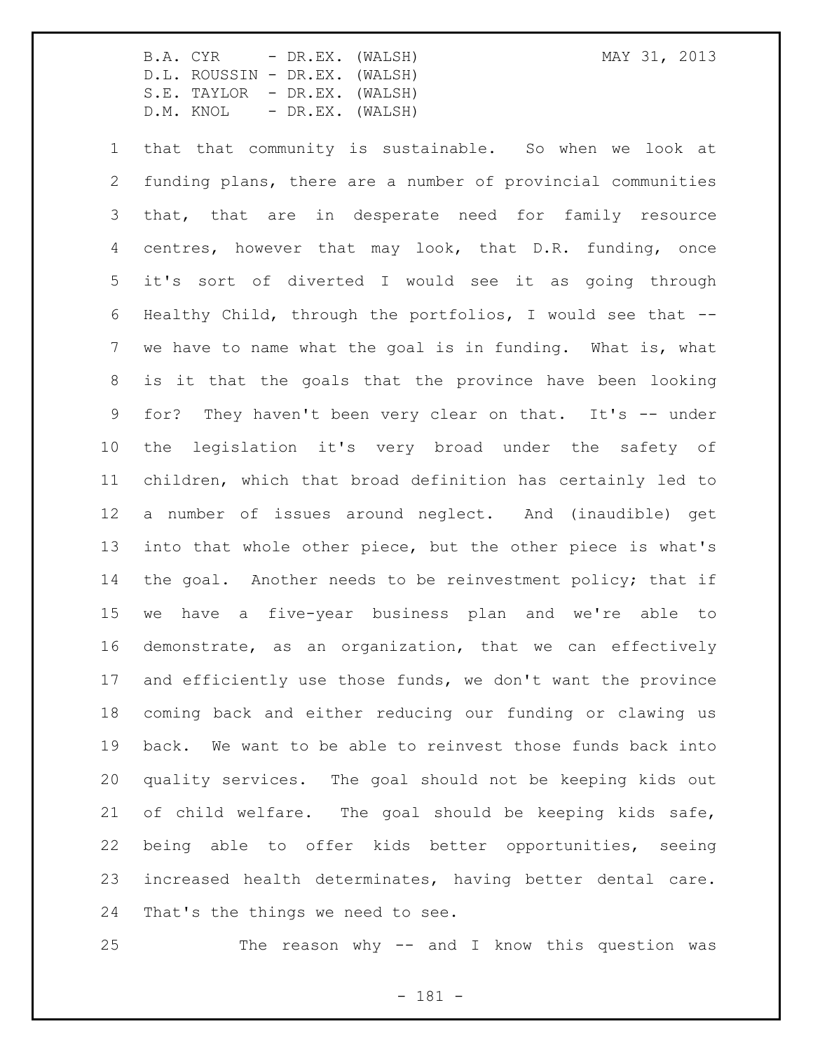that that community is sustainable. So when we look at funding plans, there are a number of provincial communities that, that are in desperate need for family resource centres, however that may look, that D.R. funding, once it's sort of diverted I would see it as going through Healthy Child, through the portfolios, I would see that -- we have to name what the goal is in funding. What is, what is it that the goals that the province have been looking for? They haven't been very clear on that. It's -- under the legislation it's very broad under the safety of children, which that broad definition has certainly led to a number of issues around neglect. And (inaudible) get into that whole other piece, but the other piece is what's the goal. Another needs to be reinvestment policy; that if we have a five-year business plan and we're able to demonstrate, as an organization, that we can effectively and efficiently use those funds, we don't want the province coming back and either reducing our funding or clawing us back. We want to be able to reinvest those funds back into quality services. The goal should not be keeping kids out of child welfare. The goal should be keeping kids safe, being able to offer kids better opportunities, seeing increased health determinates, having better dental care. That's the things we need to see.

The reason why -- and I know this question was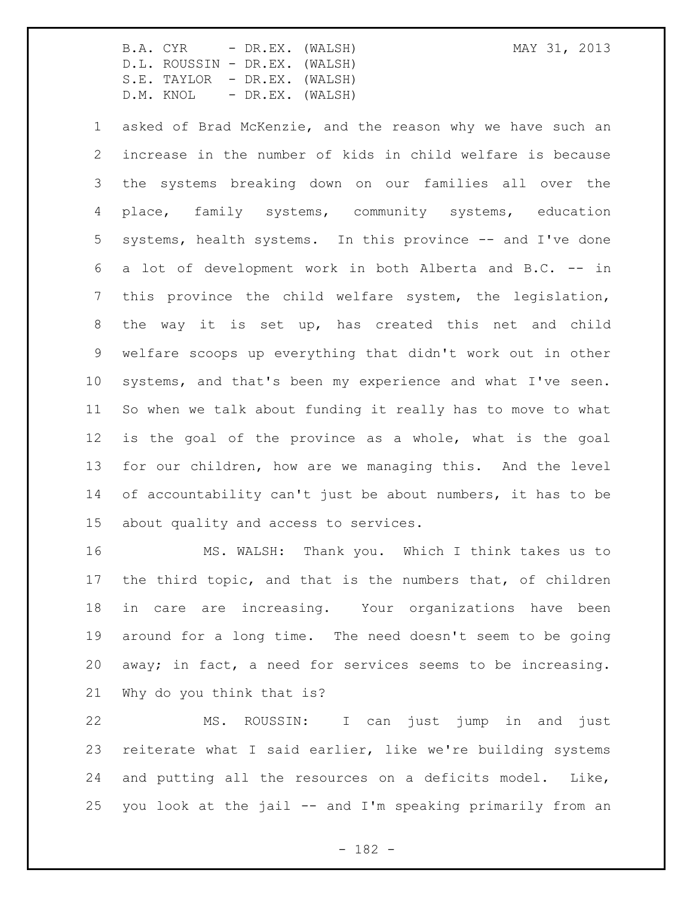asked of Brad McKenzie, and the reason why we have such an increase in the number of kids in child welfare is because the systems breaking down on our families all over the place, family systems, community systems, education systems, health systems. In this province -- and I've done a lot of development work in both Alberta and B.C. -- in this province the child welfare system, the legislation, the way it is set up, has created this net and child welfare scoops up everything that didn't work out in other systems, and that's been my experience and what I've seen. So when we talk about funding it really has to move to what is the goal of the province as a whole, what is the goal for our children, how are we managing this. And the level of accountability can't just be about numbers, it has to be about quality and access to services.

MS. WALSH: Thank you. Which I think takes us to the third topic, and that is the numbers that, of children in care are increasing. Your organizations have been around for a long time. The need doesn't seem to be going away; in fact, a need for services seems to be increasing. Why do you think that is?

MS. ROUSSIN: I can just jump in and just reiterate what I said earlier, like we're building systems and putting all the resources on a deficits model. Like, you look at the jail -- and I'm speaking primarily from an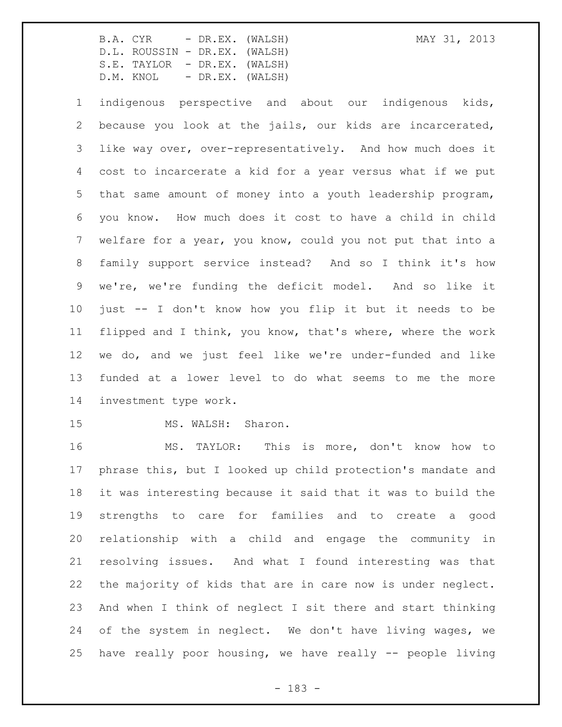indigenous perspective and about our indigenous kids, because you look at the jails, our kids are incarcerated, like way over, over-representatively. And how much does it cost to incarcerate a kid for a year versus what if we put that same amount of money into a youth leadership program, you know. How much does it cost to have a child in child welfare for a year, you know, could you not put that into a family support service instead? And so I think it's how we're, we're funding the deficit model. And so like it just -- I don't know how you flip it but it needs to be flipped and I think, you know, that's where, where the work we do, and we just feel like we're under-funded and like funded at a lower level to do what seems to me the more investment type work.

MS. WALSH: Sharon.

MS. TAYLOR: This is more, don't know how to phrase this, but I looked up child protection's mandate and it was interesting because it said that it was to build the strengths to care for families and to create a good relationship with a child and engage the community in resolving issues. And what I found interesting was that the majority of kids that are in care now is under neglect. And when I think of neglect I sit there and start thinking of the system in neglect. We don't have living wages, we have really poor housing, we have really -- people living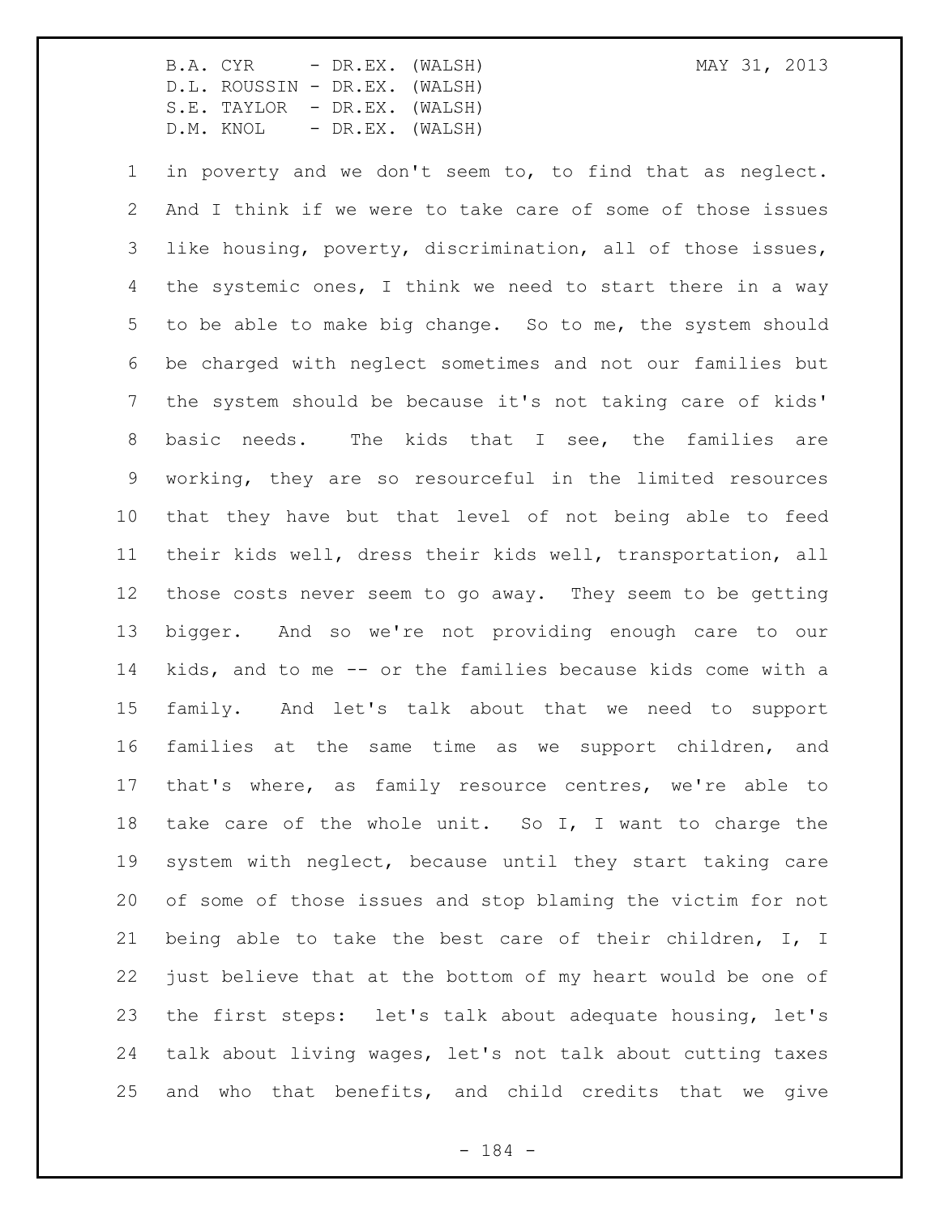in poverty and we don't seem to, to find that as neglect. And I think if we were to take care of some of those issues like housing, poverty, discrimination, all of those issues, the systemic ones, I think we need to start there in a way to be able to make big change. So to me, the system should be charged with neglect sometimes and not our families but the system should be because it's not taking care of kids' basic needs. The kids that I see, the families are working, they are so resourceful in the limited resources that they have but that level of not being able to feed their kids well, dress their kids well, transportation, all those costs never seem to go away. They seem to be getting bigger. And so we're not providing enough care to our kids, and to me -- or the families because kids come with a family. And let's talk about that we need to support families at the same time as we support children, and that's where, as family resource centres, we're able to take care of the whole unit. So I, I want to charge the system with neglect, because until they start taking care of some of those issues and stop blaming the victim for not being able to take the best care of their children, I, I just believe that at the bottom of my heart would be one of the first steps: let's talk about adequate housing, let's talk about living wages, let's not talk about cutting taxes and who that benefits, and child credits that we give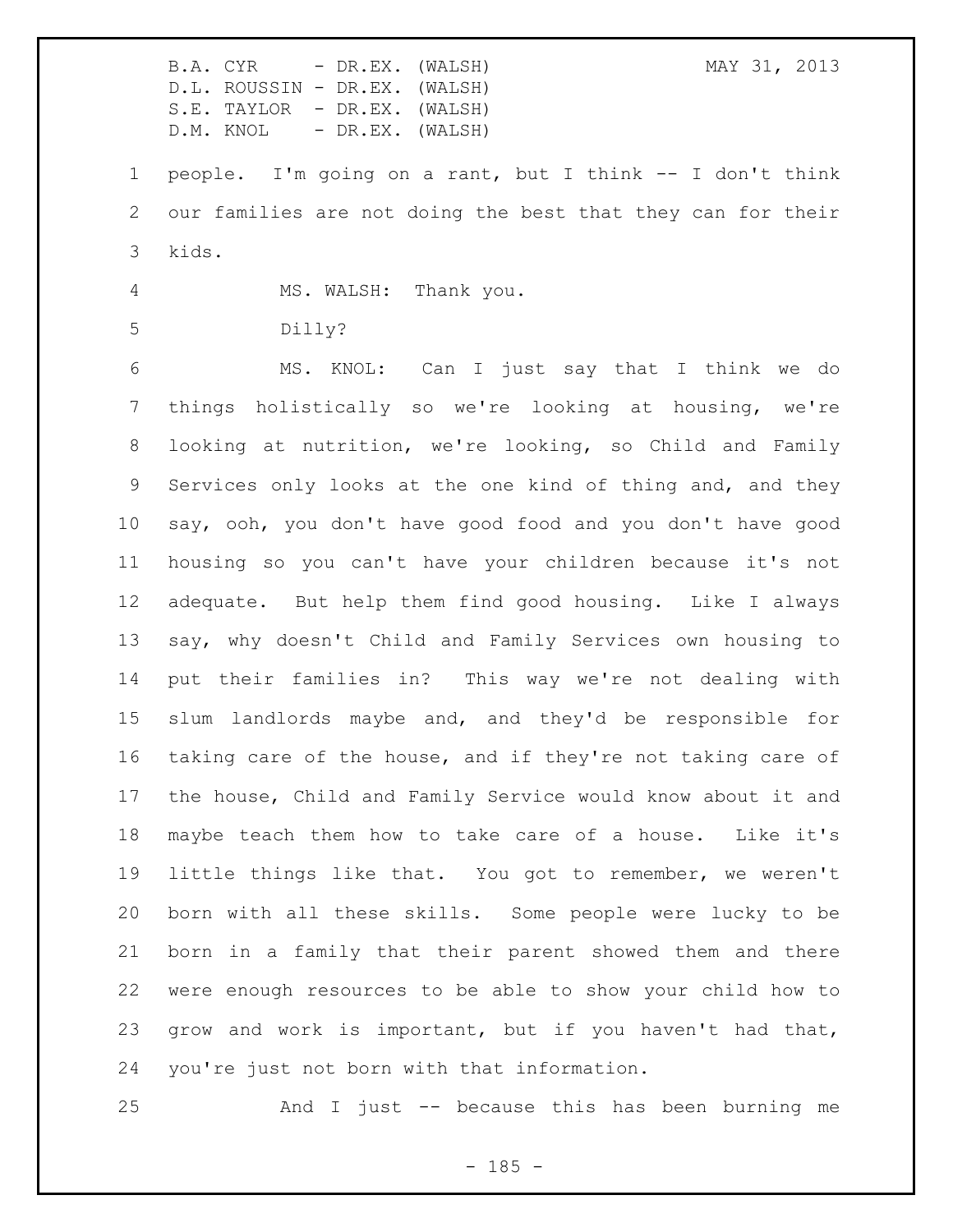people. I'm going on a rant, but I think -- I don't think our families are not doing the best that they can for their kids.

MS. WALSH: Thank you.

Dilly?

MS. KNOL: Can I just say that I think we do things holistically so we're looking at housing, we're looking at nutrition, we're looking, so Child and Family Services only looks at the one kind of thing and, and they say, ooh, you don't have good food and you don't have good housing so you can't have your children because it's not adequate. But help them find good housing. Like I always say, why doesn't Child and Family Services own housing to put their families in? This way we're not dealing with slum landlords maybe and, and they'd be responsible for taking care of the house, and if they're not taking care of the house, Child and Family Service would know about it and maybe teach them how to take care of a house. Like it's little things like that. You got to remember, we weren't born with all these skills. Some people were lucky to be born in a family that their parent showed them and there were enough resources to be able to show your child how to grow and work is important, but if you haven't had that, you're just not born with that information.

And I just -- because this has been burning me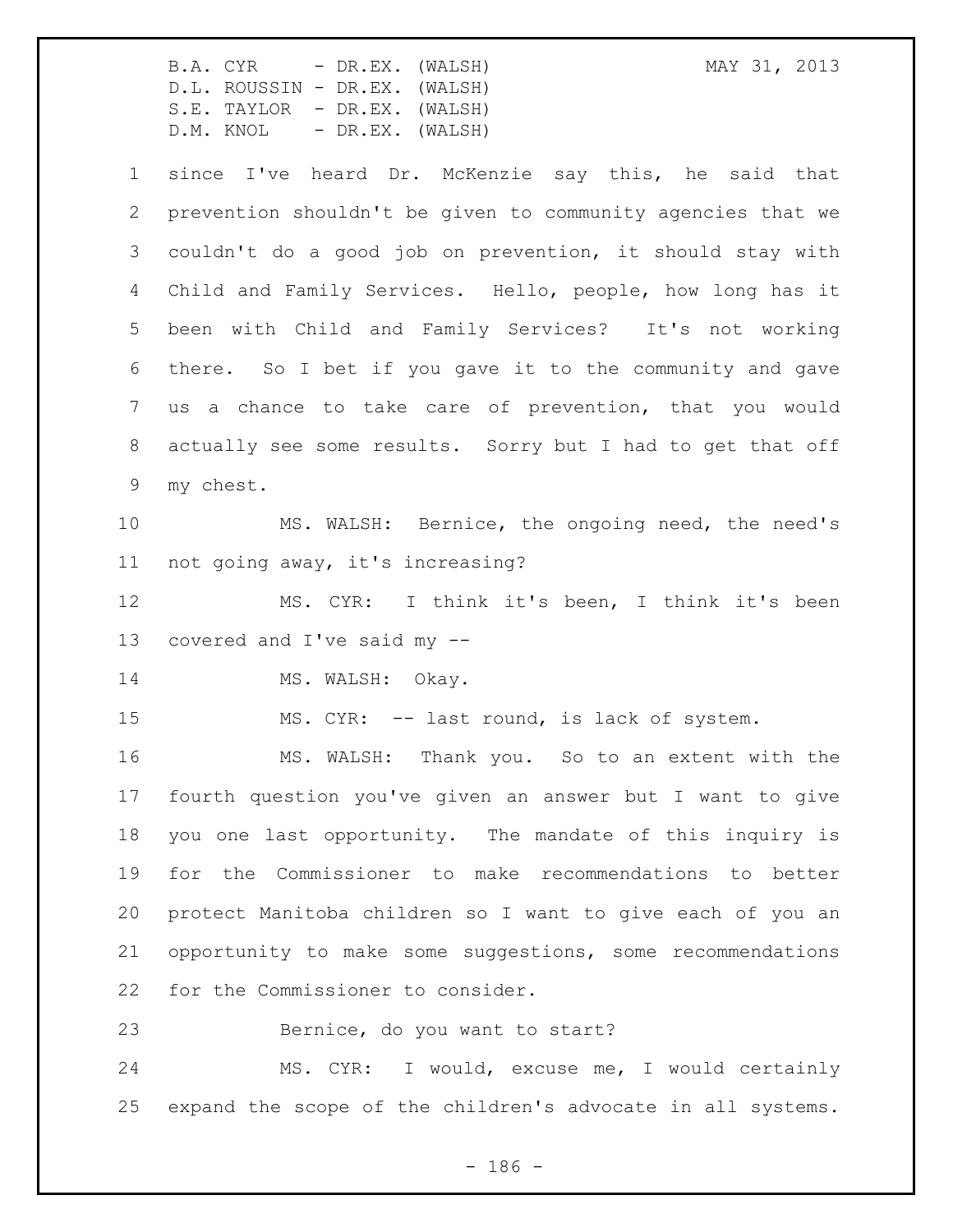since I've heard Dr. McKenzie say this, he said that prevention shouldn't be given to community agencies that we couldn't do a good job on prevention, it should stay with Child and Family Services. Hello, people, how long has it been with Child and Family Services? It's not working there. So I bet if you gave it to the community and gave us a chance to take care of prevention, that you would actually see some results. Sorry but I had to get that off my chest.

MS. WALSH: Bernice, the ongoing need, the need's not going away, it's increasing?

MS. CYR: I think it's been, I think it's been covered and I've said my --

MS. WALSH: Okay.

MS. CYR: -- last round, is lack of system.

MS. WALSH: Thank you. So to an extent with the fourth question you've given an answer but I want to give you one last opportunity. The mandate of this inquiry is for the Commissioner to make recommendations to better protect Manitoba children so I want to give each of you an opportunity to make some suggestions, some recommendations for the Commissioner to consider.

Bernice, do you want to start?

MS. CYR: I would, excuse me, I would certainly expand the scope of the children's advocate in all systems.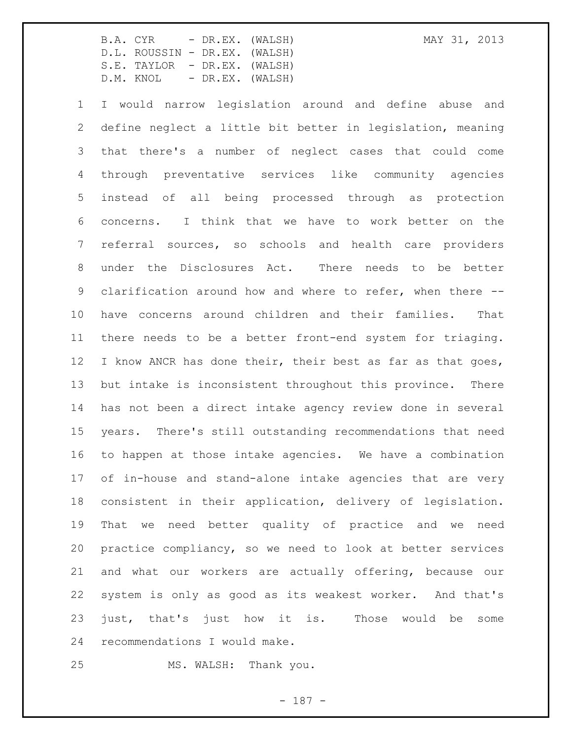I would narrow legislation around and define abuse and define neglect a little bit better in legislation, meaning that there's a number of neglect cases that could come through preventative services like community agencies instead of all being processed through as protection concerns. I think that we have to work better on the referral sources, so schools and health care providers under the Disclosures Act. There needs to be better clarification around how and where to refer, when there -- have concerns around children and their families. That there needs to be a better front-end system for triaging. I know ANCR has done their, their best as far as that goes, but intake is inconsistent throughout this province. There has not been a direct intake agency review done in several years. There's still outstanding recommendations that need to happen at those intake agencies. We have a combination of in-house and stand-alone intake agencies that are very consistent in their application, delivery of legislation. That we need better quality of practice and we need practice compliancy, so we need to look at better services and what our workers are actually offering, because our system is only as good as its weakest worker. And that's just, that's just how it is. Those would be some recommendations I would make.

MS. WALSH: Thank you.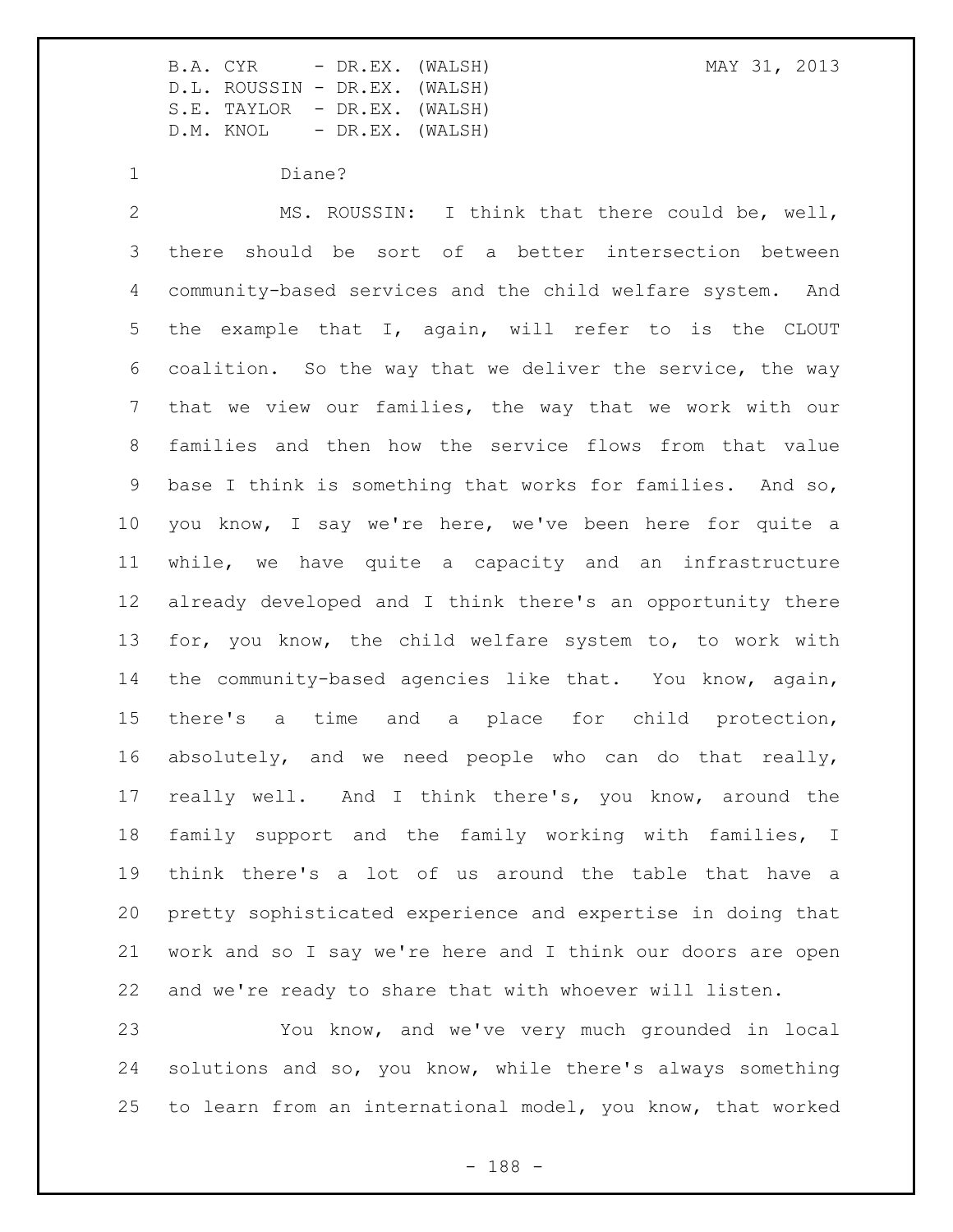Diane?

MS. ROUSSIN: I think that there could be, well, there should be sort of a better intersection between community-based services and the child welfare system. And the example that I, again, will refer to is the CLOUT coalition. So the way that we deliver the service, the way that we view our families, the way that we work with our families and then how the service flows from that value base I think is something that works for families. And so, you know, I say we're here, we've been here for quite a while, we have quite a capacity and an infrastructure already developed and I think there's an opportunity there for, you know, the child welfare system to, to work with the community-based agencies like that. You know, again, there's a time and a place for child protection, absolutely, and we need people who can do that really, really well. And I think there's, you know, around the family support and the family working with families, I think there's a lot of us around the table that have a pretty sophisticated experience and expertise in doing that work and so I say we're here and I think our doors are open and we're ready to share that with whoever will listen.

You know, and we've very much grounded in local solutions and so, you know, while there's always something to learn from an international model, you know, that worked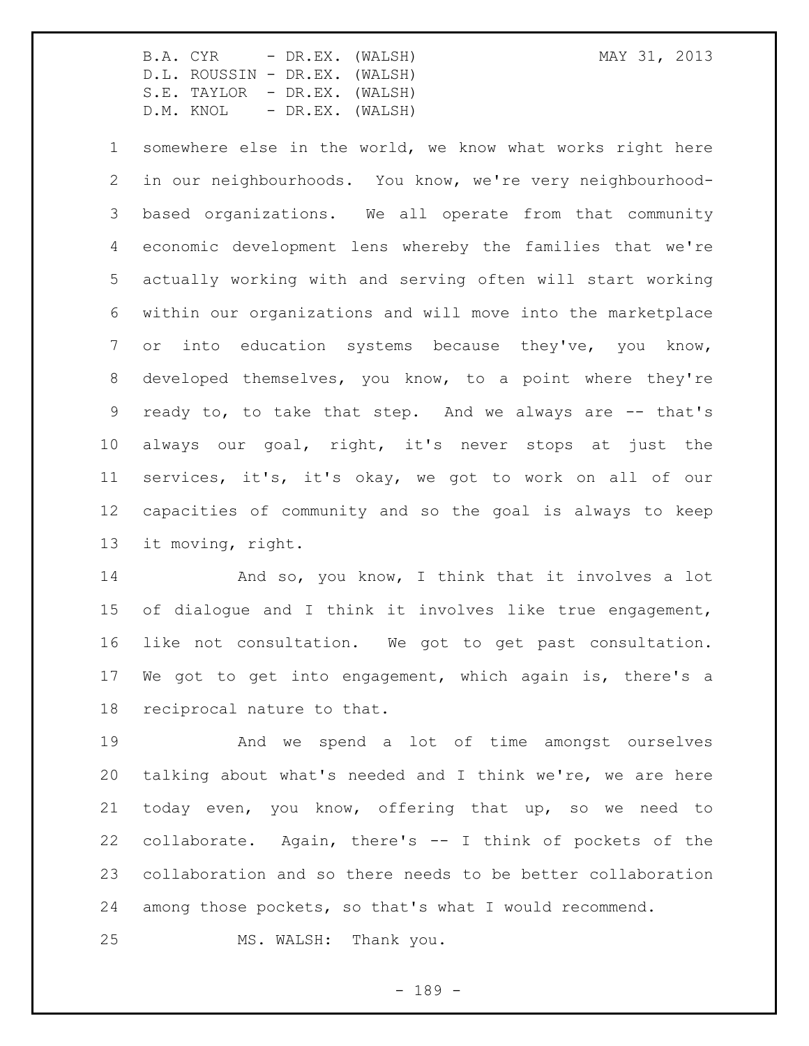somewhere else in the world, we know what works right here in our neighbourhoods. You know, we're very neighbourhood-based organizations. We all operate from that community economic development lens whereby the families that we're actually working with and serving often will start working within our organizations and will move into the marketplace or into education systems because they've, you know, developed themselves, you know, to a point where they're ready to, to take that step. And we always are -- that's always our goal, right, it's never stops at just the services, it's, it's okay, we got to work on all of our capacities of community and so the goal is always to keep it moving, right.

And so, you know, I think that it involves a lot of dialogue and I think it involves like true engagement, like not consultation. We got to get past consultation. We got to get into engagement, which again is, there's a reciprocal nature to that.

And we spend a lot of time amongst ourselves talking about what's needed and I think we're, we are here today even, you know, offering that up, so we need to collaborate. Again, there's -- I think of pockets of the collaboration and so there needs to be better collaboration among those pockets, so that's what I would recommend.

MS. WALSH: Thank you.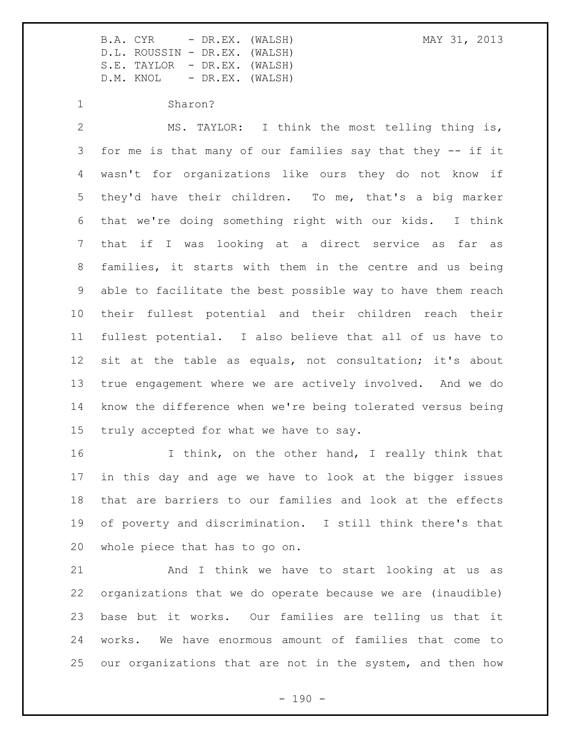Sharon?

MS. TAYLOR: I think the most telling thing is, for me is that many of our families say that they -- if it wasn't for organizations like ours they do not know if they'd have their children. To me, that's a big marker that we're doing something right with our kids. I think that if I was looking at a direct service as far as families, it starts with them in the centre and us being able to facilitate the best possible way to have them reach their fullest potential and their children reach their fullest potential. I also believe that all of us have to sit at the table as equals, not consultation; it's about true engagement where we are actively involved. And we do know the difference when we're being tolerated versus being truly accepted for what we have to say.

I think, on the other hand, I really think that in this day and age we have to look at the bigger issues that are barriers to our families and look at the effects of poverty and discrimination. I still think there's that whole piece that has to go on.

And I think we have to start looking at us as organizations that we do operate because we are (inaudible) base but it works. Our families are telling us that it works. We have enormous amount of families that come to our organizations that are not in the system, and then how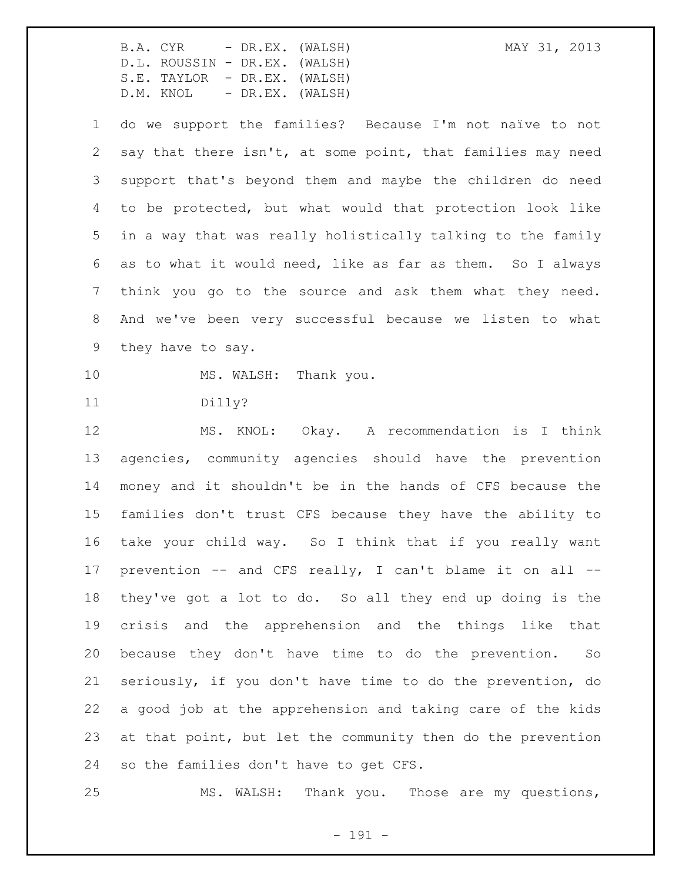do we support the families? Because I'm not naïve to not say that there isn't, at some point, that families may need support that's beyond them and maybe the children do need to be protected, but what would that protection look like in a way that was really holistically talking to the family as to what it would need, like as far as them. So I always think you go to the source and ask them what they need. And we've been very successful because we listen to what they have to say.

MS. WALSH: Thank you.

Dilly?

MS. KNOL: Okay. A recommendation is I think agencies, community agencies should have the prevention money and it shouldn't be in the hands of CFS because the families don't trust CFS because they have the ability to take your child way. So I think that if you really want prevention -- and CFS really, I can't blame it on all -- they've got a lot to do. So all they end up doing is the crisis and the apprehension and the things like that because they don't have time to do the prevention. So seriously, if you don't have time to do the prevention, do a good job at the apprehension and taking care of the kids at that point, but let the community then do the prevention so the families don't have to get CFS.

MS. WALSH: Thank you. Those are my questions,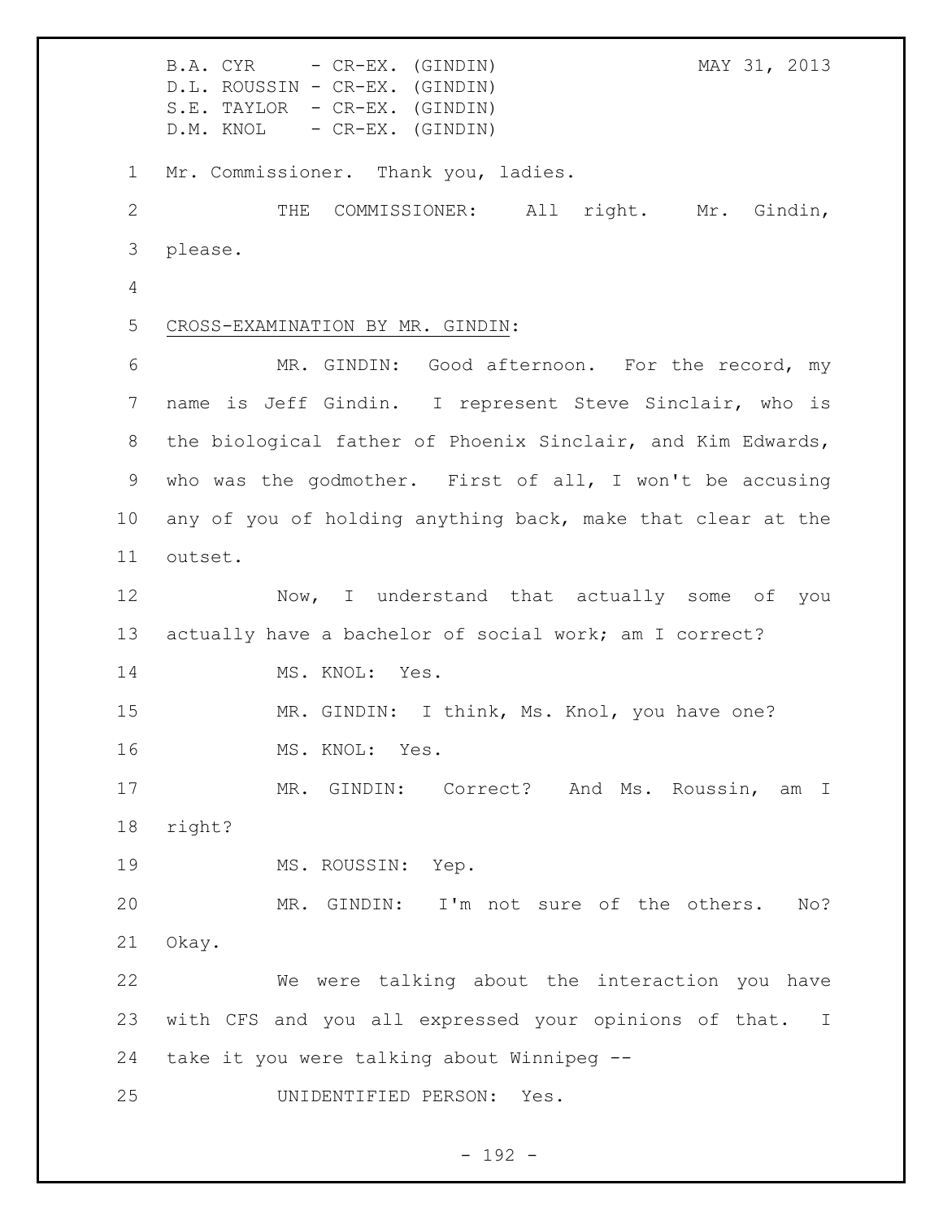B.A. CYR - CR-EX. (GINDIN)
D.L. ROUSSIN - CR-EX. (GINDIN)
S.E. TAYLOR - CR-EX. (GINDIN)
D.M. KNOL - CR-EX. (GINDIN)

MAY 31, 2013

1 Mr. Commissioner. Thank you, ladies.

2 THE COMMISSIONER: All right. Mr. Gindin,
3 please.

4

5 CROSS-EXAMINATION BY MR. GINDIN:

6 MR. GINDIN: Good afternoon. For the record, my
7 name is Jeff Gindin. I represent Steve Sinclair, who is
8 the biological father of Phoenix Sinclair, and Kim Edwards,
9 who was the godmother. First of all, I won't be accusing
10 any of you of holding anything back, make that clear at the
11 outset.

12 Now, I understand that actually some of you
13 actually have a bachelor of social work; am I correct?

14 MS. KNOL: Yes.

15 MR. GINDIN: I think, Ms. Knol, you have one?

16 MS. KNOL: Yes.

17 MR. GINDIN: Correct? And Ms. Roussin, am I
18 right?

19 MS. ROUSSIN: Yep.

20 MR. GINDIN: I'm not sure of the others. No?
21 Okay.

22 We were talking about the interaction you have
23 with CFS and you all expressed your opinions of that. I
24 take it you were talking about Winnipeg --

25 UNIDENTIFIED PERSON: Yes.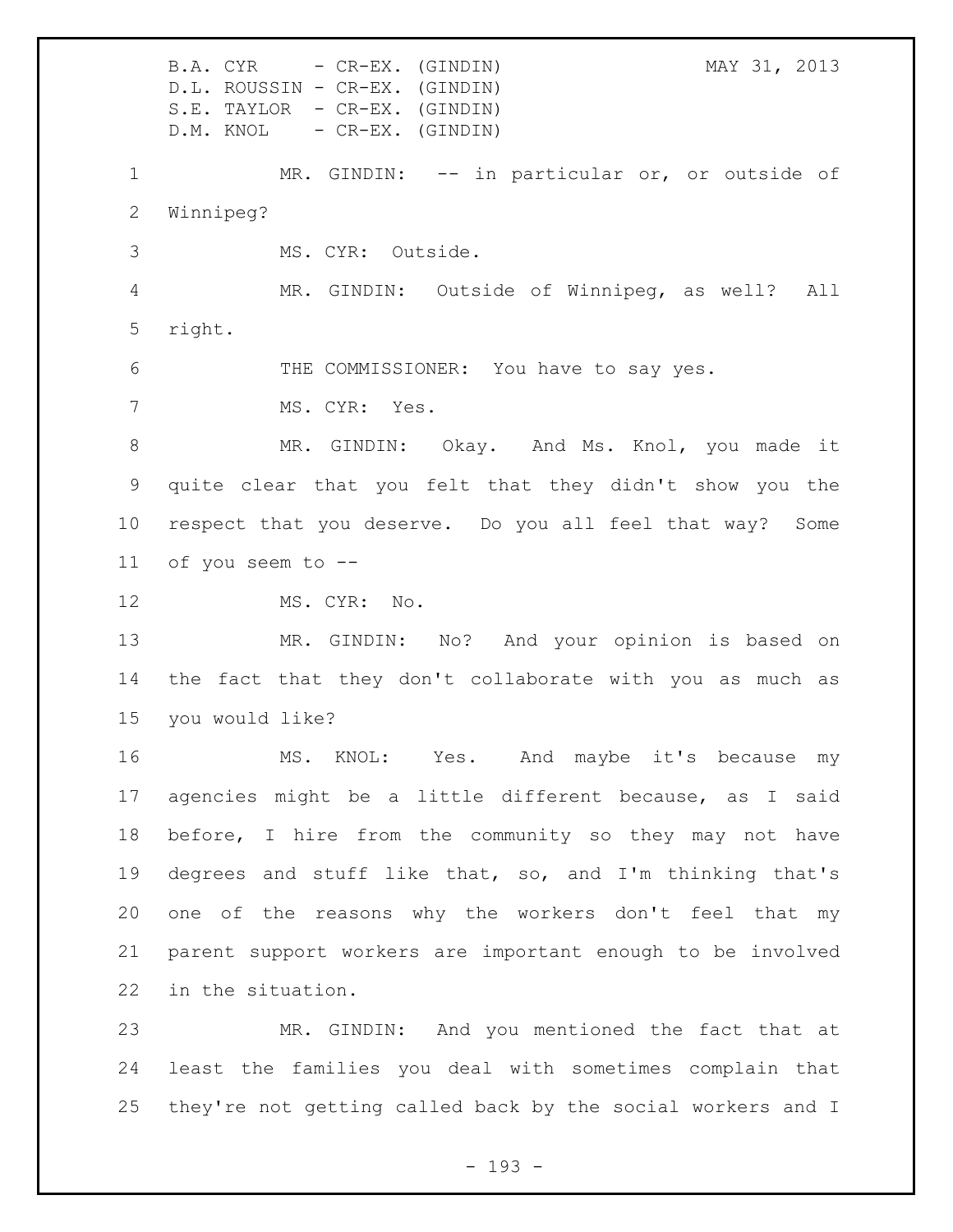MR. GINDIN: -- in particular or, or outside of Winnipeg?

MS. CYR: Outside.

MR. GINDIN: Outside of Winnipeg, as well? All right.

THE COMMISSIONER: You have to say yes.

MS. CYR: Yes.

MR. GINDIN: Okay. And Ms. Knol, you made it quite clear that you felt that they didn't show you the respect that you deserve. Do you all feel that way? Some of you seem to --

MS. CYR: No.

MR. GINDIN: No? And your opinion is based on the fact that they don't collaborate with you as much as you would like?

MS. KNOL: Yes. And maybe it's because my agencies might be a little different because, as I said before, I hire from the community so they may not have degrees and stuff like that, so, and I'm thinking that's one of the reasons why the workers don't feel that my parent support workers are important enough to be involved in the situation.

MR. GINDIN: And you mentioned the fact that at least the families you deal with sometimes complain that they're not getting called back by the social workers and I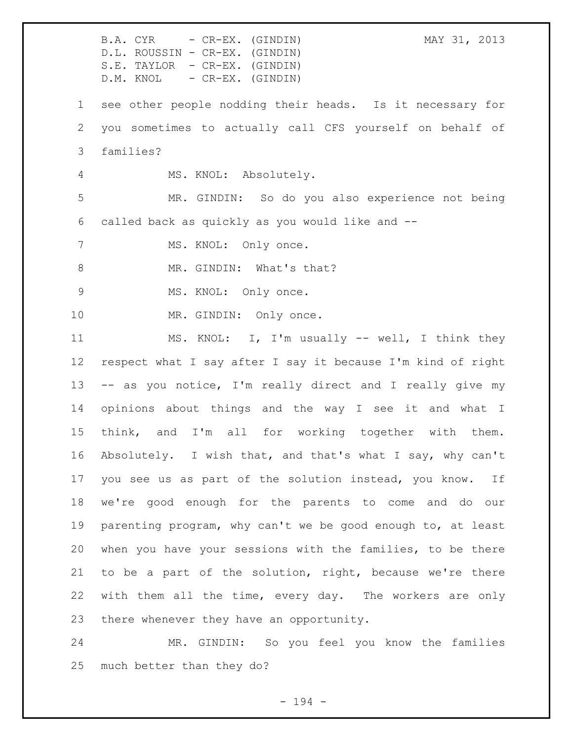see other people nodding their heads. Is it necessary for you sometimes to actually call CFS yourself on behalf of families?

MS. KNOL: Absolutely.

MR. GINDIN: So do you also experience not being called back as quickly as you would like and --

MS. KNOL: Only once.

MR. GINDIN: What's that?

MS. KNOL: Only once.

MR. GINDIN: Only once.

MS. KNOL: I, I'm usually -- well, I think they respect what I say after I say it because I'm kind of right -- as you notice, I'm really direct and I really give my opinions about things and the way I see it and what I think, and I'm all for working together with them. Absolutely. I wish that, and that's what I say, why can't you see us as part of the solution instead, you know. If we're good enough for the parents to come and do our parenting program, why can't we be good enough to, at least when you have your sessions with the families, to be there to be a part of the solution, right, because we're there with them all the time, every day. The workers are only there whenever they have an opportunity.

MR. GINDIN: So you feel you know the families much better than they do?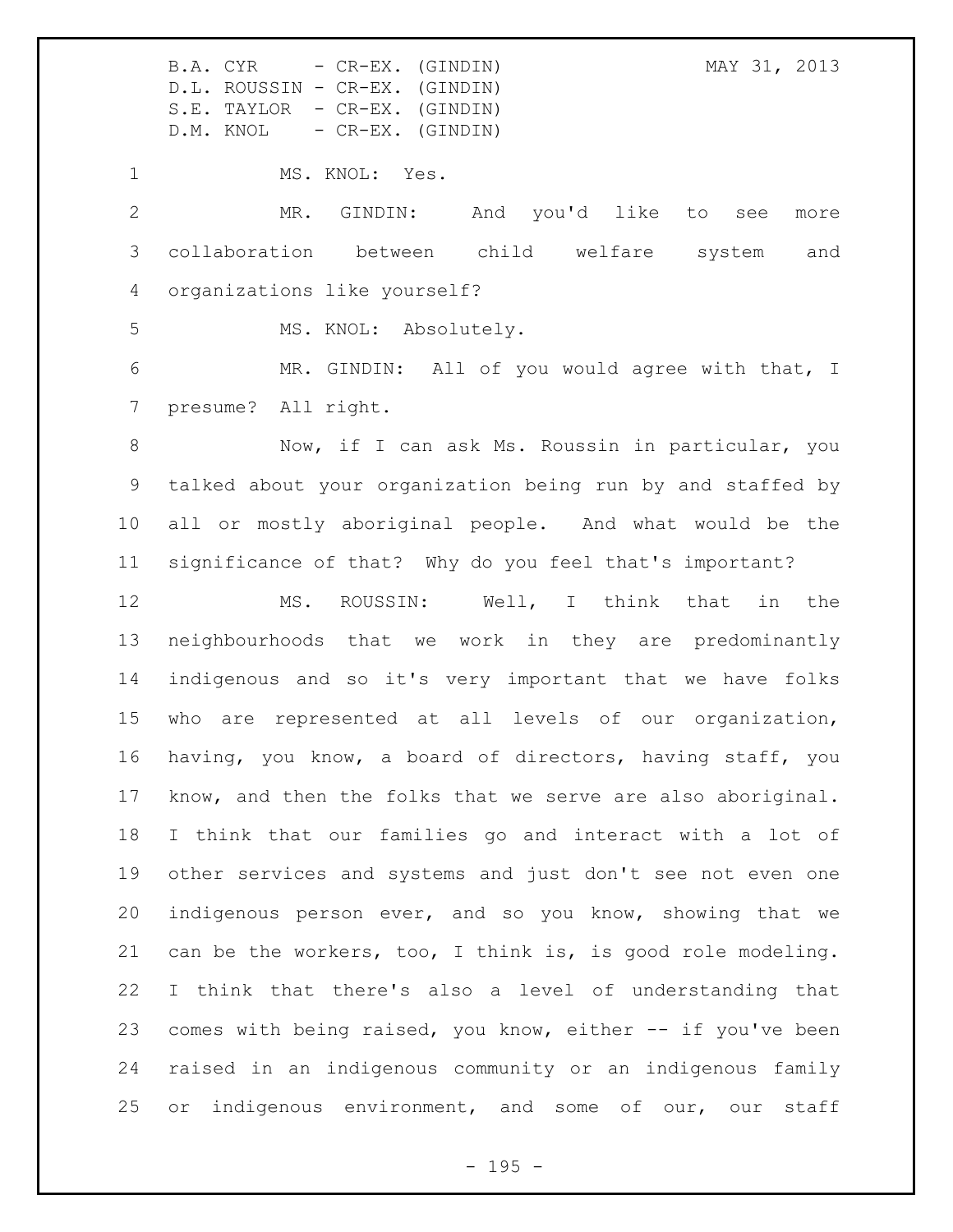MS. KNOL: Yes.

MR. GINDIN: And you'd like to see more collaboration between child welfare system and organizations like yourself?

MS. KNOL: Absolutely.

MR. GINDIN: All of you would agree with that, I presume? All right.

Now, if I can ask Ms. Roussin in particular, you talked about your organization being run by and staffed by all or mostly aboriginal people. And what would be the significance of that? Why do you feel that's important?

MS. ROUSSIN: Well, I think that in the neighbourhoods that we work in they are predominantly indigenous and so it's very important that we have folks who are represented at all levels of our organization, having, you know, a board of directors, having staff, you know, and then the folks that we serve are also aboriginal. I think that our families go and interact with a lot of other services and systems and just don't see not even one indigenous person ever, and so you know, showing that we can be the workers, too, I think is, is good role modeling. I think that there's also a level of understanding that comes with being raised, you know, either -- if you've been raised in an indigenous community or an indigenous family or indigenous environment, and some of our, our staff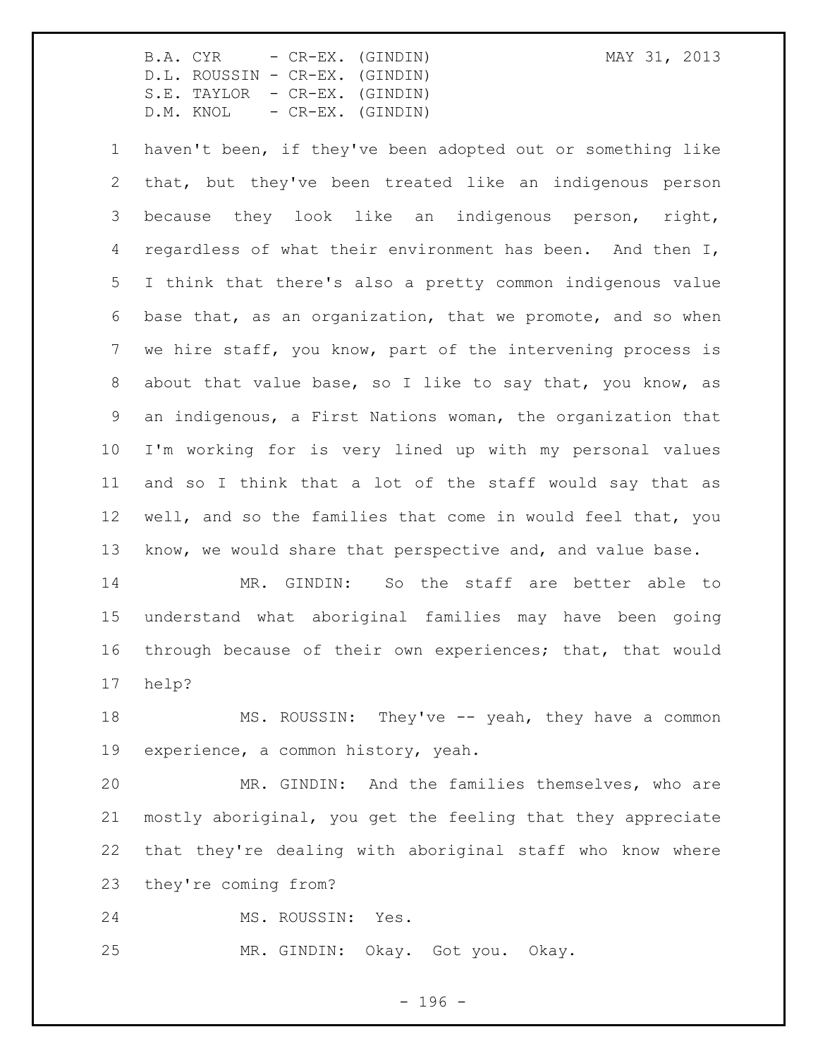haven't been, if they've been adopted out or something like that, but they've been treated like an indigenous person because they look like an indigenous person, right, regardless of what their environment has been. And then I, I think that there's also a pretty common indigenous value base that, as an organization, that we promote, and so when we hire staff, you know, part of the intervening process is about that value base, so I like to say that, you know, as an indigenous, a First Nations woman, the organization that I'm working for is very lined up with my personal values and so I think that a lot of the staff would say that as well, and so the families that come in would feel that, you know, we would share that perspective and, and value base.

MR. GINDIN: So the staff are better able to understand what aboriginal families may have been going through because of their own experiences; that, that would help?

MS. ROUSSIN: They've -- yeah, they have a common experience, a common history, yeah.

MR. GINDIN: And the families themselves, who are mostly aboriginal, you get the feeling that they appreciate that they're dealing with aboriginal staff who know where they're coming from?

MS. ROUSSIN: Yes.

MR. GINDIN: Okay. Got you. Okay.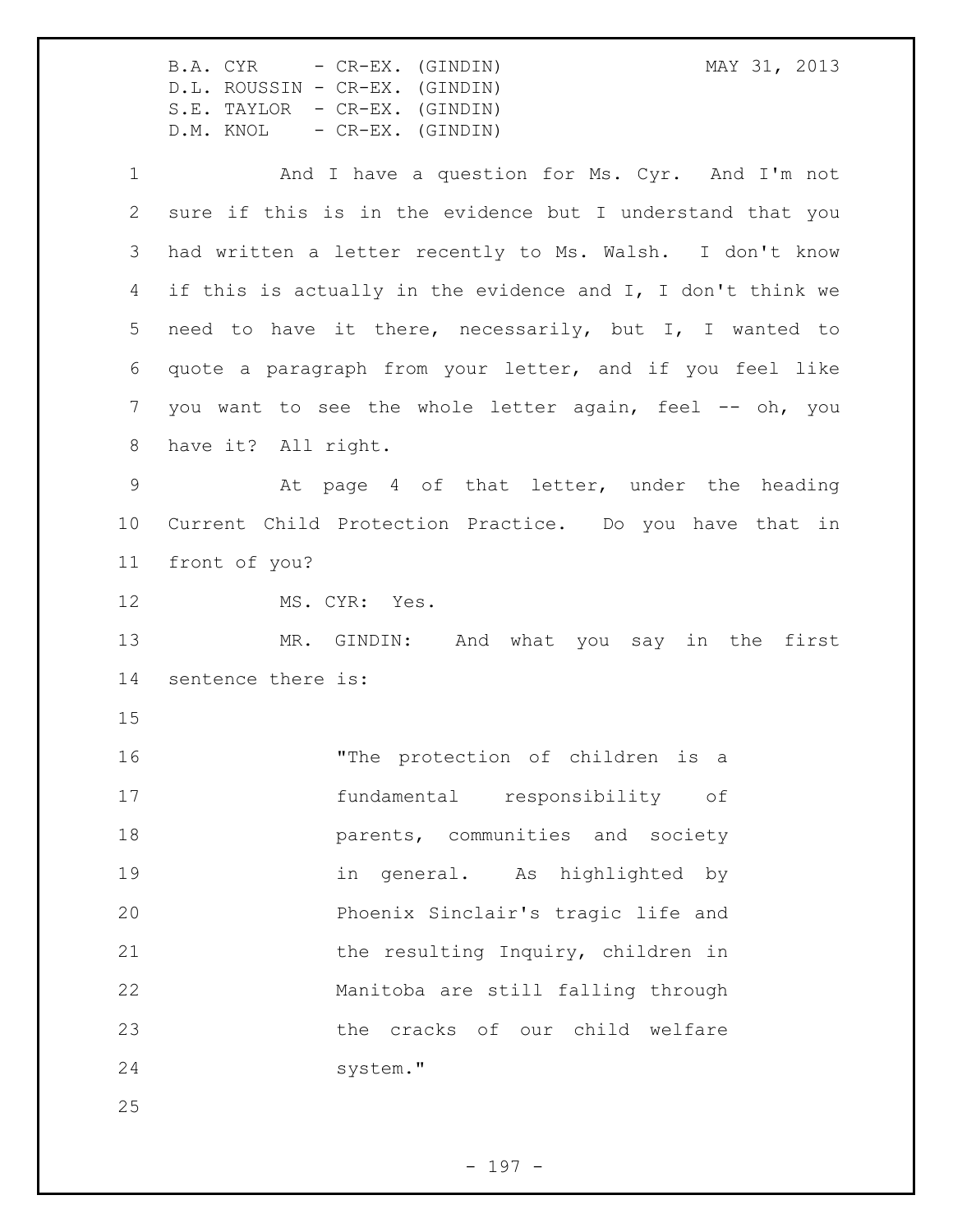And I have a question for Ms. Cyr. And I'm not sure if this is in the evidence but I understand that you had written a letter recently to Ms. Walsh. I don't know if this is actually in the evidence and I, I don't think we need to have it there, necessarily, but I, I wanted to quote a paragraph from your letter, and if you feel like you want to see the whole letter again, feel -- oh, you have it? All right.

At page 4 of that letter, under the heading Current Child Protection Practice. Do you have that in front of you?

MS. CYR: Yes.

MR. GINDIN: And what you say in the first sentence there is:

> "The protection of children is a fundamental responsibility of parents, communities and society in general. As highlighted by Phoenix Sinclair's tragic life and the resulting Inquiry, children in Manitoba are still falling through the cracks of our child welfare system."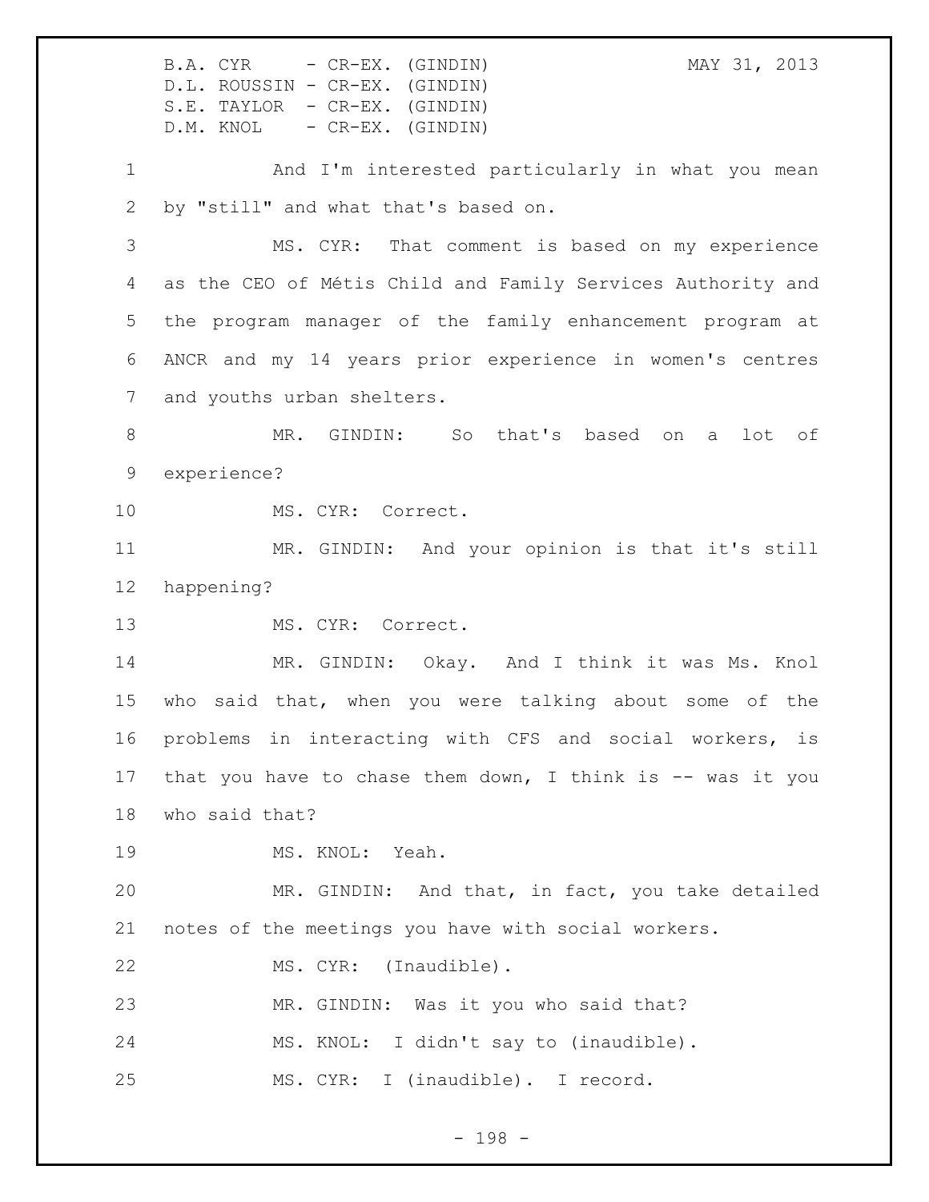And I'm interested particularly in what you mean by "still" and what that's based on.

MS. CYR: That comment is based on my experience as the CEO of Métis Child and Family Services Authority and the program manager of the family enhancement program at ANCR and my 14 years prior experience in women's centres and youths urban shelters.

MR. GINDIN: So that's based on a lot of experience?

MS. CYR: Correct.

MR. GINDIN: And your opinion is that it's still happening?

MS. CYR: Correct.

MR. GINDIN: Okay. And I think it was Ms. Knol who said that, when you were talking about some of the problems in interacting with CFS and social workers, is that you have to chase them down, I think is -- was it you who said that?

MS. KNOL: Yeah.

MR. GINDIN: And that, in fact, you take detailed notes of the meetings you have with social workers.

MS. CYR: (Inaudible).

MR. GINDIN: Was it you who said that?

MS. KNOL: I didn't say to (inaudible).

MS. CYR: I (inaudible). I record.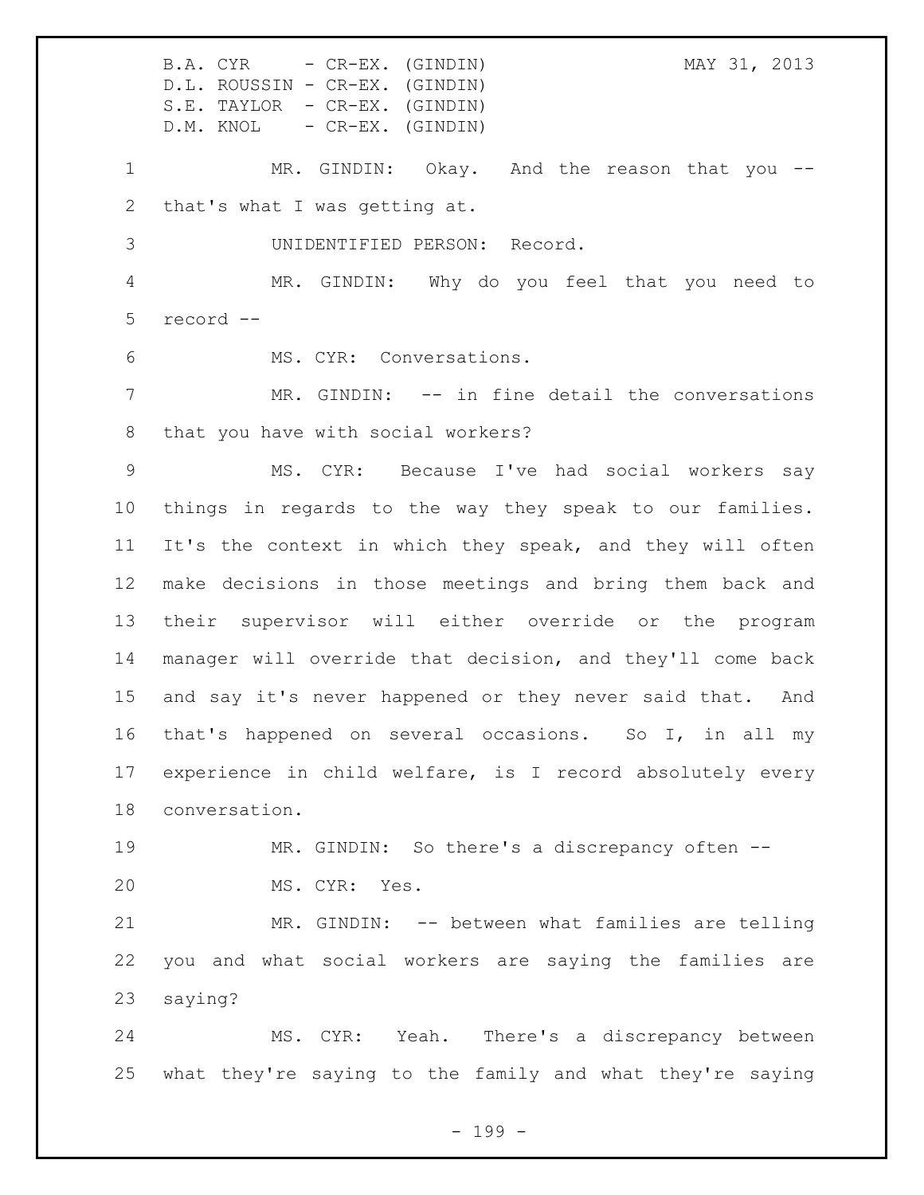MR. GINDIN: Okay. And the reason that you -- that's what I was getting at.

UNIDENTIFIED PERSON: Record.

MR. GINDIN: Why do you feel that you need to record --

MS. CYR: Conversations.

MR. GINDIN: -- in fine detail the conversations that you have with social workers?

MS. CYR: Because I've had social workers say things in regards to the way they speak to our families. It's the context in which they speak, and they will often make decisions in those meetings and bring them back and their supervisor will either override or the program manager will override that decision, and they'll come back and say it's never happened or they never said that. And that's happened on several occasions. So I, in all my experience in child welfare, is I record absolutely every conversation.

MR. GINDIN: So there's a discrepancy often --

MS. CYR: Yes.

MR. GINDIN: -- between what families are telling you and what social workers are saying the families are saying?

MS. CYR: Yeah. There's a discrepancy between what they're saying to the family and what they're saying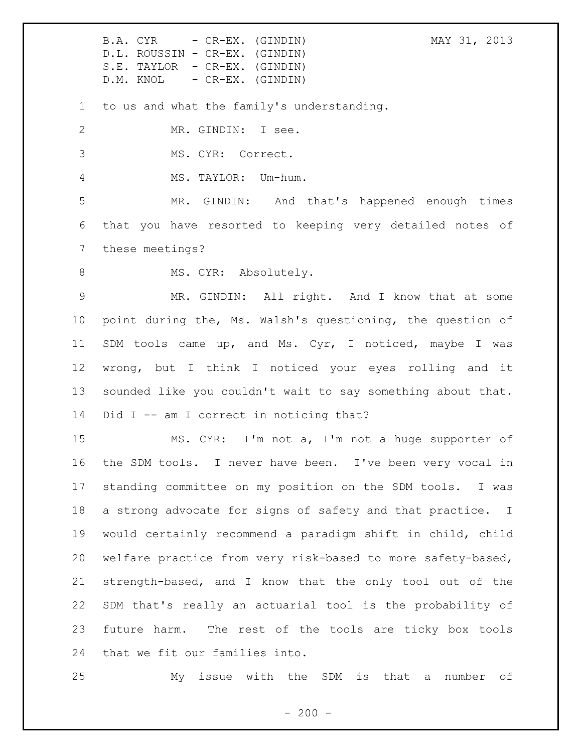to us and what the family's understanding.

MR. GINDIN: I see.

MS. CYR: Correct.

MS. TAYLOR: Um-hum.

MR. GINDIN: And that's happened enough times that you have resorted to keeping very detailed notes of these meetings?

MS. CYR: Absolutely.

MR. GINDIN: All right. And I know that at some point during the, Ms. Walsh's questioning, the question of SDM tools came up, and Ms. Cyr, I noticed, maybe I was wrong, but I think I noticed your eyes rolling and it sounded like you couldn't wait to say something about that. Did I -- am I correct in noticing that?

MS. CYR: I'm not a, I'm not a huge supporter of the SDM tools. I never have been. I've been very vocal in standing committee on my position on the SDM tools. I was a strong advocate for signs of safety and that practice. I would certainly recommend a paradigm shift in child, child welfare practice from very risk-based to more safety-based, strength-based, and I know that the only tool out of the SDM that's really an actuarial tool is the probability of future harm. The rest of the tools are ticky box tools that we fit our families into.

My issue with the SDM is that a number of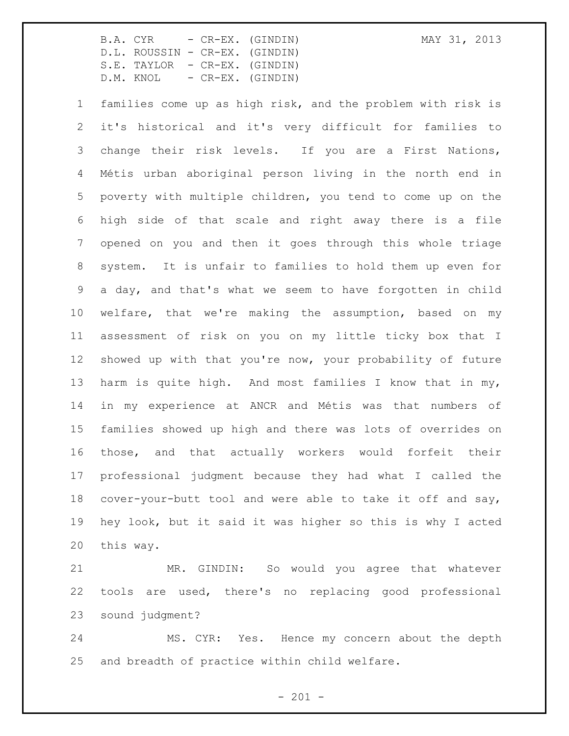families come up as high risk, and the problem with risk is it's historical and it's very difficult for families to change their risk levels. If you are a First Nations, Métis urban aboriginal person living in the north end in poverty with multiple children, you tend to come up on the high side of that scale and right away there is a file opened on you and then it goes through this whole triage system. It is unfair to families to hold them up even for a day, and that's what we seem to have forgotten in child welfare, that we're making the assumption, based on my assessment of risk on you on my little ticky box that I showed up with that you're now, your probability of future harm is quite high. And most families I know that in my, in my experience at ANCR and Métis was that numbers of families showed up high and there was lots of overrides on those, and that actually workers would forfeit their professional judgment because they had what I called the cover-your-butt tool and were able to take it off and say, hey look, but it said it was higher so this is why I acted this way.

MR. GINDIN: So would you agree that whatever tools are used, there's no replacing good professional sound judgment?

MS. CYR: Yes. Hence my concern about the depth and breadth of practice within child welfare.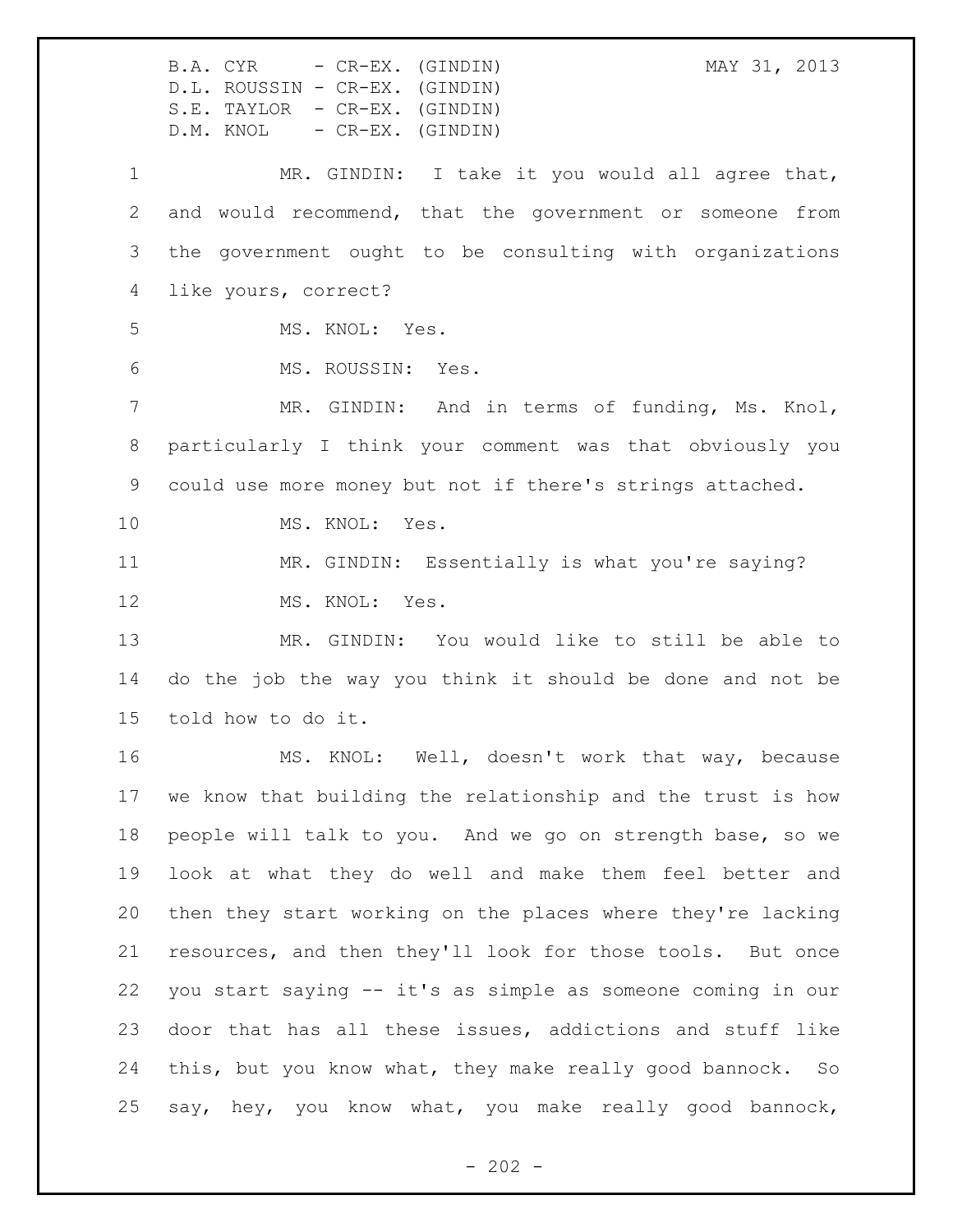MR. GINDIN: I take it you would all agree that, and would recommend, that the government or someone from the government ought to be consulting with organizations like yours, correct?

MS. KNOL: Yes.

MS. ROUSSIN: Yes.

MR. GINDIN: And in terms of funding, Ms. Knol, particularly I think your comment was that obviously you could use more money but not if there's strings attached.

MS. KNOL: Yes.

MR. GINDIN: Essentially is what you're saying?

MS. KNOL: Yes.

MR. GINDIN: You would like to still be able to do the job the way you think it should be done and not be told how to do it.

MS. KNOL: Well, doesn't work that way, because we know that building the relationship and the trust is how people will talk to you. And we go on strength base, so we look at what they do well and make them feel better and then they start working on the places where they're lacking resources, and then they'll look for those tools. But once you start saying -- it's as simple as someone coming in our door that has all these issues, addictions and stuff like this, but you know what, they make really good bannock. So say, hey, you know what, you make really good bannock,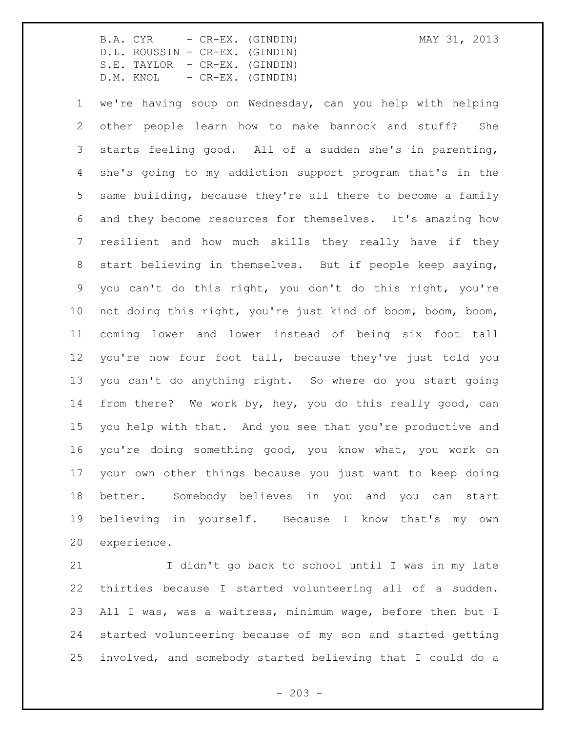we're having soup on Wednesday, can you help with helping other people learn how to make bannock and stuff? She starts feeling good. All of a sudden she's in parenting, she's going to my addiction support program that's in the same building, because they're all there to become a family and they become resources for themselves. It's amazing how resilient and how much skills they really have if they start believing in themselves. But if people keep saying, you can't do this right, you don't do this right, you're not doing this right, you're just kind of boom, boom, boom, coming lower and lower instead of being six foot tall you're now four foot tall, because they've just told you you can't do anything right. So where do you start going from there? We work by, hey, you do this really good, can you help with that. And you see that you're productive and you're doing something good, you know what, you work on your own other things because you just want to keep doing better. Somebody believes in you and you can start believing in yourself. Because I know that's my own experience.

I didn't go back to school until I was in my late thirties because I started volunteering all of a sudden. All I was, was a waitress, minimum wage, before then but I started volunteering because of my son and started getting involved, and somebody started believing that I could do a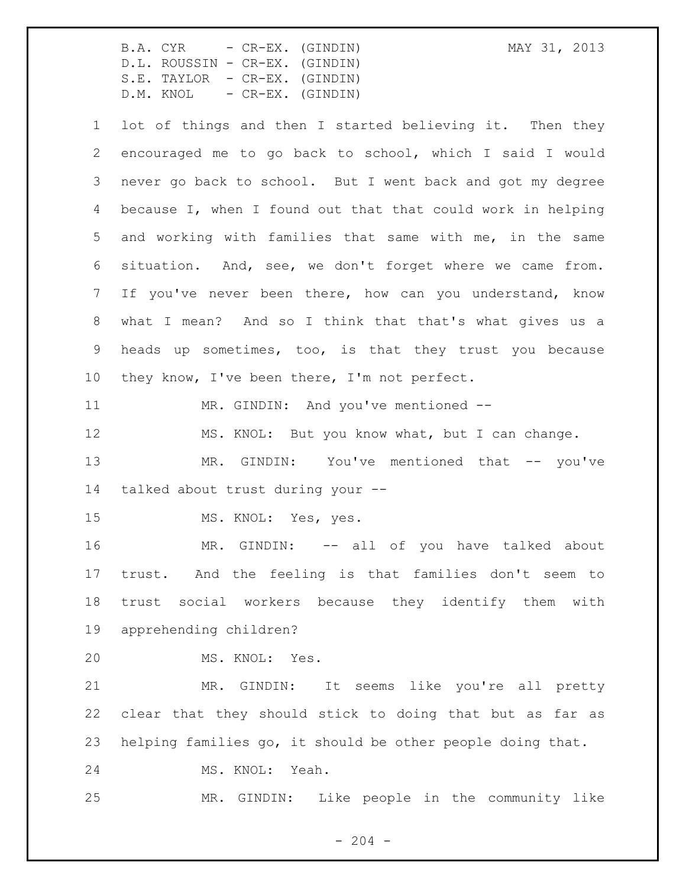lot of things and then I started believing it. Then they encouraged me to go back to school, which I said I would never go back to school. But I went back and got my degree because I, when I found out that that could work in helping and working with families that same with me, in the same situation. And, see, we don't forget where we came from. If you've never been there, how can you understand, know what I mean? And so I think that that's what gives us a heads up sometimes, too, is that they trust you because they know, I've been there, I'm not perfect.

MR. GINDIN: And you've mentioned --

MS. KNOL: But you know what, but I can change.

MR. GINDIN: You've mentioned that -- you've talked about trust during your --

MS. KNOL: Yes, yes.

MR. GINDIN: -- all of you have talked about trust. And the feeling is that families don't seem to trust social workers because they identify them with apprehending children?

MS. KNOL: Yes.

MR. GINDIN: It seems like you're all pretty clear that they should stick to doing that but as far as helping families go, it should be other people doing that.

MS. KNOL: Yeah.

MR. GINDIN: Like people in the community like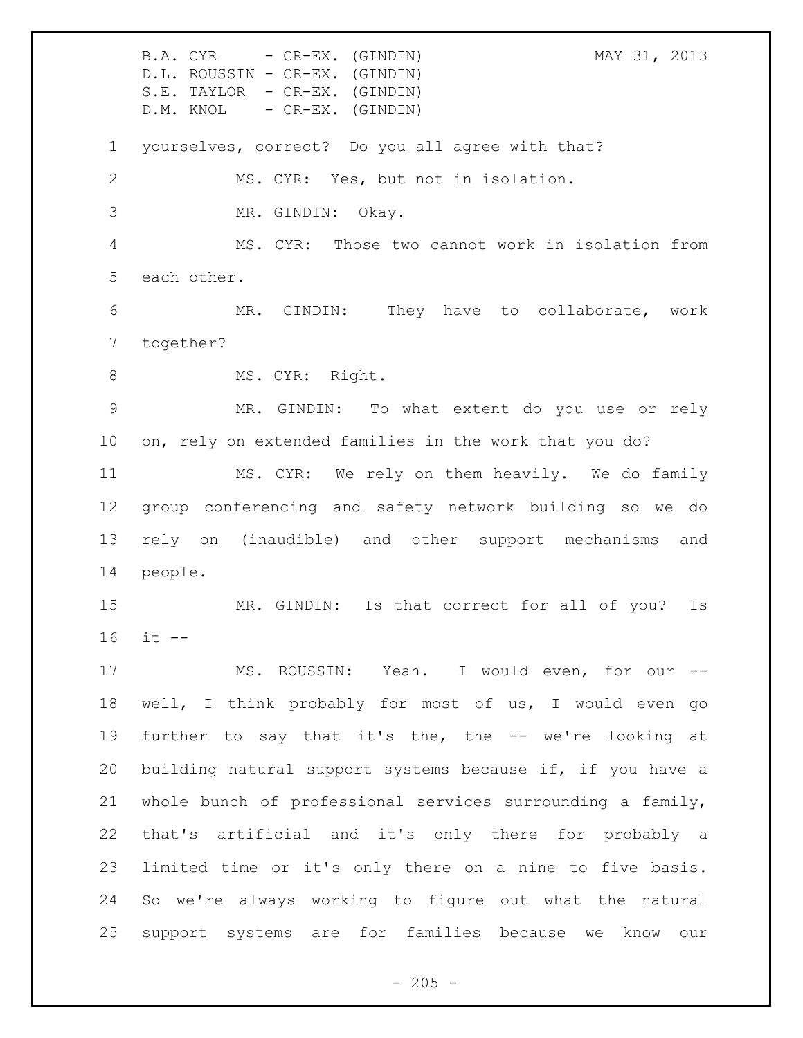yourselves, correct? Do you all agree with that?

MS. CYR: Yes, but not in isolation.

MR. GINDIN: Okay.

MS. CYR: Those two cannot work in isolation from each other.

MR. GINDIN: They have to collaborate, work together?

MS. CYR: Right.

MR. GINDIN: To what extent do you use or rely on, rely on extended families in the work that you do?

MS. CYR: We rely on them heavily. We do family group conferencing and safety network building so we do rely on (inaudible) and other support mechanisms and people.

MR. GINDIN: Is that correct for all of you? Is it --

MS. ROUSSIN: Yeah. I would even, for our -- well, I think probably for most of us, I would even go further to say that it's the, the -- we're looking at building natural support systems because if, if you have a whole bunch of professional services surrounding a family, that's artificial and it's only there for probably a limited time or it's only there on a nine to five basis. So we're always working to figure out what the natural support systems are for families because we know our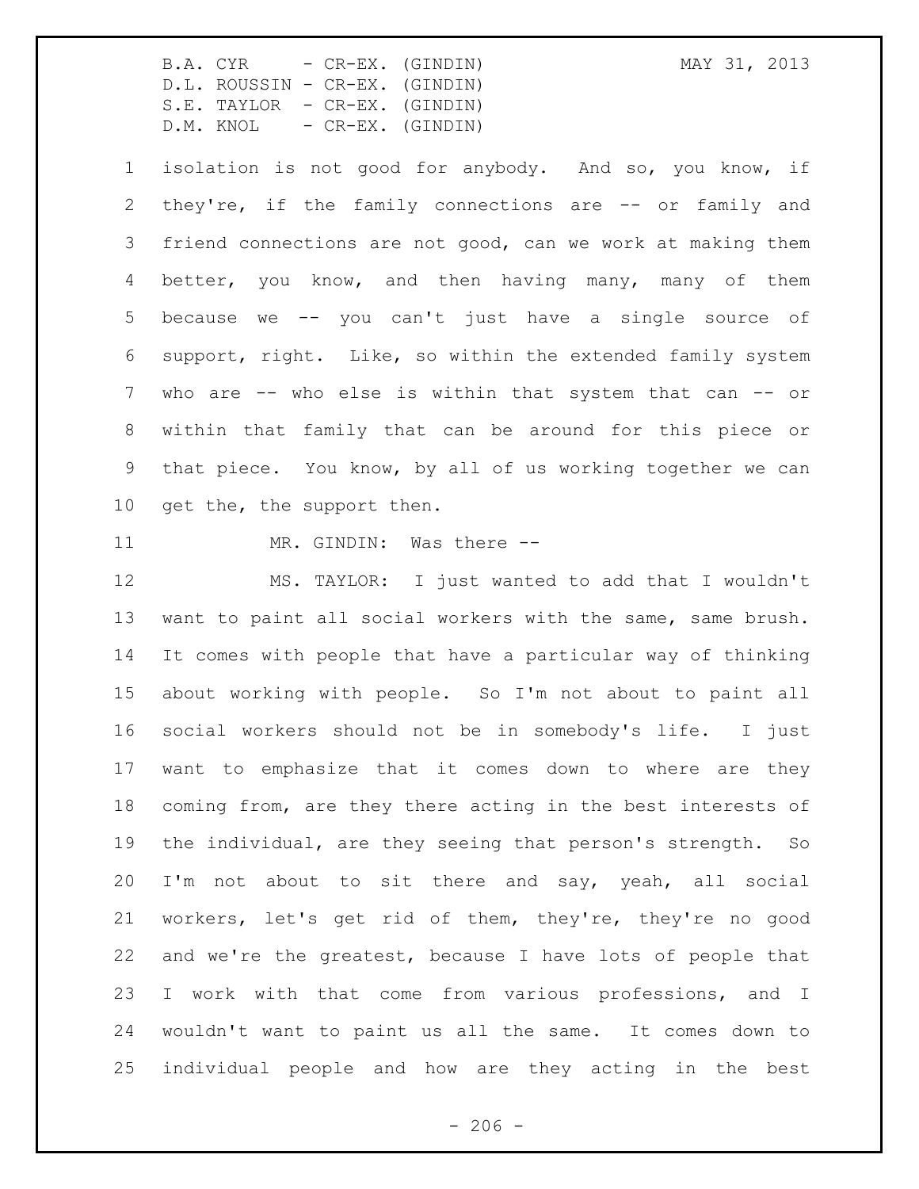isolation is not good for anybody. And so, you know, if they're, if the family connections are -- or family and friend connections are not good, can we work at making them better, you know, and then having many, many of them because we -- you can't just have a single source of support, right. Like, so within the extended family system who are -- who else is within that system that can -- or within that family that can be around for this piece or that piece. You know, by all of us working together we can get the, the support then.

MR. GINDIN: Was there --

MS. TAYLOR: I just wanted to add that I wouldn't want to paint all social workers with the same, same brush. It comes with people that have a particular way of thinking about working with people. So I'm not about to paint all social workers should not be in somebody's life. I just want to emphasize that it comes down to where are they coming from, are they there acting in the best interests of the individual, are they seeing that person's strength. So I'm not about to sit there and say, yeah, all social workers, let's get rid of them, they're, they're no good and we're the greatest, because I have lots of people that I work with that come from various professions, and I wouldn't want to paint us all the same. It comes down to individual people and how are they acting in the best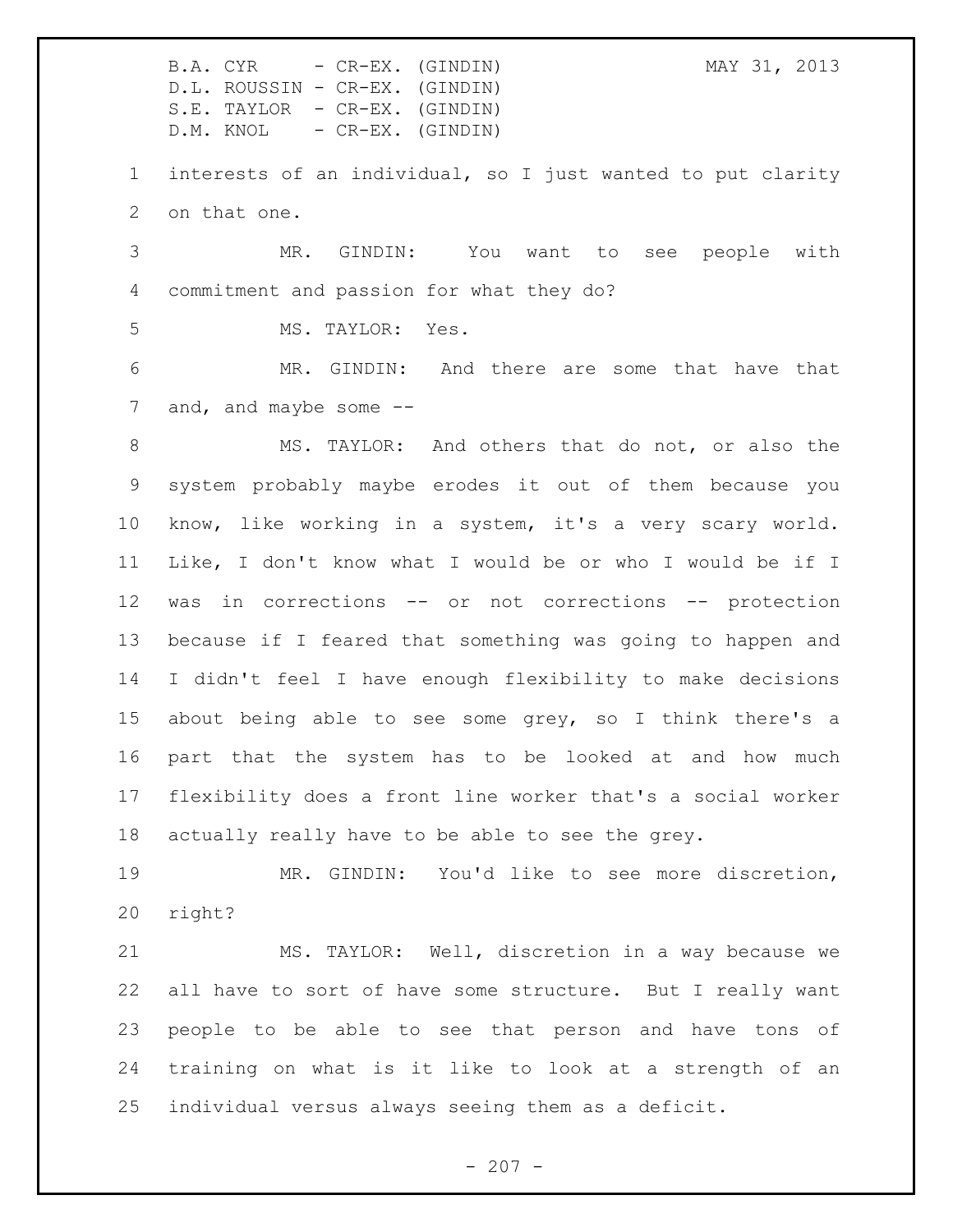interests of an individual, so I just wanted to put clarity on that one.

MR. GINDIN: You want to see people with commitment and passion for what they do?

MS. TAYLOR: Yes.

MR. GINDIN: And there are some that have that and, and maybe some --

MS. TAYLOR: And others that do not, or also the system probably maybe erodes it out of them because you know, like working in a system, it's a very scary world. Like, I don't know what I would be or who I would be if I was in corrections -- or not corrections -- protection because if I feared that something was going to happen and I didn't feel I have enough flexibility to make decisions about being able to see some grey, so I think there's a part that the system has to be looked at and how much flexibility does a front line worker that's a social worker actually really have to be able to see the grey.

MR. GINDIN: You'd like to see more discretion, right?

MS. TAYLOR: Well, discretion in a way because we all have to sort of have some structure. But I really want people to be able to see that person and have tons of training on what is it like to look at a strength of an individual versus always seeing them as a deficit.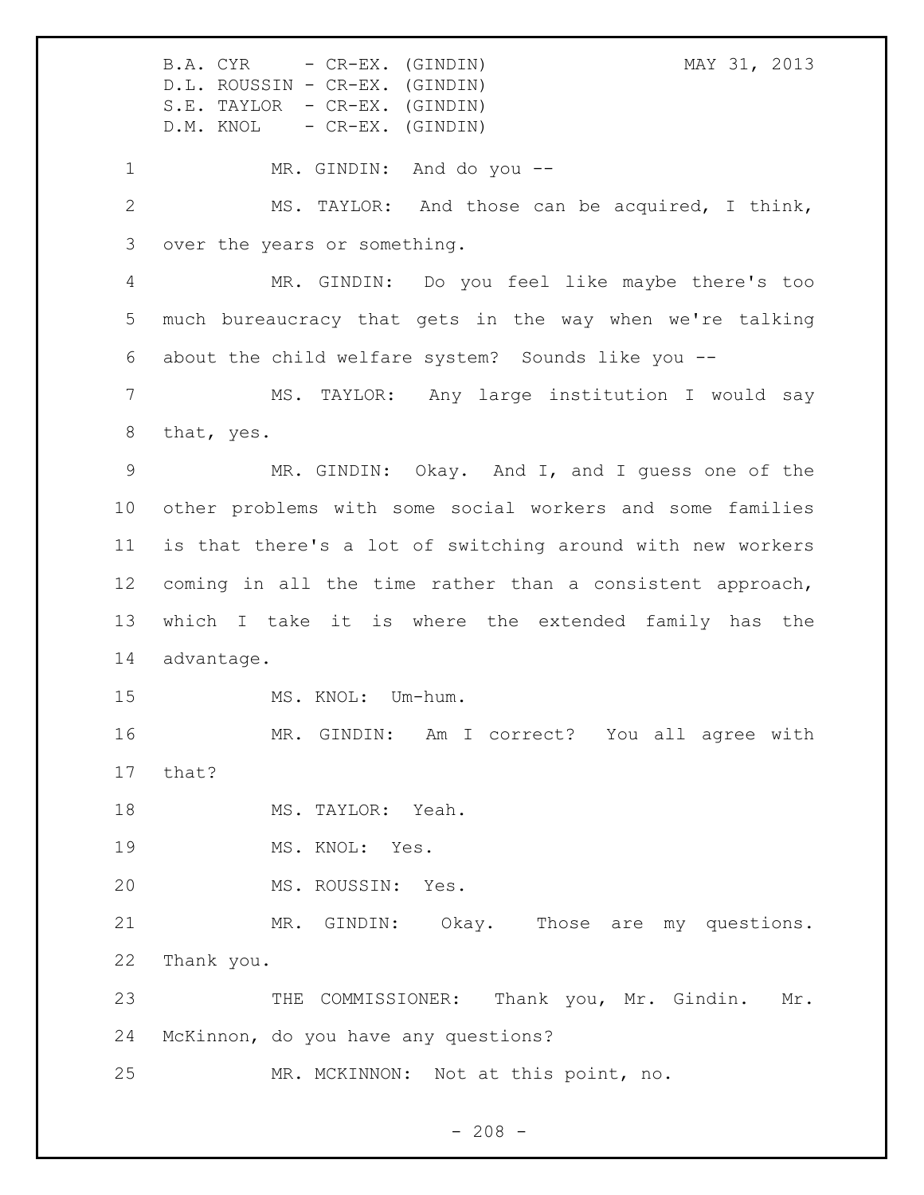MR. GINDIN: And do you --

MS. TAYLOR: And those can be acquired, I think, over the years or something.

MR. GINDIN: Do you feel like maybe there's too much bureaucracy that gets in the way when we're talking about the child welfare system? Sounds like you --

MS. TAYLOR: Any large institution I would say that, yes.

MR. GINDIN: Okay. And I, and I guess one of the other problems with some social workers and some families is that there's a lot of switching around with new workers coming in all the time rather than a consistent approach, which I take it is where the extended family has the advantage.

MS. KNOL: Um-hum.

MR. GINDIN: Am I correct? You all agree with that?

MS. TAYLOR: Yeah.

MS. KNOL: Yes.

MS. ROUSSIN: Yes.

MR. GINDIN: Okay. Those are my questions. Thank you.

THE COMMISSIONER: Thank you, Mr. Gindin. Mr. McKinnon, do you have any questions?

MR. MCKINNON: Not at this point, no.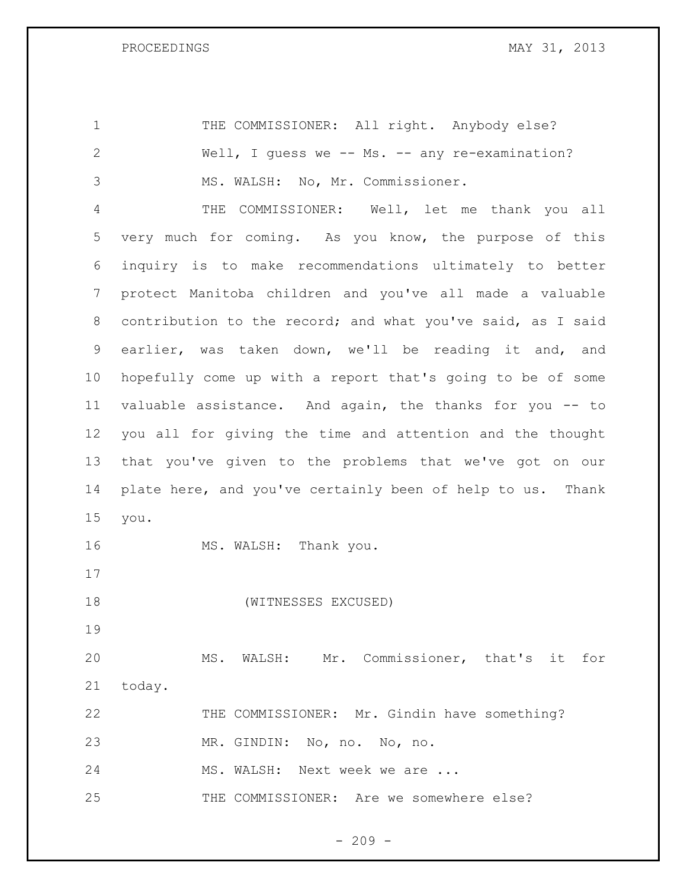THE COMMISSIONER: All right. Anybody else? Well, I guess we -- Ms. -- any re-examination?

MS. WALSH: No, Mr. Commissioner.

THE COMMISSIONER: Well, let me thank you all very much for coming. As you know, the purpose of this inquiry is to make recommendations ultimately to better protect Manitoba children and you've all made a valuable contribution to the record; and what you've said, as I said earlier, was taken down, we'll be reading it and, and hopefully come up with a report that's going to be of some valuable assistance. And again, the thanks for you -- to you all for giving the time and attention and the thought that you've given to the problems that we've got on our plate here, and you've certainly been of help to us. Thank you.

MS. WALSH: Thank you.

(WITNESSES EXCUSED)

MS. WALSH: Mr. Commissioner, that's it for today.

THE COMMISSIONER: Mr. Gindin have something?

MR. GINDIN: No, no. No, no.

MS. WALSH: Next week we are ...

THE COMMISSIONER: Are we somewhere else?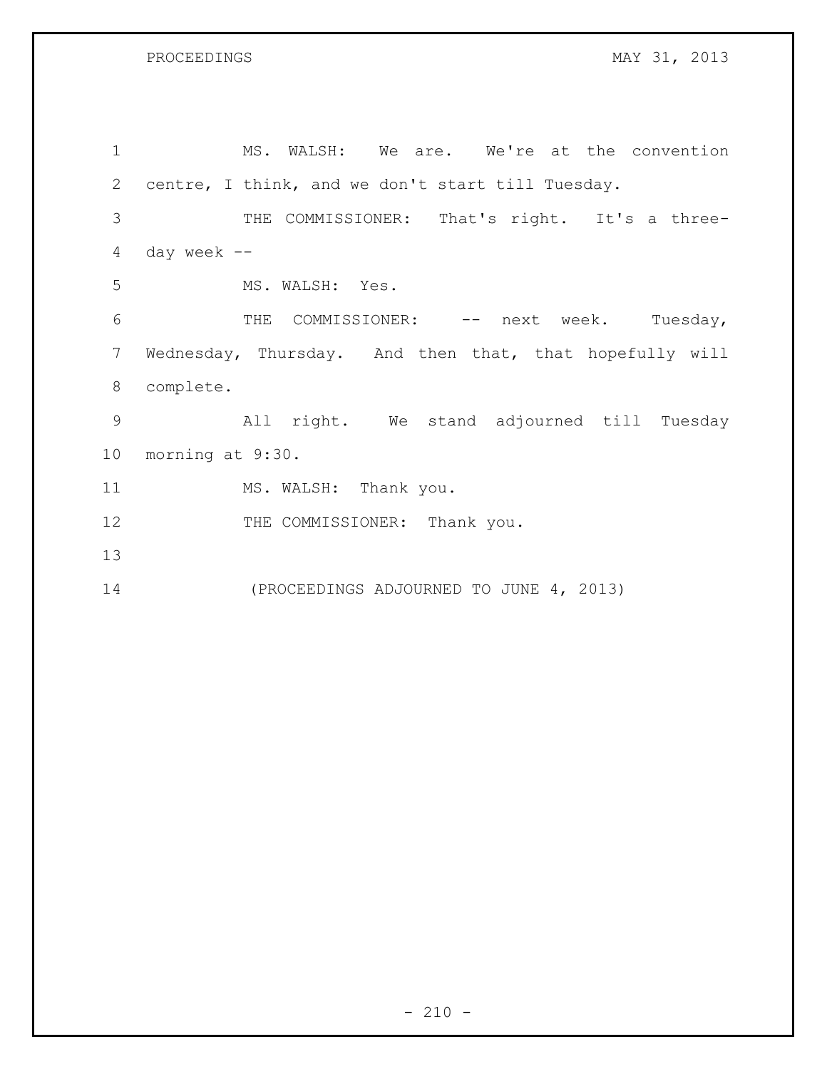MS. WALSH: We are. We're at the convention centre, I think, and we don't start till Tuesday.

THE COMMISSIONER: That's right. It's a three-day week --

MS. WALSH: Yes.

THE COMMISSIONER: -- next week. Tuesday, Wednesday, Thursday. And then that, that hopefully will complete.

All right. We stand adjourned till Tuesday morning at 9:30.

MS. WALSH: Thank you.

THE COMMISSIONER: Thank you.

(PROCEEDINGS ADJOURNED TO JUNE 4, 2013)